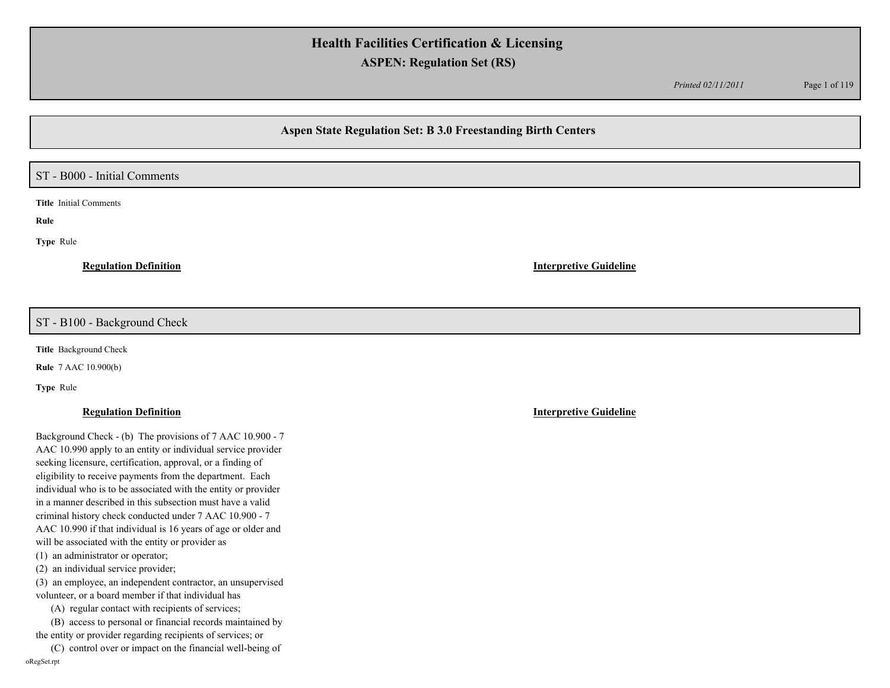# Health Facilities Certification & Licensing

## ASPEN: Regulation Set (RS)

*Printed 02/11/2011*

## Aspen State Regulation Set: B 3.0 Freestanding Birth Centers

### ST - B000 - Initial Comments

**Title** Initial Comments

**Rule**

**Type** Rule

**Regulation Definition**

**Interpretive Guideline**

### ST - B100 - Background Check

**Title** Background Check

**Rule** 7 AAC 10.900(b)

**Type** Rule

**Regulation Definition**

**Interpretive Guideline**

Background Check - (b) The provisions of 7 AAC 10.900 - 7 AAC 10.990 apply to an entity or individual service provider seeking licensure, certification, approval, or a finding of eligibility to receive payments from the department. Each individual who is to be associated with the entity or provider in a manner described in this subsection must have a valid criminal history check conducted under 7 AAC 10.900 - 7 AAC 10.990 if that individual is 16 years of age or older and will be associated with the entity or provider as

(1) an administrator or operator;

(2) an individual service provider;

(3) an employee, an independent contractor, an unsupervised volunteer, or a board member if that individual has

(A) regular contact with recipients of services;

(B) access to personal or financial records maintained by the entity or provider regarding recipients of services; or

(C) control over or impact on the financial well-being of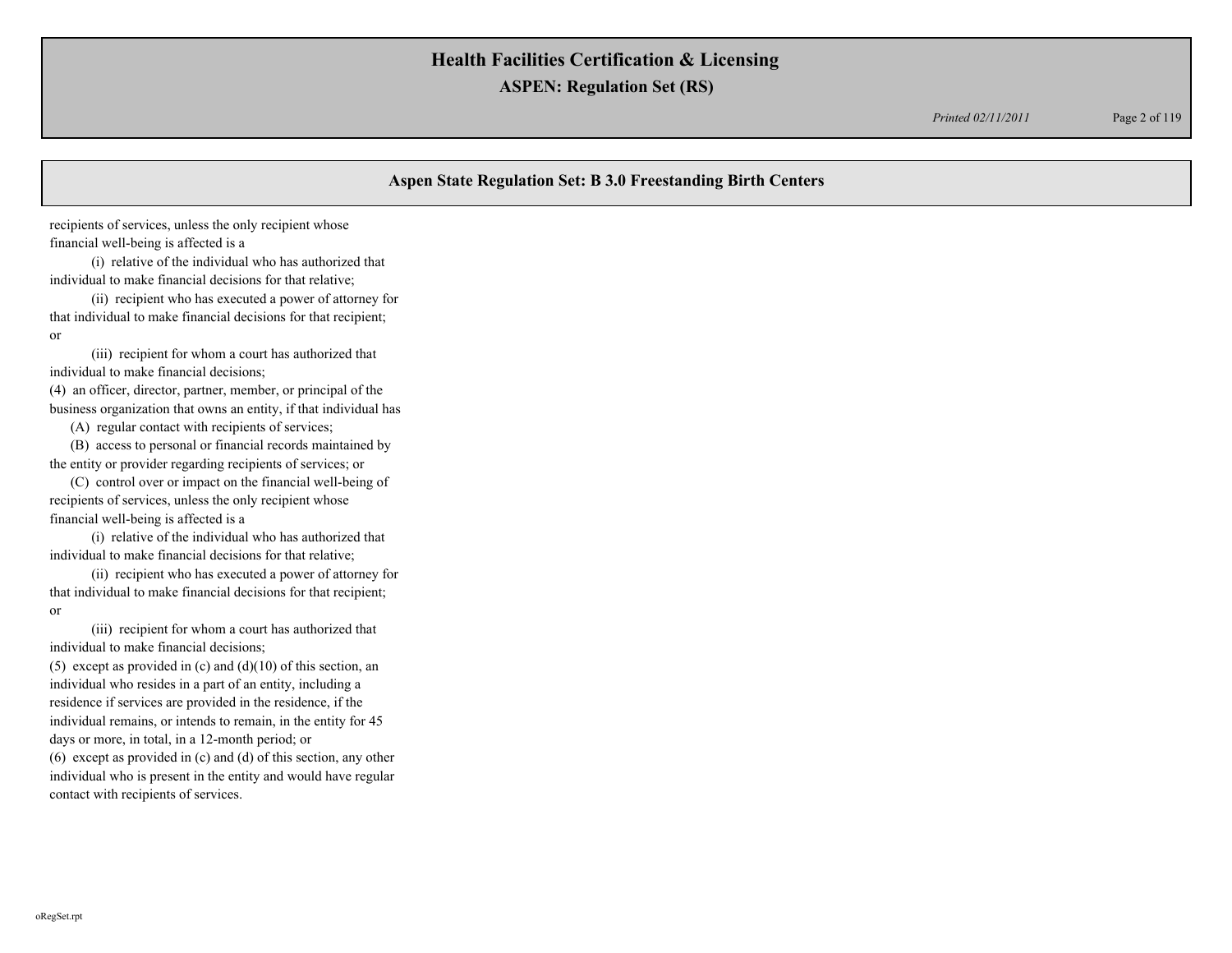## Aspen State Regulation Set: B 3.0 Freestanding Birth Centers

recipients of services, unless the only recipient whose financial well-being is affected is a

(i) relative of the individual who has authorized that individual to make financial decisions for that relative;

(ii) recipient who has executed a power of attorney for that individual to make financial decisions for that recipient; or

(iii) recipient for whom a court has authorized that individual to make financial decisions;

(4) an officer, director, partner, member, or principal of the business organization that owns an entity, if that individual has

(A) regular contact with recipients of services;

(B) access to personal or financial records maintained by the entity or provider regarding recipients of services; or

(C) control over or impact on the financial well-being of recipients of services, unless the only recipient whose financial well-being is affected is a

(i) relative of the individual who has authorized that individual to make financial decisions for that relative;

(ii) recipient who has executed a power of attorney for that individual to make financial decisions for that recipient; or

(iii) recipient for whom a court has authorized that individual to make financial decisions;

(5) except as provided in (c) and (d)(10) of this section, an individual who resides in a part of an entity, including a residence if services are provided in the residence, if the individual remains, or intends to remain, in the entity for 45 days or more, in total, in a 12-month period; or

(6) except as provided in (c) and (d) of this section, any other individual who is present in the entity and would have regular contact with recipients of services.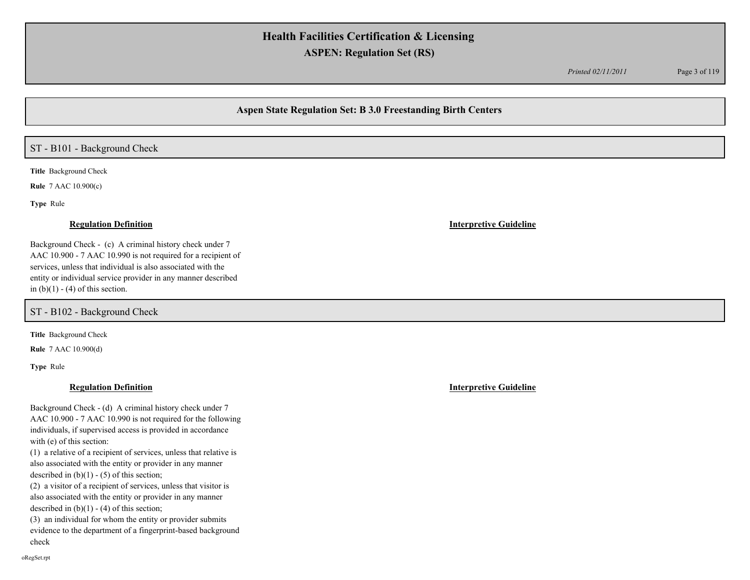## Aspen State Regulation Set: B 3.0 Freestanding Birth Centers

### ST - B101 - Background Check

**Title** Background Check

**Rule** 7 AAC 10.900(c)

**Type** Rule

**Regulation Definition**

Background Check - (c) A criminal history check under 7 AAC 10.900 - 7 AAC 10.990 is not required for a recipient of services, unless that individual is also associated with the entity or individual service provider in any manner described in (b)(1) - (4) of this section.

**Interpretive Guideline**

### ST - B102 - Background Check

**Title** Background Check

**Rule** 7 AAC 10.900(d)

**Type** Rule

**Regulation Definition**

Background Check - (d) A criminal history check under 7 AAC 10.900 - 7 AAC 10.990 is not required for the following individuals, if supervised access is provided in accordance with (e) of this section:

(1) a relative of a recipient of services, unless that relative is also associated with the entity or provider in any manner described in (b)(1) - (5) of this section;

(2) a visitor of a recipient of services, unless that visitor is also associated with the entity or provider in any manner described in (b)(1) - (4) of this section;

(3) an individual for whom the entity or provider submits evidence to the department of a fingerprint-based background check

**Interpretive Guideline**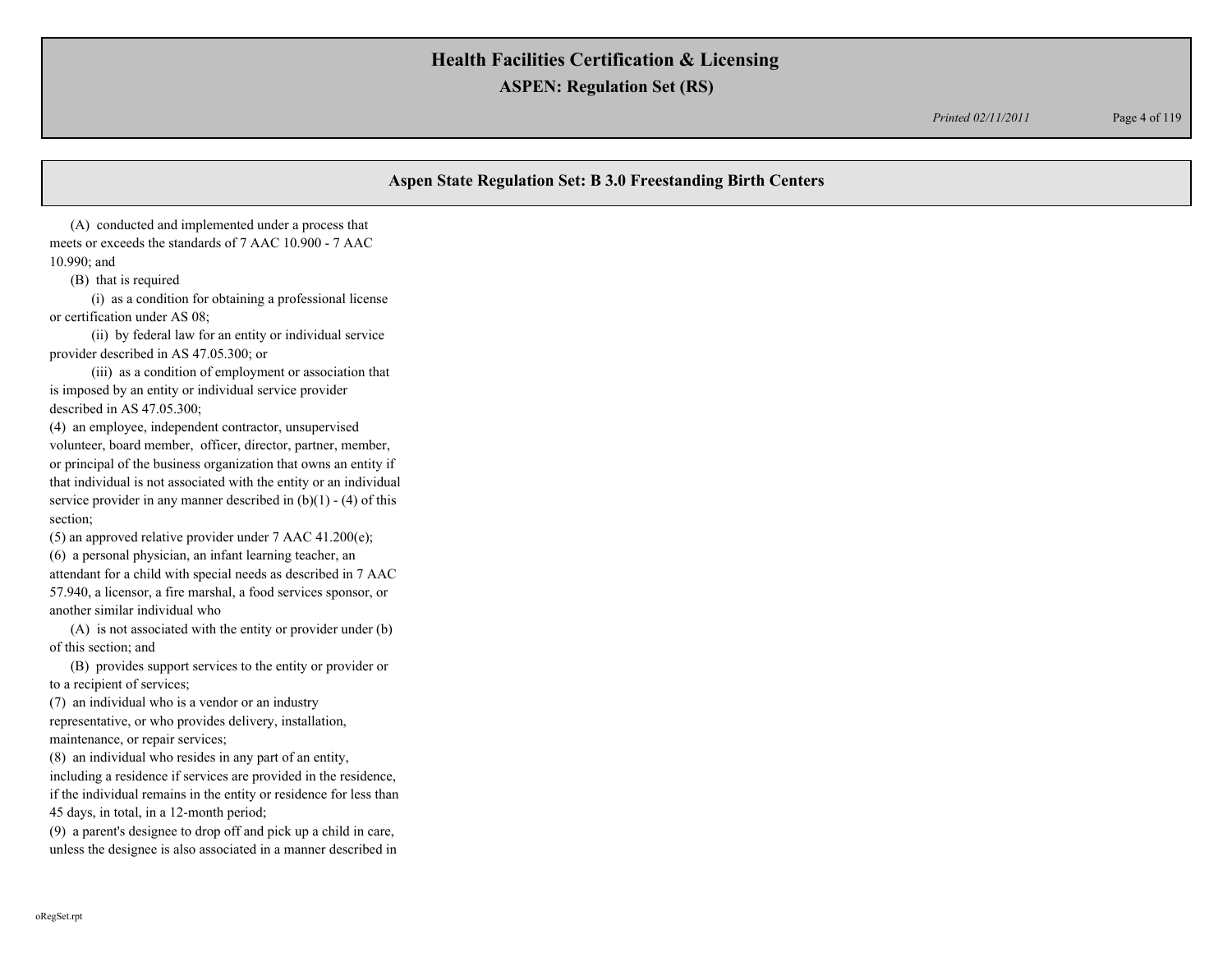## Aspen State Regulation Set: B 3.0 Freestanding Birth Centers

(A) conducted and implemented under a process that meets or exceeds the standards of 7 AAC 10.900 - 7 AAC 10.990; and

(B) that is required

(i) as a condition for obtaining a professional license or certification under AS 08;

(ii) by federal law for an entity or individual service provider described in AS 47.05.300; or

(iii) as a condition of employment or association that is imposed by an entity or individual service provider described in AS 47.05.300;

(4) an employee, independent contractor, unsupervised volunteer, board member, officer, director, partner, member, or principal of the business organization that owns an entity if that individual is not associated with the entity or an individual service provider in any manner described in (b)(1) - (4) of this section;

(5) an approved relative provider under 7 AAC 41.200(e);

(6) a personal physician, an infant learning teacher, an attendant for a child with special needs as described in 7 AAC 57.940, a licensor, a fire marshal, a food services sponsor, or another similar individual who

(A) is not associated with the entity or provider under (b) of this section; and

(B) provides support services to the entity or provider or to a recipient of services;

(7) an individual who is a vendor or an industry representative, or who provides delivery, installation, maintenance, or repair services;

(8) an individual who resides in any part of an entity, including a residence if services are provided in the residence, if the individual remains in the entity or residence for less than 45 days, in total, in a 12-month period;

(9) a parent's designee to drop off and pick up a child in care, unless the designee is also associated in a manner described in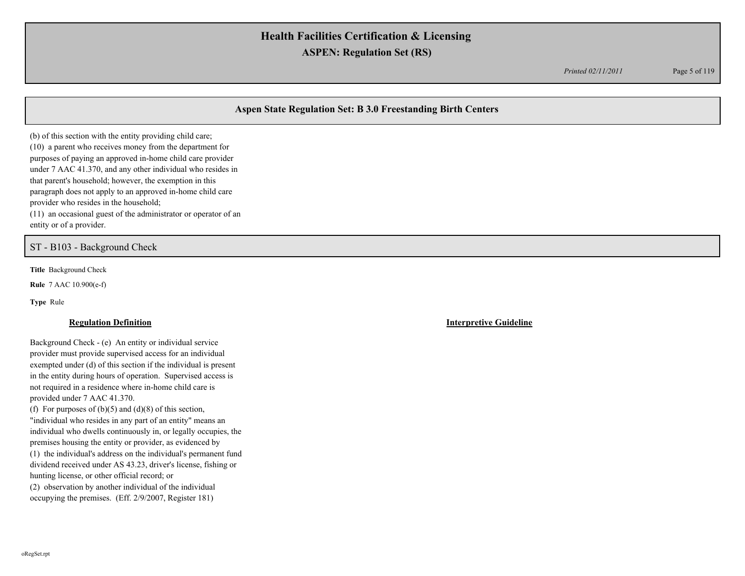## Aspen State Regulation Set: B 3.0 Freestanding Birth Centers

(b) of this section with the entity providing child care;
(10) a parent who receives money from the department for purposes of paying an approved in-home child care provider under 7 AAC 41.370, and any other individual who resides in that parent's household; however, the exemption in this paragraph does not apply to an approved in-home child care provider who resides in the household;
(11) an occasional guest of the administrator or operator of an entity or of a provider.

### ST - B103 - Background Check

**Title** Background Check

**Rule** 7 AAC 10.900(e-f)

**Type** Rule

| **Regulation Definition** | **Interpretive Guideline** |
| --- | --- |
| Background Check - (e) An entity or individual service provider must provide supervised access for an individual exempted under (d) of this section if the individual is present in the entity during hours of operation. Supervised access is not required in a residence where in-home child care is provided under 7 AAC 41.370.<br>(f) For purposes of (b)(5) and (d)(8) of this section, "individual who resides in any part of an entity" means an individual who dwells continuously in, or legally occupies, the premises housing the entity or provider, as evidenced by<br>(1) the individual's address on the individual's permanent fund dividend received under AS 43.23, driver's license, fishing or hunting license, or other official record; or<br>(2) observation by another individual of the individual occupying the premises. (Eff. 2/9/2007, Register 181) | |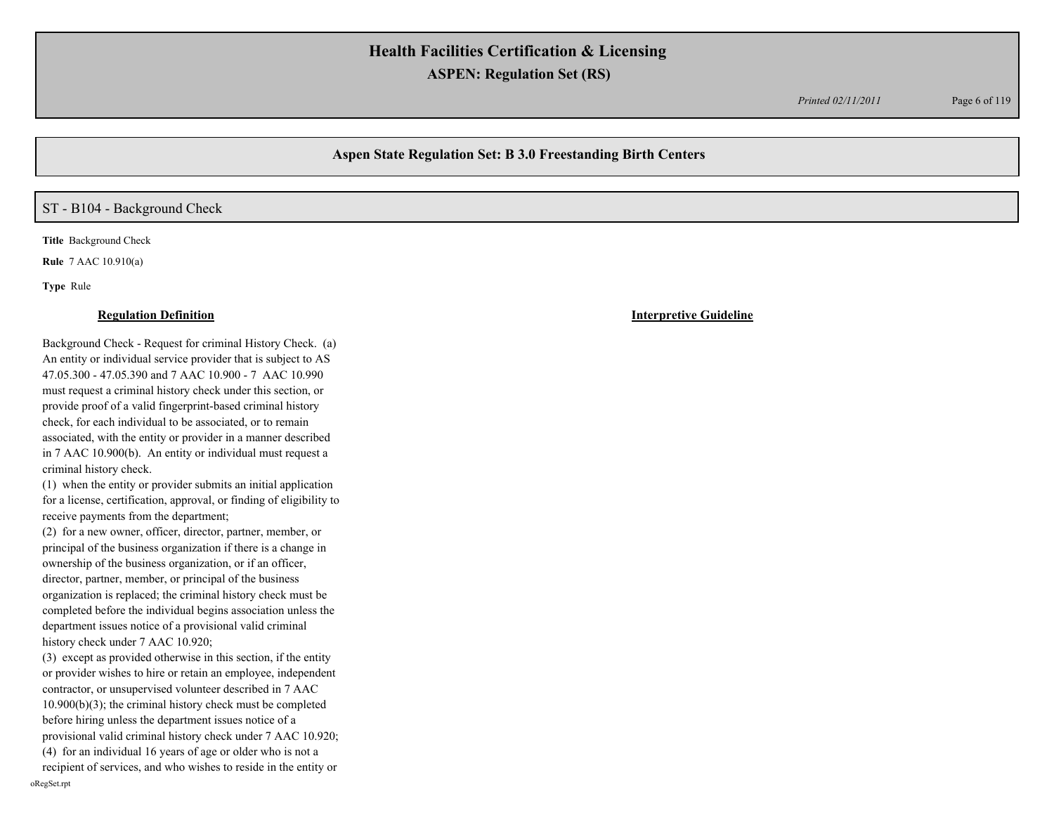## Aspen State Regulation Set: B 3.0 Freestanding Birth Centers

### ST - B104 - Background Check

**Title** Background Check

**Rule** 7 AAC 10.910(a)

**Type** Rule

| **Regulation Definition** | **Interpretive Guideline** |
|---|---|
| Background Check - Request for criminal History Check. (a) An entity or individual service provider that is subject to AS 47.05.300 - 47.05.390 and 7 AAC 10.900 - 7 AAC 10.990 must request a criminal history check under this section, or provide proof of a valid fingerprint-based criminal history check, for each individual to be associated, or to remain associated, with the entity or provider in a manner described in 7 AAC 10.900(b). An entity or individual must request a criminal history check.<br>(1) when the entity or provider submits an initial application for a license, certification, approval, or finding of eligibility to receive payments from the department;<br>(2) for a new owner, officer, director, partner, member, or principal of the business organization if there is a change in ownership of the business organization, or if an officer, director, partner, member, or principal of the business organization is replaced; the criminal history check must be completed before the individual begins association unless the department issues notice of a provisional valid criminal history check under 7 AAC 10.920;<br>(3) except as provided otherwise in this section, if the entity or provider wishes to hire or retain an employee, independent contractor, or unsupervised volunteer described in 7 AAC 10.900(b)(3); the criminal history check must be completed before hiring unless the department issues notice of a provisional valid criminal history check under 7 AAC 10.920;<br>(4) for an individual 16 years of age or older who is not a recipient of services, and who wishes to reside in the entity or | |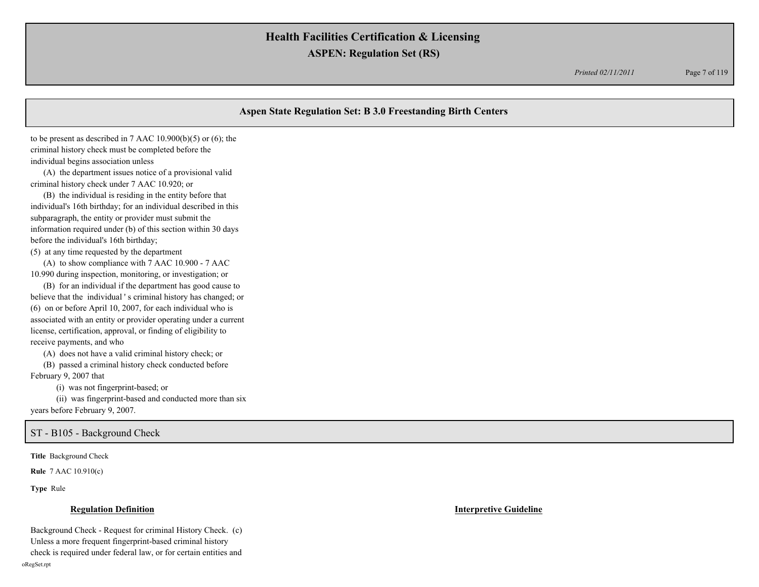## Aspen State Regulation Set: B 3.0 Freestanding Birth Centers

to be present as described in 7 AAC 10.900(b)(5) or (6); the criminal history check must be completed before the individual begins association unless

(A) the department issues notice of a provisional valid criminal history check under 7 AAC 10.920; or

(B) the individual is residing in the entity before that individual's 16th birthday; for an individual described in this subparagraph, the entity or provider must submit the information required under (b) of this section within 30 days before the individual's 16th birthday;

(5) at any time requested by the department

(A) to show compliance with 7 AAC 10.900 - 7 AAC 10.990 during inspection, monitoring, or investigation; or

(B) for an individual if the department has good cause to believe that the individual ' s criminal history has changed; or

(6) on or before April 10, 2007, for each individual who is associated with an entity or provider operating under a current license, certification, approval, or finding of eligibility to receive payments, and who

(A) does not have a valid criminal history check; or

(B) passed a criminal history check conducted before February 9, 2007 that

(i) was not fingerprint-based; or

(ii) was fingerprint-based and conducted more than six years before February 9, 2007.

## ST - B105 - Background Check

**Title** Background Check

**Rule** 7 AAC 10.910(c)

**Type** Rule

**Regulation Definition**

Background Check - Request for criminal History Check. (c) Unless a more frequent fingerprint-based criminal history check is required under federal law, or for certain entities and

**Interpretive Guideline**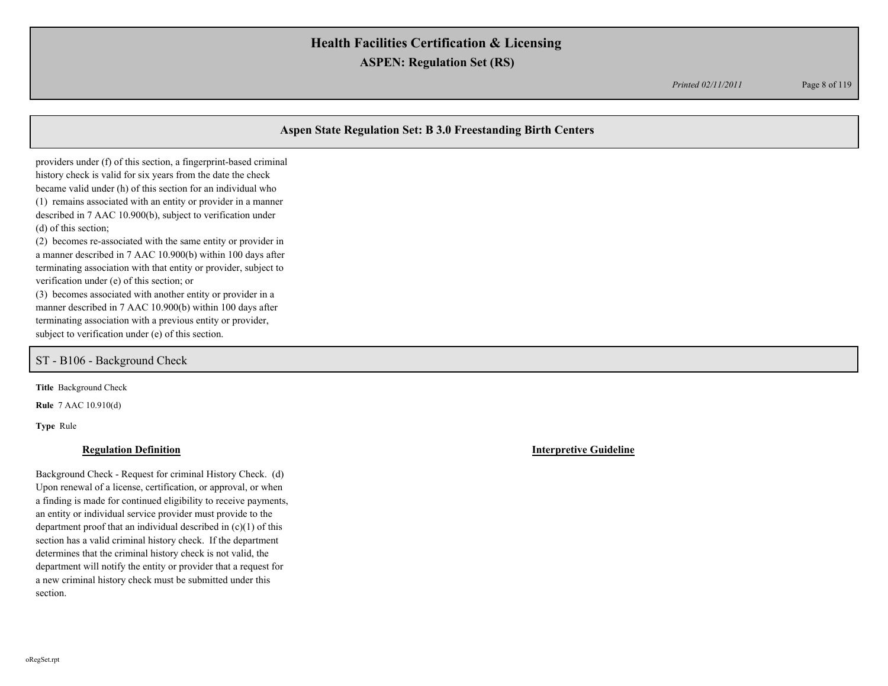providers under (f) of this section, a fingerprint-based criminal history check is valid for six years from the date the check became valid under (h) of this section for an individual who

(1) remains associated with an entity or provider in a manner described in 7 AAC 10.900(b), subject to verification under (d) of this section;

(2) becomes re-associated with the same entity or provider in a manner described in 7 AAC 10.900(b) within 100 days after terminating association with that entity or provider, subject to verification under (e) of this section; or

(3) becomes associated with another entity or provider in a manner described in 7 AAC 10.900(b) within 100 days after terminating association with a previous entity or provider, subject to verification under (e) of this section.

## ST - B106 - Background Check

**Title** Background Check

**Rule** 7 AAC 10.910(d)

**Type** Rule

### Regulation Definition

Background Check - Request for criminal History Check. (d) Upon renewal of a license, certification, or approval, or when a finding is made for continued eligibility to receive payments, an entity or individual service provider must provide to the department proof that an individual described in (c)(1) of this section has a valid criminal history check. If the department determines that the criminal history check is not valid, the department will notify the entity or provider that a request for a new criminal history check must be submitted under this section.

### Interpretive Guideline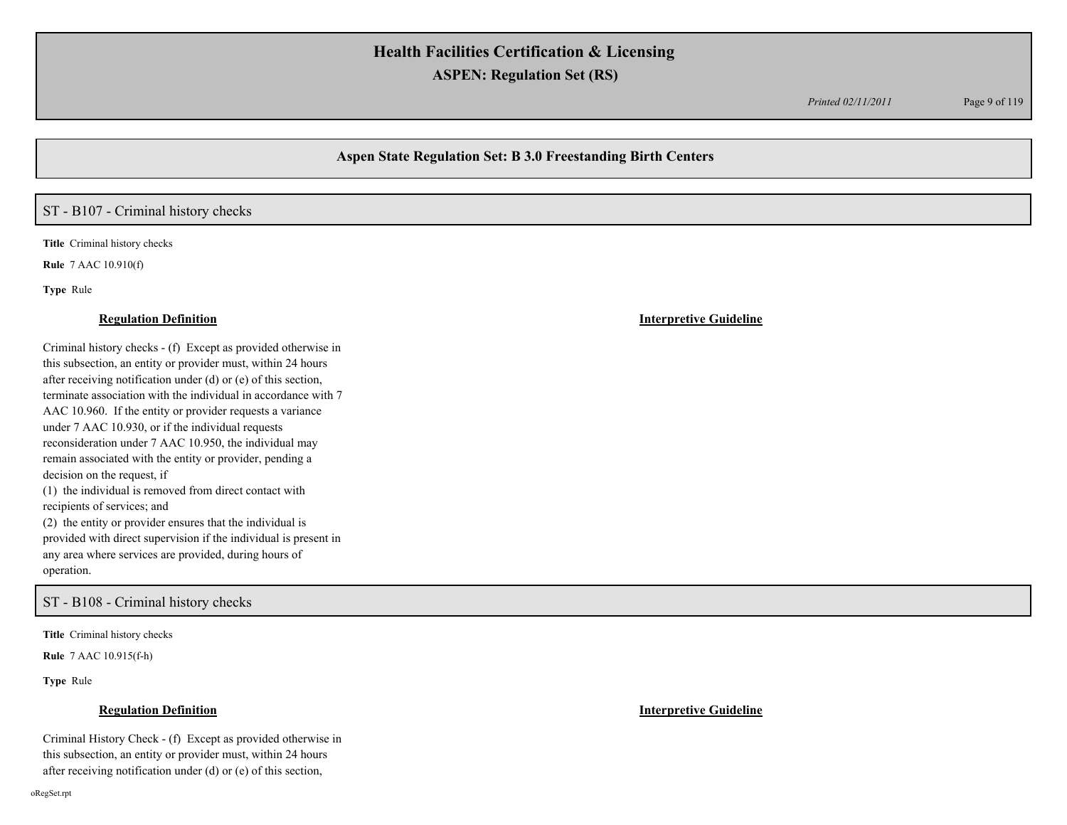## Aspen State Regulation Set: B 3.0 Freestanding Birth Centers

### ST - B107 - Criminal history checks

**Title** Criminal history checks

**Rule** 7 AAC 10.910(f)

**Type** Rule

**Regulation Definition**

Criminal history checks - (f) Except as provided otherwise in this subsection, an entity or provider must, within 24 hours after receiving notification under (d) or (e) of this section, terminate association with the individual in accordance with 7 AAC 10.960. If the entity or provider requests a variance under 7 AAC 10.930, or if the individual requests reconsideration under 7 AAC 10.950, the individual may remain associated with the entity or provider, pending a decision on the request, if

(1) the individual is removed from direct contact with recipients of services; and

(2) the entity or provider ensures that the individual is provided with direct supervision if the individual is present in any area where services are provided, during hours of operation.

**Interpretive Guideline**

### ST - B108 - Criminal history checks

**Title** Criminal history checks

**Rule** 7 AAC 10.915(f-h)

**Type** Rule

**Regulation Definition**

Criminal History Check - (f) Except as provided otherwise in this subsection, an entity or provider must, within 24 hours after receiving notification under (d) or (e) of this section,

**Interpretive Guideline**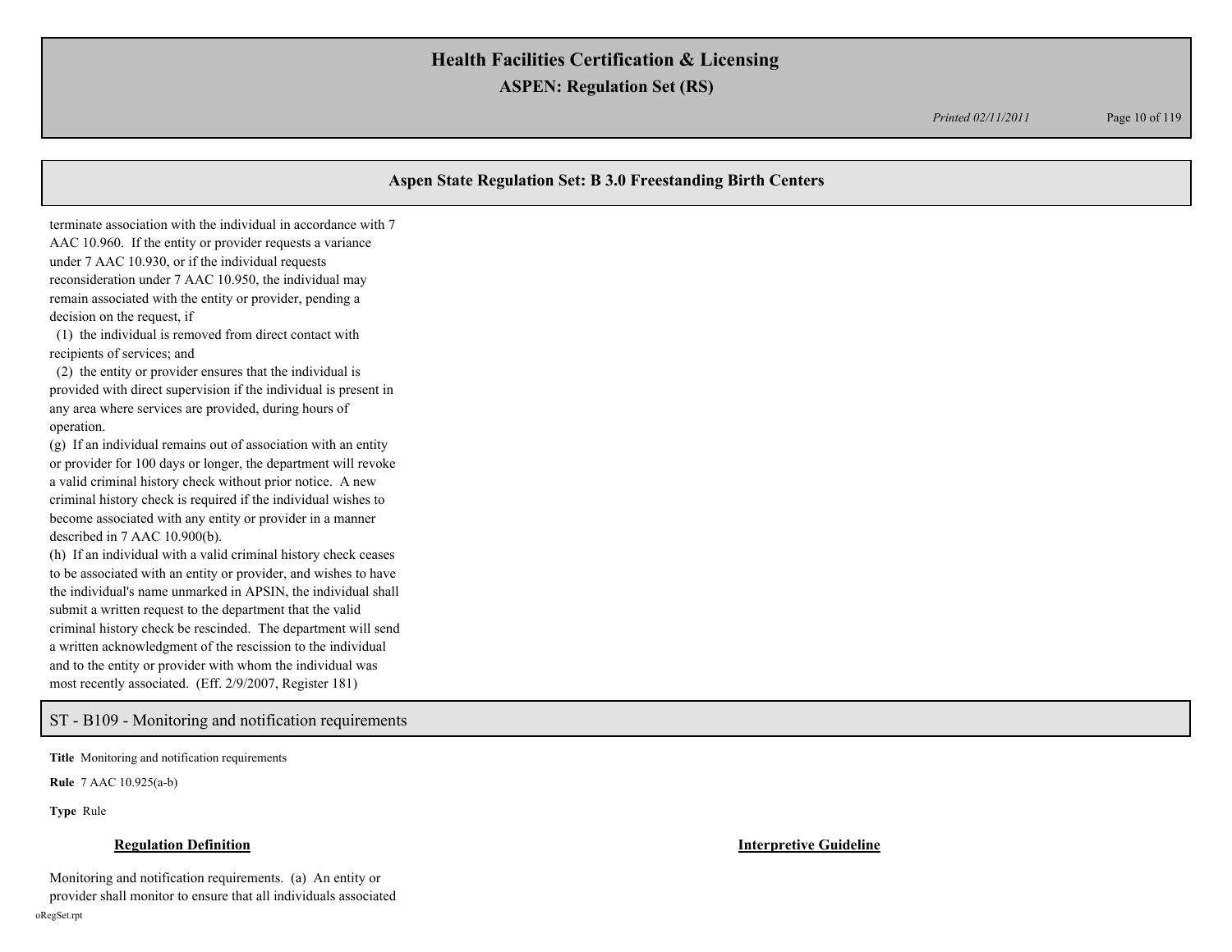## Aspen State Regulation Set: B 3.0 Freestanding Birth Centers

terminate association with the individual in accordance with 7 AAC 10.960. If the entity or provider requests a variance under 7 AAC 10.930, or if the individual requests reconsideration under 7 AAC 10.950, the individual may remain associated with the entity or provider, pending a decision on the request, if

(1) the individual is removed from direct contact with recipients of services; and

(2) the entity or provider ensures that the individual is provided with direct supervision if the individual is present in any area where services are provided, during hours of operation.

(g) If an individual remains out of association with an entity or provider for 100 days or longer, the department will revoke a valid criminal history check without prior notice. A new criminal history check is required if the individual wishes to become associated with any entity or provider in a manner described in 7 AAC 10.900(b).

(h) If an individual with a valid criminal history check ceases to be associated with an entity or provider, and wishes to have the individual's name unmarked in APSIN, the individual shall submit a written request to the department that the valid criminal history check be rescinded. The department will send a written acknowledgment of the rescission to the individual and to the entity or provider with whom the individual was most recently associated. (Eff. 2/9/2007, Register 181)

## ST - B109 - Monitoring and notification requirements

**Title** Monitoring and notification requirements

**Rule** 7 AAC 10.925(a-b)

**Type** Rule

**Regulation Definition**

Monitoring and notification requirements. (a) An entity or provider shall monitor to ensure that all individuals associated

**Interpretive Guideline**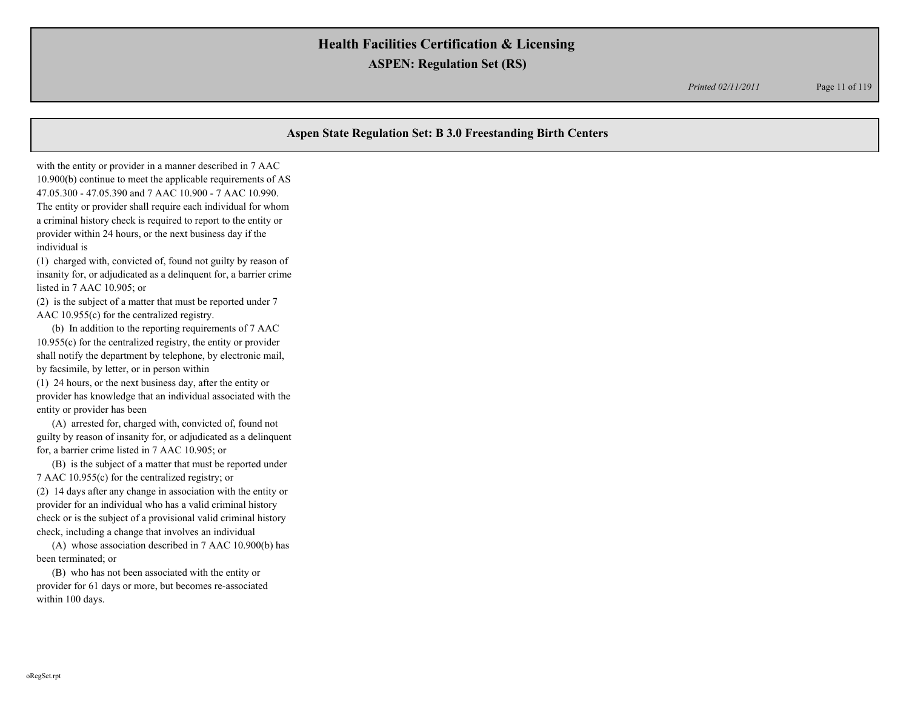## Aspen State Regulation Set: B 3.0 Freestanding Birth Centers

with the entity or provider in a manner described in 7 AAC 10.900(b) continue to meet the applicable requirements of AS 47.05.300 - 47.05.390 and 7 AAC 10.900 - 7 AAC 10.990. The entity or provider shall require each individual for whom a criminal history check is required to report to the entity or provider within 24 hours, or the next business day if the individual is

(1) charged with, convicted of, found not guilty by reason of insanity for, or adjudicated as a delinquent for, a barrier crime listed in 7 AAC 10.905; or

(2) is the subject of a matter that must be reported under 7 AAC 10.955(c) for the centralized registry.

(b) In addition to the reporting requirements of 7 AAC 10.955(c) for the centralized registry, the entity or provider shall notify the department by telephone, by electronic mail, by facsimile, by letter, or in person within

(1) 24 hours, or the next business day, after the entity or provider has knowledge that an individual associated with the entity or provider has been

(A) arrested for, charged with, convicted of, found not guilty by reason of insanity for, or adjudicated as a delinquent for, a barrier crime listed in 7 AAC 10.905; or

(B) is the subject of a matter that must be reported under 7 AAC 10.955(c) for the centralized registry; or

(2) 14 days after any change in association with the entity or provider for an individual who has a valid criminal history check or is the subject of a provisional valid criminal history check, including a change that involves an individual

(A) whose association described in 7 AAC 10.900(b) has been terminated; or

(B) who has not been associated with the entity or provider for 61 days or more, but becomes re-associated within 100 days.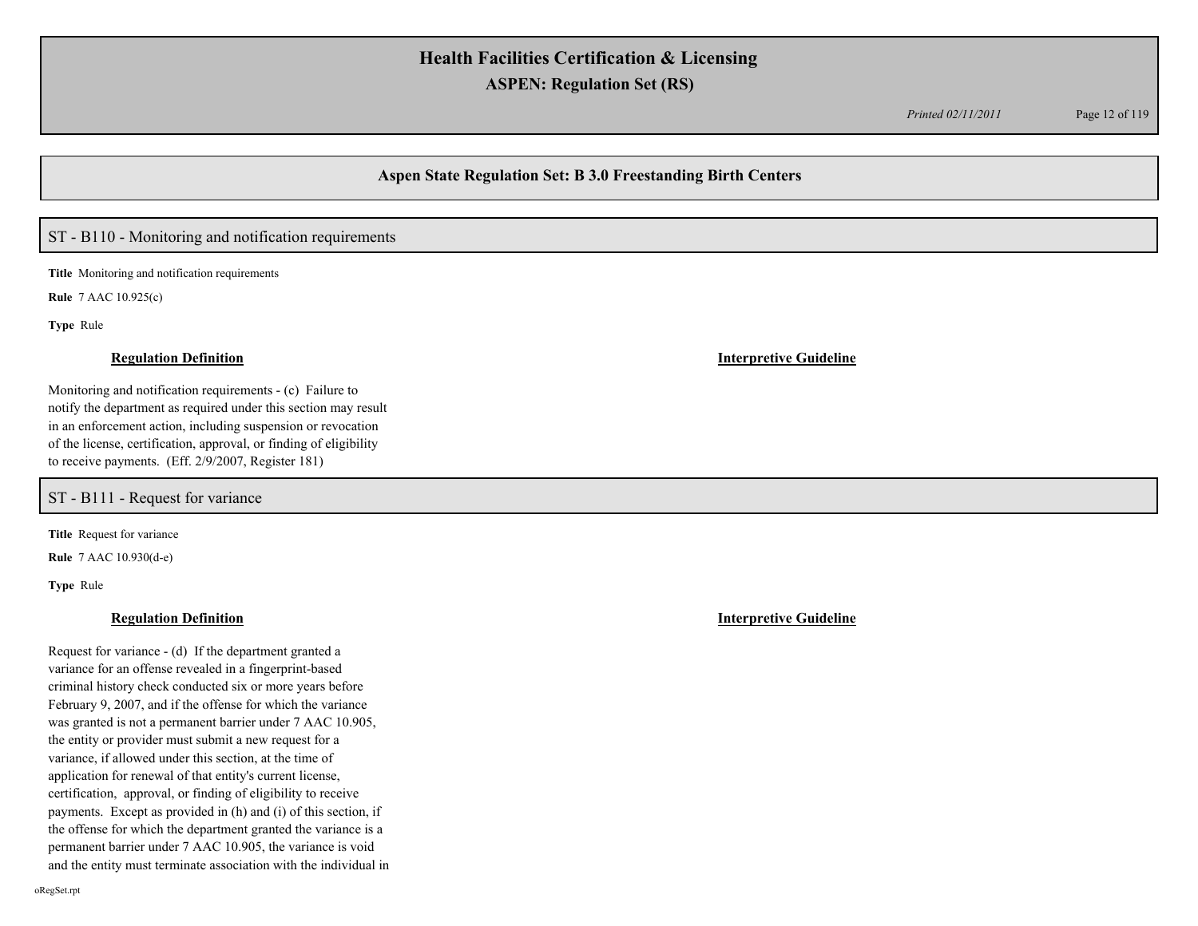## Aspen State Regulation Set: B 3.0 Freestanding Birth Centers

### ST - B110 - Monitoring and notification requirements

**Title** Monitoring and notification requirements

**Rule** 7 AAC 10.925(c)

**Type** Rule

**Regulation Definition**

Monitoring and notification requirements - (c) Failure to notify the department as required under this section may result in an enforcement action, including suspension or revocation of the license, certification, approval, or finding of eligibility to receive payments. (Eff. 2/9/2007, Register 181)

**Interpretive Guideline**

### ST - B111 - Request for variance

**Title** Request for variance

**Rule** 7 AAC 10.930(d-e)

**Type** Rule

**Regulation Definition**

Request for variance - (d) If the department granted a variance for an offense revealed in a fingerprint-based criminal history check conducted six or more years before February 9, 2007, and if the offense for which the variance was granted is not a permanent barrier under 7 AAC 10.905, the entity or provider must submit a new request for a variance, if allowed under this section, at the time of application for renewal of that entity's current license, certification, approval, or finding of eligibility to receive payments. Except as provided in (h) and (i) of this section, if the offense for which the department granted the variance is a permanent barrier under 7 AAC 10.905, the variance is void and the entity must terminate association with the individual in

**Interpretive Guideline**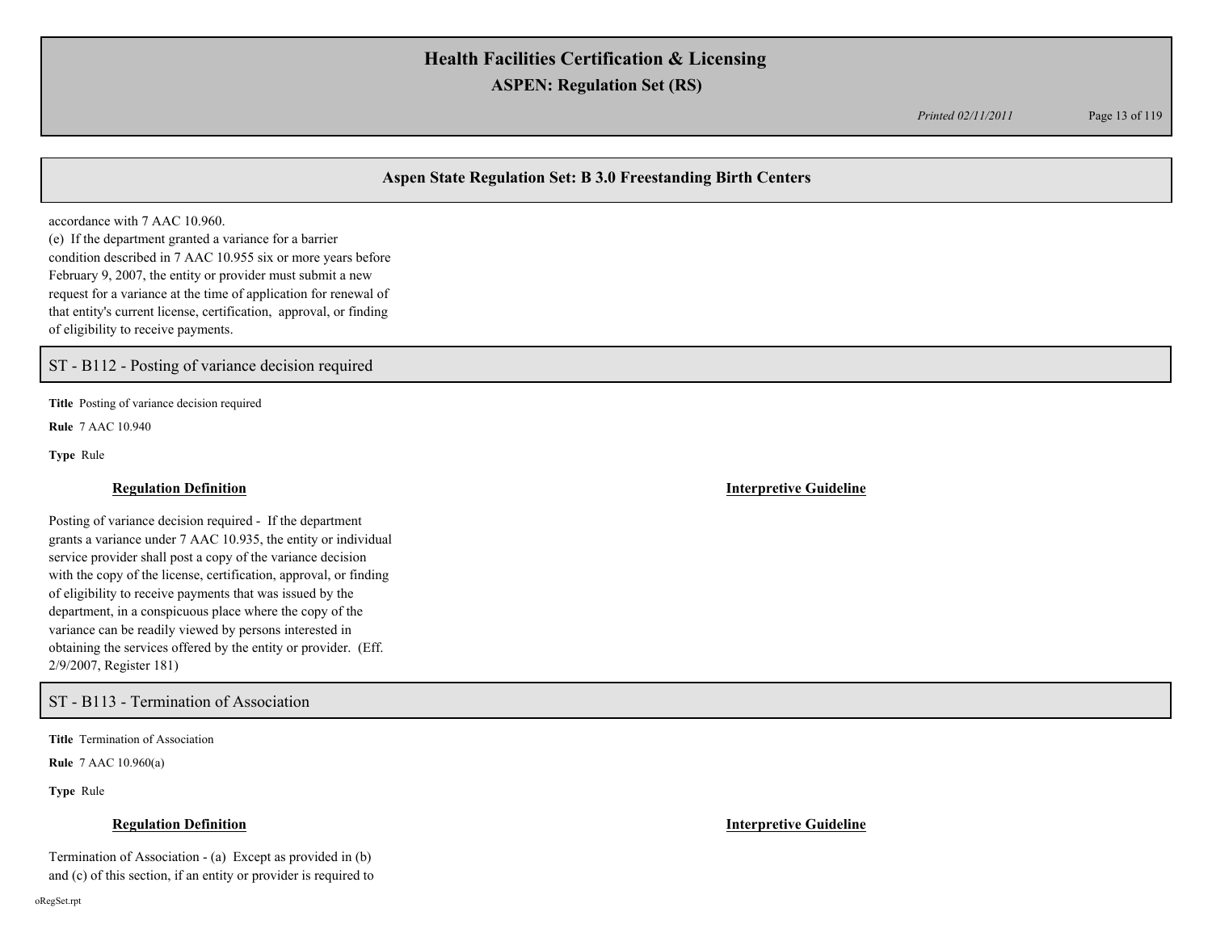## Aspen State Regulation Set: B 3.0 Freestanding Birth Centers

accordance with 7 AAC 10.960.
(e) If the department granted a variance for a barrier condition described in 7 AAC 10.955 six or more years before February 9, 2007, the entity or provider must submit a new request for a variance at the time of application for renewal of that entity's current license, certification, approval, or finding of eligibility to receive payments.

### ST - B112 - Posting of variance decision required

**Title** Posting of variance decision required

**Rule** 7 AAC 10.940

**Type** Rule

**Regulation Definition**

Posting of variance decision required - If the department grants a variance under 7 AAC 10.935, the entity or individual service provider shall post a copy of the variance decision with the copy of the license, certification, approval, or finding of eligibility to receive payments that was issued by the department, in a conspicuous place where the copy of the variance can be readily viewed by persons interested in obtaining the services offered by the entity or provider. (Eff. 2/9/2007, Register 181)

**Interpretive Guideline**

### ST - B113 - Termination of Association

**Title** Termination of Association

**Rule** 7 AAC 10.960(a)

**Type** Rule

**Regulation Definition**

Termination of Association - (a) Except as provided in (b) and (c) of this section, if an entity or provider is required to

**Interpretive Guideline**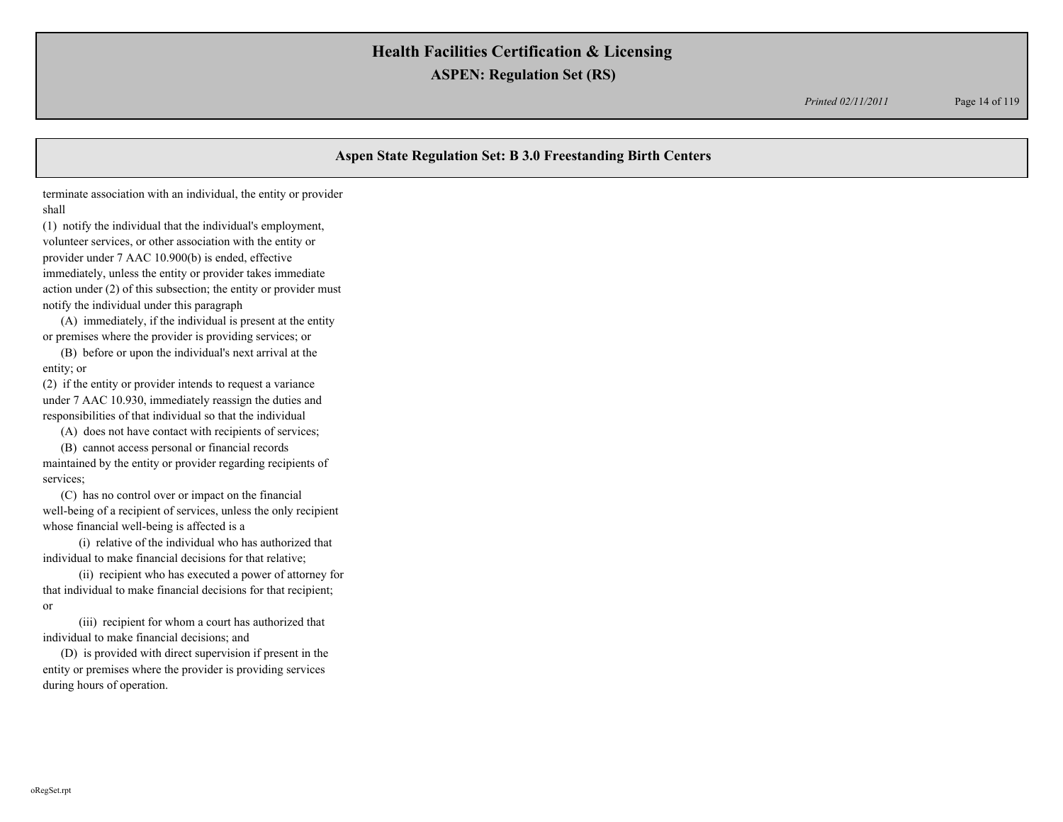terminate association with an individual, the entity or provider shall

(1) notify the individual that the individual's employment, volunteer services, or other association with the entity or provider under 7 AAC 10.900(b) is ended, effective immediately, unless the entity or provider takes immediate action under (2) of this subsection; the entity or provider must notify the individual under this paragraph

   (A) immediately, if the individual is present at the entity or premises where the provider is providing services; or

   (B) before or upon the individual's next arrival at the entity; or

(2) if the entity or provider intends to request a variance under 7 AAC 10.930, immediately reassign the duties and responsibilities of that individual so that the individual

   (A) does not have contact with recipients of services;

   (B) cannot access personal or financial records maintained by the entity or provider regarding recipients of services;

   (C) has no control over or impact on the financial well-being of a recipient of services, unless the only recipient whose financial well-being is affected is a

      (i) relative of the individual who has authorized that individual to make financial decisions for that relative;

      (ii) recipient who has executed a power of attorney for that individual to make financial decisions for that recipient; or

      (iii) recipient for whom a court has authorized that individual to make financial decisions; and

   (D) is provided with direct supervision if present in the entity or premises where the provider is providing services during hours of operation.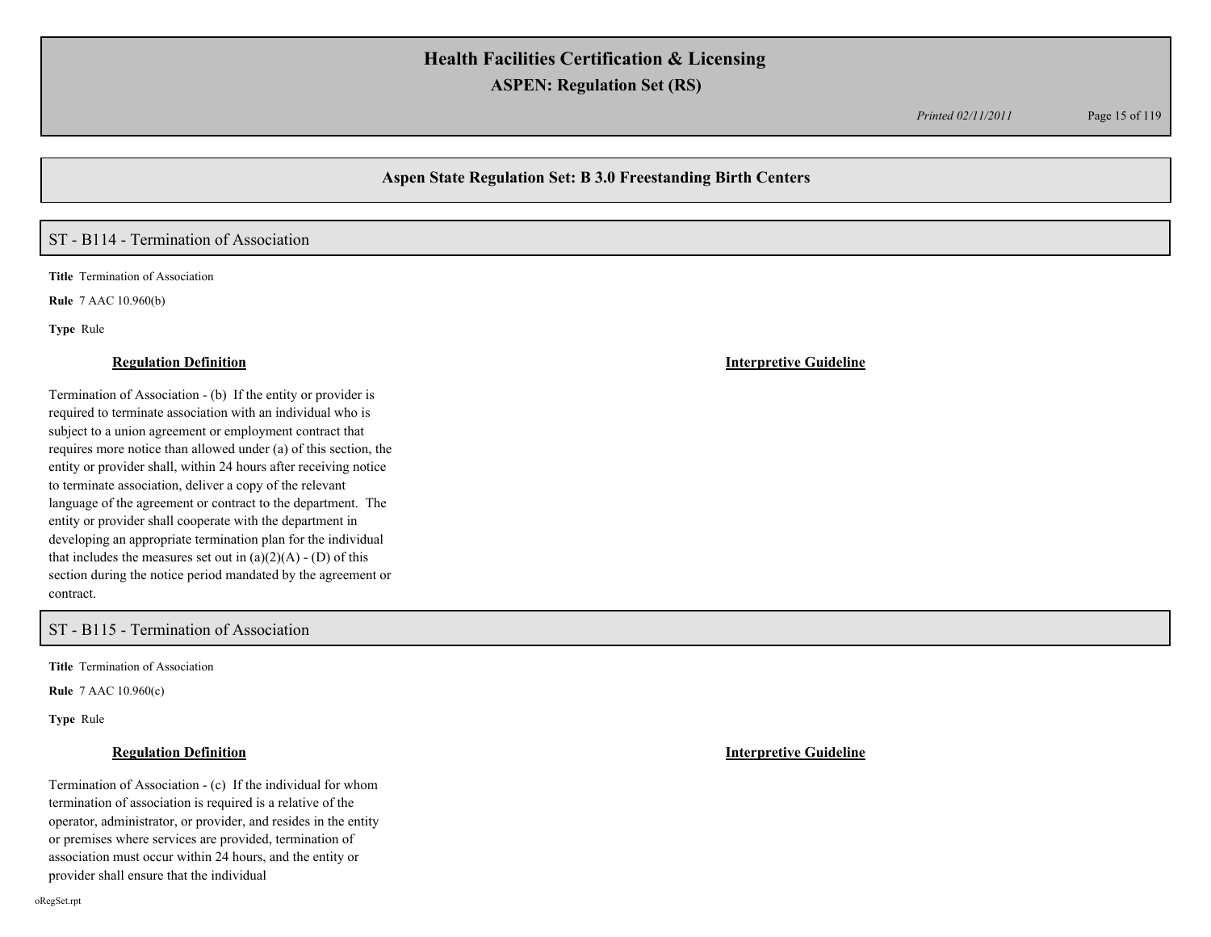## Aspen State Regulation Set: B 3.0 Freestanding Birth Centers

### ST - B114 - Termination of Association

**Title** Termination of Association

**Rule** 7 AAC 10.960(b)

**Type** Rule

**Regulation Definition**

Termination of Association - (b) If the entity or provider is required to terminate association with an individual who is subject to a union agreement or employment contract that requires more notice than allowed under (a) of this section, the entity or provider shall, within 24 hours after receiving notice to terminate association, deliver a copy of the relevant language of the agreement or contract to the department. The entity or provider shall cooperate with the department in developing an appropriate termination plan for the individual that includes the measures set out in (a)(2)(A) - (D) of this section during the notice period mandated by the agreement or contract.

**Interpretive Guideline**

### ST - B115 - Termination of Association

**Title** Termination of Association

**Rule** 7 AAC 10.960(c)

**Type** Rule

**Regulation Definition**

Termination of Association - (c) If the individual for whom termination of association is required is a relative of the operator, administrator, or provider, and resides in the entity or premises where services are provided, termination of association must occur within 24 hours, and the entity or provider shall ensure that the individual

**Interpretive Guideline**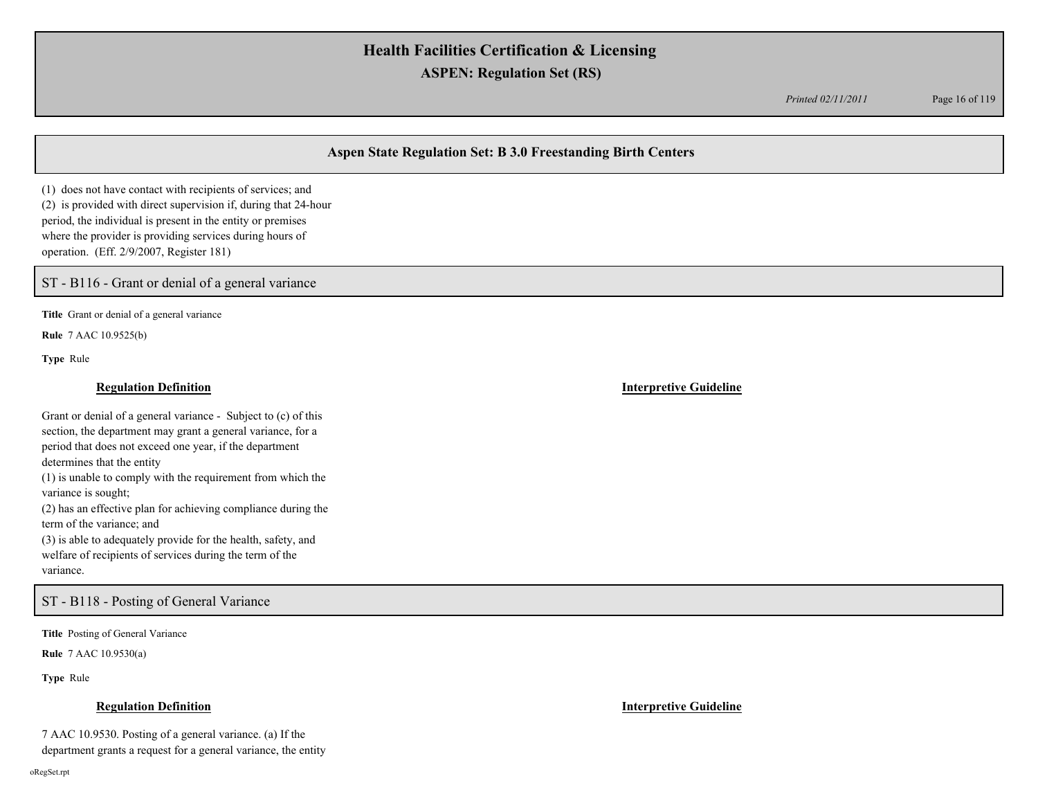## Aspen State Regulation Set: B 3.0 Freestanding Birth Centers

(1) does not have contact with recipients of services; and
(2) is provided with direct supervision if, during that 24-hour period, the individual is present in the entity or premises where the provider is providing services during hours of operation. (Eff. 2/9/2007, Register 181)

### ST - B116 - Grant or denial of a general variance

**Title** Grant or denial of a general variance

**Rule** 7 AAC 10.9525(b)

**Type** Rule

**Regulation Definition**

Grant or denial of a general variance - Subject to (c) of this section, the department may grant a general variance, for a period that does not exceed one year, if the department determines that the entity
(1) is unable to comply with the requirement from which the variance is sought;
(2) has an effective plan for achieving compliance during the term of the variance; and
(3) is able to adequately provide for the health, safety, and welfare of recipients of services during the term of the variance.

**Interpretive Guideline**

### ST - B118 - Posting of General Variance

**Title** Posting of General Variance

**Rule** 7 AAC 10.9530(a)

**Type** Rule

**Regulation Definition**

7 AAC 10.9530. Posting of a general variance. (a) If the department grants a request for a general variance, the entity

**Interpretive Guideline**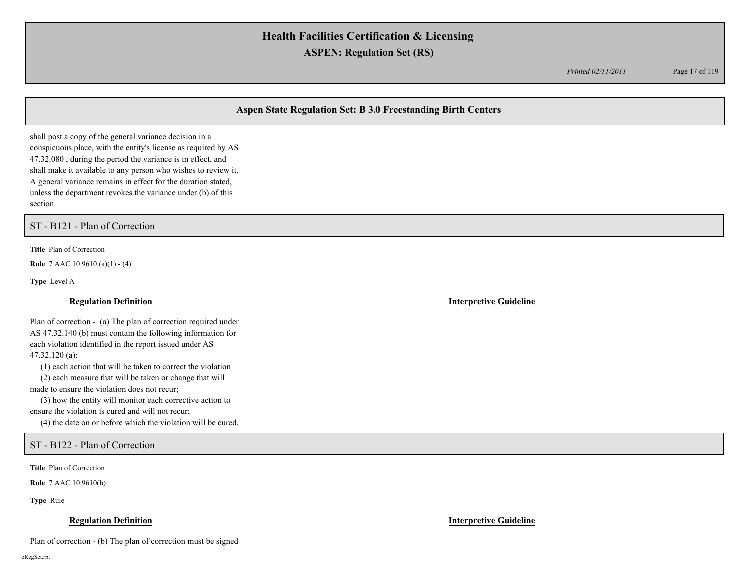shall post a copy of the general variance decision in a conspicuous place, with the entity's license as required by AS 47.32.080 , during the period the variance is in effect, and shall make it available to any person who wishes to review it. A general variance remains in effect for the duration stated, unless the department revokes the variance under (b) of this section.

## ST - B121 - Plan of Correction

**Title** Plan of Correction

**Rule** 7 AAC 10.9610 (a)(1) - (4)

**Type** Level A

**Regulation Definition**

Plan of correction - (a) The plan of correction required under AS 47.32.140 (b) must contain the following information for each violation identified in the report issued under AS 47.32.120 (a):

(1) each action that will be taken to correct the violation

(2) each measure that will be taken or change that will made to ensure the violation does not recur;

(3) how the entity will monitor each corrective action to ensure the violation is cured and will not recur;

(4) the date on or before which the violation will be cured.

**Interpretive Guideline**

## ST - B122 - Plan of Correction

**Title** Plan of Correction

**Rule** 7 AAC 10.9610(b)

**Type** Rule

**Regulation Definition**

Plan of correction - (b) The plan of correction must be signed

**Interpretive Guideline**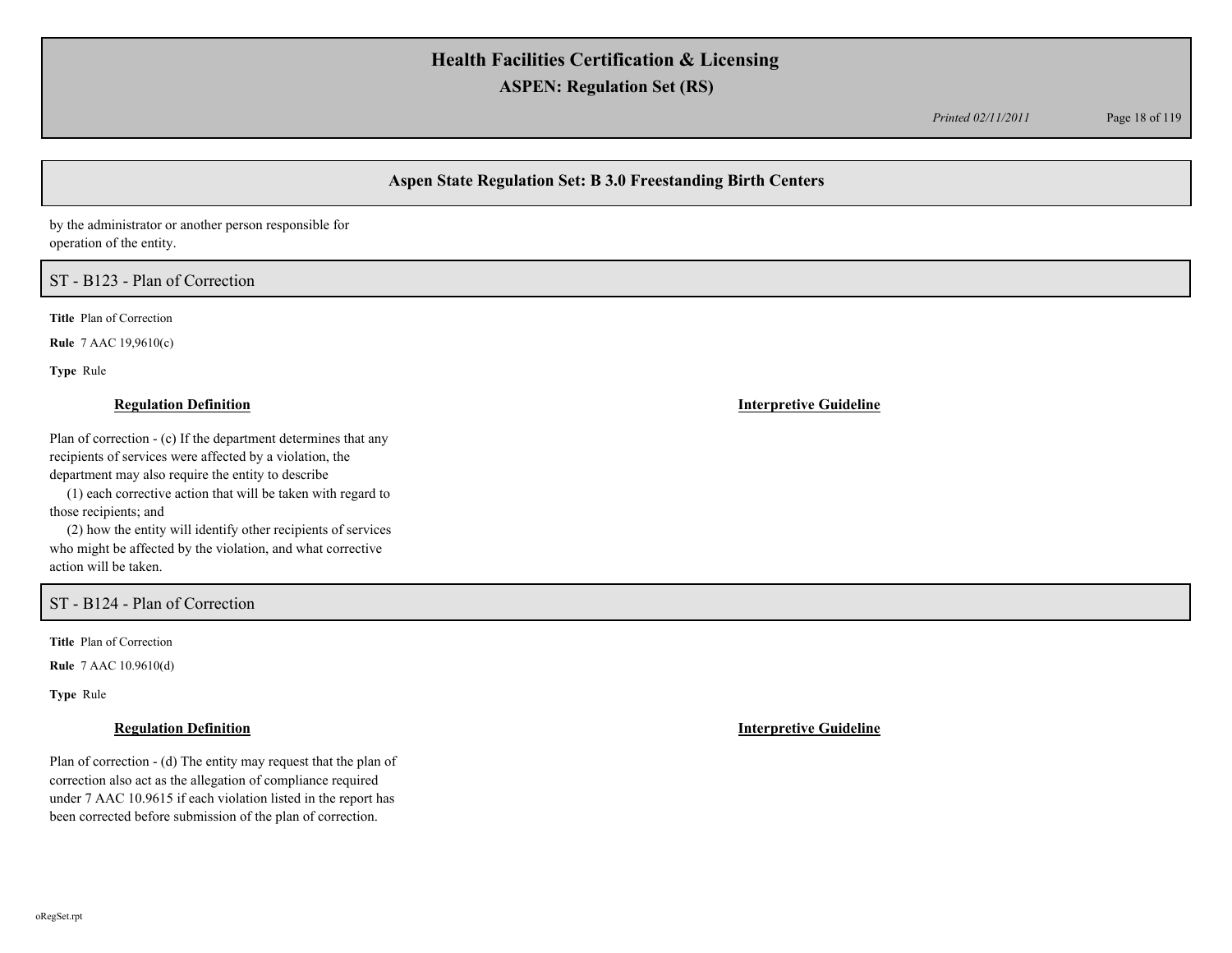## Aspen State Regulation Set: B 3.0 Freestanding Birth Centers

by the administrator or another person responsible for operation of the entity.

### ST - B123 - Plan of Correction

**Title** Plan of Correction

**Rule** 7 AAC 19,9610(c)

**Type** Rule

**Regulation Definition**

Plan of correction - (c) If the department determines that any recipients of services were affected by a violation, the department may also require the entity to describe

(1) each corrective action that will be taken with regard to those recipients; and

(2) how the entity will identify other recipients of services who might be affected by the violation, and what corrective action will be taken.

**Interpretive Guideline**

### ST - B124 - Plan of Correction

**Title** Plan of Correction

**Rule** 7 AAC 10.9610(d)

**Type** Rule

**Regulation Definition**

Plan of correction - (d) The entity may request that the plan of correction also act as the allegation of compliance required under 7 AAC 10.9615 if each violation listed in the report has been corrected before submission of the plan of correction.

**Interpretive Guideline**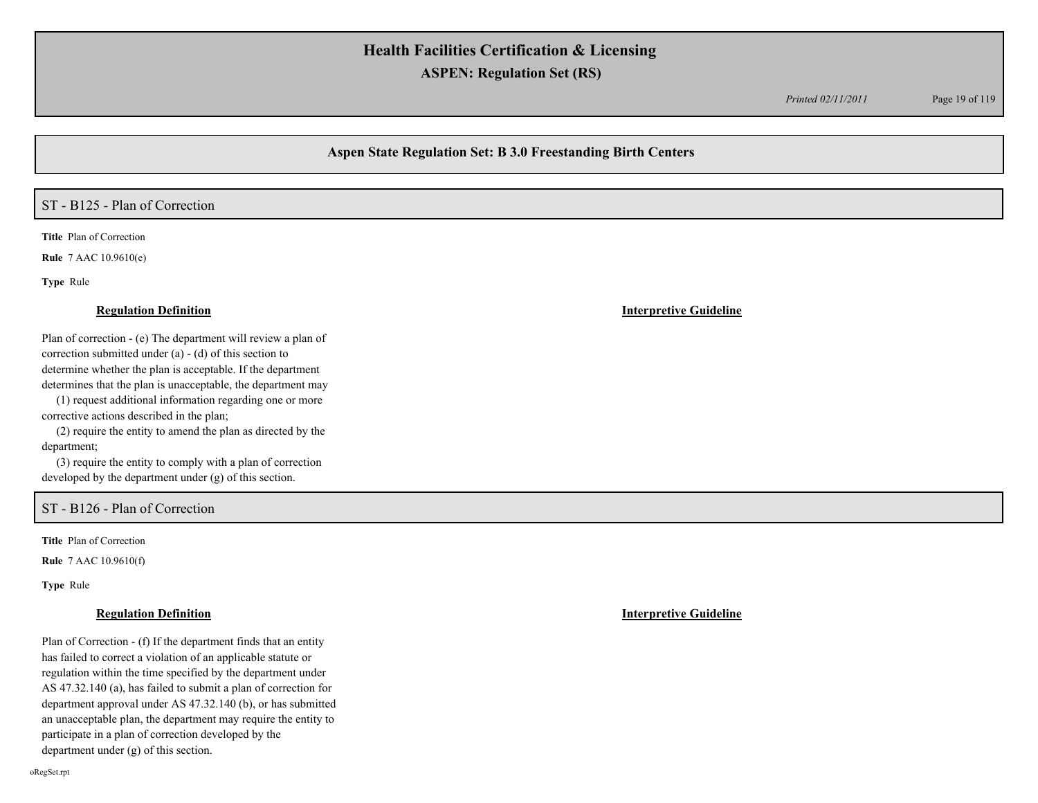## Aspen State Regulation Set: B 3.0 Freestanding Birth Centers

### ST - B125 - Plan of Correction

**Title** Plan of Correction

**Rule** 7 AAC 10.9610(e)

**Type** Rule

**Regulation Definition**

Plan of correction - (e) The department will review a plan of correction submitted under (a) - (d) of this section to determine whether the plan is acceptable. If the department determines that the plan is unacceptable, the department may

(1) request additional information regarding one or more corrective actions described in the plan;

(2) require the entity to amend the plan as directed by the department;

(3) require the entity to comply with a plan of correction developed by the department under (g) of this section.

**Interpretive Guideline**

### ST - B126 - Plan of Correction

**Title** Plan of Correction

**Rule** 7 AAC 10.9610(f)

**Type** Rule

**Regulation Definition**

Plan of Correction - (f) If the department finds that an entity has failed to correct a violation of an applicable statute or regulation within the time specified by the department under AS 47.32.140 (a), has failed to submit a plan of correction for department approval under AS 47.32.140 (b), or has submitted an unacceptable plan, the department may require the entity to participate in a plan of correction developed by the department under (g) of this section.

**Interpretive Guideline**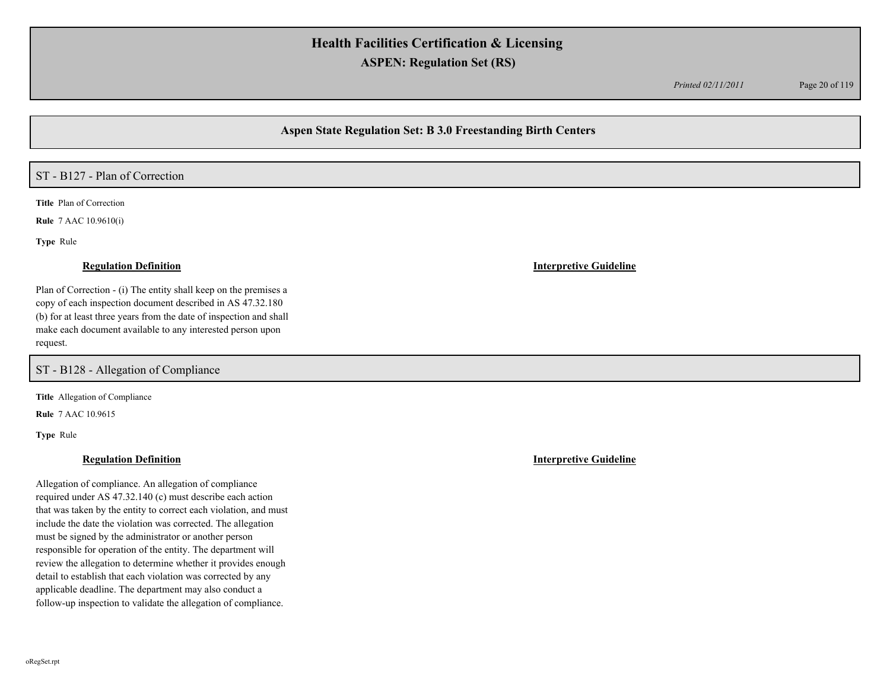## Aspen State Regulation Set: B 3.0 Freestanding Birth Centers

### ST - B127 - Plan of Correction

**Title** Plan of Correction

**Rule** 7 AAC 10.9610(i)

**Type** Rule

**Regulation Definition**

Plan of Correction - (i) The entity shall keep on the premises a copy of each inspection document described in AS 47.32.180 (b) for at least three years from the date of inspection and shall make each document available to any interested person upon request.

**Interpretive Guideline**

### ST - B128 - Allegation of Compliance

**Title** Allegation of Compliance

**Rule** 7 AAC 10.9615

**Type** Rule

**Regulation Definition**

Allegation of compliance. An allegation of compliance required under AS 47.32.140 (c) must describe each action that was taken by the entity to correct each violation, and must include the date the violation was corrected. The allegation must be signed by the administrator or another person responsible for operation of the entity. The department will review the allegation to determine whether it provides enough detail to establish that each violation was corrected by any applicable deadline. The department may also conduct a follow-up inspection to validate the allegation of compliance.

**Interpretive Guideline**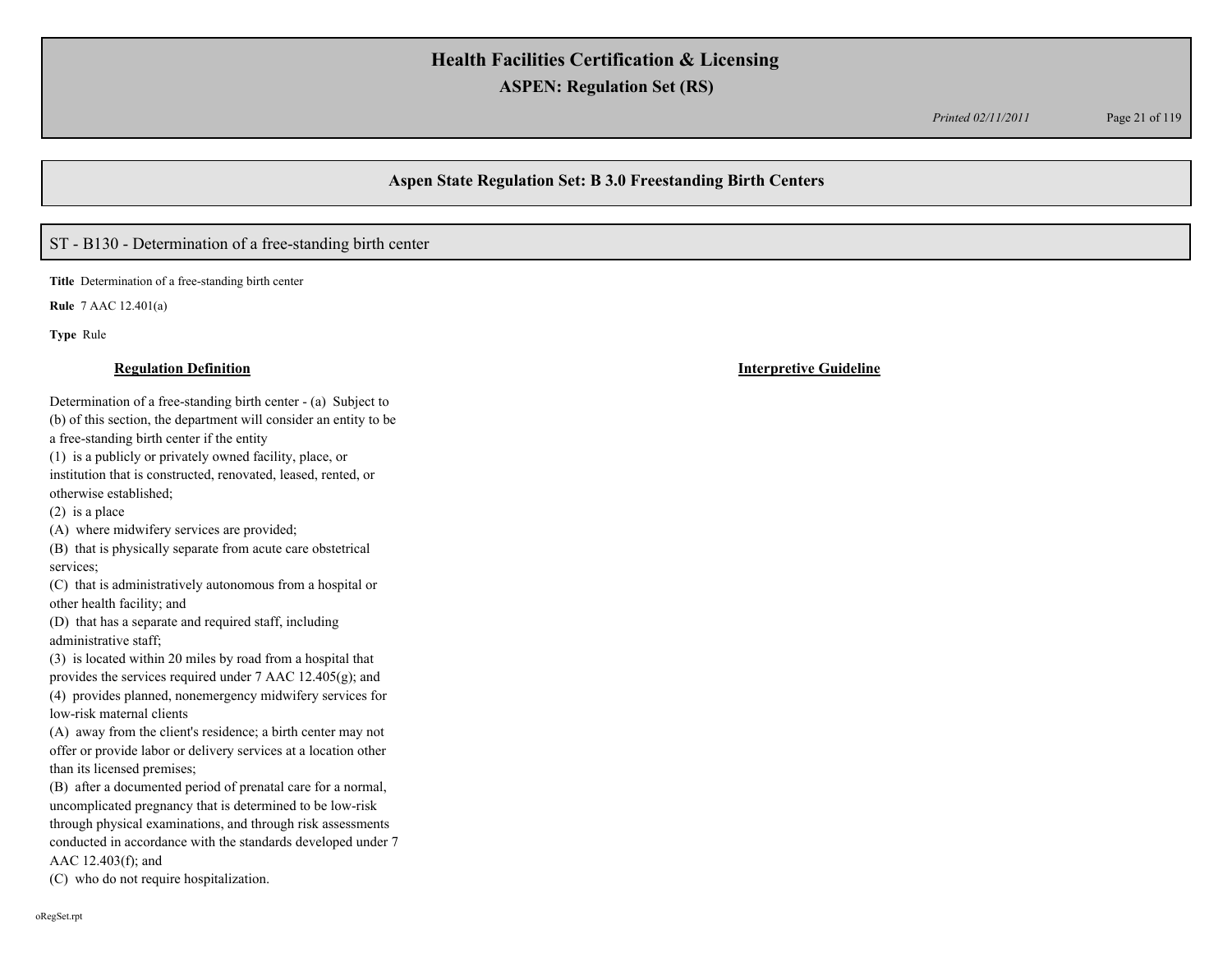## Aspen State Regulation Set: B 3.0 Freestanding Birth Centers

### ST - B130 - Determination of a free-standing birth center

**Title** Determination of a free-standing birth center

**Rule** 7 AAC 12.401(a)

**Type** Rule

| Regulation Definition | Interpretive Guideline |
|---|---|
| Determination of a free-standing birth center - (a) Subject to (b) of this section, the department will consider an entity to be a free-standing birth center if the entity<br>(1) is a publicly or privately owned facility, place, or institution that is constructed, renovated, leased, rented, or otherwise established;<br>(2) is a place<br>(A) where midwifery services are provided;<br>(B) that is physically separate from acute care obstetrical services;<br>(C) that is administratively autonomous from a hospital or other health facility; and<br>(D) that has a separate and required staff, including administrative staff;<br>(3) is located within 20 miles by road from a hospital that provides the services required under 7 AAC 12.405(g); and<br>(4) provides planned, nonemergency midwifery services for low-risk maternal clients<br>(A) away from the client's residence; a birth center may not offer or provide labor or delivery services at a location other than its licensed premises;<br>(B) after a documented period of prenatal care for a normal, uncomplicated pregnancy that is determined to be low-risk through physical examinations, and through risk assessments conducted in accordance with the standards developed under 7 AAC 12.403(f); and<br>(C) who do not require hospitalization. | |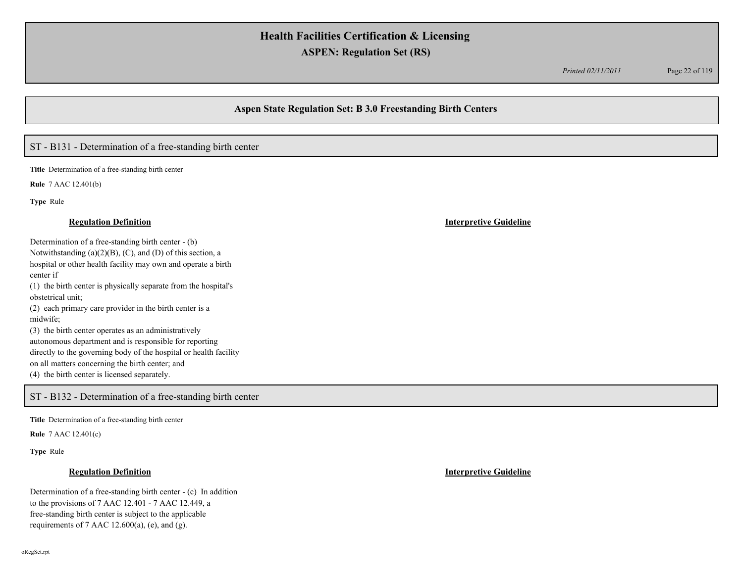## Aspen State Regulation Set: B 3.0 Freestanding Birth Centers

### ST - B131 - Determination of a free-standing birth center

**Title** Determination of a free-standing birth center

**Rule** 7 AAC 12.401(b)

**Type** Rule

| **Regulation Definition** | **Interpretive Guideline** |
| --- | --- |
| Determination of a free-standing birth center - (b) Notwithstanding (a)(2)(B), (C), and (D) of this section, a hospital or other health facility may own and operate a birth center if<br>(1) the birth center is physically separate from the hospital's obstetrical unit;<br>(2) each primary care provider in the birth center is a midwife;<br>(3) the birth center operates as an administratively autonomous department and is responsible for reporting directly to the governing body of the hospital or health facility on all matters concerning the birth center; and<br>(4) the birth center is licensed separately. | |

### ST - B132 - Determination of a free-standing birth center

**Title** Determination of a free-standing birth center

**Rule** 7 AAC 12.401(c)

**Type** Rule

| **Regulation Definition** | **Interpretive Guideline** |
| --- | --- |
| Determination of a free-standing birth center - (c) In addition to the provisions of 7 AAC 12.401 - 7 AAC 12.449, a free-standing birth center is subject to the applicable requirements of 7 AAC 12.600(a), (e), and (g). | |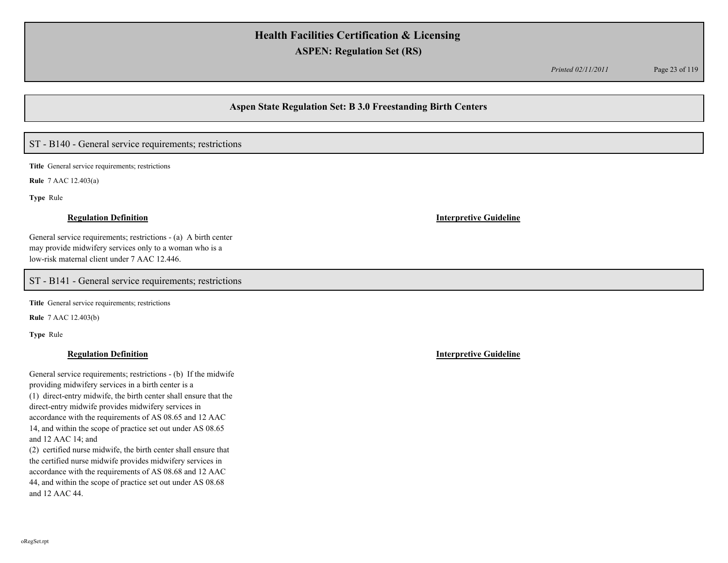## Aspen State Regulation Set: B 3.0 Freestanding Birth Centers

### ST - B140 - General service requirements; restrictions

**Title** General service requirements; restrictions

**Rule** 7 AAC 12.403(a)

**Type** Rule

| **Regulation Definition** | **Interpretive Guideline** |
|---|---|
| General service requirements; restrictions - (a) A birth center may provide midwifery services only to a woman who is a low-risk maternal client under 7 AAC 12.446. | |

### ST - B141 - General service requirements; restrictions

**Title** General service requirements; restrictions

**Rule** 7 AAC 12.403(b)

**Type** Rule

| **Regulation Definition** | **Interpretive Guideline** |
|---|---|
| General service requirements; restrictions - (b) If the midwife providing midwifery services in a birth center is a<br>(1) direct-entry midwife, the birth center shall ensure that the direct-entry midwife provides midwifery services in accordance with the requirements of AS 08.65 and 12 AAC 14, and within the scope of practice set out under AS 08.65 and 12 AAC 14; and<br>(2) certified nurse midwife, the birth center shall ensure that the certified nurse midwife provides midwifery services in accordance with the requirements of AS 08.68 and 12 AAC 44, and within the scope of practice set out under AS 08.68 and 12 AAC 44. | |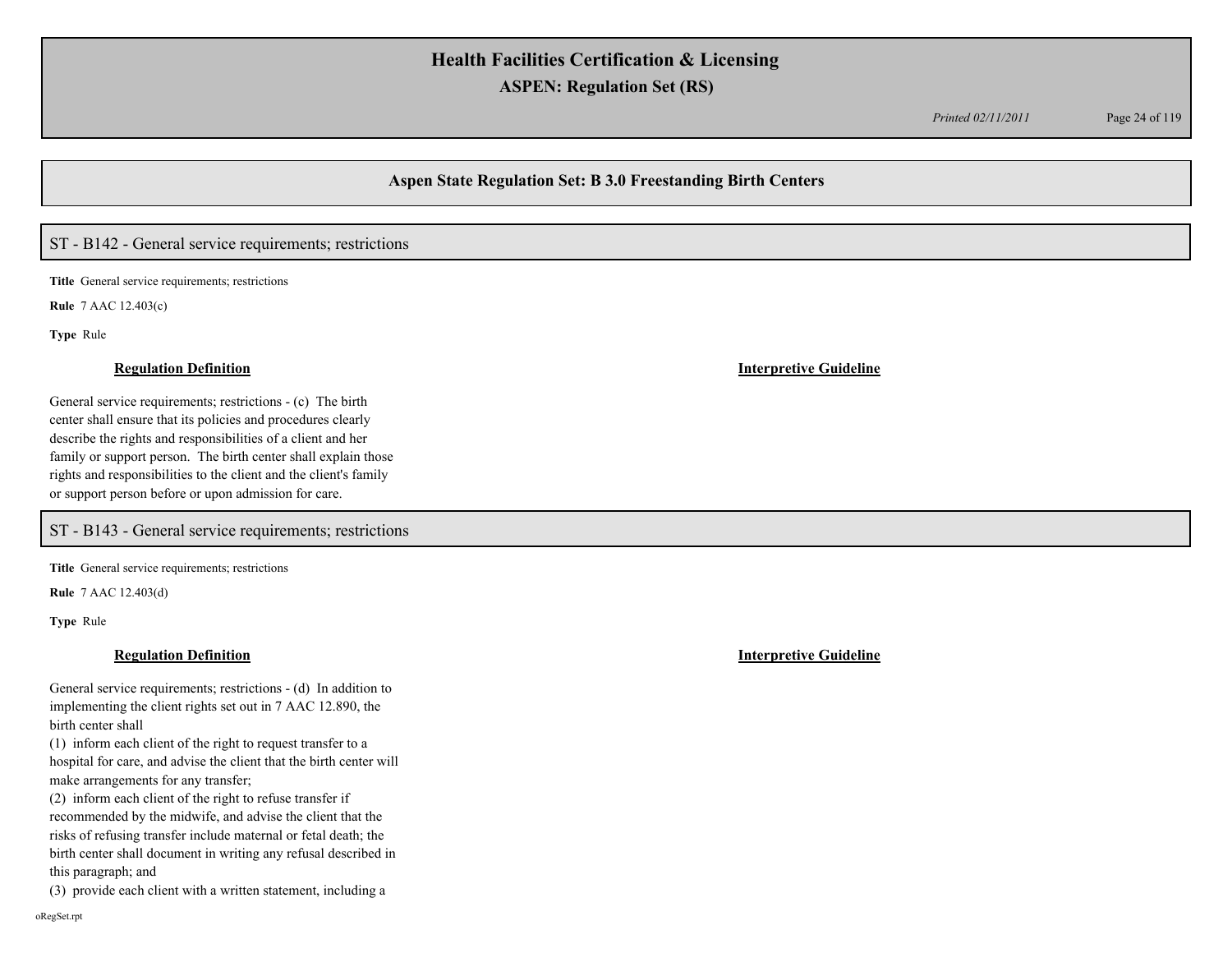## Aspen State Regulation Set: B 3.0 Freestanding Birth Centers

### ST - B142 - General service requirements; restrictions

**Title** General service requirements; restrictions

**Rule** 7 AAC 12.403(c)

**Type** Rule

**Regulation Definition**

General service requirements; restrictions - (c) The birth center shall ensure that its policies and procedures clearly describe the rights and responsibilities of a client and her family or support person. The birth center shall explain those rights and responsibilities to the client and the client's family or support person before or upon admission for care.

**Interpretive Guideline**

### ST - B143 - General service requirements; restrictions

**Title** General service requirements; restrictions

**Rule** 7 AAC 12.403(d)

**Type** Rule

**Regulation Definition**

General service requirements; restrictions - (d) In addition to implementing the client rights set out in 7 AAC 12.890, the birth center shall

(1) inform each client of the right to request transfer to a hospital for care, and advise the client that the birth center will make arrangements for any transfer;

(2) inform each client of the right to refuse transfer if recommended by the midwife, and advise the client that the risks of refusing transfer include maternal or fetal death; the birth center shall document in writing any refusal described in this paragraph; and

(3) provide each client with a written statement, including a

**Interpretive Guideline**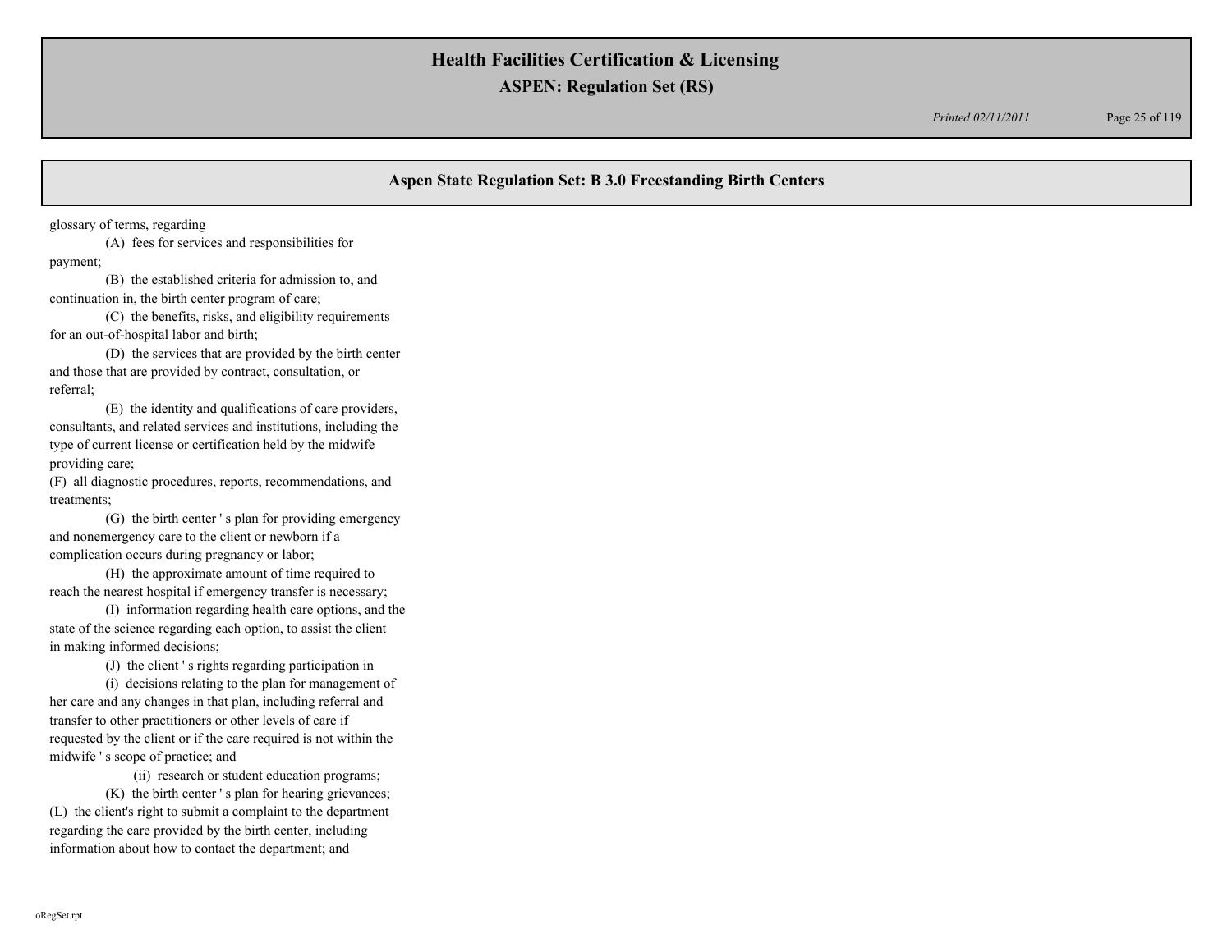glossary of terms, regarding

(A) fees for services and responsibilities for payment;

(B) the established criteria for admission to, and continuation in, the birth center program of care;

(C) the benefits, risks, and eligibility requirements for an out-of-hospital labor and birth;

(D) the services that are provided by the birth center and those that are provided by contract, consultation, or referral;

(E) the identity and qualifications of care providers, consultants, and related services and institutions, including the type of current license or certification held by the midwife providing care;

(F) all diagnostic procedures, reports, recommendations, and treatments;

(G) the birth center ' s plan for providing emergency and nonemergency care to the client or newborn if a complication occurs during pregnancy or labor;

(H) the approximate amount of time required to reach the nearest hospital if emergency transfer is necessary;

(I) information regarding health care options, and the state of the science regarding each option, to assist the client in making informed decisions;

(J) the client ' s rights regarding participation in

(i) decisions relating to the plan for management of her care and any changes in that plan, including referral and transfer to other practitioners or other levels of care if requested by the client or if the care required is not within the midwife ' s scope of practice; and

(ii) research or student education programs;

(K) the birth center ' s plan for hearing grievances;

(L) the client's right to submit a complaint to the department regarding the care provided by the birth center, including information about how to contact the department; and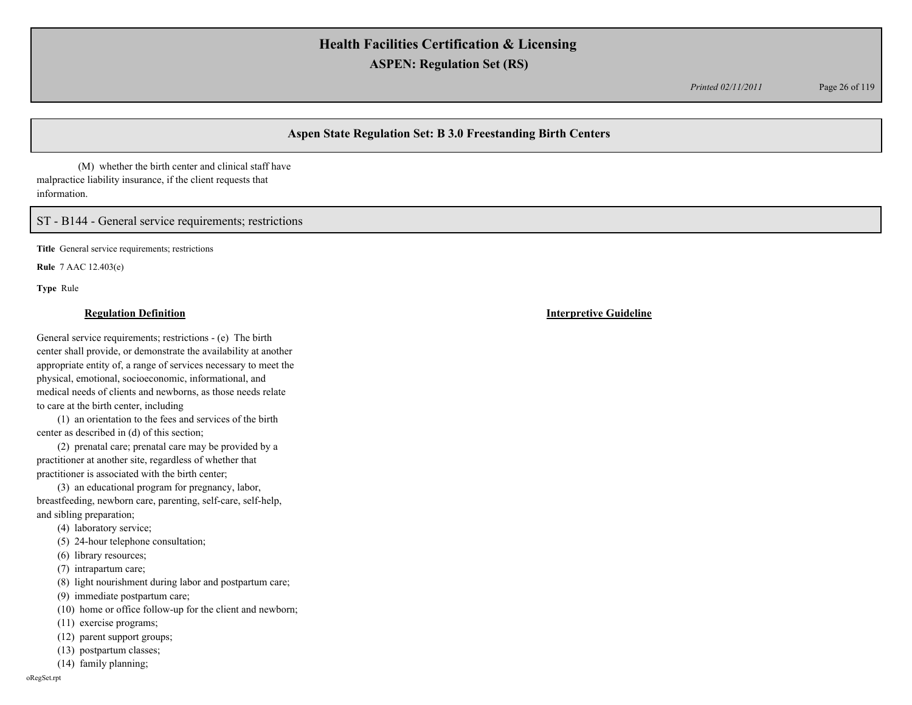## Aspen State Regulation Set: B 3.0 Freestanding Birth Centers

(M) whether the birth center and clinical staff have malpractice liability insurance, if the client requests that information.

### ST - B144 - General service requirements; restrictions

**Title** General service requirements; restrictions

**Rule** 7 AAC 12.403(e)

**Type** Rule

**Regulation Definition**

General service requirements; restrictions - (e) The birth center shall provide, or demonstrate the availability at another appropriate entity of, a range of services necessary to meet the physical, emotional, socioeconomic, informational, and medical needs of clients and newborns, as those needs relate to care at the birth center, including

(1) an orientation to the fees and services of the birth center as described in (d) of this section;

(2) prenatal care; prenatal care may be provided by a practitioner at another site, regardless of whether that practitioner is associated with the birth center;

(3) an educational program for pregnancy, labor, breastfeeding, newborn care, parenting, self-care, self-help, and sibling preparation;

(4) laboratory service;

(5) 24-hour telephone consultation;

(6) library resources;

(7) intrapartum care;

(8) light nourishment during labor and postpartum care;

(9) immediate postpartum care;

(10) home or office follow-up for the client and newborn;

(11) exercise programs;

(12) parent support groups;

(13) postpartum classes;

(14) family planning;

**Interpretive Guideline**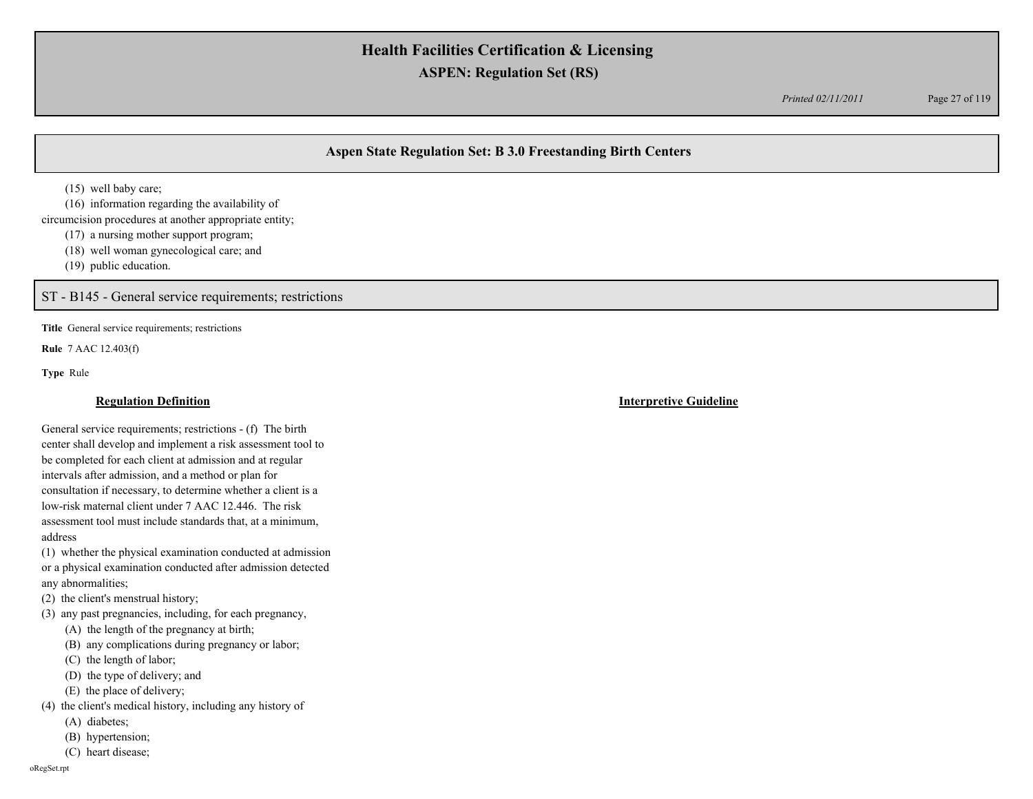## Aspen State Regulation Set: B 3.0 Freestanding Birth Centers

(15) well baby care;
(16) information regarding the availability of circumcision procedures at another appropriate entity;
(17) a nursing mother support program;
(18) well woman gynecological care; and
(19) public education.

## ST - B145 - General service requirements; restrictions

**Title** General service requirements; restrictions

**Rule** 7 AAC 12.403(f)

**Type** Rule

### Regulation Definition

General service requirements; restrictions - (f) The birth center shall develop and implement a risk assessment tool to be completed for each client at admission and at regular intervals after admission, and a method or plan for consultation if necessary, to determine whether a client is a low-risk maternal client under 7 AAC 12.446. The risk assessment tool must include standards that, at a minimum, address

(1) whether the physical examination conducted at admission or a physical examination conducted after admission detected any abnormalities;
(2) the client's menstrual history;
(3) any past pregnancies, including, for each pregnancy,
  (A) the length of the pregnancy at birth;
  (B) any complications during pregnancy or labor;
  (C) the length of labor;
  (D) the type of delivery; and
  (E) the place of delivery;
(4) the client's medical history, including any history of
  (A) diabetes;
  (B) hypertension;
  (C) heart disease;

### Interpretive Guideline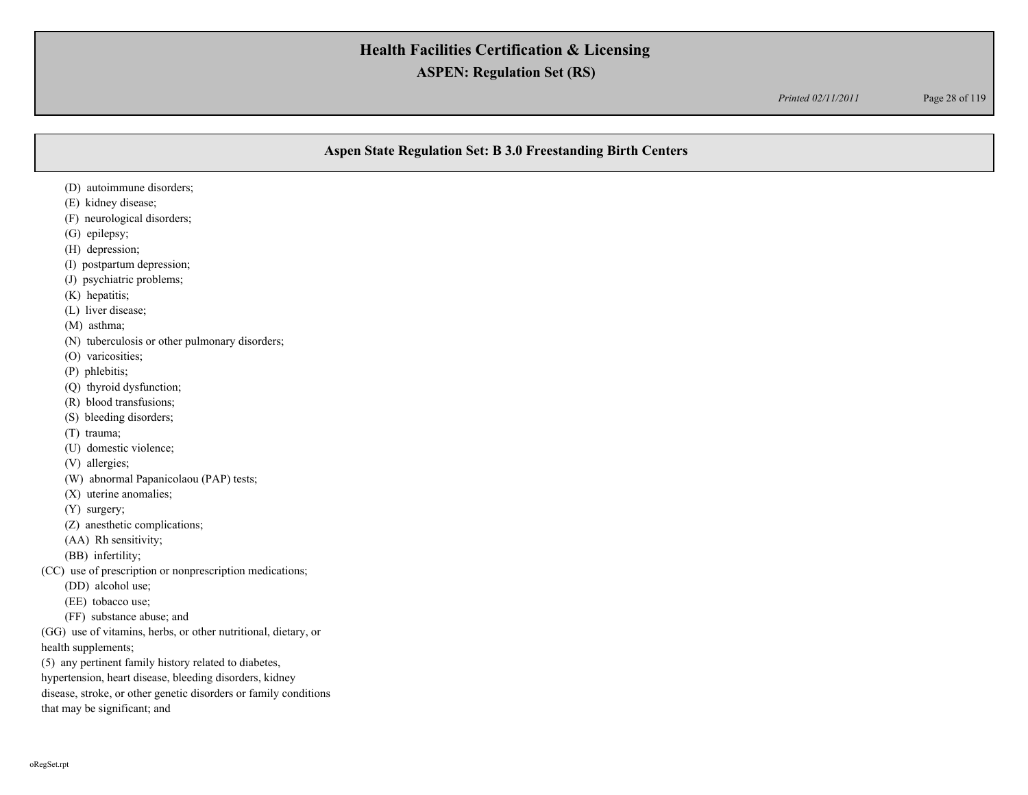## Aspen State Regulation Set: B 3.0 Freestanding Birth Centers

(D) autoimmune disorders;
(E) kidney disease;
(F) neurological disorders;
(G) epilepsy;
(H) depression;
(I) postpartum depression;
(J) psychiatric problems;
(K) hepatitis;
(L) liver disease;
(M) asthma;
(N) tuberculosis or other pulmonary disorders;
(O) varicosities;
(P) phlebitis;
(Q) thyroid dysfunction;
(R) blood transfusions;
(S) bleeding disorders;
(T) trauma;
(U) domestic violence;
(V) allergies;
(W) abnormal Papanicolaou (PAP) tests;
(X) uterine anomalies;
(Y) surgery;
(Z) anesthetic complications;
(AA) Rh sensitivity;
(BB) infertility;
(CC) use of prescription or nonprescription medications;
(DD) alcohol use;
(EE) tobacco use;
(FF) substance abuse; and
(GG) use of vitamins, herbs, or other nutritional, dietary, or health supplements;

(5) any pertinent family history related to diabetes, hypertension, heart disease, bleeding disorders, kidney disease, stroke, or other genetic disorders or family conditions that may be significant; and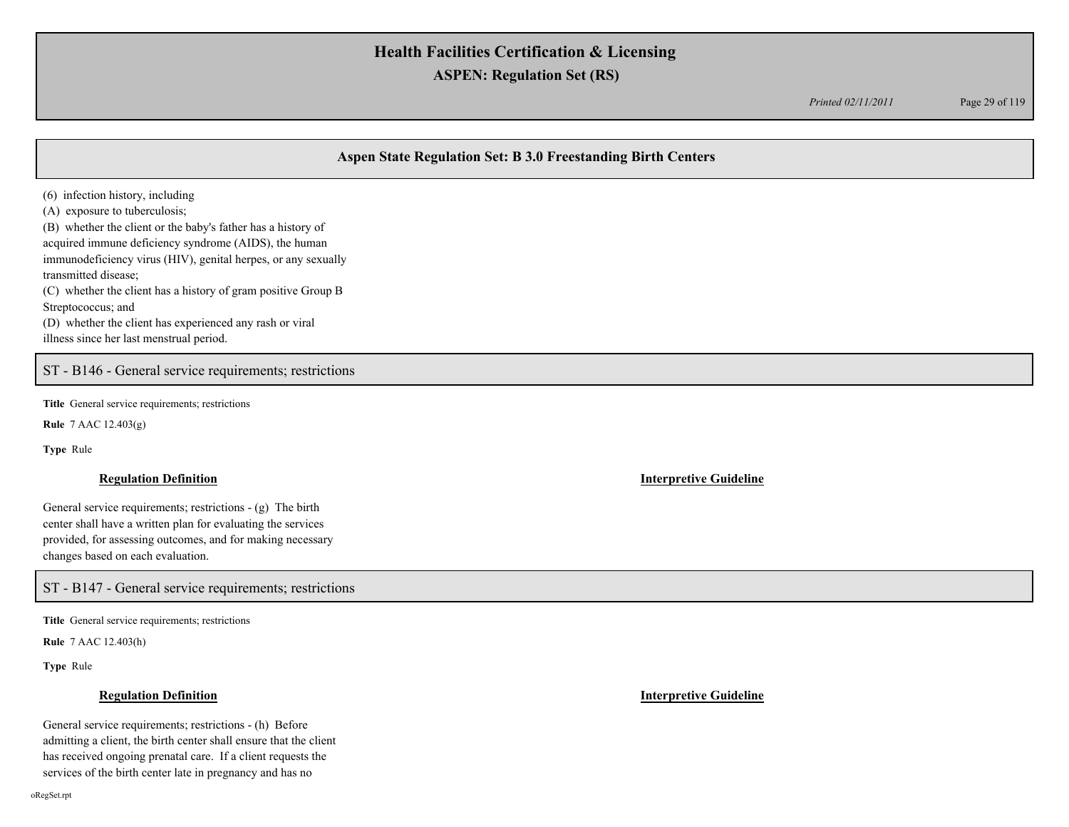## Aspen State Regulation Set: B 3.0 Freestanding Birth Centers

(6) infection history, including
(A) exposure to tuberculosis;
(B) whether the client or the baby's father has a history of acquired immune deficiency syndrome (AIDS), the human immunodeficiency virus (HIV), genital herpes, or any sexually transmitted disease;
(C) whether the client has a history of gram positive Group B Streptococcus; and
(D) whether the client has experienced any rash or viral illness since her last menstrual period.

### ST - B146 - General service requirements; restrictions

**Title** General service requirements; restrictions

**Rule** 7 AAC 12.403(g)

**Type** Rule

**Regulation Definition**

General service requirements; restrictions - (g) The birth center shall have a written plan for evaluating the services provided, for assessing outcomes, and for making necessary changes based on each evaluation.

**Interpretive Guideline**

### ST - B147 - General service requirements; restrictions

**Title** General service requirements; restrictions

**Rule** 7 AAC 12.403(h)

**Type** Rule

**Regulation Definition**

General service requirements; restrictions - (h) Before admitting a client, the birth center shall ensure that the client has received ongoing prenatal care. If a client requests the services of the birth center late in pregnancy and has no

**Interpretive Guideline**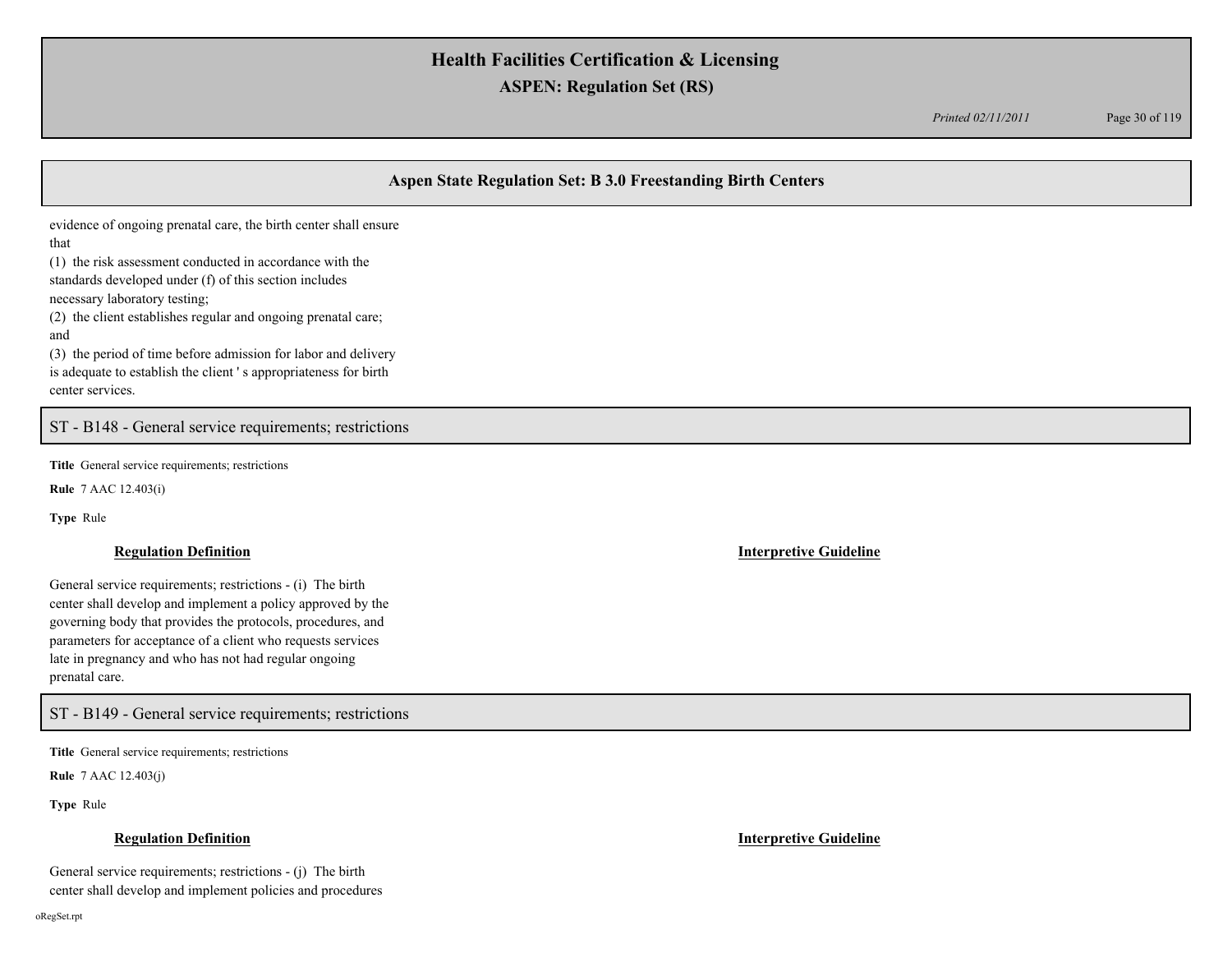## Aspen State Regulation Set: B 3.0 Freestanding Birth Centers

evidence of ongoing prenatal care, the birth center shall ensure that
(1) the risk assessment conducted in accordance with the standards developed under (f) of this section includes necessary laboratory testing;
(2) the client establishes regular and ongoing prenatal care; and
(3) the period of time before admission for labor and delivery is adequate to establish the client ' s appropriateness for birth center services.

## ST - B148 - General service requirements; restrictions

**Title** General service requirements; restrictions

**Rule** 7 AAC 12.403(i)

**Type** Rule

**Regulation Definition**

General service requirements; restrictions - (i) The birth center shall develop and implement a policy approved by the governing body that provides the protocols, procedures, and parameters for acceptance of a client who requests services late in pregnancy and who has not had regular ongoing prenatal care.

**Interpretive Guideline**

## ST - B149 - General service requirements; restrictions

**Title** General service requirements; restrictions

**Rule** 7 AAC 12.403(j)

**Type** Rule

**Regulation Definition**

General service requirements; restrictions - (j) The birth center shall develop and implement policies and procedures

**Interpretive Guideline**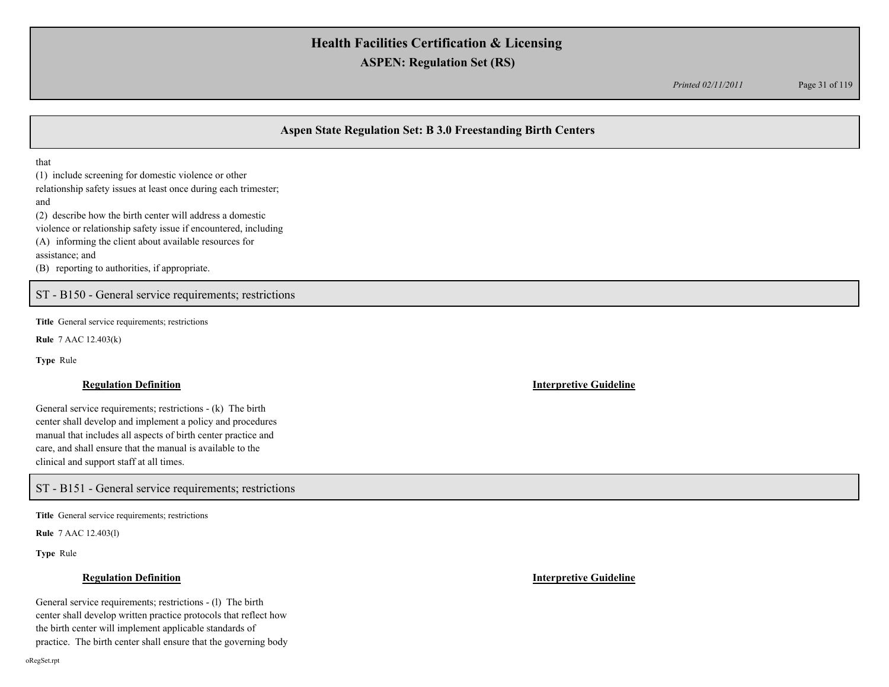## Aspen State Regulation Set: B 3.0 Freestanding Birth Centers

that
(1) include screening for domestic violence or other relationship safety issues at least once during each trimester; and
(2) describe how the birth center will address a domestic violence or relationship safety issue if encountered, including
(A) informing the client about available resources for assistance; and
(B) reporting to authorities, if appropriate.

### ST - B150 - General service requirements; restrictions

**Title** General service requirements; restrictions

**Rule** 7 AAC 12.403(k)

**Type** Rule

**Regulation Definition**

General service requirements; restrictions - (k) The birth center shall develop and implement a policy and procedures manual that includes all aspects of birth center practice and care, and shall ensure that the manual is available to the clinical and support staff at all times.

**Interpretive Guideline**

### ST - B151 - General service requirements; restrictions

**Title** General service requirements; restrictions

**Rule** 7 AAC 12.403(l)

**Type** Rule

**Regulation Definition**

General service requirements; restrictions - (l) The birth center shall develop written practice protocols that reflect how the birth center will implement applicable standards of practice. The birth center shall ensure that the governing body

**Interpretive Guideline**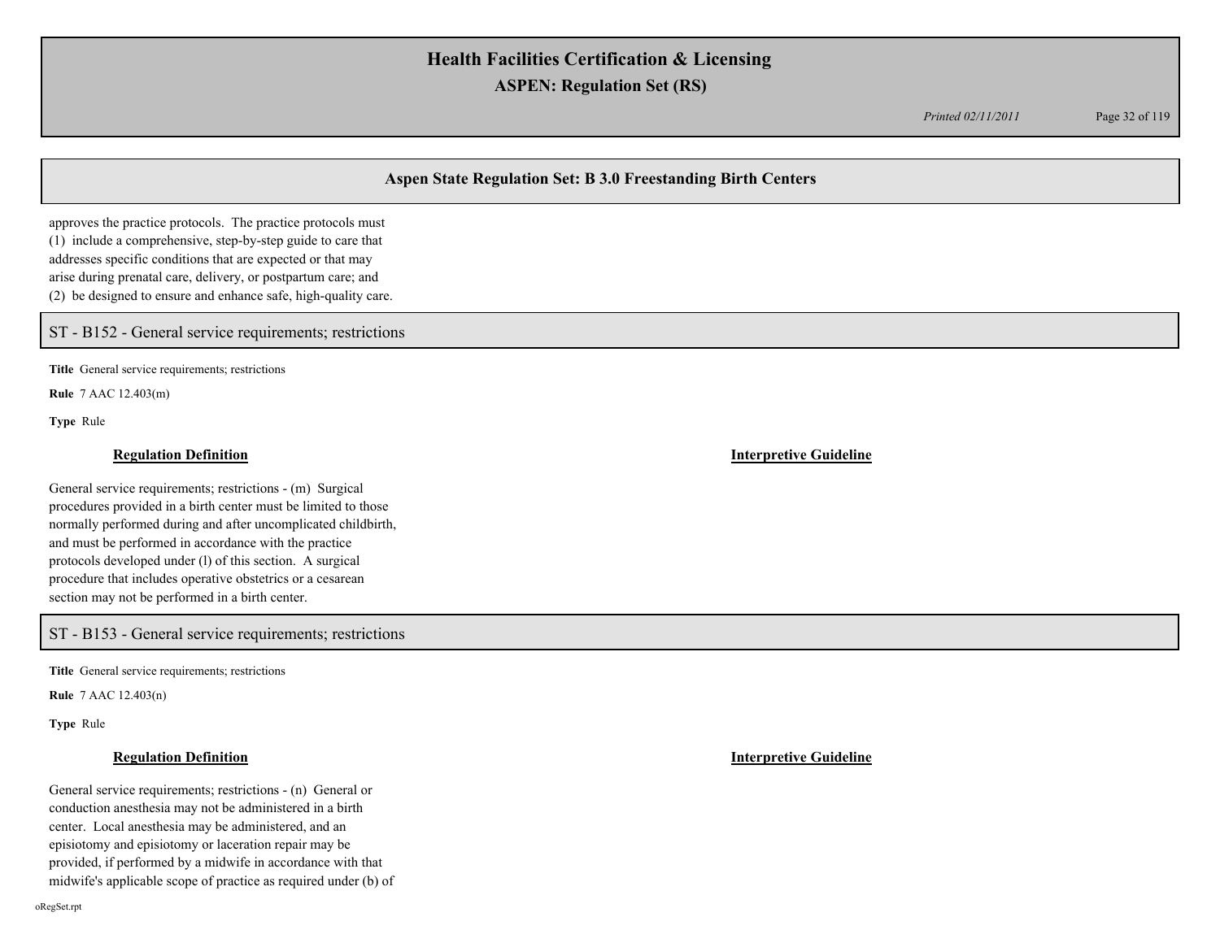approves the practice protocols. The practice protocols must (1) include a comprehensive, step-by-step guide to care that addresses specific conditions that are expected or that may arise during prenatal care, delivery, or postpartum care; and (2) be designed to ensure and enhance safe, high-quality care.

## ST - B152 - General service requirements; restrictions

**Title** General service requirements; restrictions

**Rule** 7 AAC 12.403(m)

**Type** Rule

**Regulation Definition**

General service requirements; restrictions - (m) Surgical procedures provided in a birth center must be limited to those normally performed during and after uncomplicated childbirth, and must be performed in accordance with the practice protocols developed under (l) of this section. A surgical procedure that includes operative obstetrics or a cesarean section may not be performed in a birth center.

**Interpretive Guideline**

## ST - B153 - General service requirements; restrictions

**Title** General service requirements; restrictions

**Rule** 7 AAC 12.403(n)

**Type** Rule

**Regulation Definition**

General service requirements; restrictions - (n) General or conduction anesthesia may not be administered in a birth center. Local anesthesia may be administered, and an episiotomy and episiotomy or laceration repair may be provided, if performed by a midwife in accordance with that midwife's applicable scope of practice as required under (b) of

**Interpretive Guideline**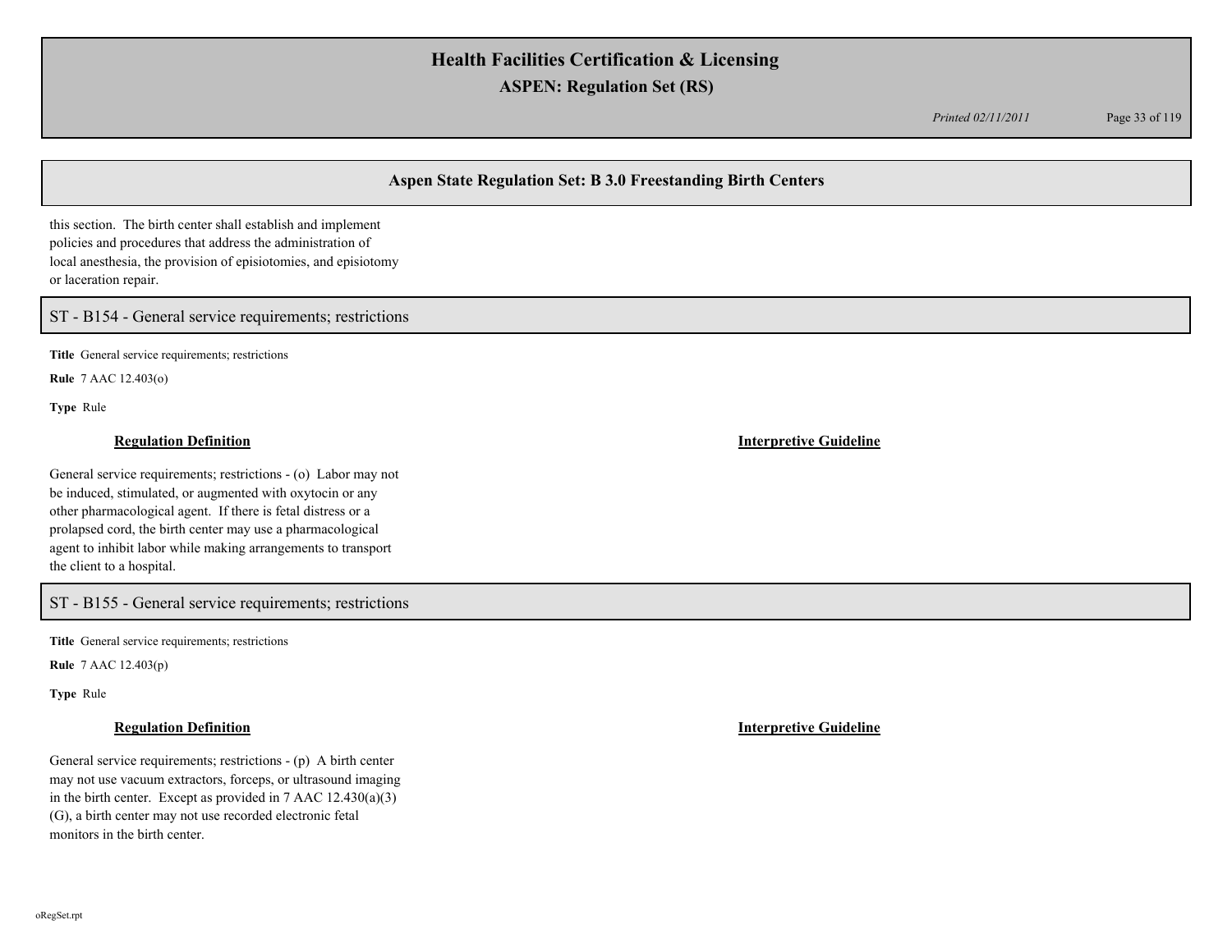## Aspen State Regulation Set: B 3.0 Freestanding Birth Centers

this section. The birth center shall establish and implement policies and procedures that address the administration of local anesthesia, the provision of episiotomies, and episiotomy or laceration repair.

### ST - B154 - General service requirements; restrictions

**Title** General service requirements; restrictions

**Rule** 7 AAC 12.403(o)

**Type** Rule

**Regulation Definition**

General service requirements; restrictions - (o) Labor may not be induced, stimulated, or augmented with oxytocin or any other pharmacological agent. If there is fetal distress or a prolapsed cord, the birth center may use a pharmacological agent to inhibit labor while making arrangements to transport the client to a hospital.

**Interpretive Guideline**

### ST - B155 - General service requirements; restrictions

**Title** General service requirements; restrictions

**Rule** 7 AAC 12.403(p)

**Type** Rule

**Regulation Definition**

General service requirements; restrictions - (p) A birth center may not use vacuum extractors, forceps, or ultrasound imaging in the birth center. Except as provided in 7 AAC 12.430(a)(3)(G), a birth center may not use recorded electronic fetal monitors in the birth center.

**Interpretive Guideline**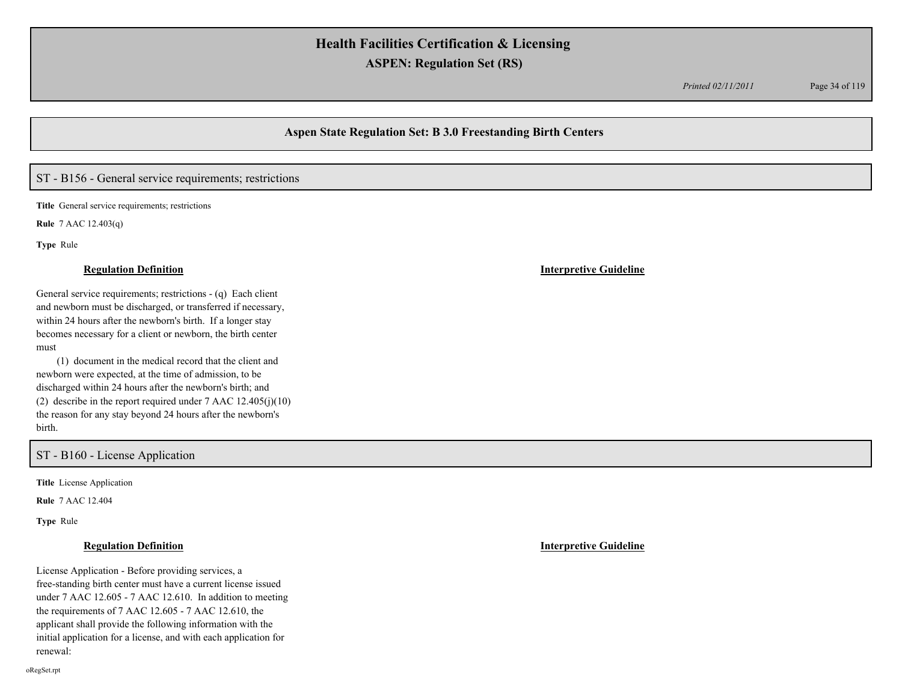## Aspen State Regulation Set: B 3.0 Freestanding Birth Centers

### ST - B156 - General service requirements; restrictions

**Title** General service requirements; restrictions

**Rule** 7 AAC 12.403(q)

**Type** Rule

**Regulation Definition**

General service requirements; restrictions - (q) Each client and newborn must be discharged, or transferred if necessary, within 24 hours after the newborn's birth. If a longer stay becomes necessary for a client or newborn, the birth center must

(1) document in the medical record that the client and newborn were expected, at the time of admission, to be discharged within 24 hours after the newborn's birth; and

(2) describe in the report required under 7 AAC 12.405(j)(10) the reason for any stay beyond 24 hours after the newborn's birth.

**Interpretive Guideline**

### ST - B160 - License Application

**Title** License Application

**Rule** 7 AAC 12.404

**Type** Rule

**Regulation Definition**

License Application - Before providing services, a free-standing birth center must have a current license issued under 7 AAC 12.605 - 7 AAC 12.610. In addition to meeting the requirements of 7 AAC 12.605 - 7 AAC 12.610, the applicant shall provide the following information with the initial application for a license, and with each application for renewal:

**Interpretive Guideline**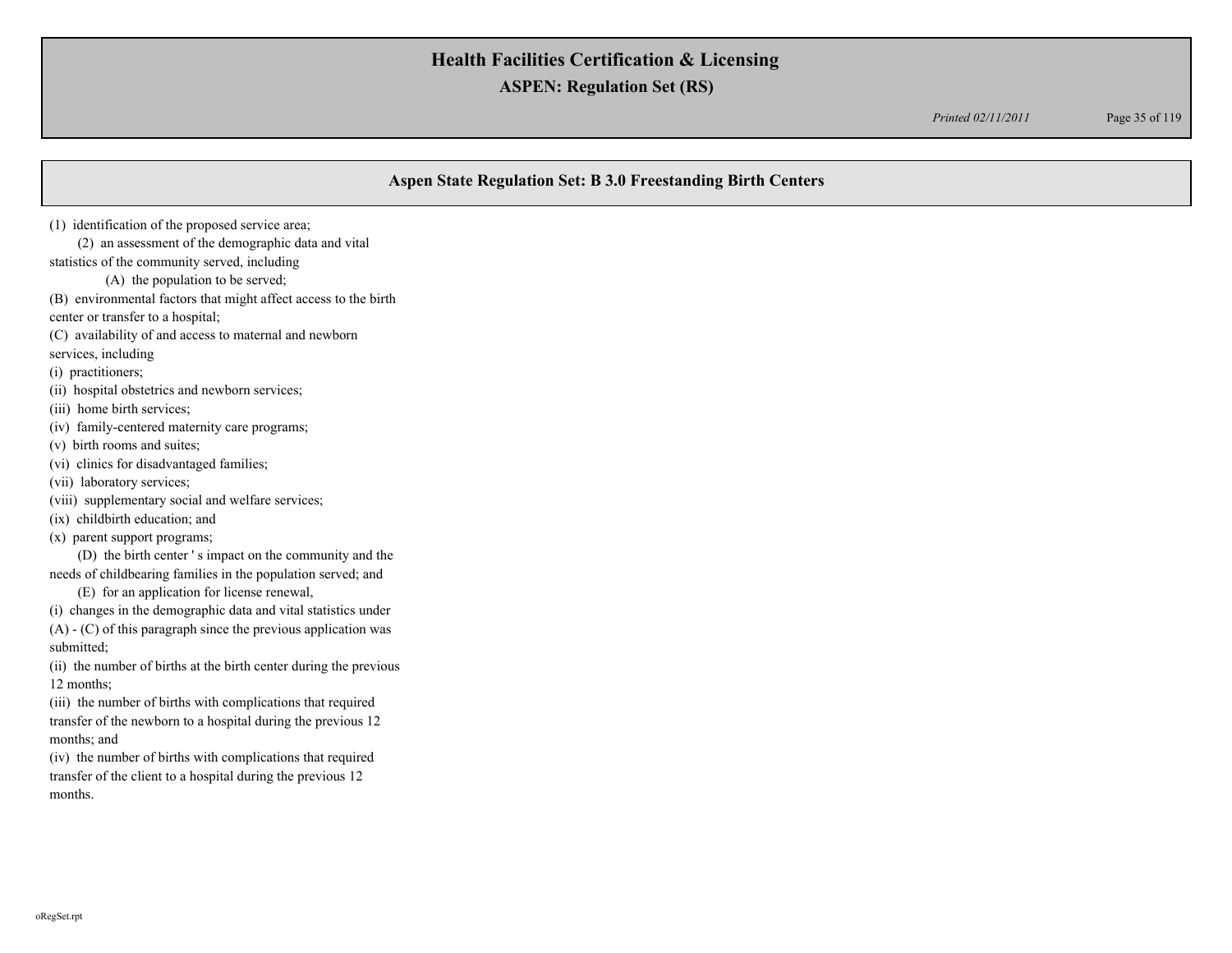## Aspen State Regulation Set: B 3.0 Freestanding Birth Centers

(1) identification of the proposed service area;

(2) an assessment of the demographic data and vital statistics of the community served, including

(A) the population to be served;

(B) environmental factors that might affect access to the birth center or transfer to a hospital;

(C) availability of and access to maternal and newborn services, including

(i) practitioners;

(ii) hospital obstetrics and newborn services;

(iii) home birth services;

(iv) family-centered maternity care programs;

(v) birth rooms and suites;

(vi) clinics for disadvantaged families;

(vii) laboratory services;

(viii) supplementary social and welfare services;

(ix) childbirth education; and

(x) parent support programs;

(D) the birth center ' s impact on the community and the needs of childbearing families in the population served; and

(E) for an application for license renewal,

(i) changes in the demographic data and vital statistics under (A) - (C) of this paragraph since the previous application was submitted;

(ii) the number of births at the birth center during the previous 12 months;

(iii) the number of births with complications that required transfer of the newborn to a hospital during the previous 12 months; and

(iv) the number of births with complications that required transfer of the client to a hospital during the previous 12 months.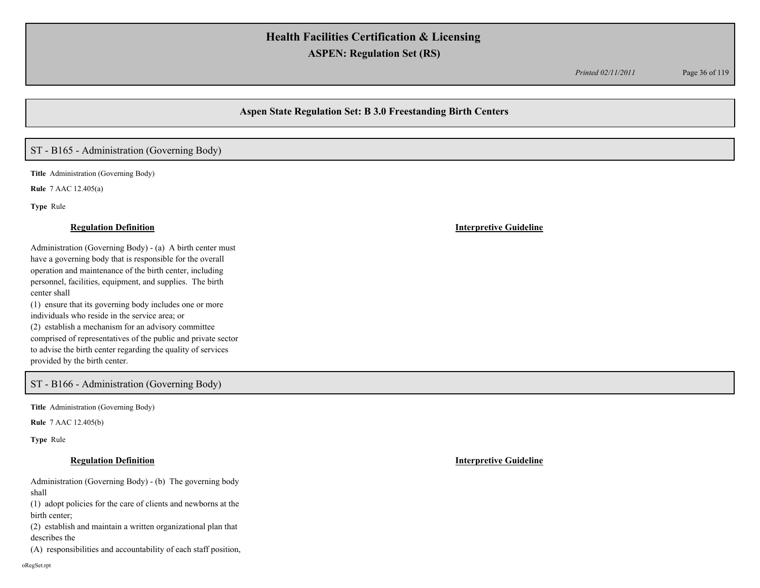## Aspen State Regulation Set: B 3.0 Freestanding Birth Centers

### ST - B165 - Administration (Governing Body)

**Title** Administration (Governing Body)

**Rule** 7 AAC 12.405(a)

**Type** Rule

**Regulation Definition**

Administration (Governing Body) - (a) A birth center must have a governing body that is responsible for the overall operation and maintenance of the birth center, including personnel, facilities, equipment, and supplies. The birth center shall

(1) ensure that its governing body includes one or more individuals who reside in the service area; or

(2) establish a mechanism for an advisory committee comprised of representatives of the public and private sector to advise the birth center regarding the quality of services provided by the birth center.

**Interpretive Guideline**

### ST - B166 - Administration (Governing Body)

**Title** Administration (Governing Body)

**Rule** 7 AAC 12.405(b)

**Type** Rule

**Regulation Definition**

Administration (Governing Body) - (b) The governing body shall

(1) adopt policies for the care of clients and newborns at the birth center;

(2) establish and maintain a written organizational plan that describes the

(A) responsibilities and accountability of each staff position,

**Interpretive Guideline**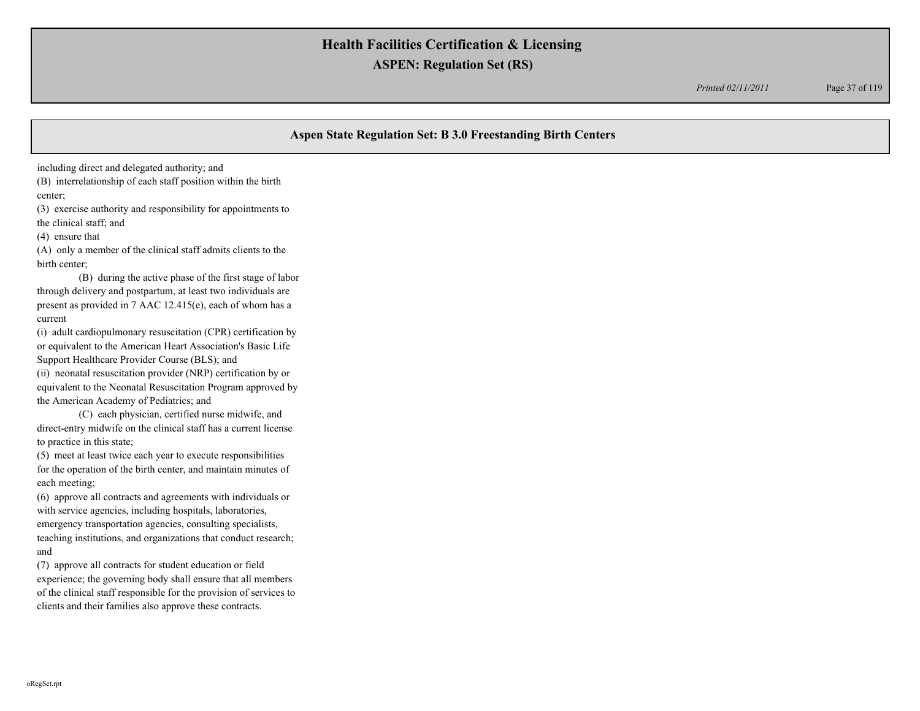## Aspen State Regulation Set: B 3.0 Freestanding Birth Centers

including direct and delegated authority; and

(B) interrelationship of each staff position within the birth center;

(3) exercise authority and responsibility for appointments to the clinical staff; and

(4) ensure that

(A) only a member of the clinical staff admits clients to the birth center;

(B) during the active phase of the first stage of labor through delivery and postpartum, at least two individuals are present as provided in 7 AAC 12.415(e), each of whom has a current

(i) adult cardiopulmonary resuscitation (CPR) certification by or equivalent to the American Heart Association's Basic Life Support Healthcare Provider Course (BLS); and

(ii) neonatal resuscitation provider (NRP) certification by or equivalent to the Neonatal Resuscitation Program approved by the American Academy of Pediatrics; and

(C) each physician, certified nurse midwife, and direct-entry midwife on the clinical staff has a current license to practice in this state;

(5) meet at least twice each year to execute responsibilities for the operation of the birth center, and maintain minutes of each meeting;

(6) approve all contracts and agreements with individuals or with service agencies, including hospitals, laboratories, emergency transportation agencies, consulting specialists, teaching institutions, and organizations that conduct research; and

(7) approve all contracts for student education or field experience; the governing body shall ensure that all members of the clinical staff responsible for the provision of services to clients and their families also approve these contracts.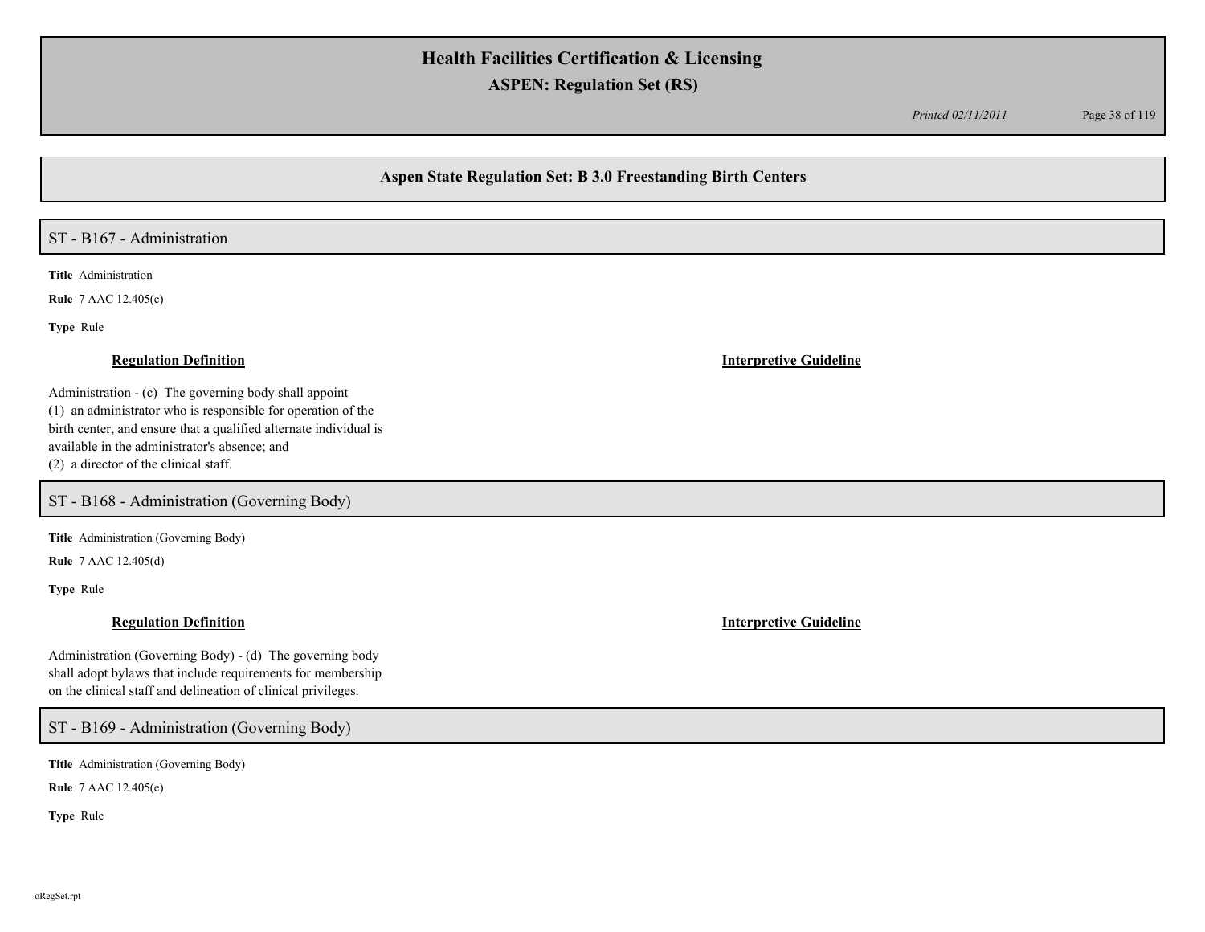## Aspen State Regulation Set: B 3.0 Freestanding Birth Centers

### ST - B167 - Administration

**Title** Administration

**Rule** 7 AAC 12.405(c)

**Type** Rule

**Regulation Definition**

Administration - (c) The governing body shall appoint
(1) an administrator who is responsible for operation of the birth center, and ensure that a qualified alternate individual is available in the administrator's absence; and
(2) a director of the clinical staff.

**Interpretive Guideline**

### ST - B168 - Administration (Governing Body)

**Title** Administration (Governing Body)

**Rule** 7 AAC 12.405(d)

**Type** Rule

**Regulation Definition**

Administration (Governing Body) - (d) The governing body shall adopt bylaws that include requirements for membership on the clinical staff and delineation of clinical privileges.

**Interpretive Guideline**

### ST - B169 - Administration (Governing Body)

**Title** Administration (Governing Body)

**Rule** 7 AAC 12.405(e)

**Type** Rule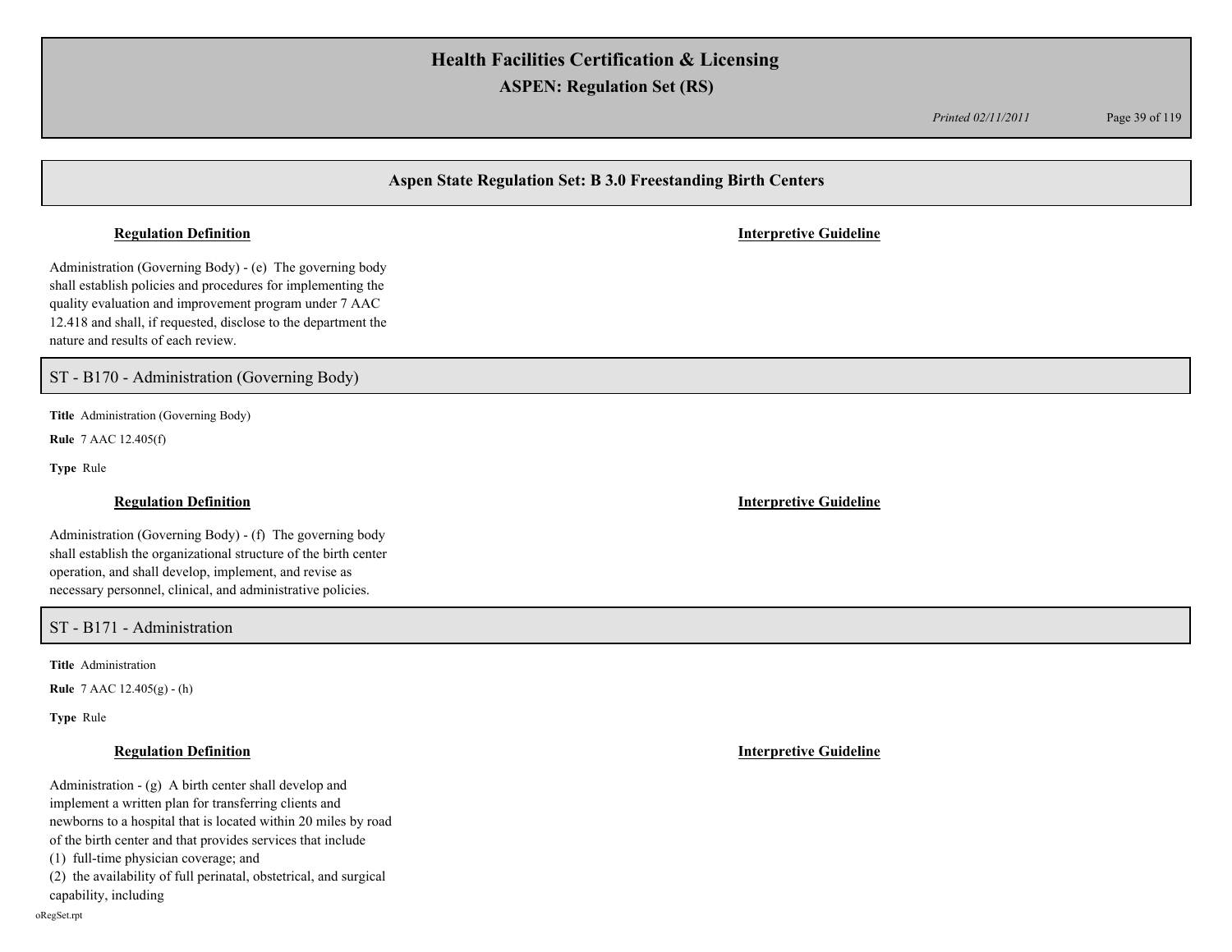## Aspen State Regulation Set: B 3.0 Freestanding Birth Centers

**Regulation Definition** | **Interpretive Guideline**

Administration (Governing Body) - (e) The governing body shall establish policies and procedures for implementing the quality evaluation and improvement program under 7 AAC 12.418 and shall, if requested, disclose to the department the nature and results of each review.

### ST - B170 - Administration (Governing Body)

**Title** Administration (Governing Body)

**Rule** 7 AAC 12.405(f)

**Type** Rule

**Regulation Definition** | **Interpretive Guideline**

Administration (Governing Body) - (f) The governing body shall establish the organizational structure of the birth center operation, and shall develop, implement, and revise as necessary personnel, clinical, and administrative policies.

### ST - B171 - Administration

**Title** Administration

**Rule** 7 AAC 12.405(g) - (h)

**Type** Rule

**Regulation Definition** | **Interpretive Guideline**

Administration - (g) A birth center shall develop and implement a written plan for transferring clients and newborns to a hospital that is located within 20 miles by road of the birth center and that provides services that include

(1) full-time physician coverage; and

(2) the availability of full perinatal, obstetrical, and surgical capability, including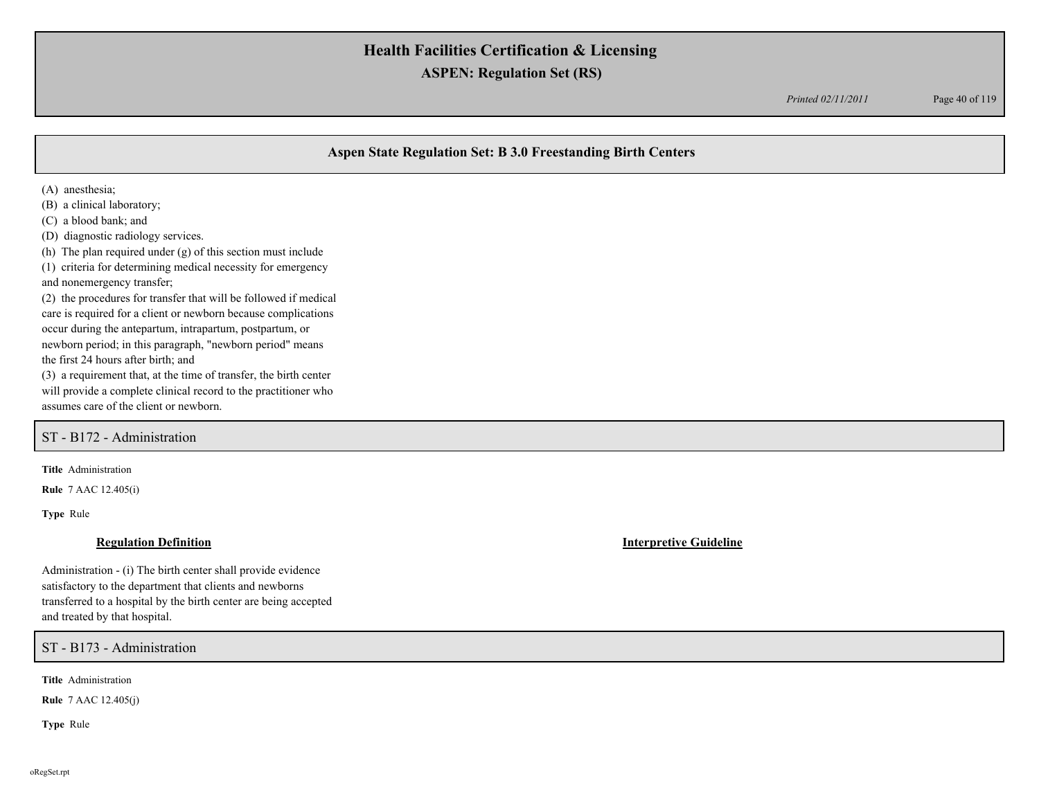## Aspen State Regulation Set: B 3.0 Freestanding Birth Centers

(A) anesthesia;
(B) a clinical laboratory;
(C) a blood bank; and
(D) diagnostic radiology services.
(h) The plan required under (g) of this section must include
(1) criteria for determining medical necessity for emergency and nonemergency transfer;
(2) the procedures for transfer that will be followed if medical care is required for a client or newborn because complications occur during the antepartum, intrapartum, postpartum, or newborn period; in this paragraph, "newborn period" means the first 24 hours after birth; and
(3) a requirement that, at the time of transfer, the birth center will provide a complete clinical record to the practitioner who assumes care of the client or newborn.

### ST - B172 - Administration

**Title** Administration

**Rule** 7 AAC 12.405(i)

**Type** Rule

| **Regulation Definition** | **Interpretive Guideline** |
|---|---|
| Administration - (i) The birth center shall provide evidence satisfactory to the department that clients and newborns transferred to a hospital by the birth center are being accepted and treated by that hospital. | |

### ST - B173 - Administration

**Title** Administration

**Rule** 7 AAC 12.405(j)

**Type** Rule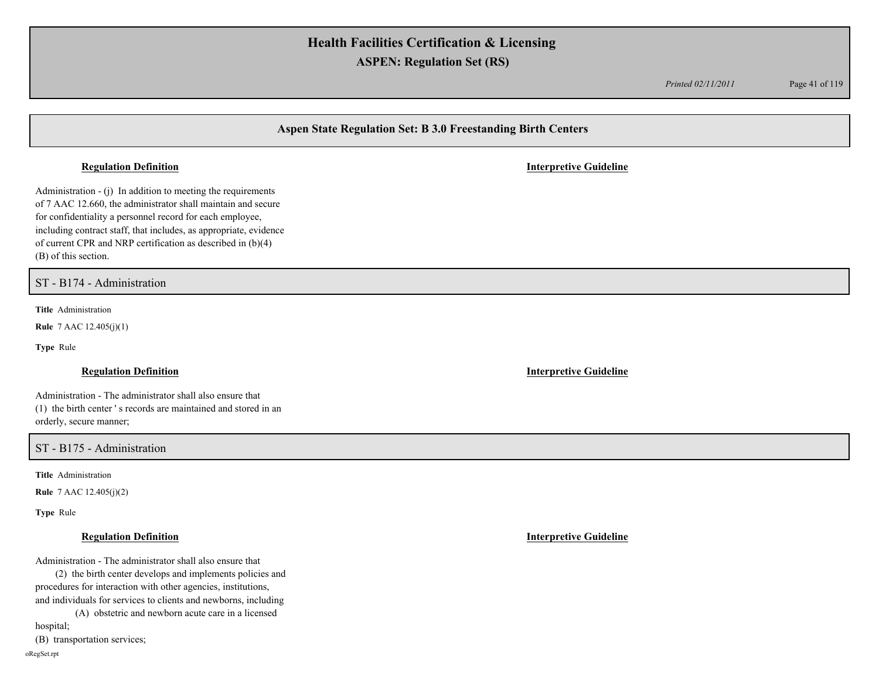## Aspen State Regulation Set: B 3.0 Freestanding Birth Centers

**Regulation Definition** | **Interpretive Guideline**

Administration - (j) In addition to meeting the requirements of 7 AAC 12.660, the administrator shall maintain and secure for confidentiality a personnel record for each employee, including contract staff, that includes, as appropriate, evidence of current CPR and NRP certification as described in (b)(4)(B) of this section.

## ST - B174 - Administration

**Title** Administration

**Rule** 7 AAC 12.405(j)(1)

**Type** Rule

**Regulation Definition** | **Interpretive Guideline**

Administration - The administrator shall also ensure that
(1) the birth center ' s records are maintained and stored in an orderly, secure manner;

## ST - B175 - Administration

**Title** Administration

**Rule** 7 AAC 12.405(j)(2)

**Type** Rule

**Regulation Definition** | **Interpretive Guideline**

Administration - The administrator shall also ensure that
(2) the birth center develops and implements policies and procedures for interaction with other agencies, institutions, and individuals for services to clients and newborns, including
(A) obstetric and newborn acute care in a licensed hospital;
(B) transportation services;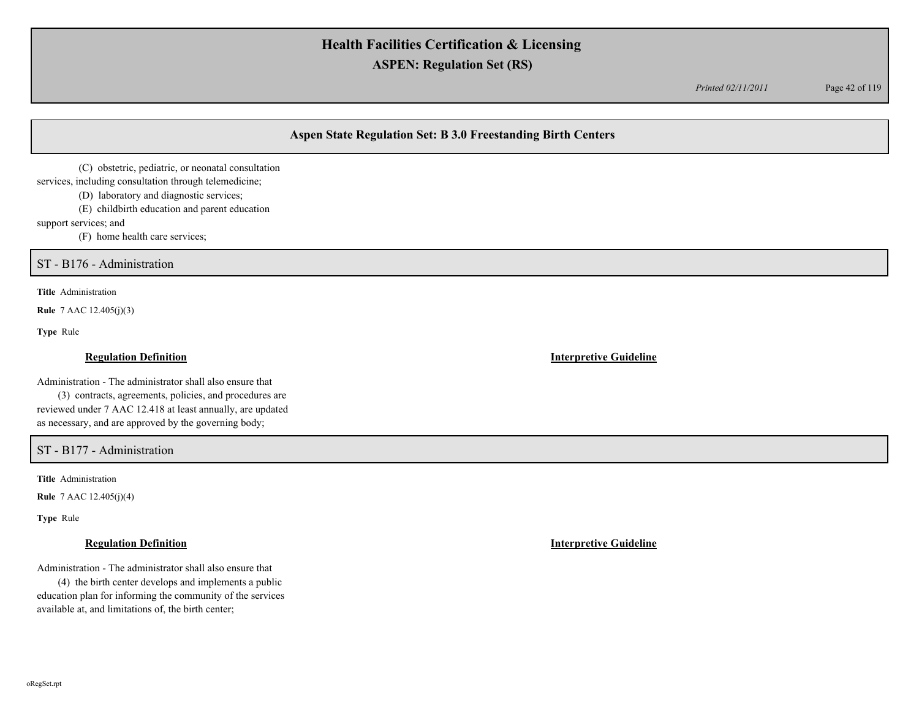## Aspen State Regulation Set: B 3.0 Freestanding Birth Centers

(C) obstetric, pediatric, or neonatal consultation services, including consultation through telemedicine;
(D) laboratory and diagnostic services;
(E) childbirth education and parent education support services; and
(F) home health care services;

### ST - B176 - Administration

**Title** Administration

**Rule** 7 AAC 12.405(j)(3)

**Type** Rule

**Regulation Definition**

Administration - The administrator shall also ensure that
(3) contracts, agreements, policies, and procedures are reviewed under 7 AAC 12.418 at least annually, are updated as necessary, and are approved by the governing body;

**Interpretive Guideline**

### ST - B177 - Administration

**Title** Administration

**Rule** 7 AAC 12.405(j)(4)

**Type** Rule

**Regulation Definition**

Administration - The administrator shall also ensure that
(4) the birth center develops and implements a public education plan for informing the community of the services available at, and limitations of, the birth center;

**Interpretive Guideline**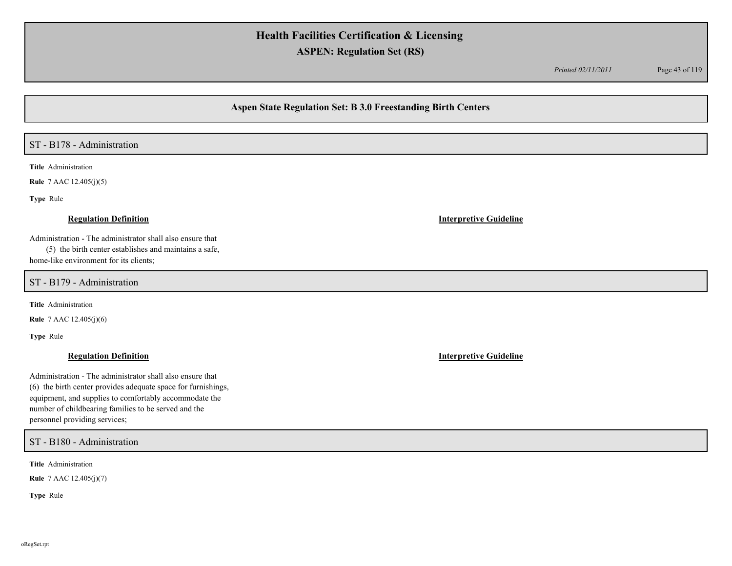## Aspen State Regulation Set: B 3.0 Freestanding Birth Centers

### ST - B178 - Administration

**Title** Administration

**Rule** 7 AAC 12.405(j)(5)

**Type** Rule

**Regulation Definition**

Administration - The administrator shall also ensure that
(5) the birth center establishes and maintains a safe, home-like environment for its clients;

**Interpretive Guideline**

### ST - B179 - Administration

**Title** Administration

**Rule** 7 AAC 12.405(j)(6)

**Type** Rule

**Regulation Definition**

Administration - The administrator shall also ensure that
(6) the birth center provides adequate space for furnishings, equipment, and supplies to comfortably accommodate the number of childbearing families to be served and the personnel providing services;

**Interpretive Guideline**

### ST - B180 - Administration

**Title** Administration

**Rule** 7 AAC 12.405(j)(7)

**Type** Rule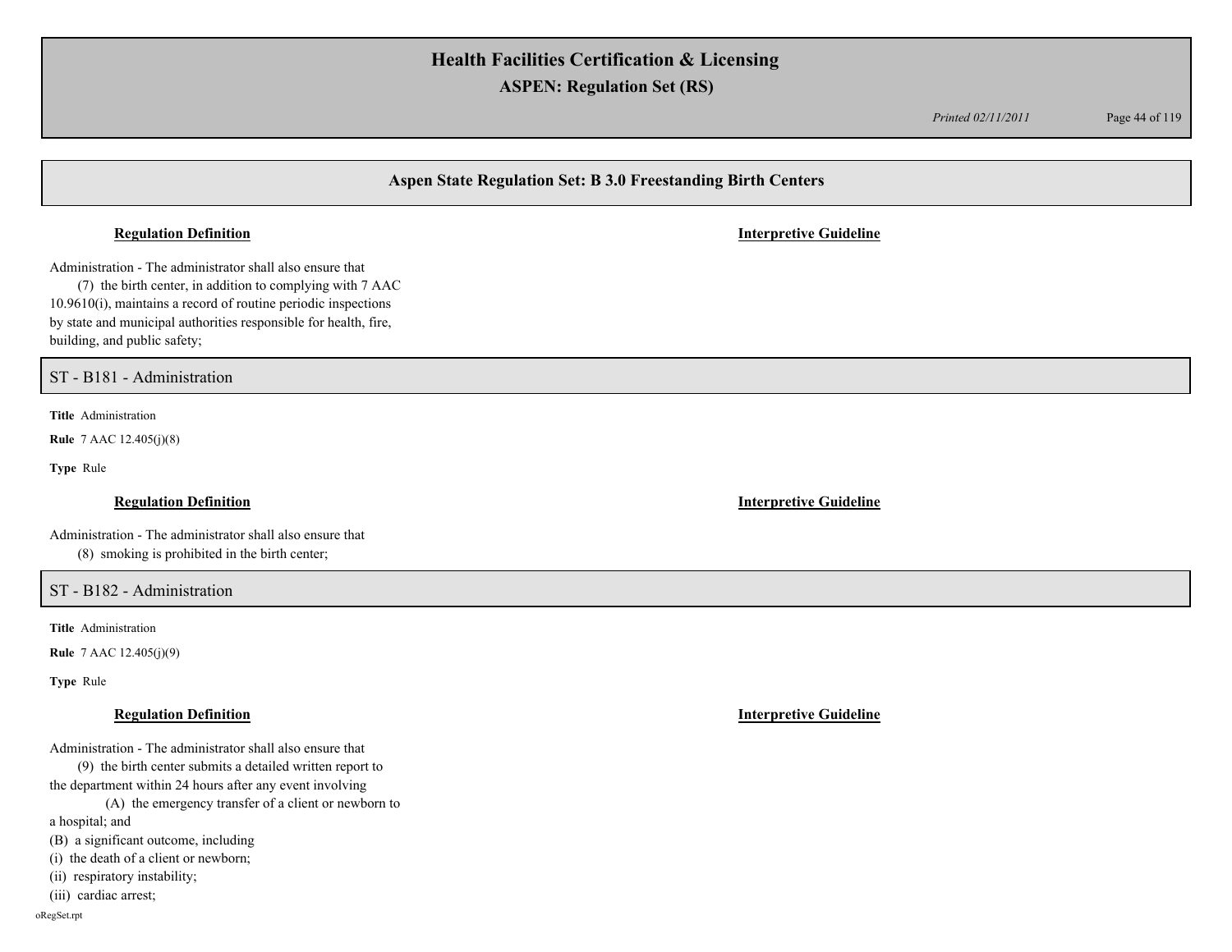## Aspen State Regulation Set: B 3.0 Freestanding Birth Centers

**Regulation Definition** | **Interpretive Guideline**

Administration - The administrator shall also ensure that
(7) the birth center, in addition to complying with 7 AAC 10.9610(i), maintains a record of routine periodic inspections by state and municipal authorities responsible for health, fire, building, and public safety;

## ST - B181 - Administration

**Title** Administration

**Rule** 7 AAC 12.405(j)(8)

**Type** Rule

**Regulation Definition** | **Interpretive Guideline**

Administration - The administrator shall also ensure that
(8) smoking is prohibited in the birth center;

## ST - B182 - Administration

**Title** Administration

**Rule** 7 AAC 12.405(j)(9)

**Type** Rule

**Regulation Definition** | **Interpretive Guideline**

Administration - The administrator shall also ensure that
(9) the birth center submits a detailed written report to the department within 24 hours after any event involving
(A) the emergency transfer of a client or newborn to a hospital; and
(B) a significant outcome, including
(i) the death of a client or newborn;
(ii) respiratory instability;
(iii) cardiac arrest;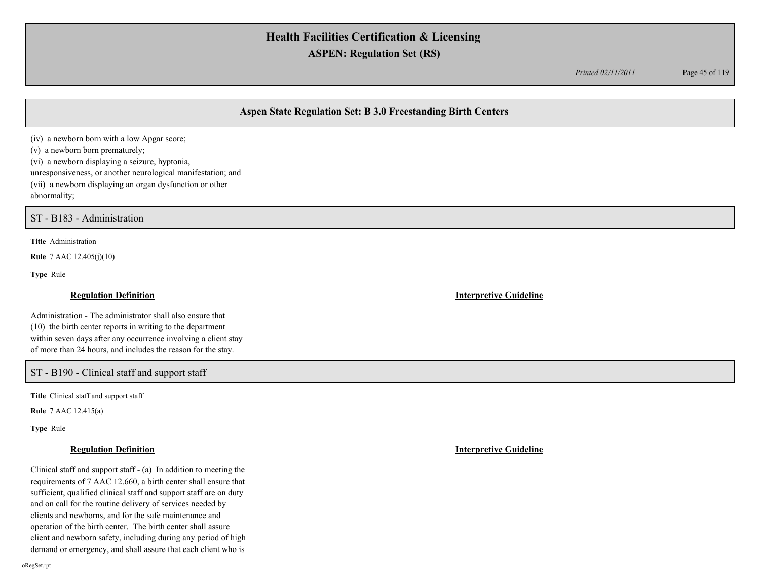(iv) a newborn born with a low Apgar score;
(v) a newborn born prematurely;
(vi) a newborn displaying a seizure, hyptonia, unresponsiveness, or another neurological manifestation; and
(vii) a newborn displaying an organ dysfunction or other abnormality;

## ST - B183 - Administration

**Title** Administration

**Rule** 7 AAC 12.405(j)(10)

**Type** Rule

**Regulation Definition**

Administration - The administrator shall also ensure that
(10) the birth center reports in writing to the department within seven days after any occurrence involving a client stay of more than 24 hours, and includes the reason for the stay.

**Interpretive Guideline**

## ST - B190 - Clinical staff and support staff

**Title** Clinical staff and support staff

**Rule** 7 AAC 12.415(a)

**Type** Rule

**Regulation Definition**

Clinical staff and support staff - (a) In addition to meeting the requirements of 7 AAC 12.660, a birth center shall ensure that sufficient, qualified clinical staff and support staff are on duty and on call for the routine delivery of services needed by clients and newborns, and for the safe maintenance and operation of the birth center. The birth center shall assure client and newborn safety, including during any period of high demand or emergency, and shall assure that each client who is

**Interpretive Guideline**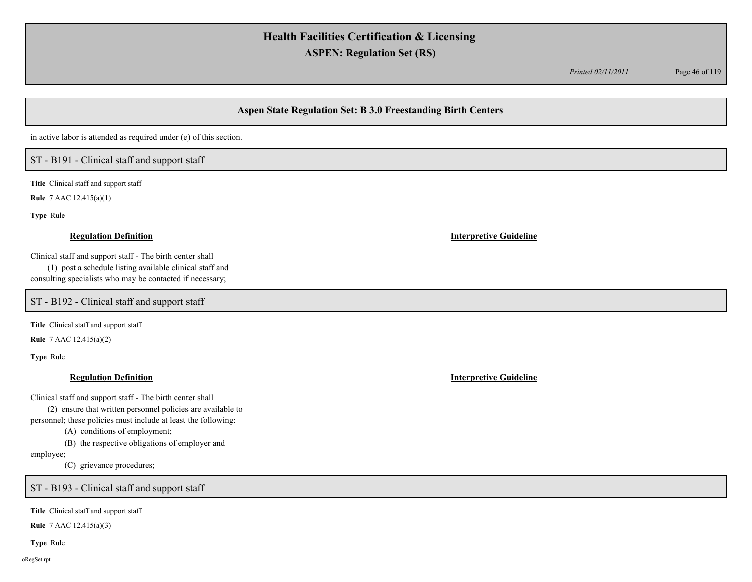## Aspen State Regulation Set: B 3.0 Freestanding Birth Centers

in active labor is attended as required under (e) of this section.

### ST - B191 - Clinical staff and support staff

**Title** Clinical staff and support staff

**Rule** 7 AAC 12.415(a)(1)

**Type** Rule

**Regulation Definition**

Clinical staff and support staff - The birth center shall
(1) post a schedule listing available clinical staff and consulting specialists who may be contacted if necessary;

**Interpretive Guideline**

### ST - B192 - Clinical staff and support staff

**Title** Clinical staff and support staff

**Rule** 7 AAC 12.415(a)(2)

**Type** Rule

**Regulation Definition**

Clinical staff and support staff - The birth center shall
(2) ensure that written personnel policies are available to personnel; these policies must include at least the following:
(A) conditions of employment;
(B) the respective obligations of employer and employee;
(C) grievance procedures;

**Interpretive Guideline**

### ST - B193 - Clinical staff and support staff

**Title** Clinical staff and support staff

**Rule** 7 AAC 12.415(a)(3)

**Type** Rule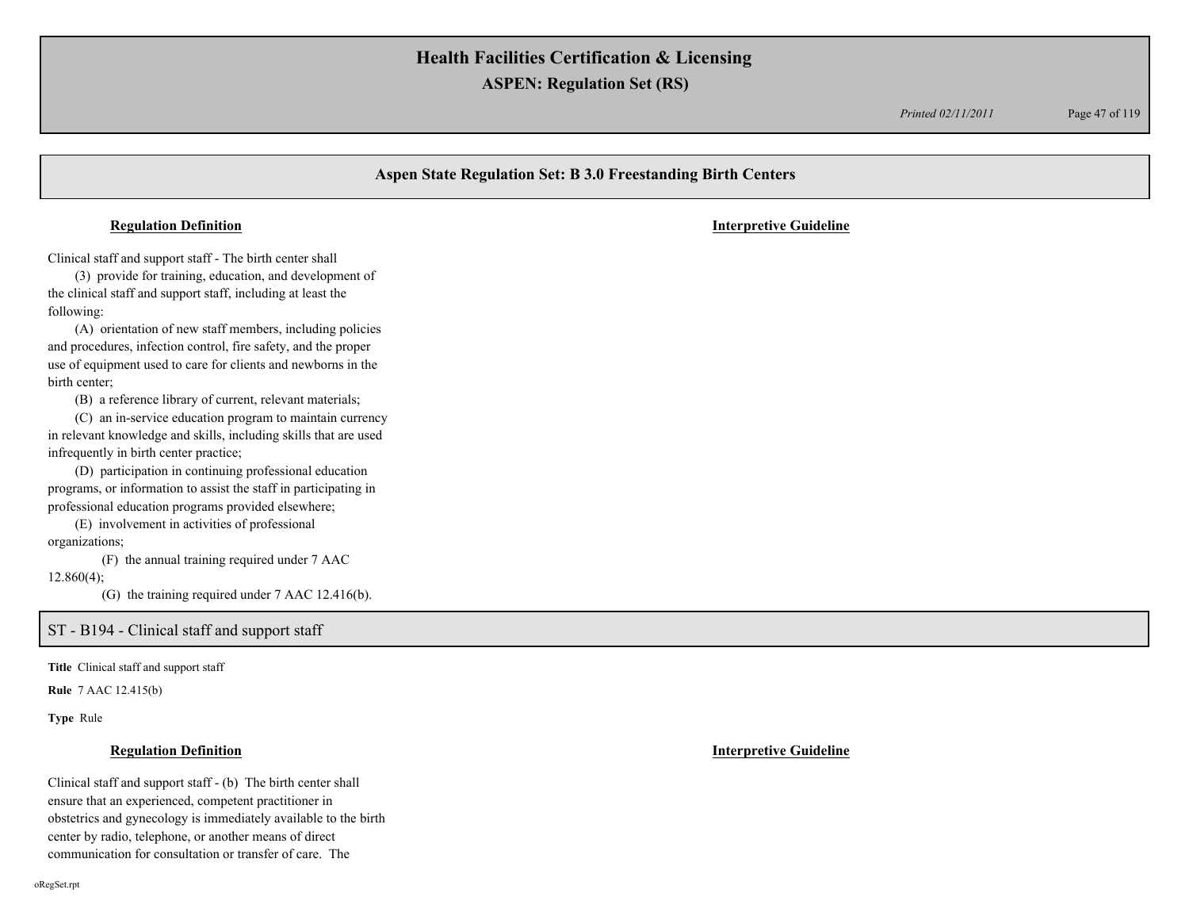**Regulation Definition**

Clinical staff and support staff - The birth center shall

(3) provide for training, education, and development of the clinical staff and support staff, including at least the following:

(A) orientation of new staff members, including policies and procedures, infection control, fire safety, and the proper use of equipment used to care for clients and newborns in the birth center;

(B) a reference library of current, relevant materials;

(C) an in-service education program to maintain currency in relevant knowledge and skills, including skills that are used infrequently in birth center practice;

(D) participation in continuing professional education programs, or information to assist the staff in participating in professional education programs provided elsewhere;

(E) involvement in activities of professional organizations;

(F) the annual training required under 7 AAC 12.860(4);

(G) the training required under 7 AAC 12.416(b).

**Interpretive Guideline**

## ST - B194 - Clinical staff and support staff

**Title** Clinical staff and support staff

**Rule** 7 AAC 12.415(b)

**Type** Rule

**Regulation Definition**

Clinical staff and support staff - (b) The birth center shall ensure that an experienced, competent practitioner in obstetrics and gynecology is immediately available to the birth center by radio, telephone, or another means of direct communication for consultation or transfer of care. The

**Interpretive Guideline**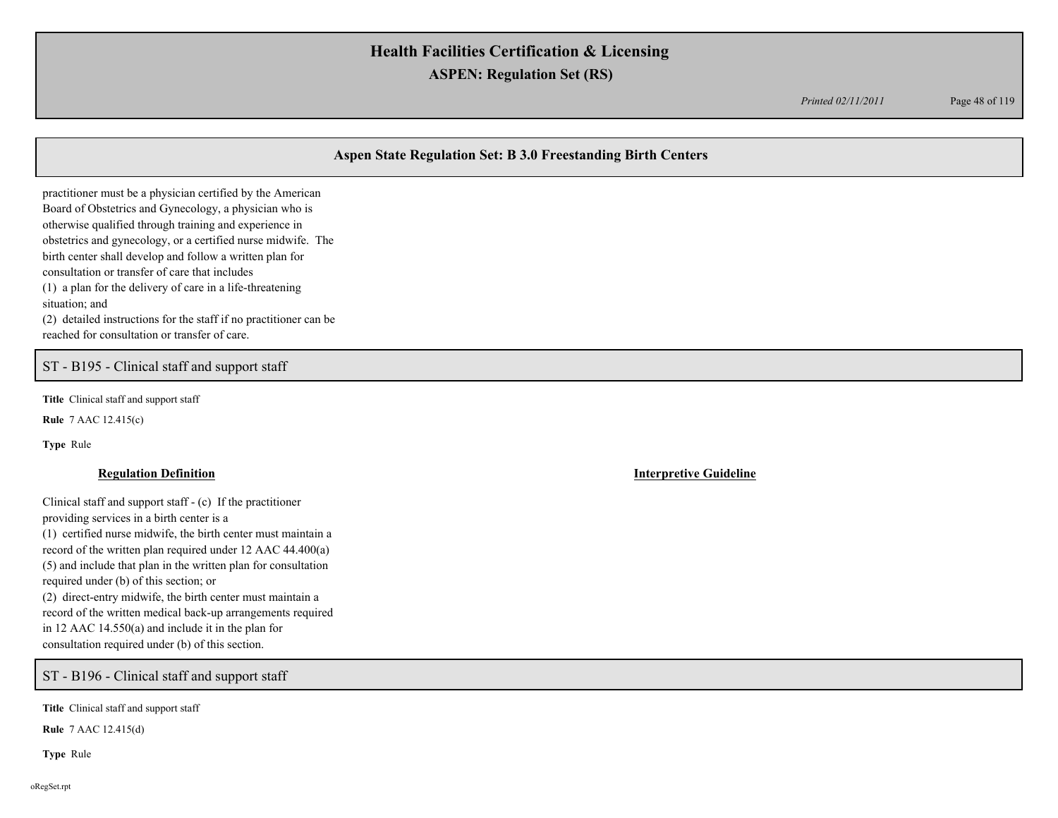practitioner must be a physician certified by the American Board of Obstetrics and Gynecology, a physician who is otherwise qualified through training and experience in obstetrics and gynecology, or a certified nurse midwife. The birth center shall develop and follow a written plan for consultation or transfer of care that includes
(1) a plan for the delivery of care in a life-threatening situation; and
(2) detailed instructions for the staff if no practitioner can be reached for consultation or transfer of care.

## ST - B195 - Clinical staff and support staff

**Title** Clinical staff and support staff

**Rule** 7 AAC 12.415(c)

**Type** Rule

**Regulation Definition**

Clinical staff and support staff - (c) If the practitioner providing services in a birth center is a
(1) certified nurse midwife, the birth center must maintain a record of the written plan required under 12 AAC 44.400(a)(5) and include that plan in the written plan for consultation required under (b) of this section; or
(2) direct-entry midwife, the birth center must maintain a record of the written medical back-up arrangements required in 12 AAC 14.550(a) and include it in the plan for consultation required under (b) of this section.

**Interpretive Guideline**

## ST - B196 - Clinical staff and support staff

**Title** Clinical staff and support staff

**Rule** 7 AAC 12.415(d)

**Type** Rule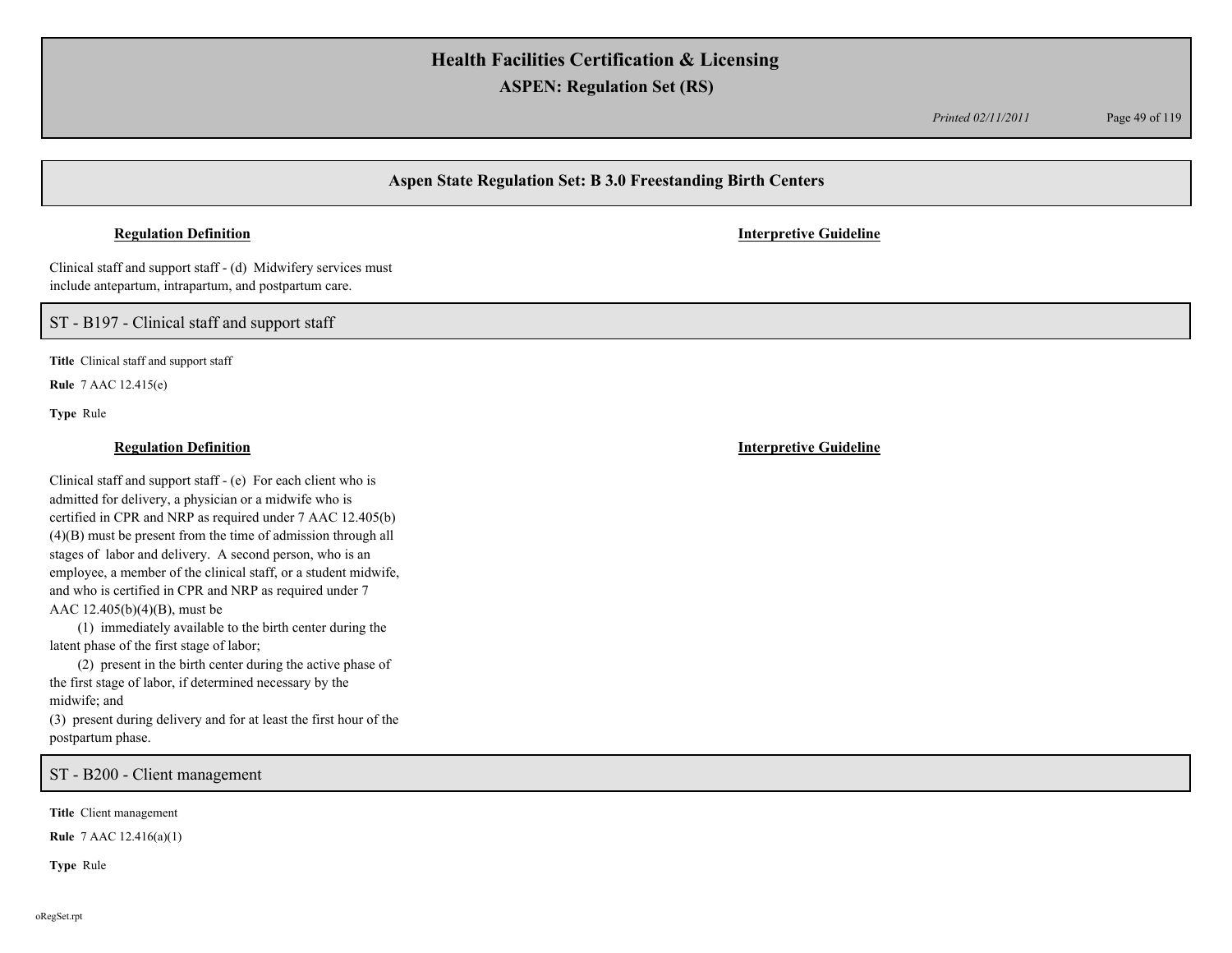**Regulation Definition** | **Interpretive Guideline**

Clinical staff and support staff - (d) Midwifery services must include antepartum, intrapartum, and postpartum care.

## ST - B197 - Clinical staff and support staff

**Title** Clinical staff and support staff

**Rule** 7 AAC 12.415(e)

**Type** Rule

**Regulation Definition** | **Interpretive Guideline**

Clinical staff and support staff - (e) For each client who is admitted for delivery, a physician or a midwife who is certified in CPR and NRP as required under 7 AAC 12.405(b)(4)(B) must be present from the time of admission through all stages of labor and delivery. A second person, who is an employee, a member of the clinical staff, or a student midwife, and who is certified in CPR and NRP as required under 7 AAC 12.405(b)(4)(B), must be

(1) immediately available to the birth center during the latent phase of the first stage of labor;

(2) present in the birth center during the active phase of the first stage of labor, if determined necessary by the midwife; and

(3) present during delivery and for at least the first hour of the postpartum phase.

## ST - B200 - Client management

**Title** Client management

**Rule** 7 AAC 12.416(a)(1)

**Type** Rule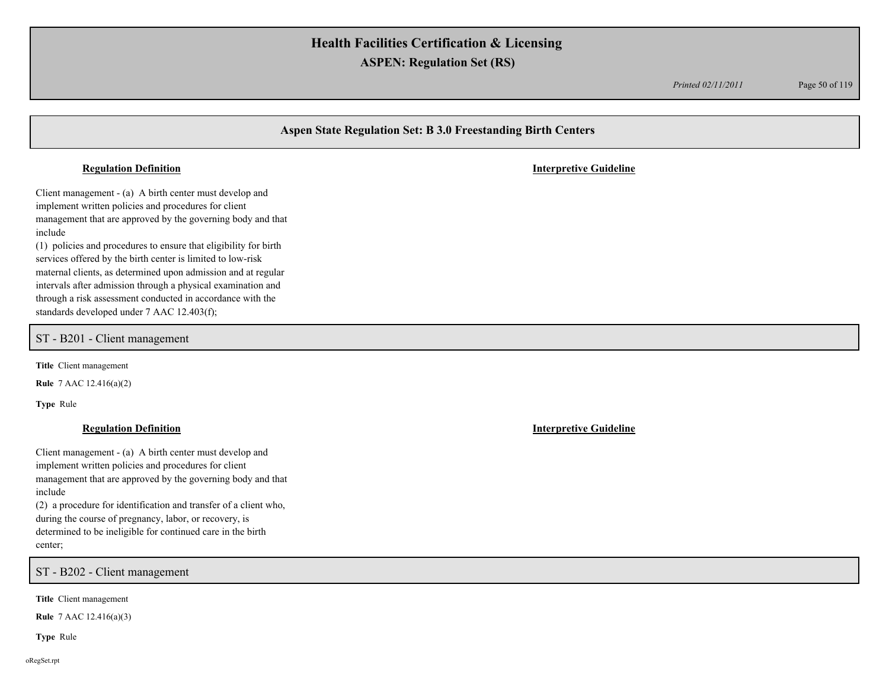## Aspen State Regulation Set: B 3.0 Freestanding Birth Centers

**Regulation Definition**

Client management - (a) A birth center must develop and implement written policies and procedures for client management that are approved by the governing body and that include
(1) policies and procedures to ensure that eligibility for birth services offered by the birth center is limited to low-risk maternal clients, as determined upon admission and at regular intervals after admission through a physical examination and through a risk assessment conducted in accordance with the standards developed under 7 AAC 12.403(f);

**Interpretive Guideline**

### ST - B201 - Client management

**Title** Client management

**Rule** 7 AAC 12.416(a)(2)

**Type** Rule

**Regulation Definition**

Client management - (a) A birth center must develop and implement written policies and procedures for client management that are approved by the governing body and that include
(2) a procedure for identification and transfer of a client who, during the course of pregnancy, labor, or recovery, is determined to be ineligible for continued care in the birth center;

**Interpretive Guideline**

### ST - B202 - Client management

**Title** Client management

**Rule** 7 AAC 12.416(a)(3)

**Type** Rule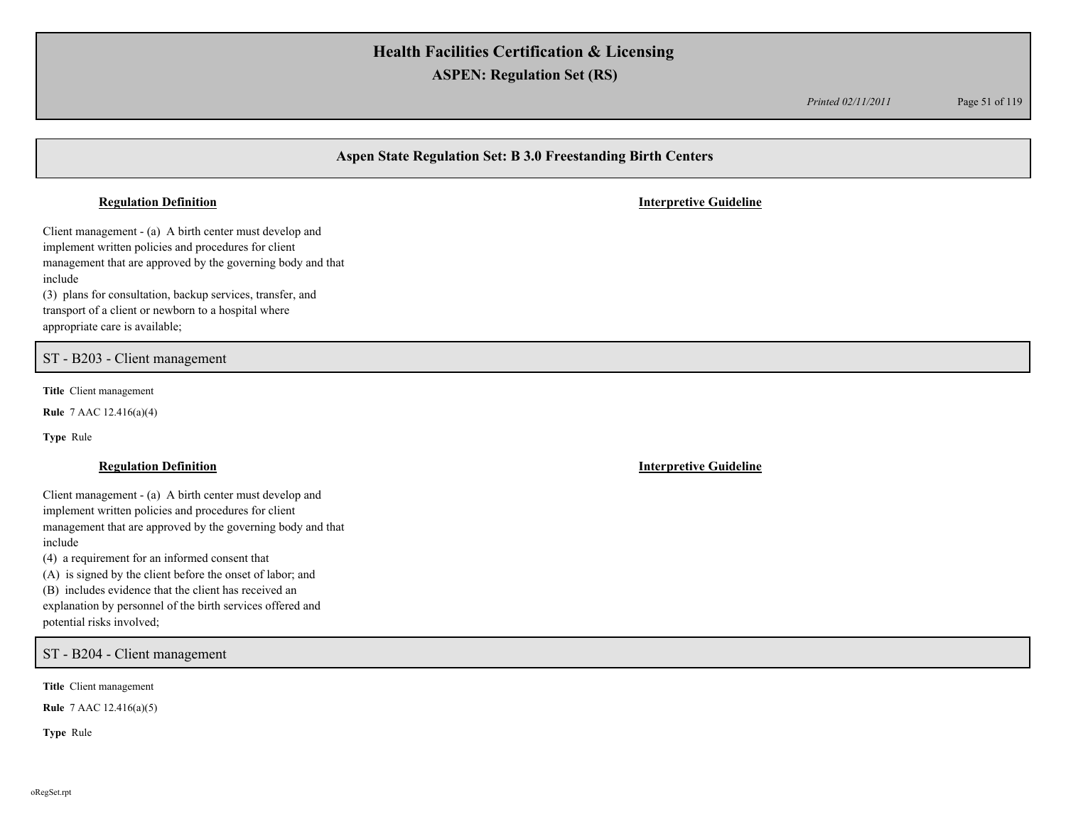## Aspen State Regulation Set: B 3.0 Freestanding Birth Centers

**Regulation Definition** | **Interpretive Guideline**

Client management - (a) A birth center must develop and implement written policies and procedures for client management that are approved by the governing body and that include

(3) plans for consultation, backup services, transfer, and transport of a client or newborn to a hospital where appropriate care is available;

### ST - B203 - Client management

**Title** Client management

**Rule** 7 AAC 12.416(a)(4)

**Type** Rule

**Regulation Definition** | **Interpretive Guideline**

Client management - (a) A birth center must develop and implement written policies and procedures for client management that are approved by the governing body and that include

(4) a requirement for an informed consent that

(A) is signed by the client before the onset of labor; and

(B) includes evidence that the client has received an explanation by personnel of the birth services offered and potential risks involved;

### ST - B204 - Client management

**Title** Client management

**Rule** 7 AAC 12.416(a)(5)

**Type** Rule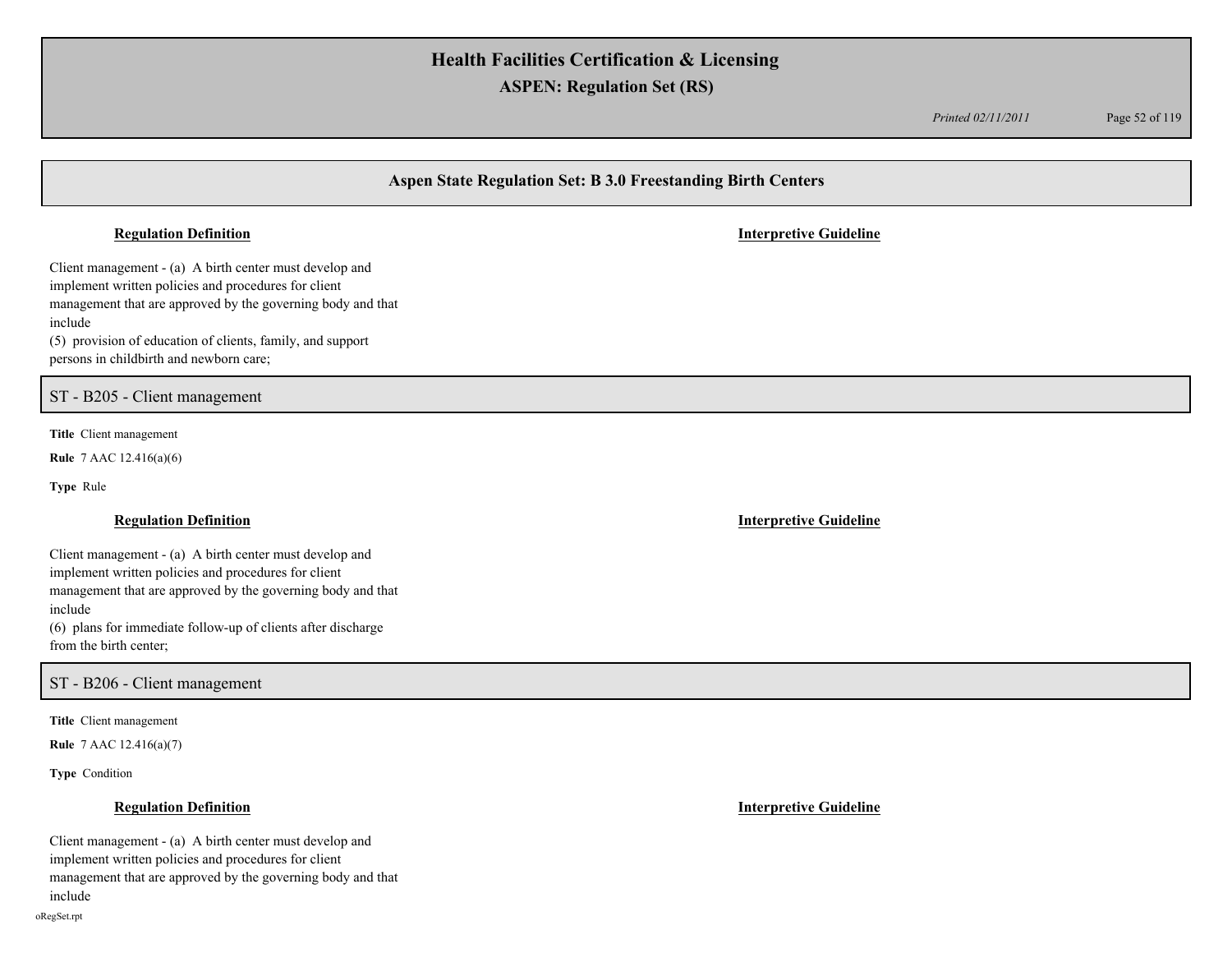## Aspen State Regulation Set: B 3.0 Freestanding Birth Centers

**Regulation Definition**

Client management - (a) A birth center must develop and implement written policies and procedures for client management that are approved by the governing body and that include
(5) provision of education of clients, family, and support persons in childbirth and newborn care;

**Interpretive Guideline**

### ST - B205 - Client management

**Title** Client management

**Rule** 7 AAC 12.416(a)(6)

**Type** Rule

**Regulation Definition**

Client management - (a) A birth center must develop and implement written policies and procedures for client management that are approved by the governing body and that include
(6) plans for immediate follow-up of clients after discharge from the birth center;

**Interpretive Guideline**

### ST - B206 - Client management

**Title** Client management

**Rule** 7 AAC 12.416(a)(7)

**Type** Condition

**Regulation Definition**

Client management - (a) A birth center must develop and implement written policies and procedures for client management that are approved by the governing body and that include

**Interpretive Guideline**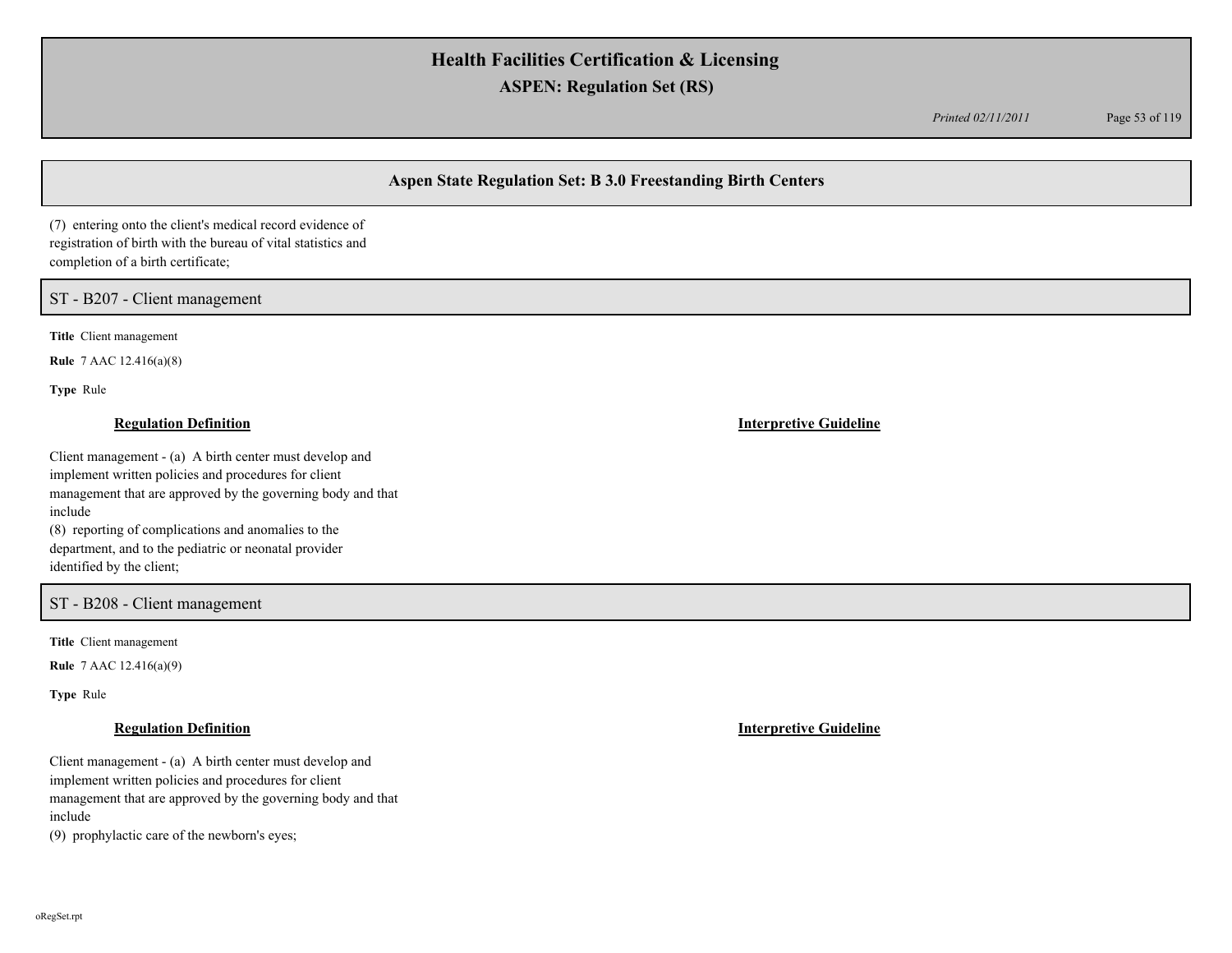(7) entering onto the client's medical record evidence of registration of birth with the bureau of vital statistics and completion of a birth certificate;

## ST - B207 - Client management

**Title** Client management

**Rule** 7 AAC 12.416(a)(8)

**Type** Rule

| Regulation Definition | Interpretive Guideline |
| --- | --- |
| Client management - (a) A birth center must develop and implement written policies and procedures for client management that are approved by the governing body and that include<br>(8) reporting of complications and anomalies to the department, and to the pediatric or neonatal provider identified by the client; | |

## ST - B208 - Client management

**Title** Client management

**Rule** 7 AAC 12.416(a)(9)

**Type** Rule

| Regulation Definition | Interpretive Guideline |
| --- | --- |
| Client management - (a) A birth center must develop and implement written policies and procedures for client management that are approved by the governing body and that include<br>(9) prophylactic care of the newborn's eyes; | |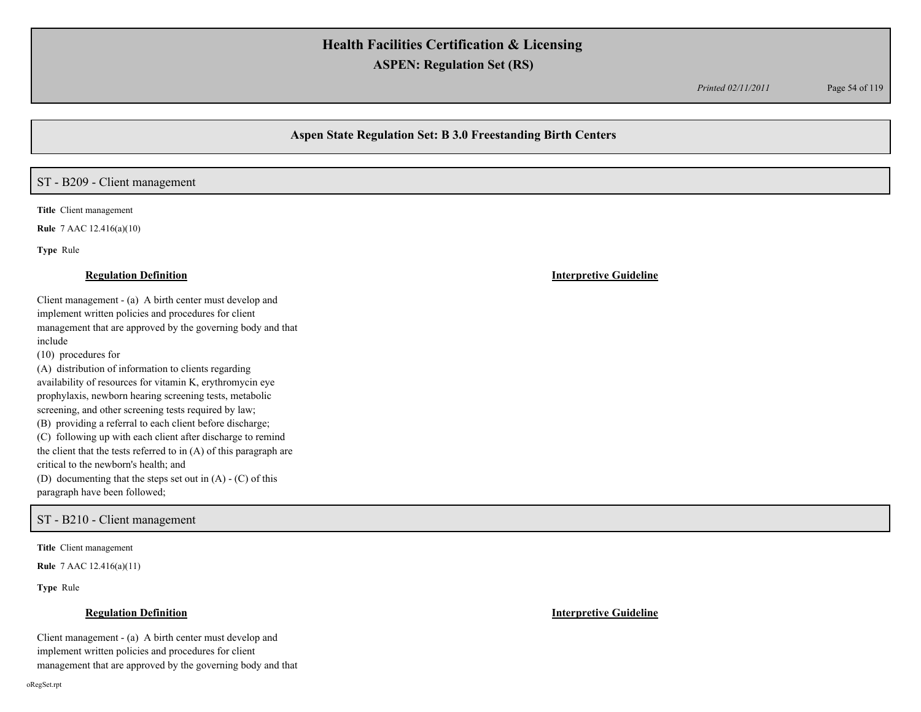## Aspen State Regulation Set: B 3.0 Freestanding Birth Centers

### ST - B209 - Client management

**Title** Client management

**Rule** 7 AAC 12.416(a)(10)

**Type** Rule

**Regulation Definition**

Client management - (a) A birth center must develop and implement written policies and procedures for client management that are approved by the governing body and that include

(10) procedures for

(A) distribution of information to clients regarding availability of resources for vitamin K, erythromycin eye prophylaxis, newborn hearing screening tests, metabolic screening, and other screening tests required by law;

(B) providing a referral to each client before discharge;

(C) following up with each client after discharge to remind the client that the tests referred to in (A) of this paragraph are critical to the newborn's health; and

(D) documenting that the steps set out in (A) - (C) of this paragraph have been followed;

**Interpretive Guideline**

### ST - B210 - Client management

**Title** Client management

**Rule** 7 AAC 12.416(a)(11)

**Type** Rule

**Regulation Definition**

Client management - (a) A birth center must develop and implement written policies and procedures for client management that are approved by the governing body and that

**Interpretive Guideline**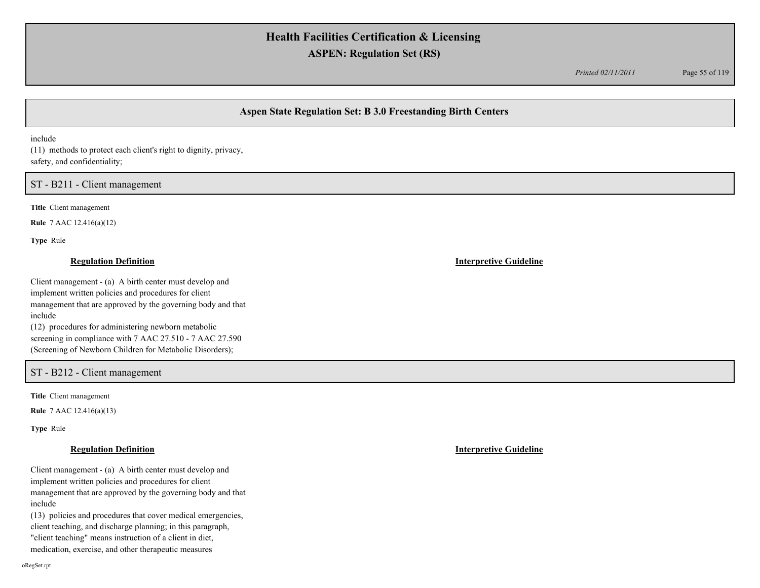## Aspen State Regulation Set: B 3.0 Freestanding Birth Centers

include
(11) methods to protect each client's right to dignity, privacy, safety, and confidentiality;

### ST - B211 - Client management

**Title** Client management

**Rule** 7 AAC 12.416(a)(12)

**Type** Rule

**Regulation Definition**

Client management - (a) A birth center must develop and implement written policies and procedures for client management that are approved by the governing body and that include
(12) procedures for administering newborn metabolic screening in compliance with 7 AAC 27.510 - 7 AAC 27.590 (Screening of Newborn Children for Metabolic Disorders);

**Interpretive Guideline**

### ST - B212 - Client management

**Title** Client management

**Rule** 7 AAC 12.416(a)(13)

**Type** Rule

**Regulation Definition**

Client management - (a) A birth center must develop and implement written policies and procedures for client management that are approved by the governing body and that include
(13) policies and procedures that cover medical emergencies, client teaching, and discharge planning; in this paragraph, "client teaching" means instruction of a client in diet, medication, exercise, and other therapeutic measures

**Interpretive Guideline**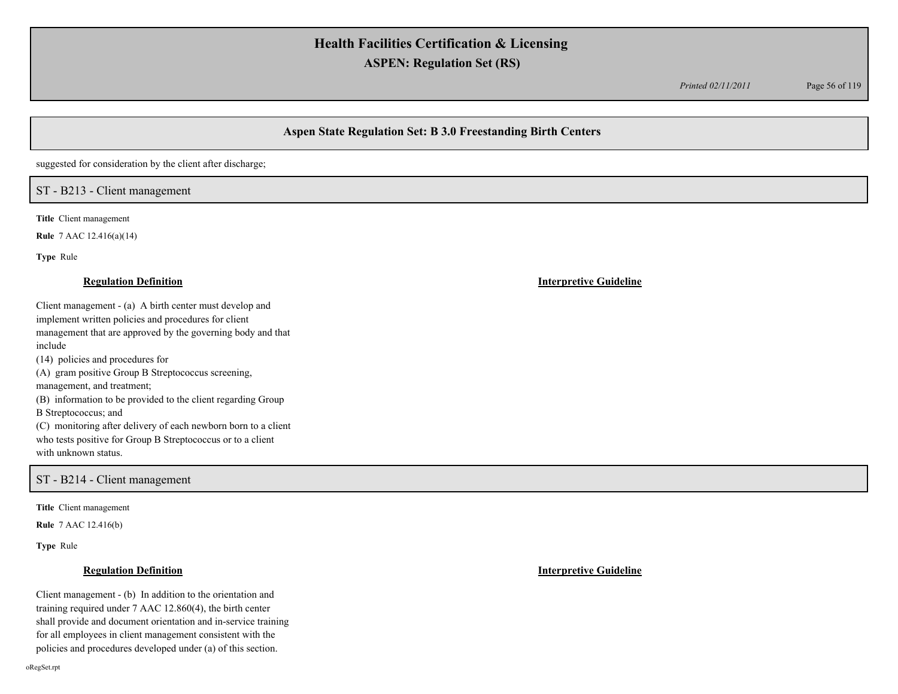## Aspen State Regulation Set: B 3.0 Freestanding Birth Centers

suggested for consideration by the client after discharge;

### ST - B213 - Client management

**Title** Client management

**Rule** 7 AAC 12.416(a)(14)

**Type** Rule

**Regulation Definition**

Client management - (a) A birth center must develop and implement written policies and procedures for client management that are approved by the governing body and that include

(14) policies and procedures for

(A) gram positive Group B Streptococcus screening, management, and treatment;

(B) information to be provided to the client regarding Group B Streptococcus; and

(C) monitoring after delivery of each newborn born to a client who tests positive for Group B Streptococcus or to a client with unknown status.

**Interpretive Guideline**

### ST - B214 - Client management

**Title** Client management

**Rule** 7 AAC 12.416(b)

**Type** Rule

**Regulation Definition**

Client management - (b) In addition to the orientation and training required under 7 AAC 12.860(4), the birth center shall provide and document orientation and in-service training for all employees in client management consistent with the policies and procedures developed under (a) of this section.

**Interpretive Guideline**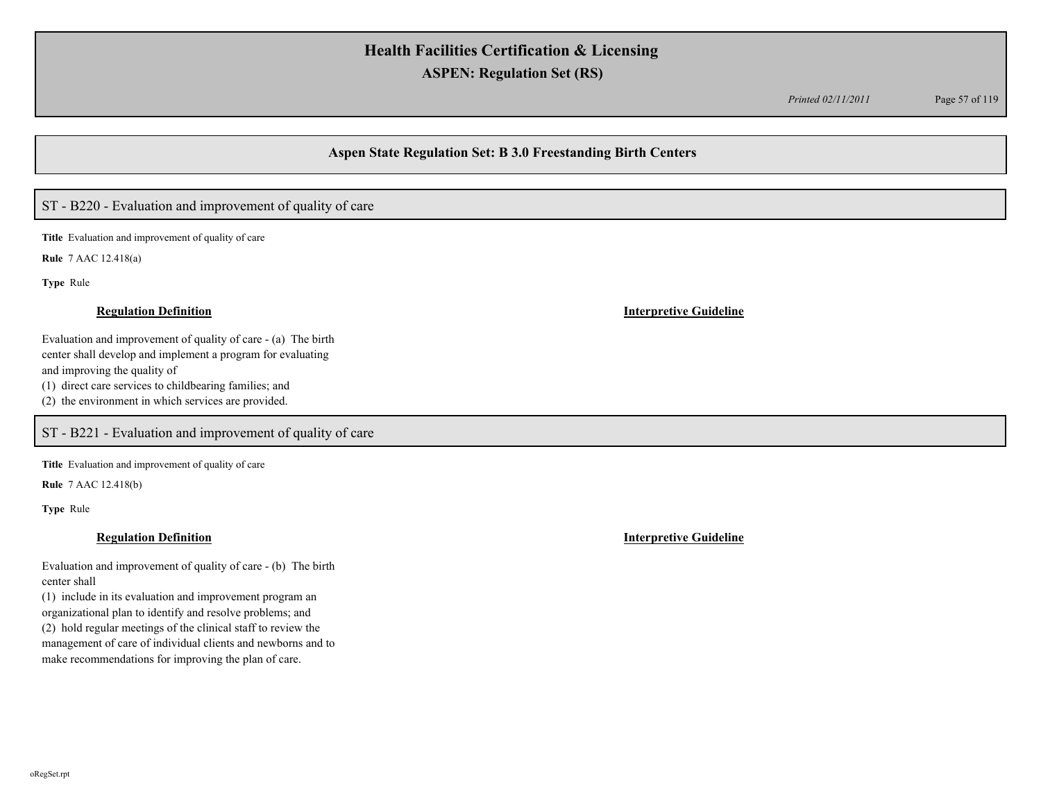## Aspen State Regulation Set: B 3.0 Freestanding Birth Centers

### ST - B220 - Evaluation and improvement of quality of care

**Title** Evaluation and improvement of quality of care

**Rule** 7 AAC 12.418(a)

**Type** Rule

**Regulation Definition**

Evaluation and improvement of quality of care - (a) The birth center shall develop and implement a program for evaluating and improving the quality of

(1) direct care services to childbearing families; and

(2) the environment in which services are provided.

**Interpretive Guideline**

### ST - B221 - Evaluation and improvement of quality of care

**Title** Evaluation and improvement of quality of care

**Rule** 7 AAC 12.418(b)

**Type** Rule

**Regulation Definition**

Evaluation and improvement of quality of care - (b) The birth center shall

(1) include in its evaluation and improvement program an organizational plan to identify and resolve problems; and

(2) hold regular meetings of the clinical staff to review the management of care of individual clients and newborns and to make recommendations for improving the plan of care.

**Interpretive Guideline**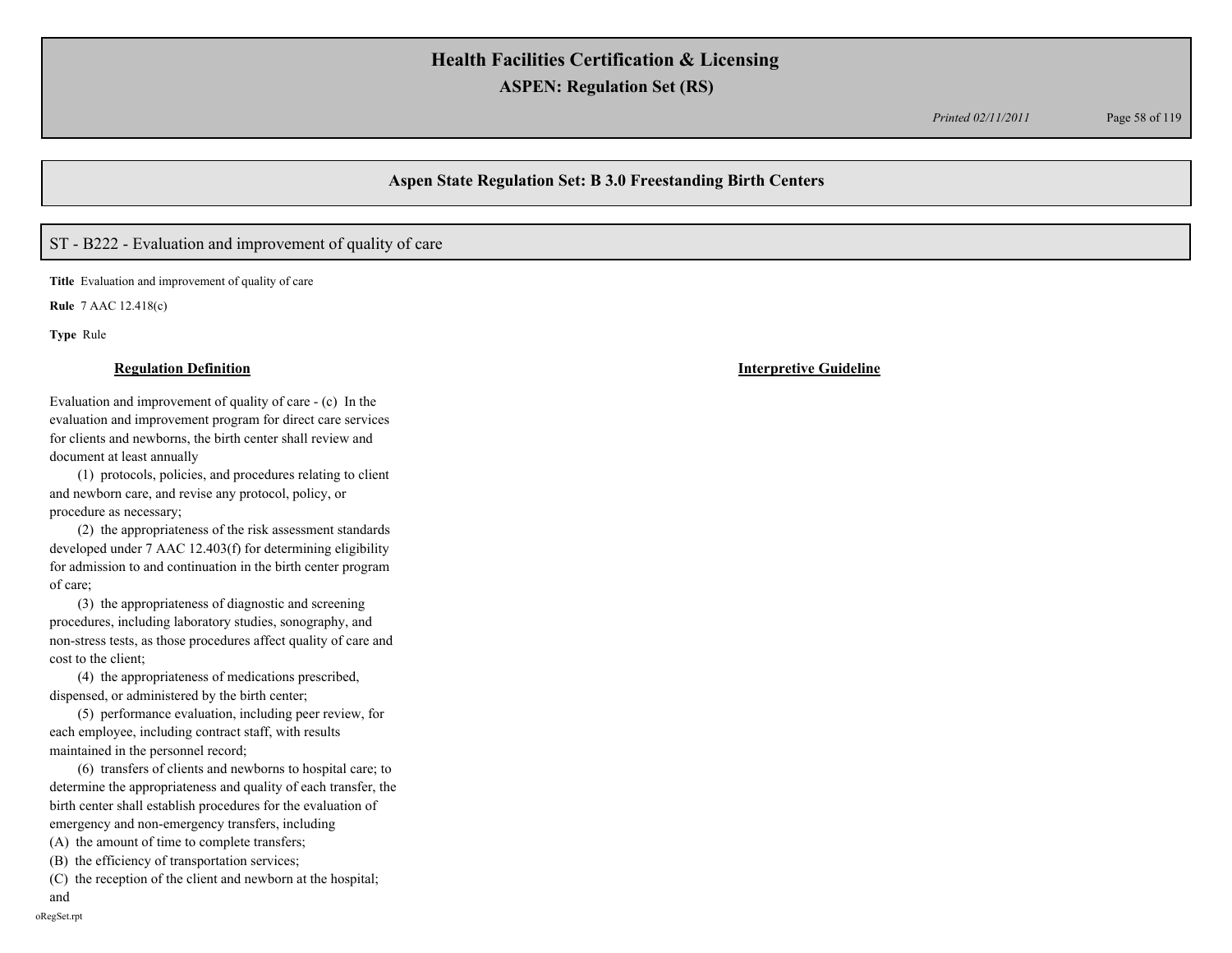## Aspen State Regulation Set: B 3.0 Freestanding Birth Centers

### ST - B222 - Evaluation and improvement of quality of care

**Title** Evaluation and improvement of quality of care

**Rule** 7 AAC 12.418(c)

**Type** Rule

| **Regulation Definition** | **Interpretive Guideline** |
| --- | --- |
| Evaluation and improvement of quality of care - (c) In the evaluation and improvement program for direct care services for clients and newborns, the birth center shall review and document at least annually<br>(1) protocols, policies, and procedures relating to client and newborn care, and revise any protocol, policy, or procedure as necessary;<br>(2) the appropriateness of the risk assessment standards developed under 7 AAC 12.403(f) for determining eligibility for admission to and continuation in the birth center program of care;<br>(3) the appropriateness of diagnostic and screening procedures, including laboratory studies, sonography, and non-stress tests, as those procedures affect quality of care and cost to the client;<br>(4) the appropriateness of medications prescribed, dispensed, or administered by the birth center;<br>(5) performance evaluation, including peer review, for each employee, including contract staff, with results maintained in the personnel record;<br>(6) transfers of clients and newborns to hospital care; to determine the appropriateness and quality of each transfer, the birth center shall establish procedures for the evaluation of emergency and non-emergency transfers, including<br>(A) the amount of time to complete transfers;<br>(B) the efficiency of transportation services;<br>(C) the reception of the client and newborn at the hospital; and | |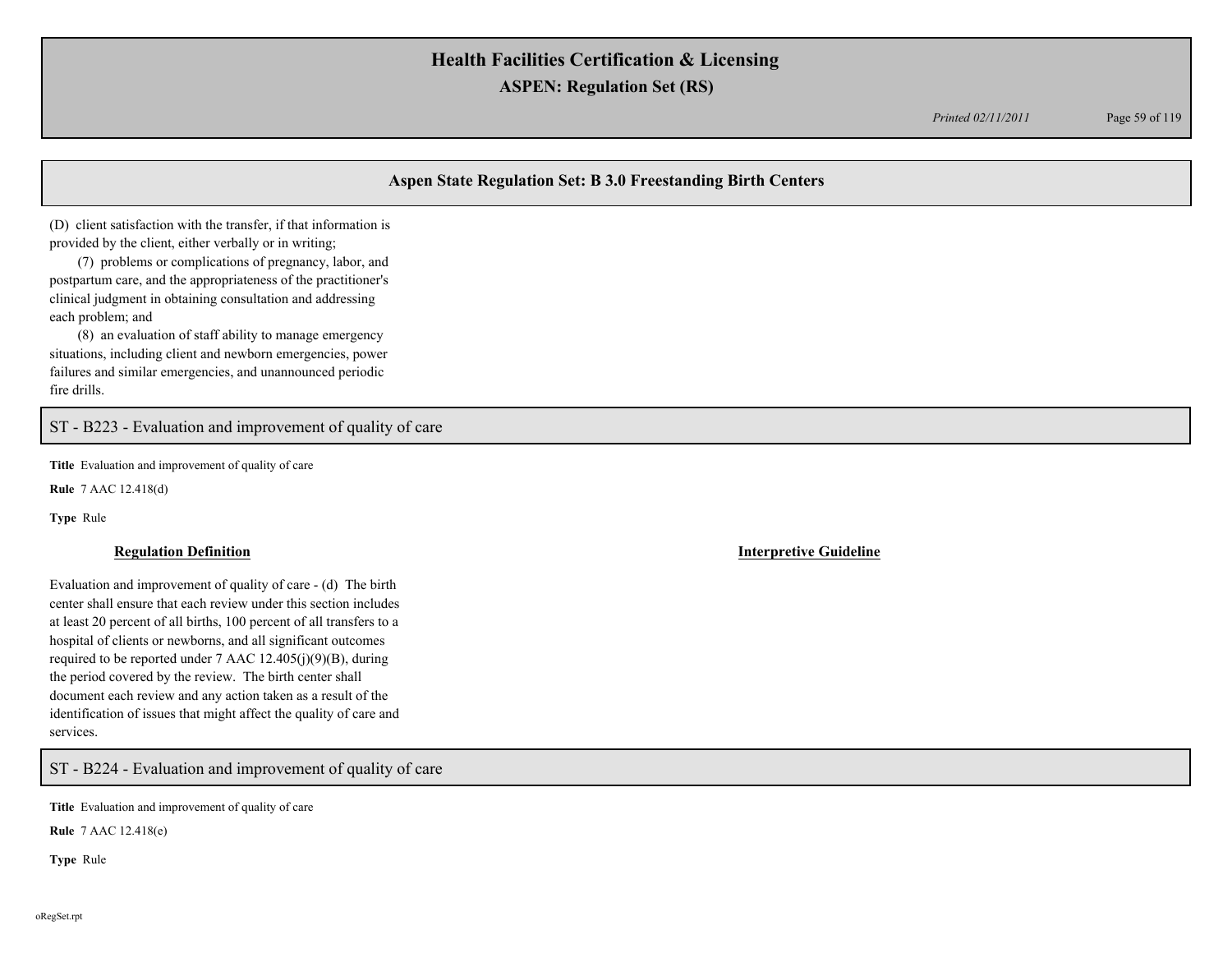## Aspen State Regulation Set: B 3.0 Freestanding Birth Centers

(D) client satisfaction with the transfer, if that information is provided by the client, either verbally or in writing;

(7) problems or complications of pregnancy, labor, and postpartum care, and the appropriateness of the practitioner's clinical judgment in obtaining consultation and addressing each problem; and

(8) an evaluation of staff ability to manage emergency situations, including client and newborn emergencies, power failures and similar emergencies, and unannounced periodic fire drills.

## ST - B223 - Evaluation and improvement of quality of care

**Title** Evaluation and improvement of quality of care

**Rule** 7 AAC 12.418(d)

**Type** Rule

**Regulation Definition**

Evaluation and improvement of quality of care - (d) The birth center shall ensure that each review under this section includes at least 20 percent of all births, 100 percent of all transfers to a hospital of clients or newborns, and all significant outcomes required to be reported under 7 AAC 12.405(j)(9)(B), during the period covered by the review. The birth center shall document each review and any action taken as a result of the identification of issues that might affect the quality of care and services.

**Interpretive Guideline**

## ST - B224 - Evaluation and improvement of quality of care

**Title** Evaluation and improvement of quality of care

**Rule** 7 AAC 12.418(e)

**Type** Rule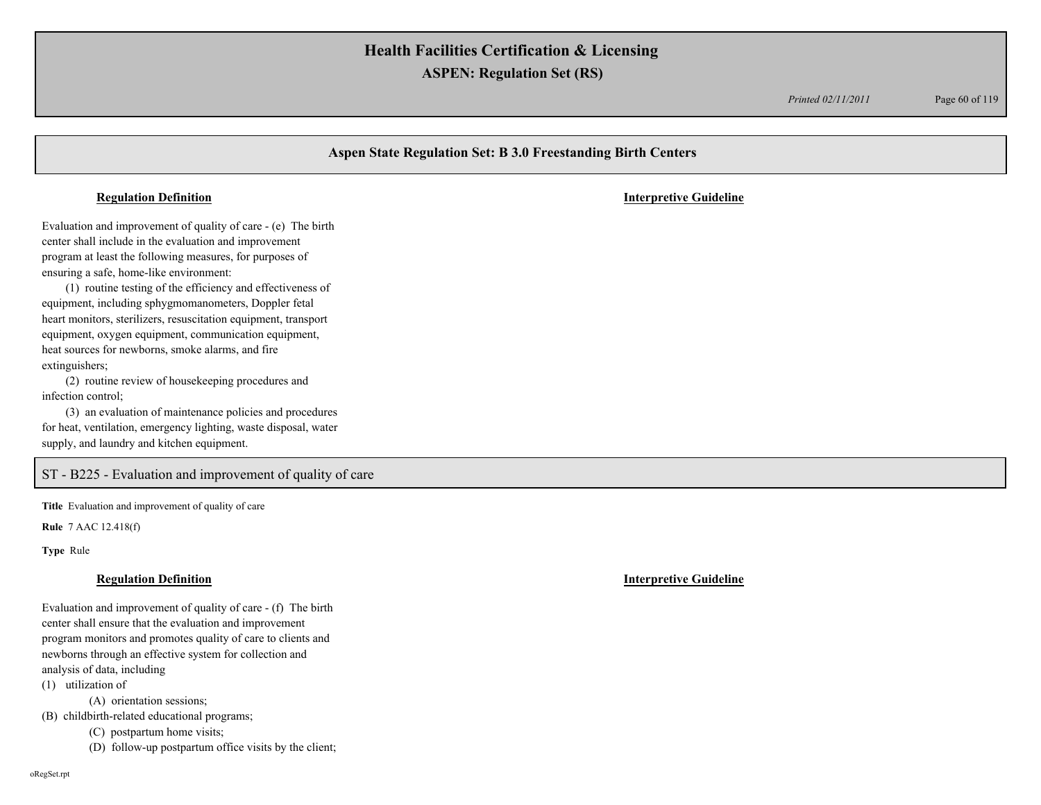## Aspen State Regulation Set: B 3.0 Freestanding Birth Centers

**Regulation Definition**

**Interpretive Guideline**

Evaluation and improvement of quality of care - (e) The birth center shall include in the evaluation and improvement program at least the following measures, for purposes of ensuring a safe, home-like environment:

(1) routine testing of the efficiency and effectiveness of equipment, including sphygmomanometers, Doppler fetal heart monitors, sterilizers, resuscitation equipment, transport equipment, oxygen equipment, communication equipment, heat sources for newborns, smoke alarms, and fire extinguishers;

(2) routine review of housekeeping procedures and infection control;

(3) an evaluation of maintenance policies and procedures for heat, ventilation, emergency lighting, waste disposal, water supply, and laundry and kitchen equipment.

## ST - B225 - Evaluation and improvement of quality of care

**Title** Evaluation and improvement of quality of care

**Rule** 7 AAC 12.418(f)

**Type** Rule

**Regulation Definition**

**Interpretive Guideline**

Evaluation and improvement of quality of care - (f) The birth center shall ensure that the evaluation and improvement program monitors and promotes quality of care to clients and newborns through an effective system for collection and analysis of data, including

(1) utilization of

(A) orientation sessions;

(B) childbirth-related educational programs;

(C) postpartum home visits;

(D) follow-up postpartum office visits by the client;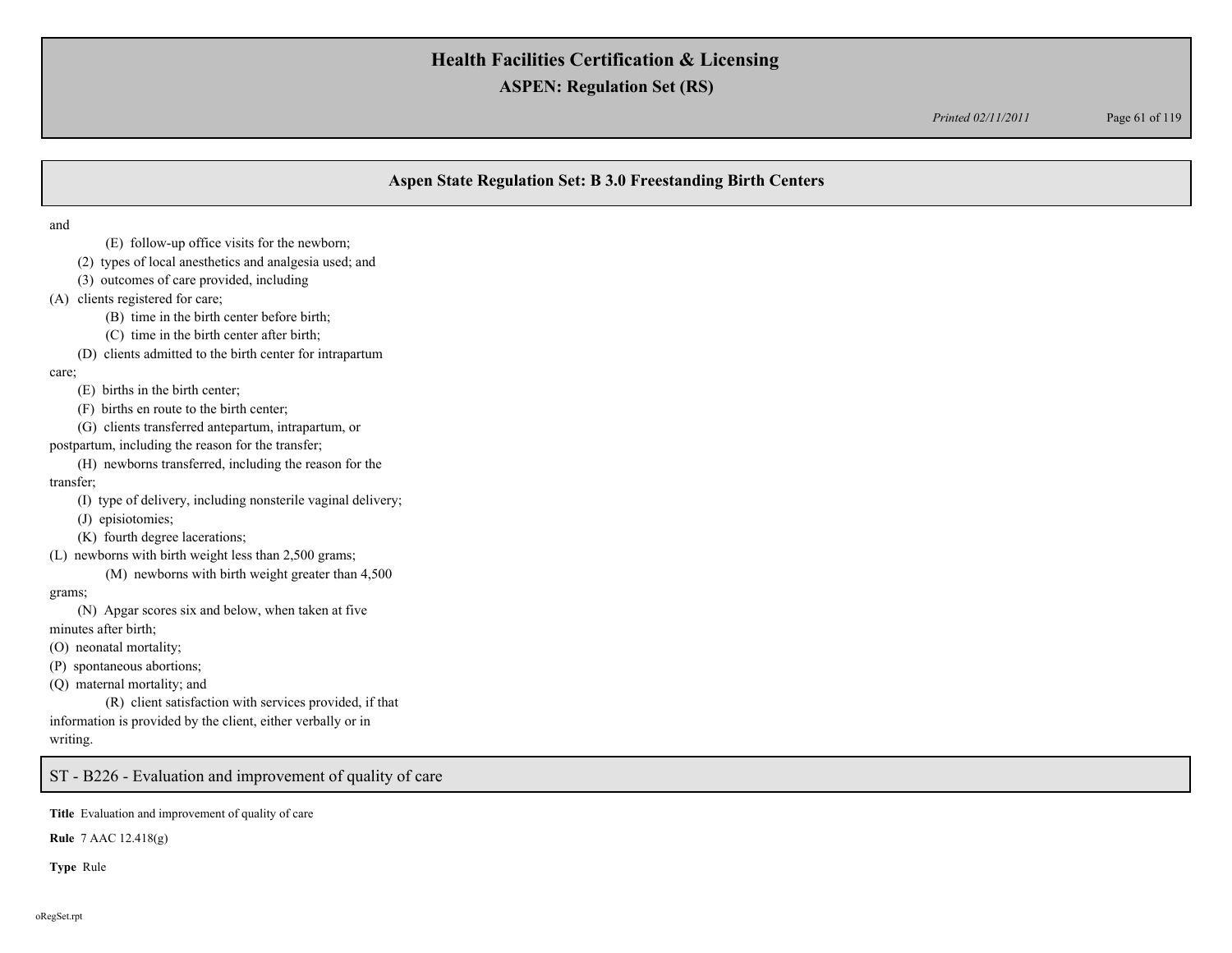## Aspen State Regulation Set: B 3.0 Freestanding Birth Centers

and

(E) follow-up office visits for the newborn;

(2) types of local anesthetics and analgesia used; and

(3) outcomes of care provided, including

(A) clients registered for care;

(B) time in the birth center before birth;

(C) time in the birth center after birth;

(D) clients admitted to the birth center for intrapartum care;

(E) births in the birth center;

(F) births en route to the birth center;

(G) clients transferred antepartum, intrapartum, or postpartum, including the reason for the transfer;

(H) newborns transferred, including the reason for the transfer;

(I) type of delivery, including nonsterile vaginal delivery;

(J) episiotomies;

(K) fourth degree lacerations;

(L) newborns with birth weight less than 2,500 grams;

(M) newborns with birth weight greater than 4,500 grams;

(N) Apgar scores six and below, when taken at five minutes after birth;

(O) neonatal mortality;

(P) spontaneous abortions;

(Q) maternal mortality; and

(R) client satisfaction with services provided, if that information is provided by the client, either verbally or in writing.

## ST - B226 - Evaluation and improvement of quality of care

**Title** Evaluation and improvement of quality of care

**Rule** 7 AAC 12.418(g)

**Type** Rule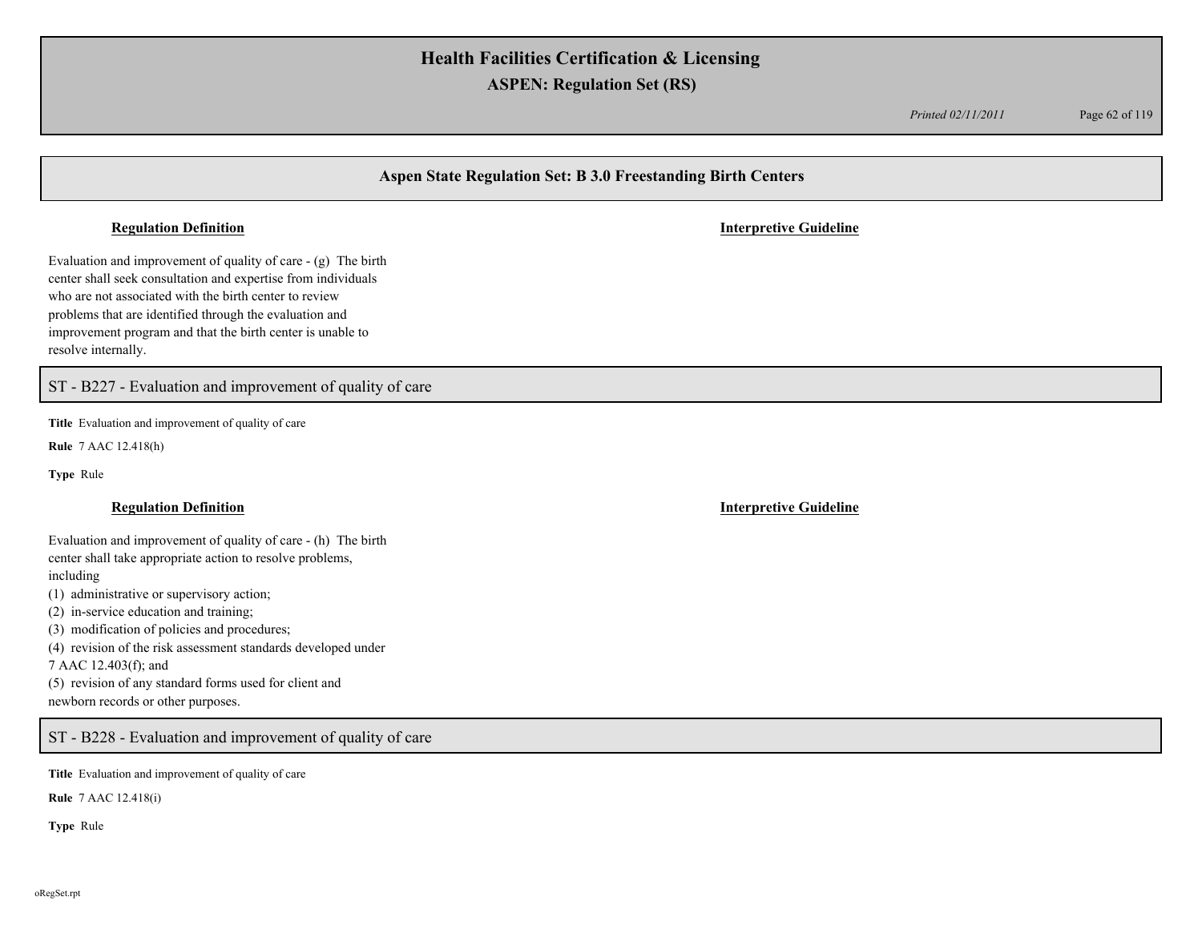## Aspen State Regulation Set: B 3.0 Freestanding Birth Centers

**Regulation Definition**

**Interpretive Guideline**

Evaluation and improvement of quality of care - (g) The birth center shall seek consultation and expertise from individuals who are not associated with the birth center to review problems that are identified through the evaluation and improvement program and that the birth center is unable to resolve internally.

### ST - B227 - Evaluation and improvement of quality of care

**Title** Evaluation and improvement of quality of care

**Rule** 7 AAC 12.418(h)

**Type** Rule

**Regulation Definition**

**Interpretive Guideline**

Evaluation and improvement of quality of care - (h) The birth center shall take appropriate action to resolve problems, including

(1) administrative or supervisory action;
(2) in-service education and training;
(3) modification of policies and procedures;
(4) revision of the risk assessment standards developed under 7 AAC 12.403(f); and
(5) revision of any standard forms used for client and newborn records or other purposes.

### ST - B228 - Evaluation and improvement of quality of care

**Title** Evaluation and improvement of quality of care

**Rule** 7 AAC 12.418(i)

**Type** Rule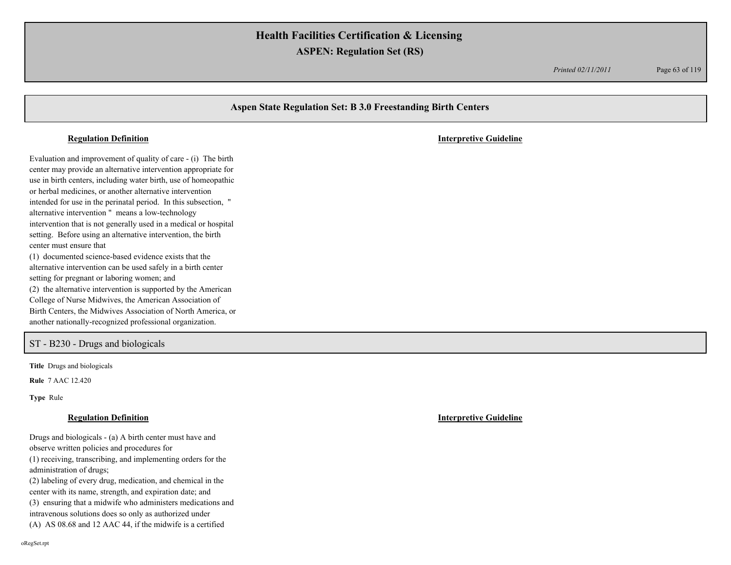## Aspen State Regulation Set: B 3.0 Freestanding Birth Centers

**Regulation Definition**

**Interpretive Guideline**

Evaluation and improvement of quality of care - (i) The birth center may provide an alternative intervention appropriate for use in birth centers, including water birth, use of homeopathic or herbal medicines, or another alternative intervention intended for use in the perinatal period. In this subsection, " alternative intervention " means a low-technology intervention that is not generally used in a medical or hospital setting. Before using an alternative intervention, the birth center must ensure that

(1) documented science-based evidence exists that the alternative intervention can be used safely in a birth center setting for pregnant or laboring women; and

(2) the alternative intervention is supported by the American College of Nurse Midwives, the American Association of Birth Centers, the Midwives Association of North America, or another nationally-recognized professional organization.

## ST - B230 - Drugs and biologicals

**Title** Drugs and biologicals

**Rule** 7 AAC 12.420

**Type** Rule

**Regulation Definition**

**Interpretive Guideline**

Drugs and biologicals - (a) A birth center must have and observe written policies and procedures for

(1) receiving, transcribing, and implementing orders for the administration of drugs;

(2) labeling of every drug, medication, and chemical in the center with its name, strength, and expiration date; and

(3) ensuring that a midwife who administers medications and intravenous solutions does so only as authorized under

(A) AS 08.68 and 12 AAC 44, if the midwife is a certified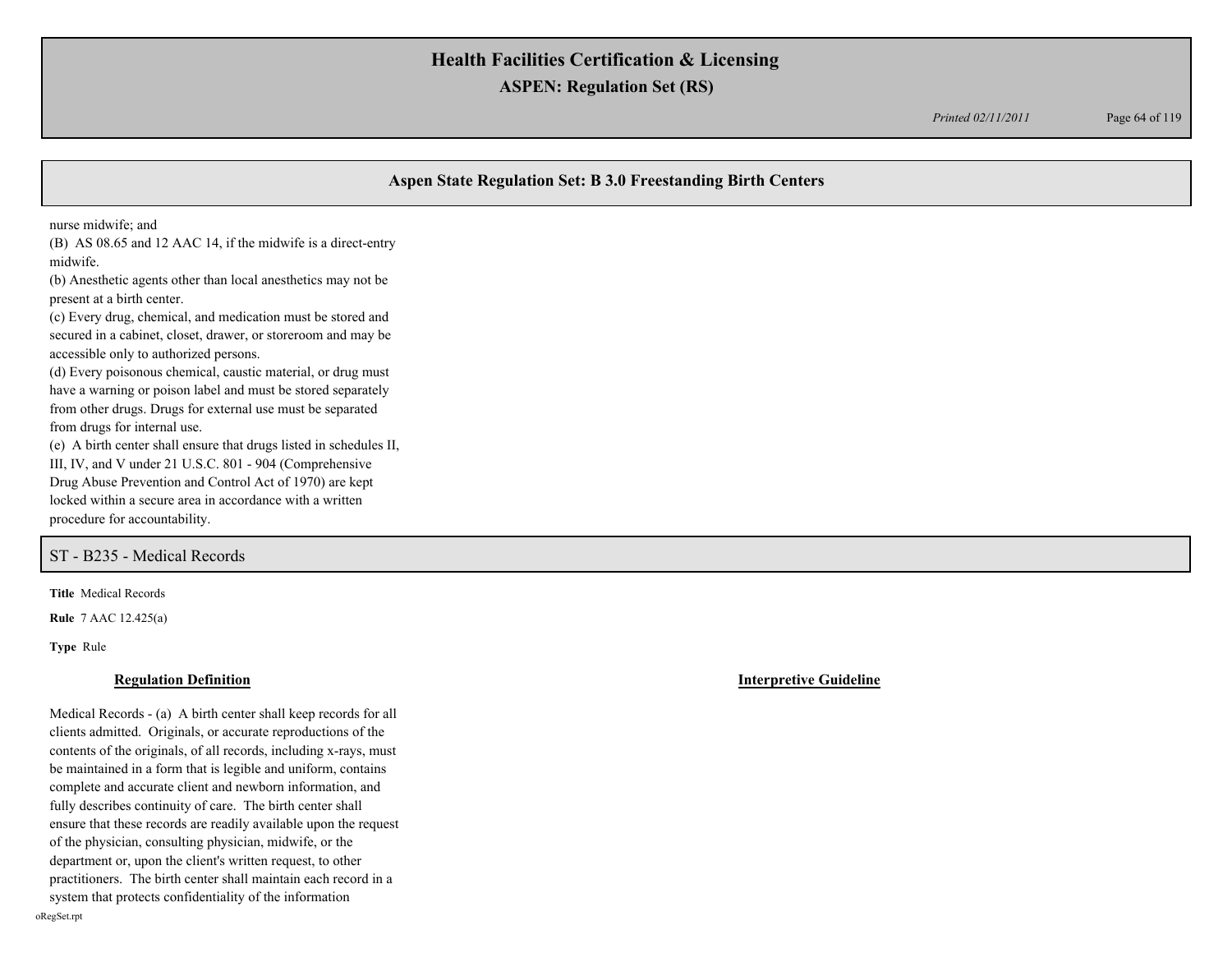## Aspen State Regulation Set: B 3.0 Freestanding Birth Centers

nurse midwife; and
(B) AS 08.65 and 12 AAC 14, if the midwife is a direct-entry midwife.
(b) Anesthetic agents other than local anesthetics may not be present at a birth center.
(c) Every drug, chemical, and medication must be stored and secured in a cabinet, closet, drawer, or storeroom and may be accessible only to authorized persons.
(d) Every poisonous chemical, caustic material, or drug must have a warning or poison label and must be stored separately from other drugs. Drugs for external use must be separated from drugs for internal use.
(e) A birth center shall ensure that drugs listed in schedules II, III, IV, and V under 21 U.S.C. 801 - 904 (Comprehensive Drug Abuse Prevention and Control Act of 1970) are kept locked within a secure area in accordance with a written procedure for accountability.

## ST - B235 - Medical Records

**Title** Medical Records

**Rule** 7 AAC 12.425(a)

**Type** Rule

| Regulation Definition | Interpretive Guideline |
|---|---|
| Medical Records - (a) A birth center shall keep records for all clients admitted. Originals, or accurate reproductions of the contents of the originals, of all records, including x-rays, must be maintained in a form that is legible and uniform, contains complete and accurate client and newborn information, and fully describes continuity of care. The birth center shall ensure that these records are readily available upon the request of the physician, consulting physician, midwife, or the department or, upon the client's written request, to other practitioners. The birth center shall maintain each record in a system that protects confidentiality of the information | |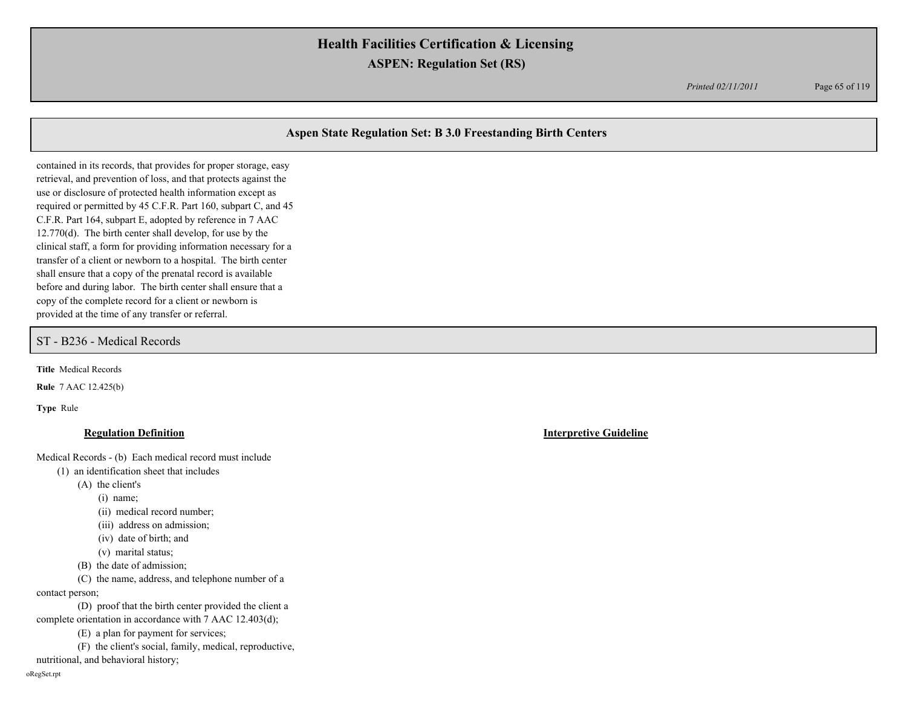## Aspen State Regulation Set: B 3.0 Freestanding Birth Centers

contained in its records, that provides for proper storage, easy retrieval, and prevention of loss, and that protects against the use or disclosure of protected health information except as required or permitted by 45 C.F.R. Part 160, subpart C, and 45 C.F.R. Part 164, subpart E, adopted by reference in 7 AAC 12.770(d). The birth center shall develop, for use by the clinical staff, a form for providing information necessary for a transfer of a client or newborn to a hospital. The birth center shall ensure that a copy of the prenatal record is available before and during labor. The birth center shall ensure that a copy of the complete record for a client or newborn is provided at the time of any transfer or referral.

## ST - B236 - Medical Records

**Title** Medical Records

**Rule** 7 AAC 12.425(b)

**Type** Rule

**Regulation Definition**

Medical Records - (b) Each medical record must include

- (1) an identification sheet that includes
  - (A) the client's
    - (i) name;
    - (ii) medical record number;
    - (iii) address on admission;
    - (iv) date of birth; and
    - (v) marital status;
  - (B) the date of admission;
  - (C) the name, address, and telephone number of a contact person;
  - (D) proof that the birth center provided the client a complete orientation in accordance with 7 AAC 12.403(d);
  - (E) a plan for payment for services;
  - (F) the client's social, family, medical, reproductive, nutritional, and behavioral history;

**Interpretive Guideline**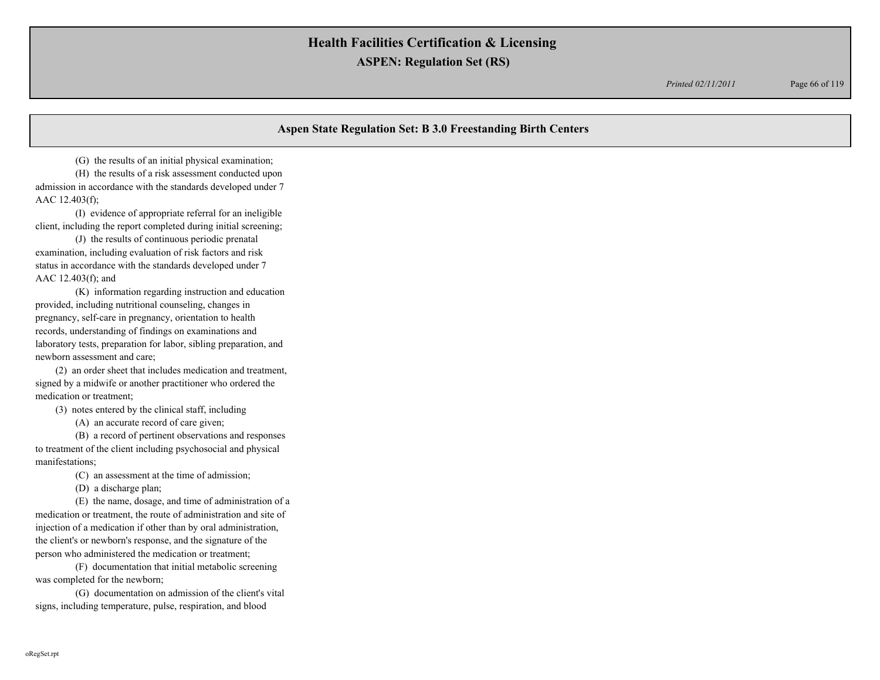## Aspen State Regulation Set: B 3.0 Freestanding Birth Centers

(G) the results of an initial physical examination;

(H) the results of a risk assessment conducted upon admission in accordance with the standards developed under 7 AAC 12.403(f);

(I) evidence of appropriate referral for an ineligible client, including the report completed during initial screening;

(J) the results of continuous periodic prenatal examination, including evaluation of risk factors and risk status in accordance with the standards developed under 7 AAC 12.403(f); and

(K) information regarding instruction and education provided, including nutritional counseling, changes in pregnancy, self-care in pregnancy, orientation to health records, understanding of findings on examinations and laboratory tests, preparation for labor, sibling preparation, and newborn assessment and care;

(2) an order sheet that includes medication and treatment, signed by a midwife or another practitioner who ordered the medication or treatment;

(3) notes entered by the clinical staff, including

(A) an accurate record of care given;

(B) a record of pertinent observations and responses to treatment of the client including psychosocial and physical manifestations;

(C) an assessment at the time of admission;

(D) a discharge plan;

(E) the name, dosage, and time of administration of a medication or treatment, the route of administration and site of injection of a medication if other than by oral administration, the client's or newborn's response, and the signature of the person who administered the medication or treatment;

(F) documentation that initial metabolic screening was completed for the newborn;

(G) documentation on admission of the client's vital signs, including temperature, pulse, respiration, and blood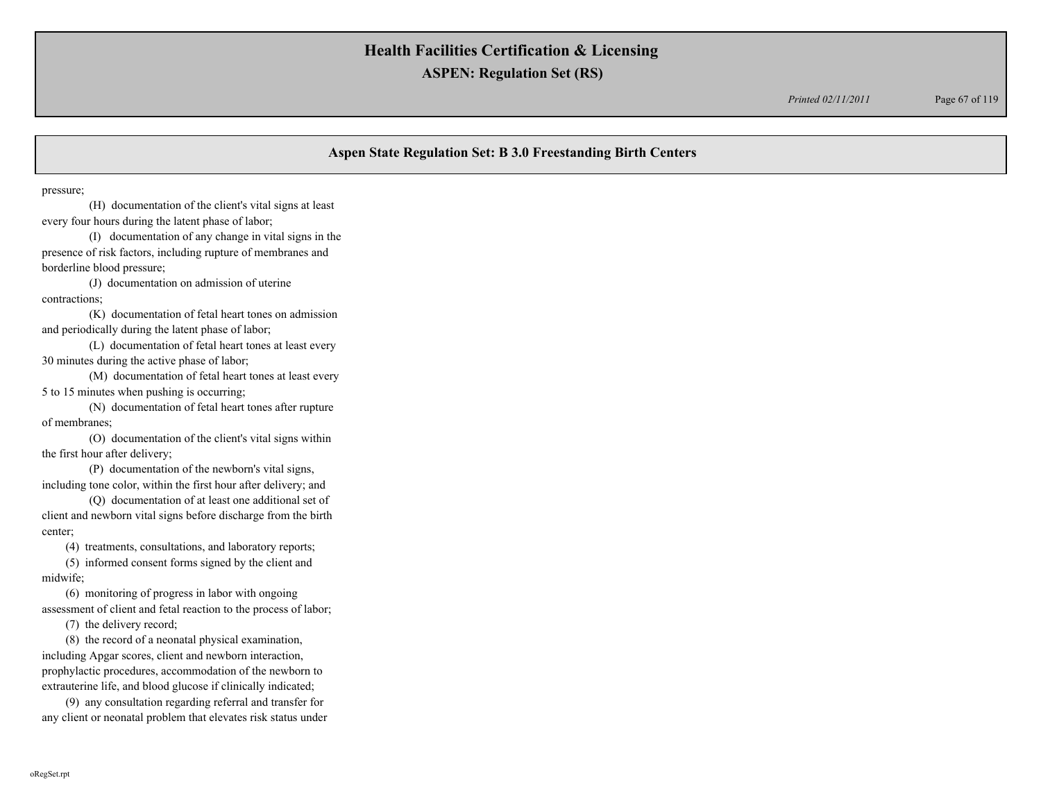pressure;

(H) documentation of the client's vital signs at least every four hours during the latent phase of labor;

(I) documentation of any change in vital signs in the presence of risk factors, including rupture of membranes and borderline blood pressure;

(J) documentation on admission of uterine contractions;

(K) documentation of fetal heart tones on admission and periodically during the latent phase of labor;

(L) documentation of fetal heart tones at least every 30 minutes during the active phase of labor;

(M) documentation of fetal heart tones at least every 5 to 15 minutes when pushing is occurring;

(N) documentation of fetal heart tones after rupture of membranes;

(O) documentation of the client's vital signs within the first hour after delivery;

(P) documentation of the newborn's vital signs, including tone color, within the first hour after delivery; and

(Q) documentation of at least one additional set of client and newborn vital signs before discharge from the birth center;

(4) treatments, consultations, and laboratory reports;

(5) informed consent forms signed by the client and midwife;

(6) monitoring of progress in labor with ongoing assessment of client and fetal reaction to the process of labor;

(7) the delivery record;

(8) the record of a neonatal physical examination, including Apgar scores, client and newborn interaction, prophylactic procedures, accommodation of the newborn to extrauterine life, and blood glucose if clinically indicated;

(9) any consultation regarding referral and transfer for any client or neonatal problem that elevates risk status under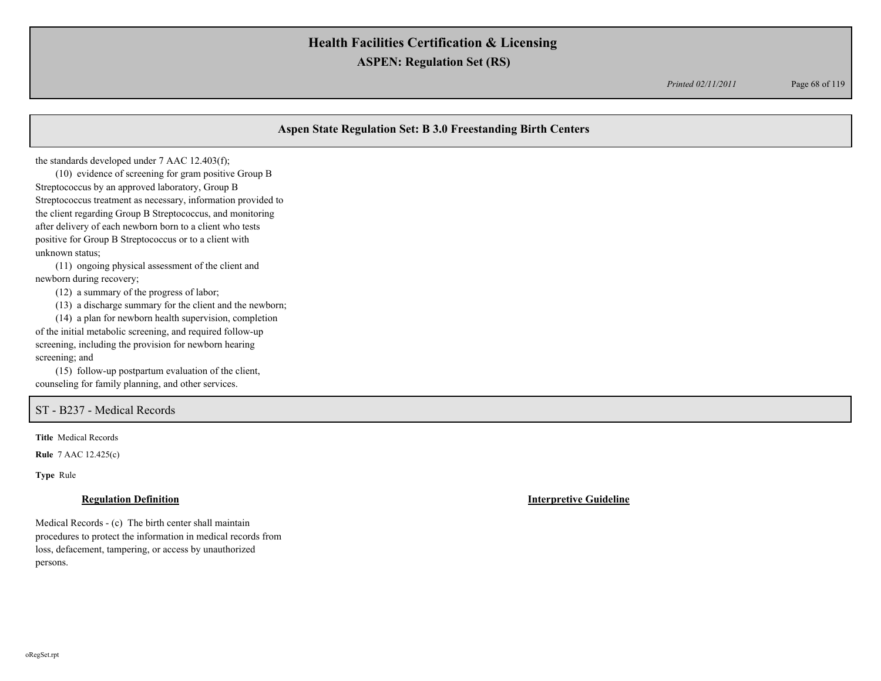## Aspen State Regulation Set: B 3.0 Freestanding Birth Centers

the standards developed under 7 AAC 12.403(f);

(10) evidence of screening for gram positive Group B Streptococcus by an approved laboratory, Group B Streptococcus treatment as necessary, information provided to the client regarding Group B Streptococcus, and monitoring after delivery of each newborn born to a client who tests positive for Group B Streptococcus or to a client with unknown status;

(11) ongoing physical assessment of the client and newborn during recovery;

(12) a summary of the progress of labor;

(13) a discharge summary for the client and the newborn;

(14) a plan for newborn health supervision, completion of the initial metabolic screening, and required follow-up screening, including the provision for newborn hearing screening; and

(15) follow-up postpartum evaluation of the client, counseling for family planning, and other services.

## ST - B237 - Medical Records

**Title** Medical Records

**Rule** 7 AAC 12.425(c)

**Type** Rule

| **Regulation Definition** | **Interpretive Guideline** |
|---|---|
| Medical Records - (c) The birth center shall maintain procedures to protect the information in medical records from loss, defacement, tampering, or access by unauthorized persons. | |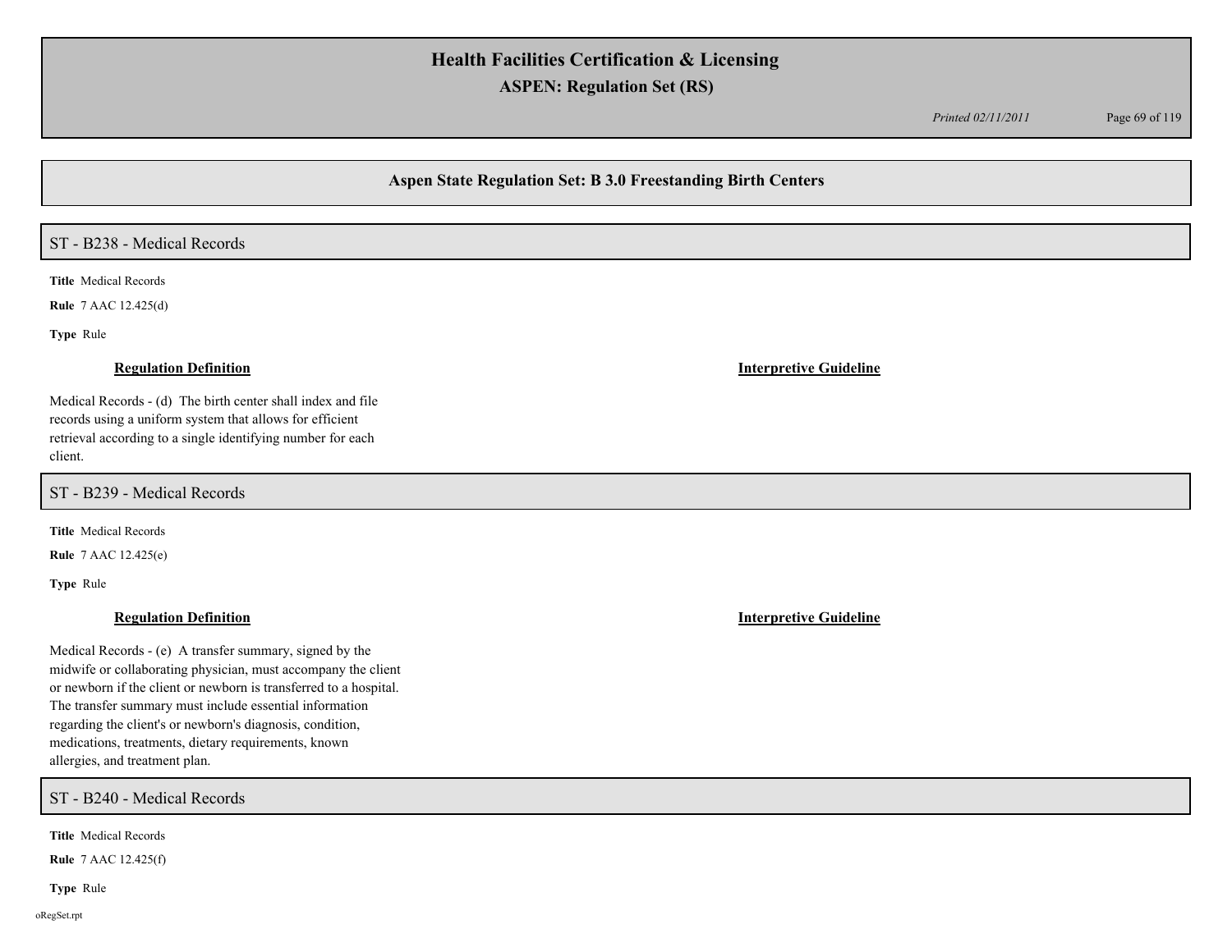## Aspen State Regulation Set: B 3.0 Freestanding Birth Centers

### ST - B238 - Medical Records

**Title** Medical Records

**Rule** 7 AAC 12.425(d)

**Type** Rule

**Regulation Definition**

Medical Records - (d) The birth center shall index and file records using a uniform system that allows for efficient retrieval according to a single identifying number for each client.

**Interpretive Guideline**

### ST - B239 - Medical Records

**Title** Medical Records

**Rule** 7 AAC 12.425(e)

**Type** Rule

**Regulation Definition**

Medical Records - (e) A transfer summary, signed by the midwife or collaborating physician, must accompany the client or newborn if the client or newborn is transferred to a hospital. The transfer summary must include essential information regarding the client's or newborn's diagnosis, condition, medications, treatments, dietary requirements, known allergies, and treatment plan.

**Interpretive Guideline**

### ST - B240 - Medical Records

**Title** Medical Records

**Rule** 7 AAC 12.425(f)

**Type** Rule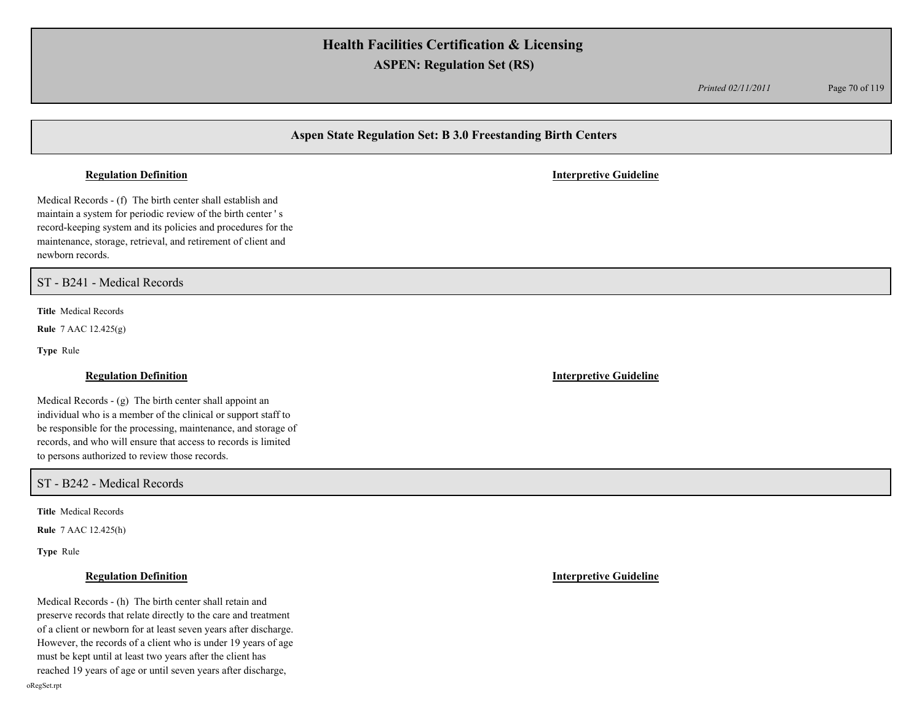## Aspen State Regulation Set: B 3.0 Freestanding Birth Centers

**Regulation Definition**

Medical Records - (f) The birth center shall establish and maintain a system for periodic review of the birth center ' s record-keeping system and its policies and procedures for the maintenance, storage, retrieval, and retirement of client and newborn records.

**Interpretive Guideline**

### ST - B241 - Medical Records

**Title** Medical Records

**Rule** 7 AAC 12.425(g)

**Type** Rule

**Regulation Definition**

Medical Records - (g) The birth center shall appoint an individual who is a member of the clinical or support staff to be responsible for the processing, maintenance, and storage of records, and who will ensure that access to records is limited to persons authorized to review those records.

**Interpretive Guideline**

### ST - B242 - Medical Records

**Title** Medical Records

**Rule** 7 AAC 12.425(h)

**Type** Rule

**Regulation Definition**

Medical Records - (h) The birth center shall retain and preserve records that relate directly to the care and treatment of a client or newborn for at least seven years after discharge. However, the records of a client who is under 19 years of age must be kept until at least two years after the client has reached 19 years of age or until seven years after discharge,

**Interpretive Guideline**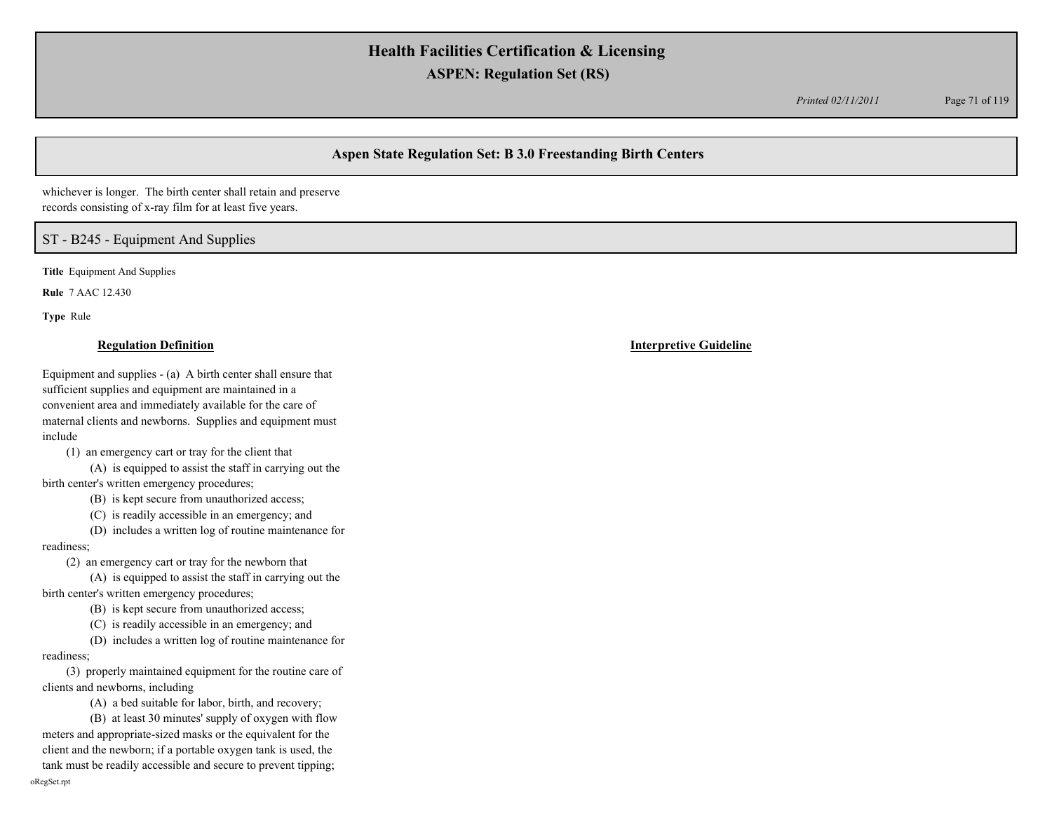whichever is longer. The birth center shall retain and preserve records consisting of x-ray film for at least five years.

## ST - B245 - Equipment And Supplies

**Title** Equipment And Supplies

**Rule** 7 AAC 12.430

**Type** Rule

**Regulation Definition**

Equipment and supplies - (a) A birth center shall ensure that sufficient supplies and equipment are maintained in a convenient area and immediately available for the care of maternal clients and newborns. Supplies and equipment must include

(1) an emergency cart or tray for the client that

(A) is equipped to assist the staff in carrying out the birth center's written emergency procedures;

(B) is kept secure from unauthorized access;

(C) is readily accessible in an emergency; and

(D) includes a written log of routine maintenance for readiness;

(2) an emergency cart or tray for the newborn that

(A) is equipped to assist the staff in carrying out the birth center's written emergency procedures;

(B) is kept secure from unauthorized access;

(C) is readily accessible in an emergency; and

(D) includes a written log of routine maintenance for readiness;

(3) properly maintained equipment for the routine care of clients and newborns, including

(A) a bed suitable for labor, birth, and recovery;

(B) at least 30 minutes' supply of oxygen with flow meters and appropriate-sized masks or the equivalent for the client and the newborn; if a portable oxygen tank is used, the tank must be readily accessible and secure to prevent tipping;

**Interpretive Guideline**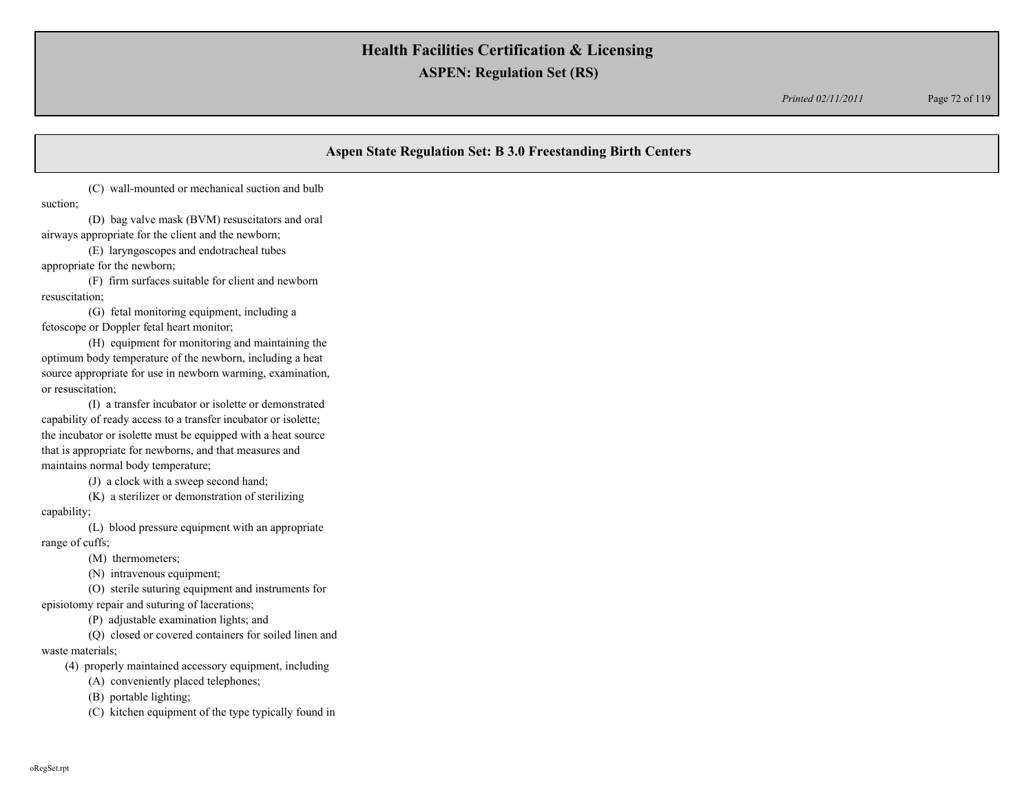## Aspen State Regulation Set: B 3.0 Freestanding Birth Centers

(C) wall-mounted or mechanical suction and bulb suction;

(D) bag valve mask (BVM) resuscitators and oral airways appropriate for the client and the newborn;

(E) laryngoscopes and endotracheal tubes appropriate for the newborn;

(F) firm surfaces suitable for client and newborn resuscitation;

(G) fetal monitoring equipment, including a fetoscope or Doppler fetal heart monitor;

(H) equipment for monitoring and maintaining the optimum body temperature of the newborn, including a heat source appropriate for use in newborn warming, examination, or resuscitation;

(I) a transfer incubator or isolette or demonstrated capability of ready access to a transfer incubator or isolette; the incubator or isolette must be equipped with a heat source that is appropriate for newborns, and that measures and maintains normal body temperature;

(J) a clock with a sweep second hand;

(K) a sterilizer or demonstration of sterilizing capability;

(L) blood pressure equipment with an appropriate range of cuffs;

(M) thermometers;

(N) intravenous equipment;

(O) sterile suturing equipment and instruments for episiotomy repair and suturing of lacerations;

(P) adjustable examination lights; and

(Q) closed or covered containers for soiled linen and waste materials;

(4) properly maintained accessory equipment, including

(A) conveniently placed telephones;

(B) portable lighting;

(C) kitchen equipment of the type typically found in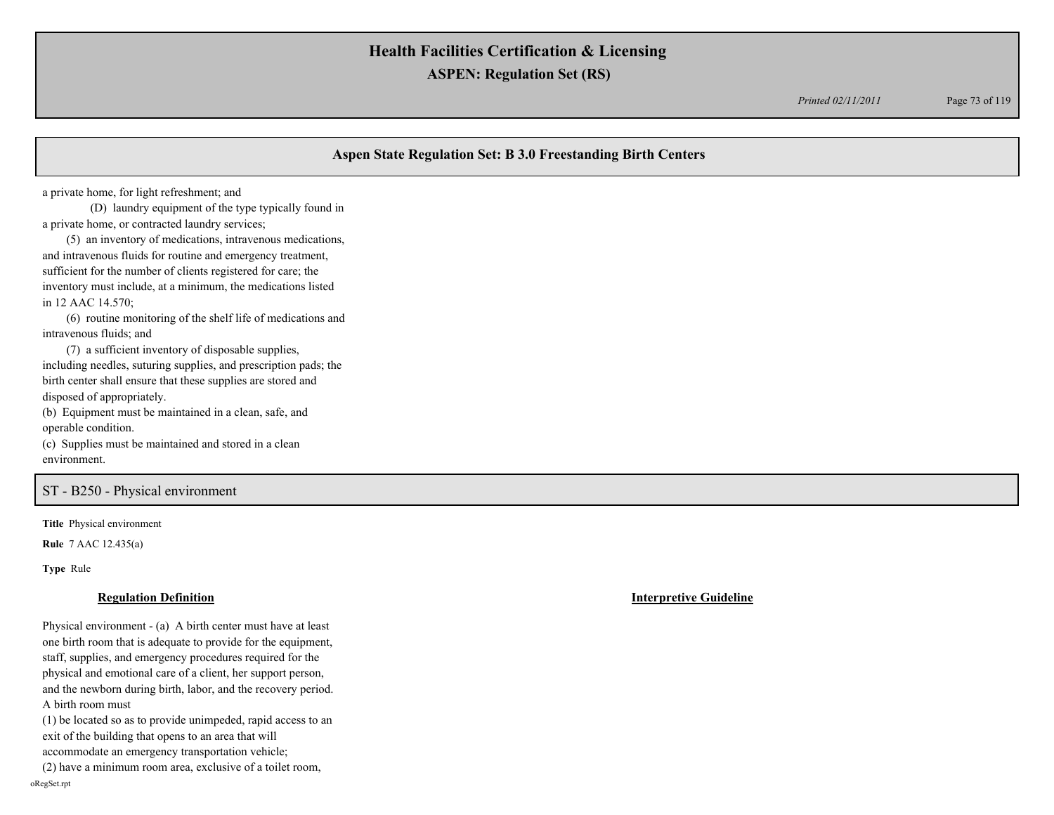## Aspen State Regulation Set: B 3.0 Freestanding Birth Centers

a private home, for light refreshment; and

(D) laundry equipment of the type typically found in a private home, or contracted laundry services;

(5) an inventory of medications, intravenous medications, and intravenous fluids for routine and emergency treatment, sufficient for the number of clients registered for care; the inventory must include, at a minimum, the medications listed in 12 AAC 14.570;

(6) routine monitoring of the shelf life of medications and intravenous fluids; and

(7) a sufficient inventory of disposable supplies, including needles, suturing supplies, and prescription pads; the birth center shall ensure that these supplies are stored and disposed of appropriately.

(b) Equipment must be maintained in a clean, safe, and operable condition.

(c) Supplies must be maintained and stored in a clean environment.

## ST - B250 - Physical environment

**Title** Physical environment

**Rule** 7 AAC 12.435(a)

**Type** Rule

**Regulation Definition**

Physical environment - (a) A birth center must have at least one birth room that is adequate to provide for the equipment, staff, supplies, and emergency procedures required for the physical and emotional care of a client, her support person, and the newborn during birth, labor, and the recovery period. A birth room must

(1) be located so as to provide unimpeded, rapid access to an exit of the building that opens to an area that will accommodate an emergency transportation vehicle;

(2) have a minimum room area, exclusive of a toilet room,

**Interpretive Guideline**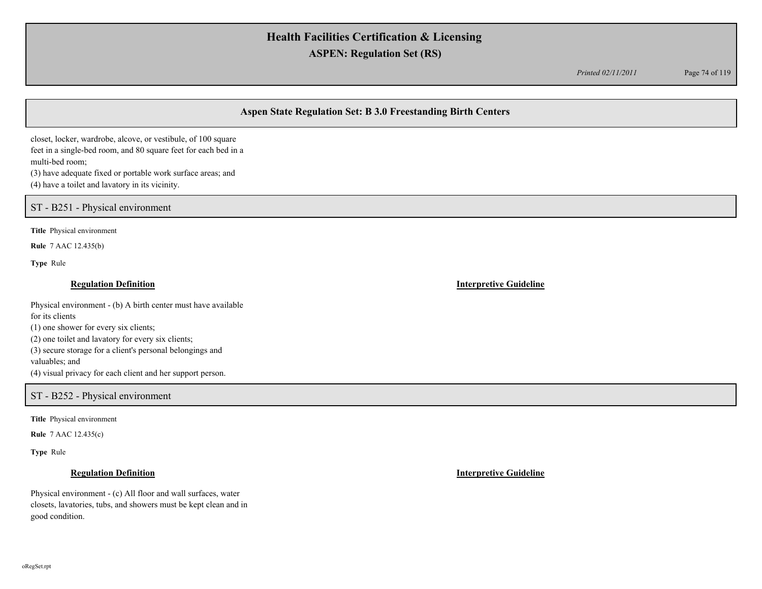## Aspen State Regulation Set: B 3.0 Freestanding Birth Centers

closet, locker, wardrobe, alcove, or vestibule, of 100 square feet in a single-bed room, and 80 square feet for each bed in a multi-bed room;
(3) have adequate fixed or portable work surface areas; and
(4) have a toilet and lavatory in its vicinity.

### ST - B251 - Physical environment

**Title** Physical environment

**Rule** 7 AAC 12.435(b)

**Type** Rule

**Regulation Definition**

Physical environment - (b) A birth center must have available for its clients
(1) one shower for every six clients;
(2) one toilet and lavatory for every six clients;
(3) secure storage for a client's personal belongings and valuables; and
(4) visual privacy for each client and her support person.

**Interpretive Guideline**

### ST - B252 - Physical environment

**Title** Physical environment

**Rule** 7 AAC 12.435(c)

**Type** Rule

**Regulation Definition**

Physical environment - (c) All floor and wall surfaces, water closets, lavatories, tubs, and showers must be kept clean and in good condition.

**Interpretive Guideline**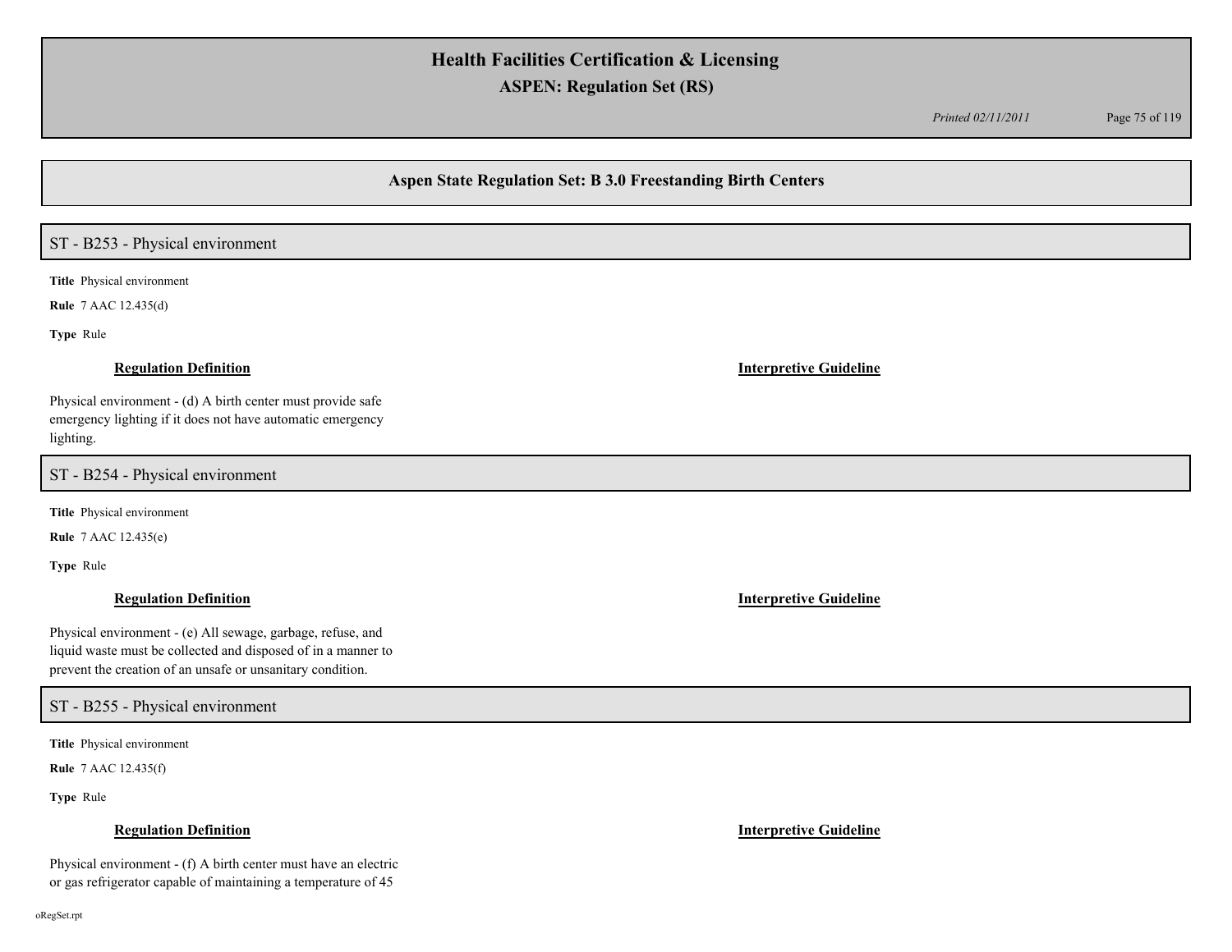## Aspen State Regulation Set: B 3.0 Freestanding Birth Centers

### ST - B253 - Physical environment

**Title** Physical environment

**Rule** 7 AAC 12.435(d)

**Type** Rule

**Regulation Definition**

Physical environment - (d) A birth center must provide safe emergency lighting if it does not have automatic emergency lighting.

**Interpretive Guideline**

### ST - B254 - Physical environment

**Title** Physical environment

**Rule** 7 AAC 12.435(e)

**Type** Rule

**Regulation Definition**

Physical environment - (e) All sewage, garbage, refuse, and liquid waste must be collected and disposed of in a manner to prevent the creation of an unsafe or unsanitary condition.

**Interpretive Guideline**

### ST - B255 - Physical environment

**Title** Physical environment

**Rule** 7 AAC 12.435(f)

**Type** Rule

**Regulation Definition**

Physical environment - (f) A birth center must have an electric or gas refrigerator capable of maintaining a temperature of 45

**Interpretive Guideline**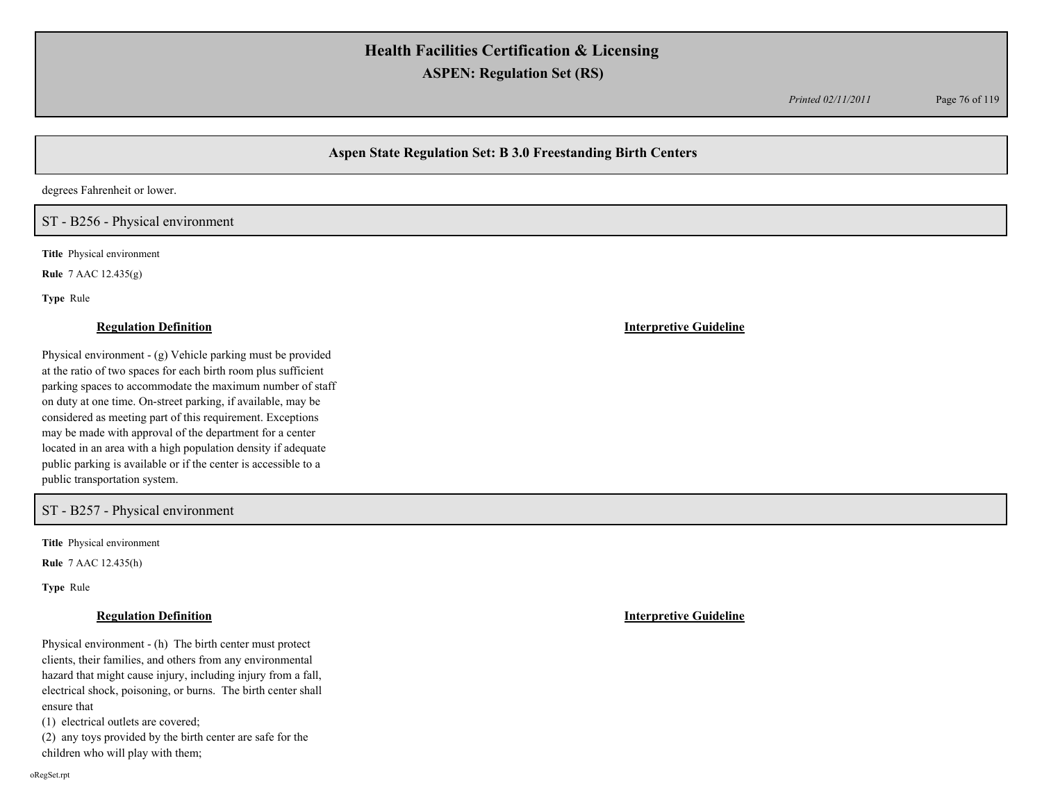## Aspen State Regulation Set: B 3.0 Freestanding Birth Centers

degrees Fahrenheit or lower.

### ST - B256 - Physical environment

**Title** Physical environment

**Rule** 7 AAC 12.435(g)

**Type** Rule

**Regulation Definition**

Physical environment - (g) Vehicle parking must be provided at the ratio of two spaces for each birth room plus sufficient parking spaces to accommodate the maximum number of staff on duty at one time. On-street parking, if available, may be considered as meeting part of this requirement. Exceptions may be made with approval of the department for a center located in an area with a high population density if adequate public parking is available or if the center is accessible to a public transportation system.

**Interpretive Guideline**

### ST - B257 - Physical environment

**Title** Physical environment

**Rule** 7 AAC 12.435(h)

**Type** Rule

**Regulation Definition**

Physical environment - (h) The birth center must protect clients, their families, and others from any environmental hazard that might cause injury, including injury from a fall, electrical shock, poisoning, or burns. The birth center shall ensure that

(1) electrical outlets are covered;

(2) any toys provided by the birth center are safe for the children who will play with them;

**Interpretive Guideline**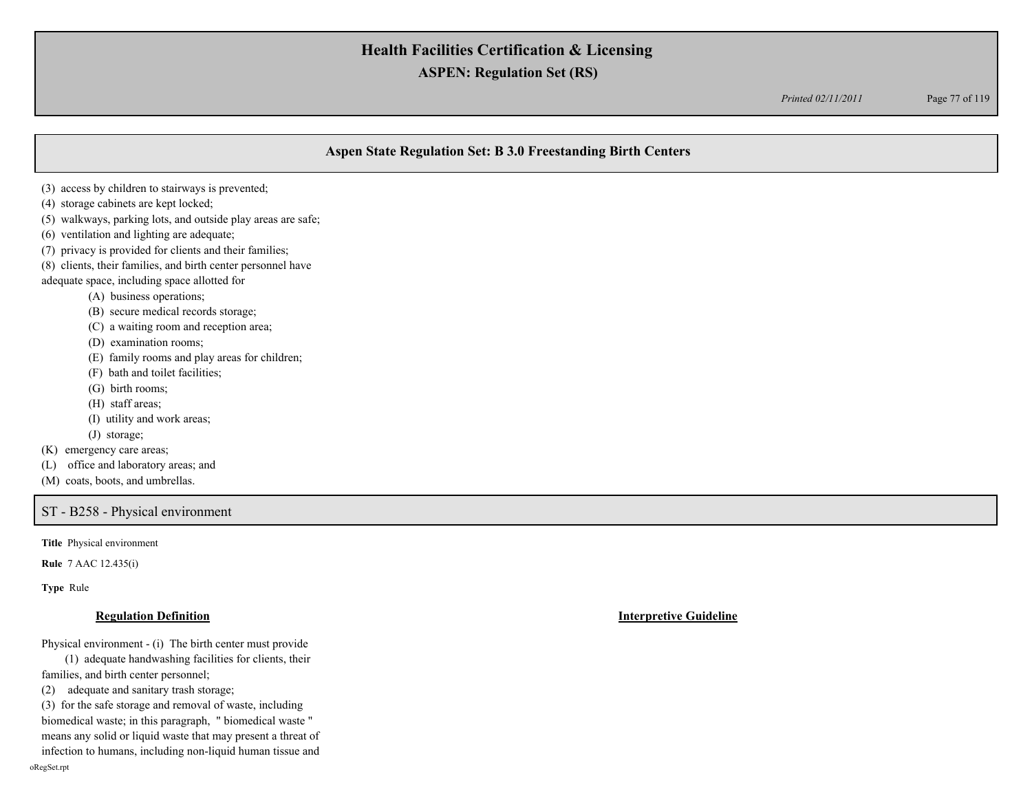## Aspen State Regulation Set: B 3.0 Freestanding Birth Centers

(3) access by children to stairways is prevented;
(4) storage cabinets are kept locked;
(5) walkways, parking lots, and outside play areas are safe;
(6) ventilation and lighting are adequate;
(7) privacy is provided for clients and their families;
(8) clients, their families, and birth center personnel have adequate space, including space allotted for

- (A) business operations;
- (B) secure medical records storage;
- (C) a waiting room and reception area;
- (D) examination rooms;
- (E) family rooms and play areas for children;
- (F) bath and toilet facilities;
- (G) birth rooms;
- (H) staff areas;
- (I) utility and work areas;
- (J) storage;

(K) emergency care areas;
(L) office and laboratory areas; and
(M) coats, boots, and umbrellas.

## ST - B258 - Physical environment

**Title** Physical environment

**Rule** 7 AAC 12.435(i)

**Type** Rule

| **Regulation Definition** | **Interpretive Guideline** |
|---|---|
| Physical environment - (i) The birth center must provide<br>(1) adequate handwashing facilities for clients, their families, and birth center personnel;<br>(2) adequate and sanitary trash storage;<br>(3) for the safe storage and removal of waste, including biomedical waste; in this paragraph, " biomedical waste " means any solid or liquid waste that may present a threat of infection to humans, including non-liquid human tissue and | |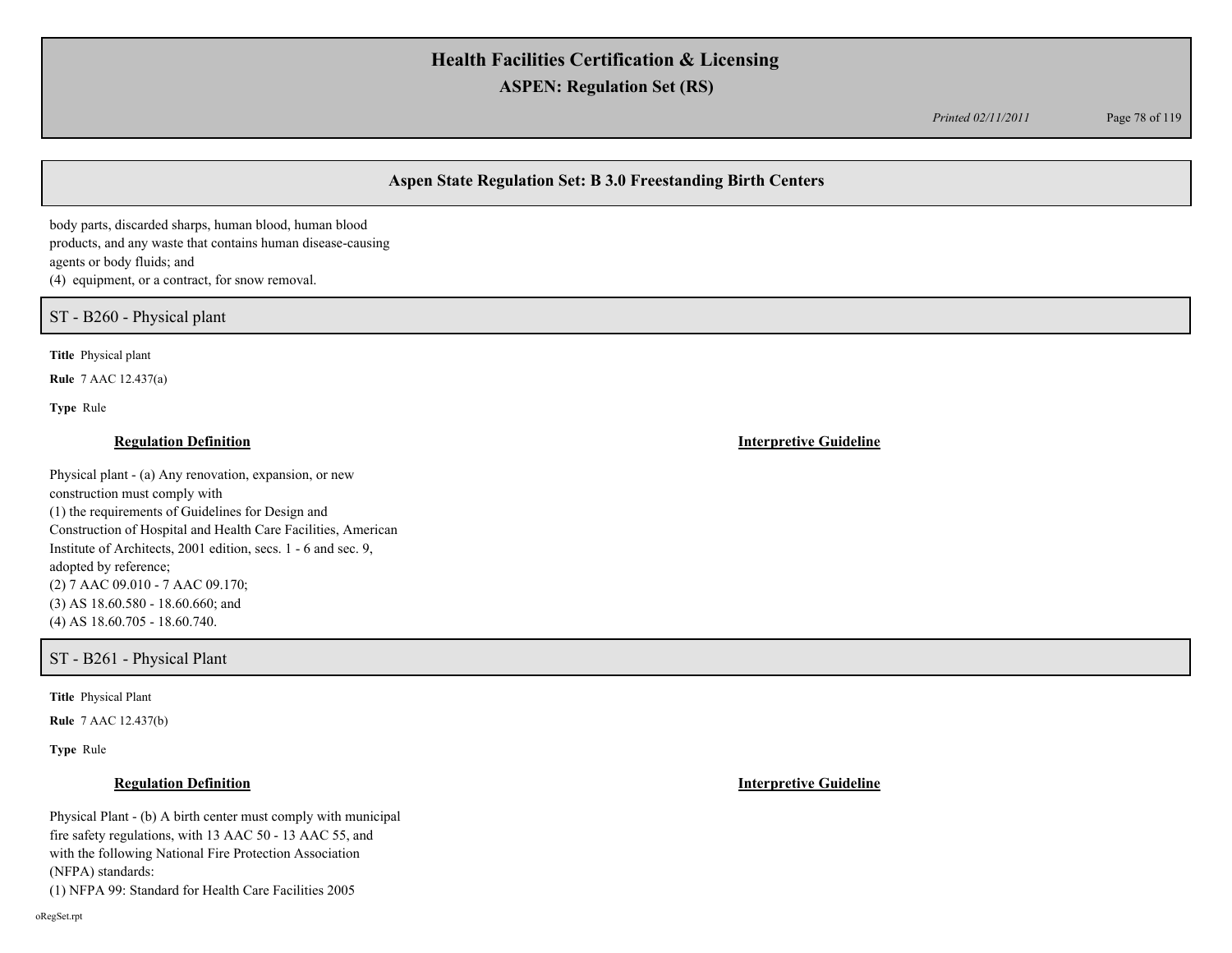body parts, discarded sharps, human blood, human blood products, and any waste that contains human disease-causing agents or body fluids; and
(4) equipment, or a contract, for snow removal.

## ST - B260 - Physical plant

**Title** Physical plant

**Rule** 7 AAC 12.437(a)

**Type** Rule

**Regulation Definition**

Physical plant - (a) Any renovation, expansion, or new construction must comply with
(1) the requirements of Guidelines for Design and Construction of Hospital and Health Care Facilities, American Institute of Architects, 2001 edition, secs. 1 - 6 and sec. 9, adopted by reference;
(2) 7 AAC 09.010 - 7 AAC 09.170;
(3) AS 18.60.580 - 18.60.660; and
(4) AS 18.60.705 - 18.60.740.

**Interpretive Guideline**

## ST - B261 - Physical Plant

**Title** Physical Plant

**Rule** 7 AAC 12.437(b)

**Type** Rule

**Regulation Definition**

Physical Plant - (b) A birth center must comply with municipal fire safety regulations, with 13 AAC 50 - 13 AAC 55, and with the following National Fire Protection Association (NFPA) standards:
(1) NFPA 99: Standard for Health Care Facilities 2005

**Interpretive Guideline**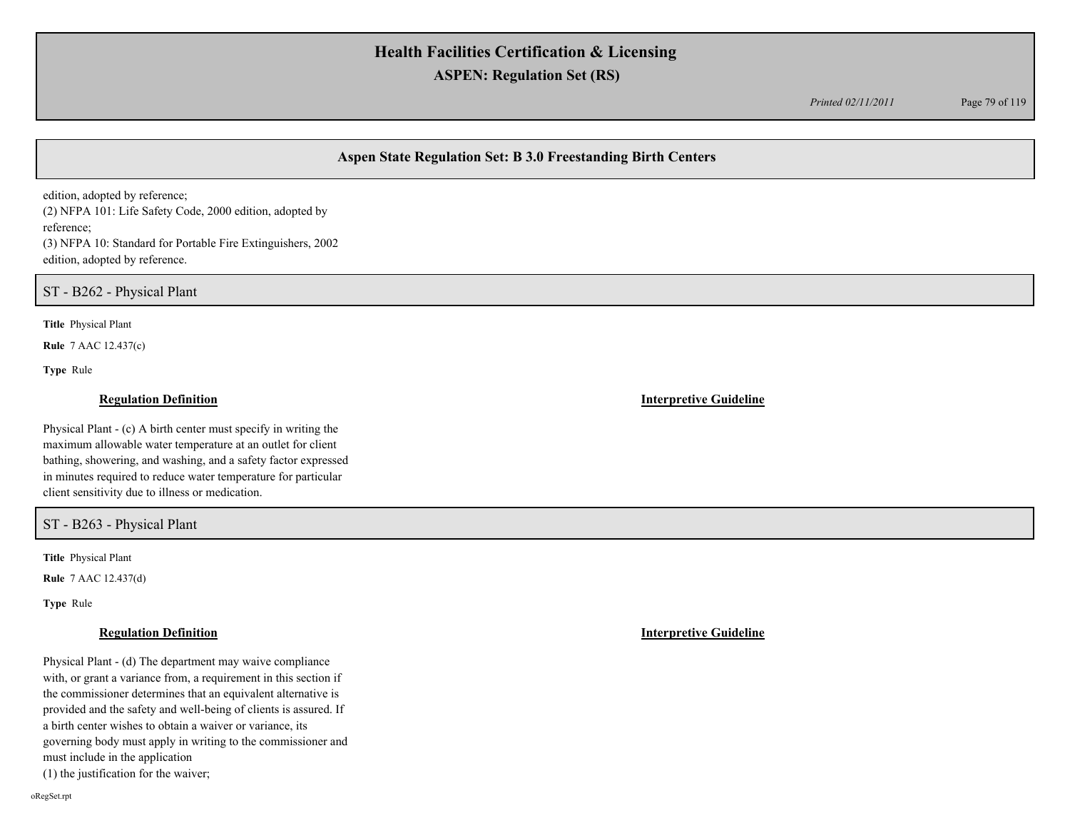## Aspen State Regulation Set: B 3.0 Freestanding Birth Centers

edition, adopted by reference;
(2) NFPA 101: Life Safety Code, 2000 edition, adopted by reference;
(3) NFPA 10: Standard for Portable Fire Extinguishers, 2002 edition, adopted by reference.

### ST - B262 - Physical Plant

**Title** Physical Plant

**Rule** 7 AAC 12.437(c)

**Type** Rule

| **Regulation Definition** | **Interpretive Guideline** |
| --- | --- |
| Physical Plant - (c) A birth center must specify in writing the maximum allowable water temperature at an outlet for client bathing, showering, and washing, and a safety factor expressed in minutes required to reduce water temperature for particular client sensitivity due to illness or medication. | |

### ST - B263 - Physical Plant

**Title** Physical Plant

**Rule** 7 AAC 12.437(d)

**Type** Rule

| **Regulation Definition** | **Interpretive Guideline** |
| --- | --- |
| Physical Plant - (d) The department may waive compliance with, or grant a variance from, a requirement in this section if the commissioner determines that an equivalent alternative is provided and the safety and well-being of clients is assured. If a birth center wishes to obtain a waiver or variance, its governing body must apply in writing to the commissioner and must include in the application<br>(1) the justification for the waiver; | |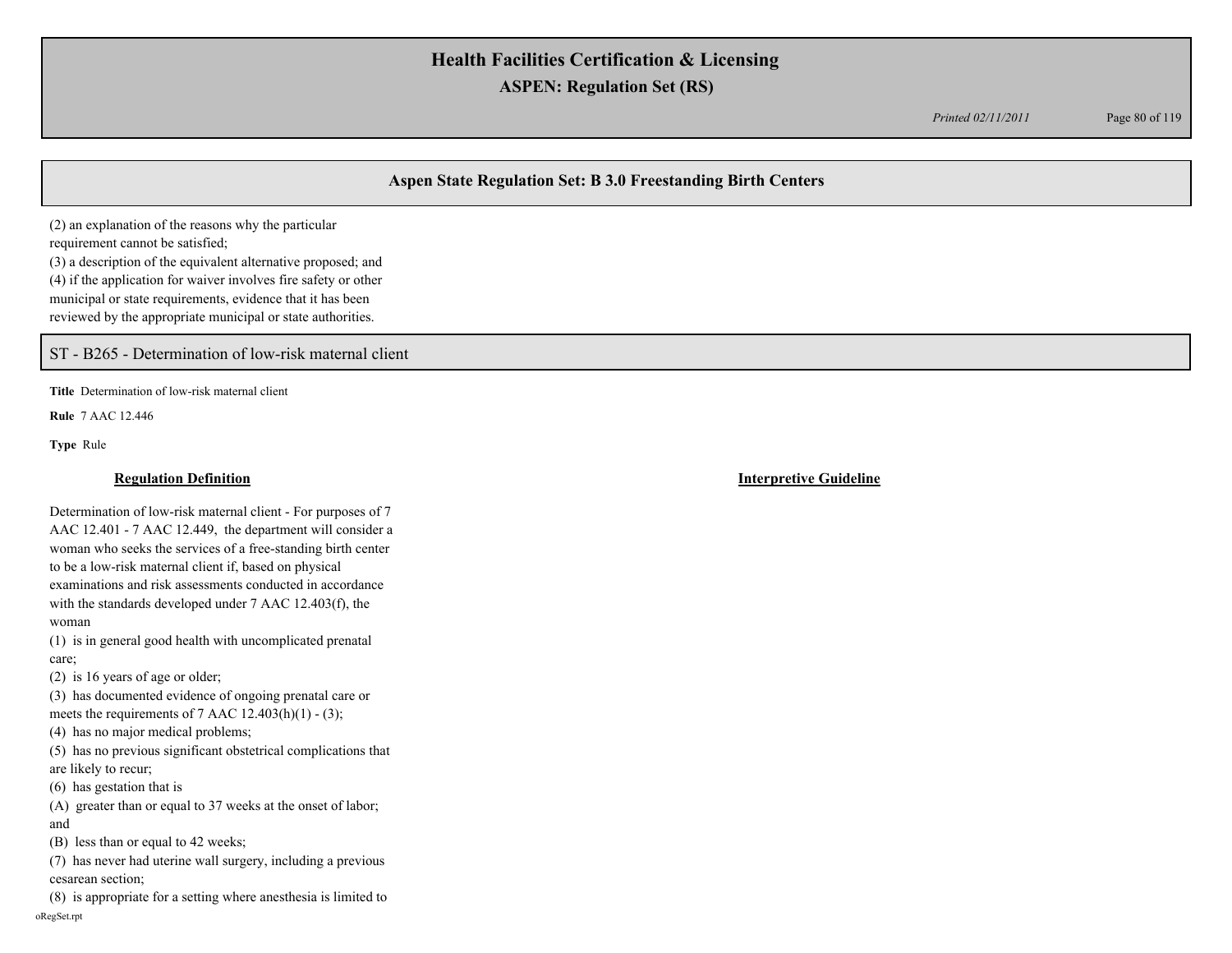## Aspen State Regulation Set: B 3.0 Freestanding Birth Centers

(2) an explanation of the reasons why the particular requirement cannot be satisfied;
(3) a description of the equivalent alternative proposed; and
(4) if the application for waiver involves fire safety or other municipal or state requirements, evidence that it has been reviewed by the appropriate municipal or state authorities.

### ST - B265 - Determination of low-risk maternal client

**Title** Determination of low-risk maternal client

**Rule** 7 AAC 12.446

**Type** Rule

| **Regulation Definition** | **Interpretive Guideline** |
| --- | --- |
| Determination of low-risk maternal client - For purposes of 7 AAC 12.401 - 7 AAC 12.449, the department will consider a woman who seeks the services of a free-standing birth center to be a low-risk maternal client if, based on physical examinations and risk assessments conducted in accordance with the standards developed under 7 AAC 12.403(f), the woman<br>(1) is in general good health with uncomplicated prenatal care;<br>(2) is 16 years of age or older;<br>(3) has documented evidence of ongoing prenatal care or meets the requirements of 7 AAC 12.403(h)(1) - (3);<br>(4) has no major medical problems;<br>(5) has no previous significant obstetrical complications that are likely to recur;<br>(6) has gestation that is<br>(A) greater than or equal to 37 weeks at the onset of labor; and<br>(B) less than or equal to 42 weeks;<br>(7) has never had uterine wall surgery, including a previous cesarean section;<br>(8) is appropriate for a setting where anesthesia is limited to | |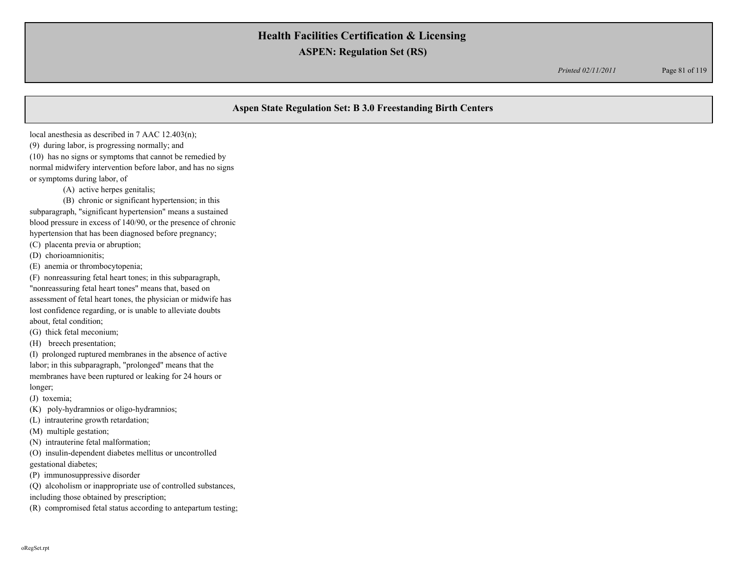## Aspen State Regulation Set: B 3.0 Freestanding Birth Centers

local anesthesia as described in 7 AAC 12.403(n);

(9) during labor, is progressing normally; and

(10) has no signs or symptoms that cannot be remedied by normal midwifery intervention before labor, and has no signs or symptoms during labor, of

(A) active herpes genitalis;

(B) chronic or significant hypertension; in this subparagraph, "significant hypertension" means a sustained blood pressure in excess of 140/90, or the presence of chronic hypertension that has been diagnosed before pregnancy;

(C) placenta previa or abruption;

(D) chorioamnionitis;

(E) anemia or thrombocytopenia;

(F) nonreassuring fetal heart tones; in this subparagraph, "nonreassuring fetal heart tones" means that, based on assessment of fetal heart tones, the physician or midwife has lost confidence regarding, or is unable to alleviate doubts about, fetal condition;

(G) thick fetal meconium;

(H) breech presentation;

(I) prolonged ruptured membranes in the absence of active labor; in this subparagraph, "prolonged" means that the membranes have been ruptured or leaking for 24 hours or longer;

(J) toxemia;

(K) poly-hydramnios or oligo-hydramnios;

(L) intrauterine growth retardation;

(M) multiple gestation;

(N) intrauterine fetal malformation;

(O) insulin-dependent diabetes mellitus or uncontrolled gestational diabetes;

(P) immunosuppressive disorder

(Q) alcoholism or inappropriate use of controlled substances, including those obtained by prescription;

(R) compromised fetal status according to antepartum testing;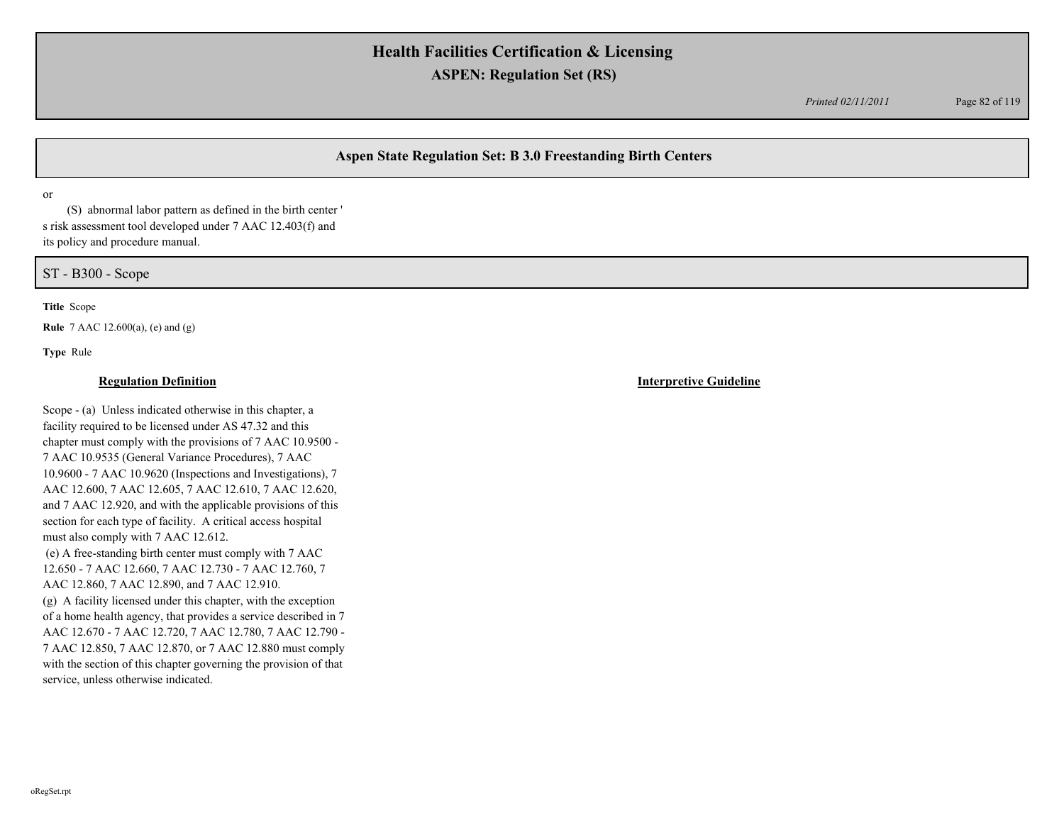## Aspen State Regulation Set: B 3.0 Freestanding Birth Centers

or

(S) abnormal labor pattern as defined in the birth center ' s risk assessment tool developed under 7 AAC 12.403(f) and its policy and procedure manual.

## ST - B300 - Scope

**Title** Scope

**Rule** 7 AAC 12.600(a), (e) and (g)

**Type** Rule

**Regulation Definition**

Scope - (a) Unless indicated otherwise in this chapter, a facility required to be licensed under AS 47.32 and this chapter must comply with the provisions of 7 AAC 10.9500 - 7 AAC 10.9535 (General Variance Procedures), 7 AAC 10.9600 - 7 AAC 10.9620 (Inspections and Investigations), 7 AAC 12.600, 7 AAC 12.605, 7 AAC 12.610, 7 AAC 12.620, and 7 AAC 12.920, and with the applicable provisions of this section for each type of facility. A critical access hospital must also comply with 7 AAC 12.612.

(e) A free-standing birth center must comply with 7 AAC 12.650 - 7 AAC 12.660, 7 AAC 12.730 - 7 AAC 12.760, 7 AAC 12.860, 7 AAC 12.890, and 7 AAC 12.910.

(g) A facility licensed under this chapter, with the exception of a home health agency, that provides a service described in 7 AAC 12.670 - 7 AAC 12.720, 7 AAC 12.780, 7 AAC 12.790 - 7 AAC 12.850, 7 AAC 12.870, or 7 AAC 12.880 must comply with the section of this chapter governing the provision of that service, unless otherwise indicated.

**Interpretive Guideline**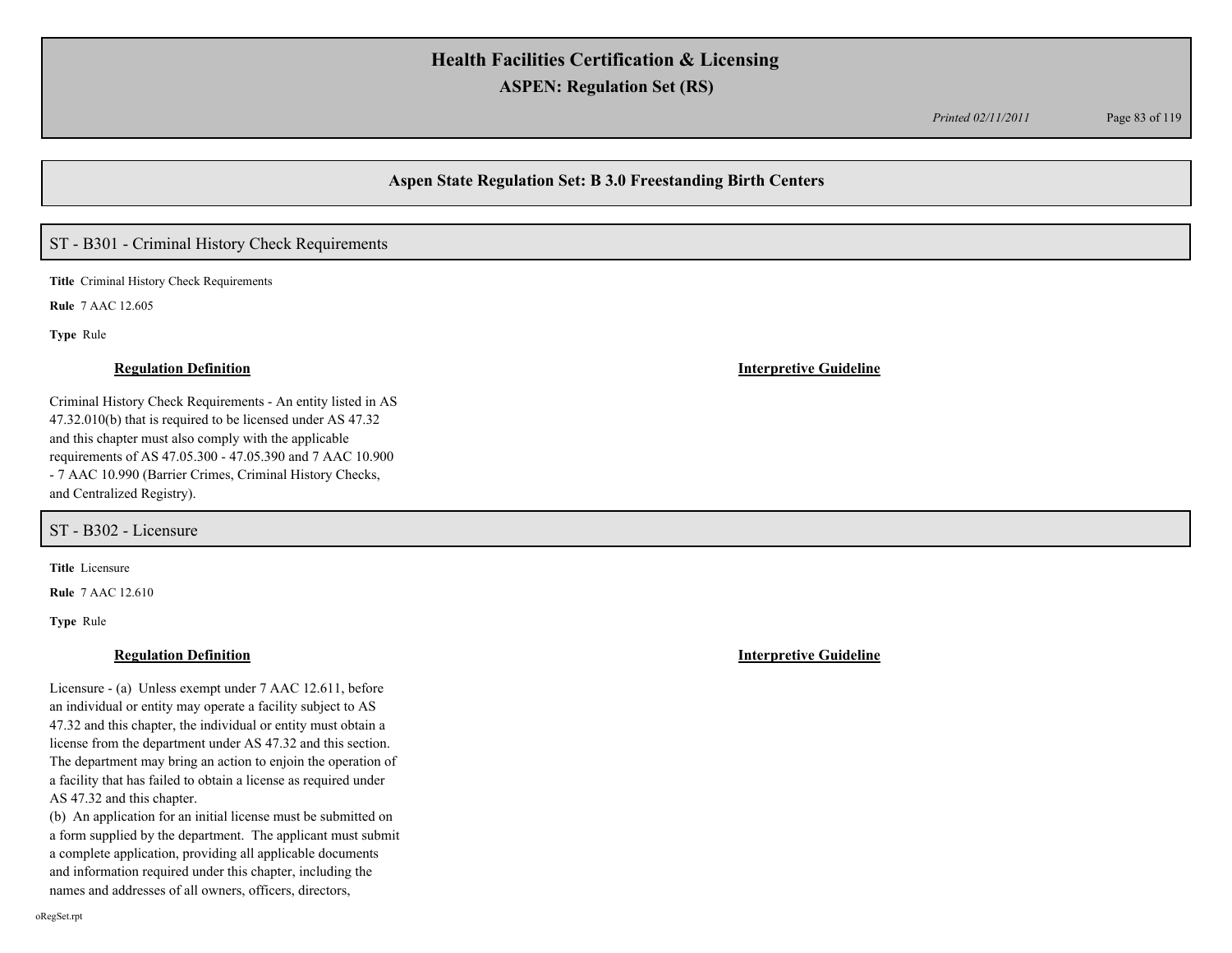## Aspen State Regulation Set: B 3.0 Freestanding Birth Centers

### ST - B301 - Criminal History Check Requirements

**Title** Criminal History Check Requirements

**Rule** 7 AAC 12.605

**Type** Rule

**Regulation Definition**

Criminal History Check Requirements - An entity listed in AS 47.32.010(b) that is required to be licensed under AS 47.32 and this chapter must also comply with the applicable requirements of AS 47.05.300 - 47.05.390 and 7 AAC 10.900 - 7 AAC 10.990 (Barrier Crimes, Criminal History Checks, and Centralized Registry).

**Interpretive Guideline**

### ST - B302 - Licensure

**Title** Licensure

**Rule** 7 AAC 12.610

**Type** Rule

**Regulation Definition**

Licensure - (a) Unless exempt under 7 AAC 12.611, before an individual or entity may operate a facility subject to AS 47.32 and this chapter, the individual or entity must obtain a license from the department under AS 47.32 and this section. The department may bring an action to enjoin the operation of a facility that has failed to obtain a license as required under AS 47.32 and this chapter.
(b) An application for an initial license must be submitted on a form supplied by the department. The applicant must submit a complete application, providing all applicable documents and information required under this chapter, including the names and addresses of all owners, officers, directors,

**Interpretive Guideline**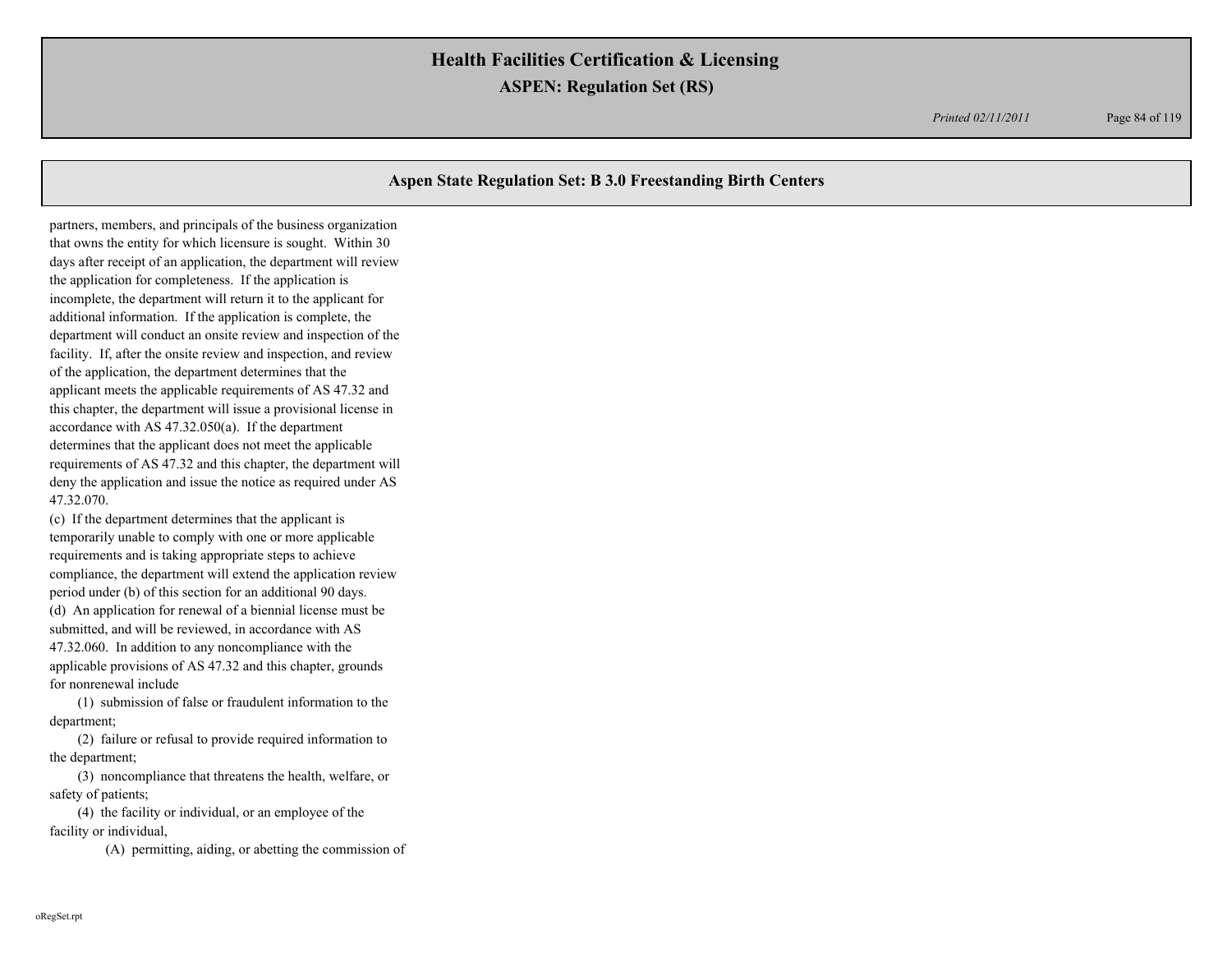partners, members, and principals of the business organization that owns the entity for which licensure is sought. Within 30 days after receipt of an application, the department will review the application for completeness. If the application is incomplete, the department will return it to the applicant for additional information. If the application is complete, the department will conduct an onsite review and inspection of the facility. If, after the onsite review and inspection, and review of the application, the department determines that the applicant meets the applicable requirements of AS 47.32 and this chapter, the department will issue a provisional license in accordance with AS 47.32.050(a). If the department determines that the applicant does not meet the applicable requirements of AS 47.32 and this chapter, the department will deny the application and issue the notice as required under AS 47.32.070.

(c) If the department determines that the applicant is temporarily unable to comply with one or more applicable requirements and is taking appropriate steps to achieve compliance, the department will extend the application review period under (b) of this section for an additional 90 days.

(d) An application for renewal of a biennial license must be submitted, and will be reviewed, in accordance with AS 47.32.060. In addition to any noncompliance with the applicable provisions of AS 47.32 and this chapter, grounds for nonrenewal include

(1) submission of false or fraudulent information to the department;

(2) failure or refusal to provide required information to the department;

(3) noncompliance that threatens the health, welfare, or safety of patients;

(4) the facility or individual, or an employee of the facility or individual,

(A) permitting, aiding, or abetting the commission of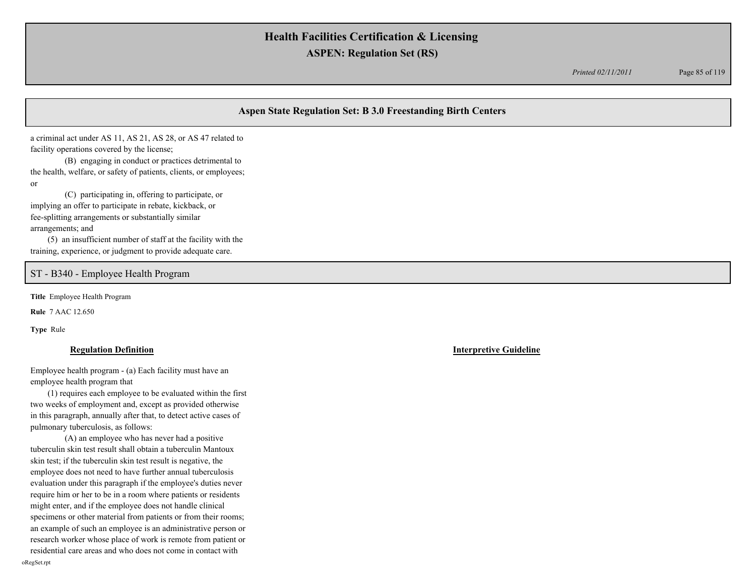## Aspen State Regulation Set: B 3.0 Freestanding Birth Centers

a criminal act under AS 11, AS 21, AS 28, or AS 47 related to facility operations covered by the license;

(B) engaging in conduct or practices detrimental to the health, welfare, or safety of patients, clients, or employees; or

(C) participating in, offering to participate, or implying an offer to participate in rebate, kickback, or fee-splitting arrangements or substantially similar arrangements; and

(5) an insufficient number of staff at the facility with the training, experience, or judgment to provide adequate care.

## ST - B340 - Employee Health Program

**Title** Employee Health Program

**Rule** 7 AAC 12.650

**Type** Rule

**Regulation Definition**

Employee health program - (a) Each facility must have an employee health program that

(1) requires each employee to be evaluated within the first two weeks of employment and, except as provided otherwise in this paragraph, annually after that, to detect active cases of pulmonary tuberculosis, as follows:

(A) an employee who has never had a positive tuberculin skin test result shall obtain a tuberculin Mantoux skin test; if the tuberculin skin test result is negative, the employee does not need to have further annual tuberculosis evaluation under this paragraph if the employee's duties never require him or her to be in a room where patients or residents might enter, and if the employee does not handle clinical specimens or other material from patients or from their rooms; an example of such an employee is an administrative person or research worker whose place of work is remote from patient or residential care areas and who does not come in contact with

**Interpretive Guideline**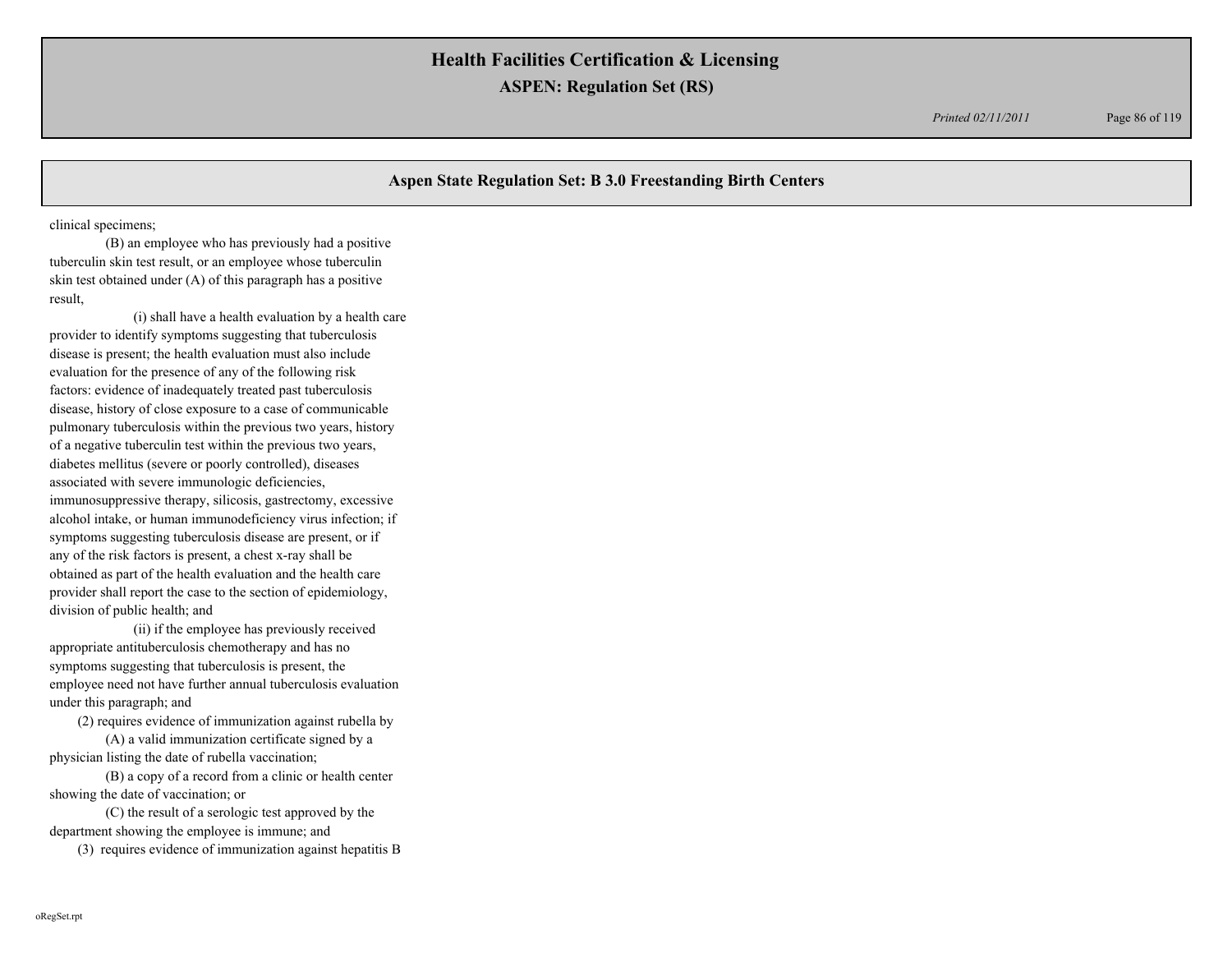## Aspen State Regulation Set: B 3.0 Freestanding Birth Centers

clinical specimens;

(B) an employee who has previously had a positive tuberculin skin test result, or an employee whose tuberculin skin test obtained under (A) of this paragraph has a positive result,

(i) shall have a health evaluation by a health care provider to identify symptoms suggesting that tuberculosis disease is present; the health evaluation must also include evaluation for the presence of any of the following risk factors: evidence of inadequately treated past tuberculosis disease, history of close exposure to a case of communicable pulmonary tuberculosis within the previous two years, history of a negative tuberculin test within the previous two years, diabetes mellitus (severe or poorly controlled), diseases associated with severe immunologic deficiencies, immunosuppressive therapy, silicosis, gastrectomy, excessive alcohol intake, or human immunodeficiency virus infection; if symptoms suggesting tuberculosis disease are present, or if any of the risk factors is present, a chest x-ray shall be obtained as part of the health evaluation and the health care provider shall report the case to the section of epidemiology, division of public health; and

(ii) if the employee has previously received appropriate antituberculosis chemotherapy and has no symptoms suggesting that tuberculosis is present, the employee need not have further annual tuberculosis evaluation under this paragraph; and

(2) requires evidence of immunization against rubella by

(A) a valid immunization certificate signed by a physician listing the date of rubella vaccination;

(B) a copy of a record from a clinic or health center showing the date of vaccination; or

(C) the result of a serologic test approved by the department showing the employee is immune; and

(3) requires evidence of immunization against hepatitis B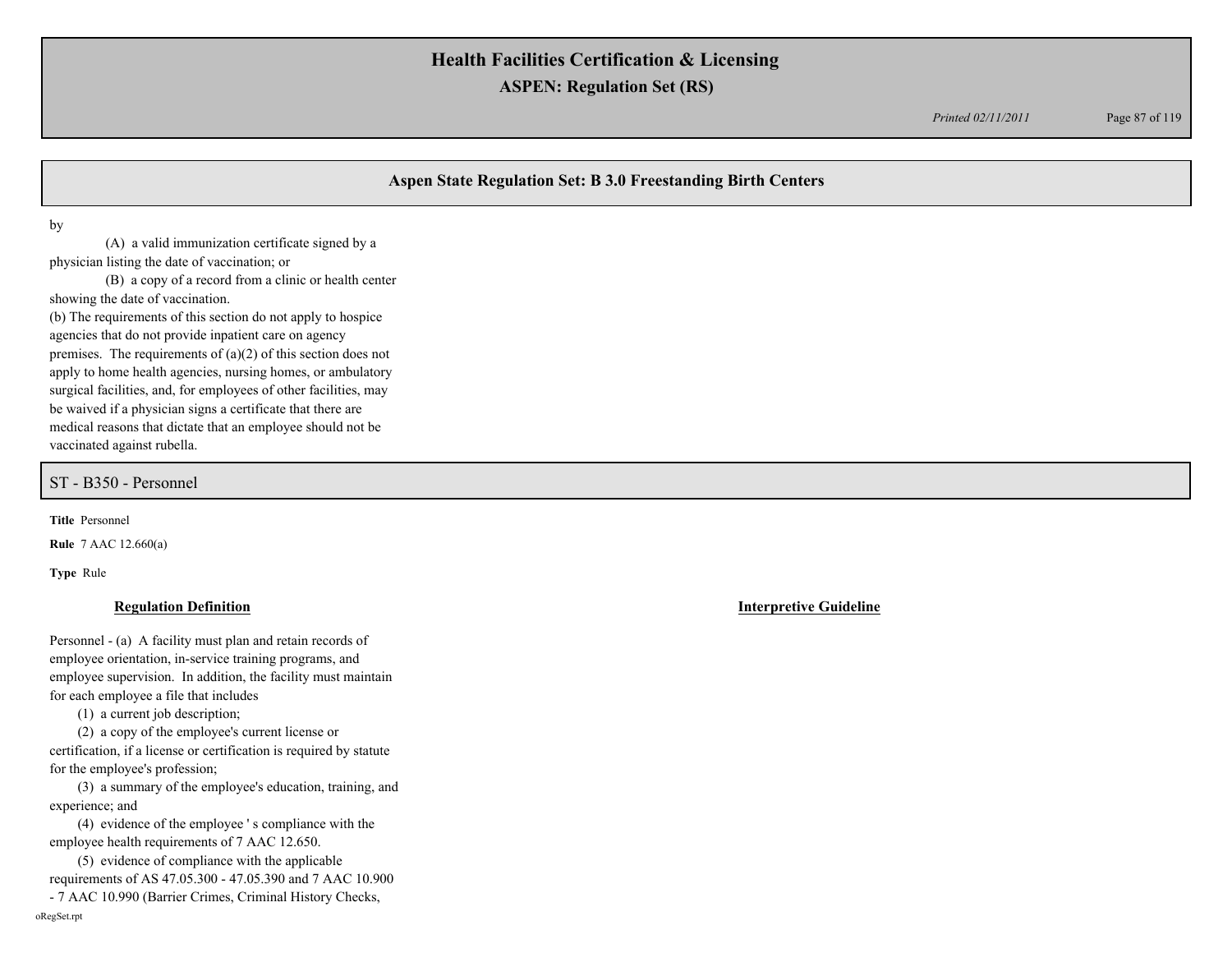by

(A) a valid immunization certificate signed by a physician listing the date of vaccination; or

(B) a copy of a record from a clinic or health center showing the date of vaccination.

(b) The requirements of this section do not apply to hospice agencies that do not provide inpatient care on agency premises. The requirements of (a)(2) of this section does not apply to home health agencies, nursing homes, or ambulatory surgical facilities, and, for employees of other facilities, may be waived if a physician signs a certificate that there are medical reasons that dictate that an employee should not be vaccinated against rubella.

## ST - B350 - Personnel

**Title** Personnel

**Rule** 7 AAC 12.660(a)

**Type** Rule

**Regulation Definition**

Personnel - (a) A facility must plan and retain records of employee orientation, in-service training programs, and employee supervision. In addition, the facility must maintain for each employee a file that includes

(1) a current job description;

(2) a copy of the employee's current license or certification, if a license or certification is required by statute for the employee's profession;

(3) a summary of the employee's education, training, and experience; and

(4) evidence of the employee ' s compliance with the employee health requirements of 7 AAC 12.650.

(5) evidence of compliance with the applicable requirements of AS 47.05.300 - 47.05.390 and 7 AAC 10.900 - 7 AAC 10.990 (Barrier Crimes, Criminal History Checks,

**Interpretive Guideline**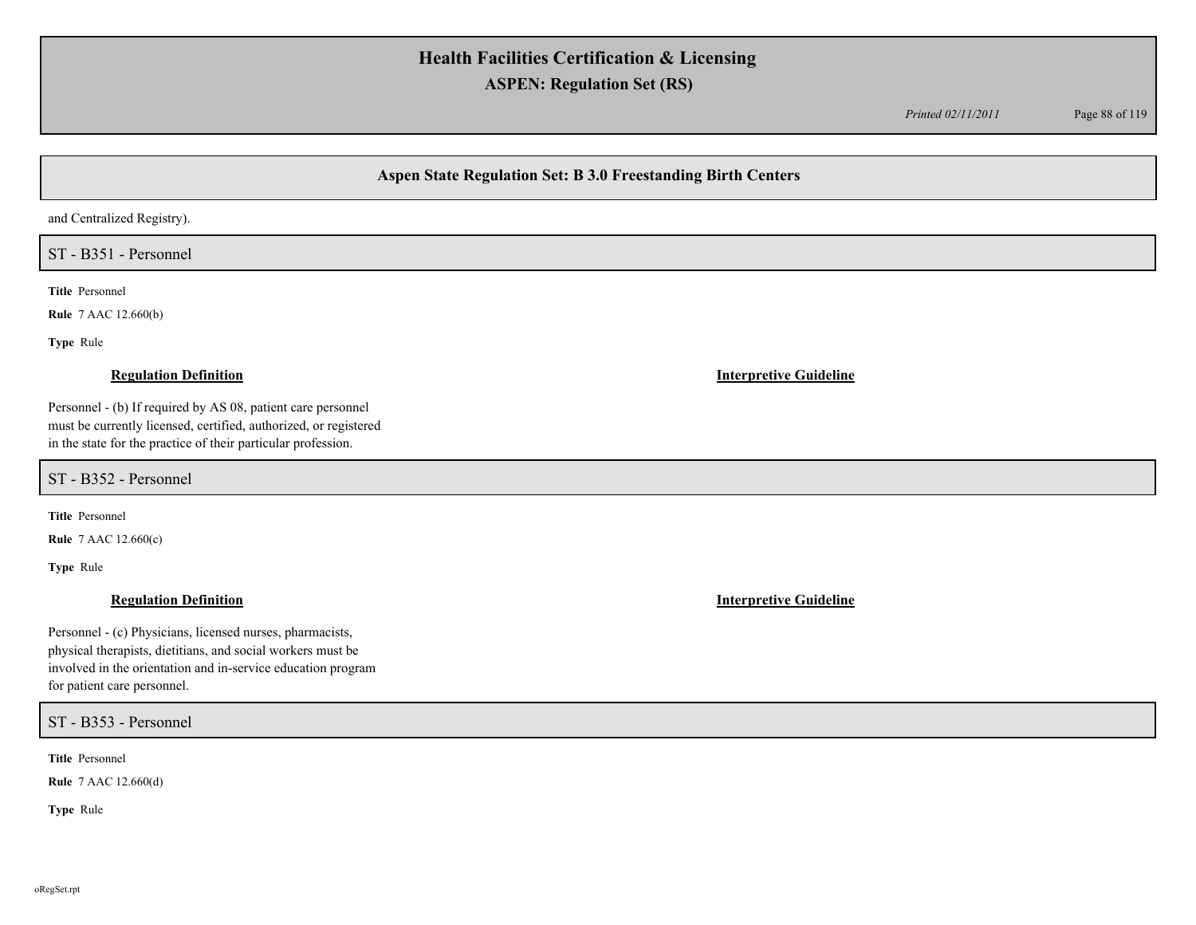## Aspen State Regulation Set: B 3.0 Freestanding Birth Centers

and Centralized Registry).

### ST - B351 - Personnel

**Title** Personnel

**Rule** 7 AAC 12.660(b)

**Type** Rule

**Regulation Definition**

Personnel - (b) If required by AS 08, patient care personnel must be currently licensed, certified, authorized, or registered in the state for the practice of their particular profession.

**Interpretive Guideline**

### ST - B352 - Personnel

**Title** Personnel

**Rule** 7 AAC 12.660(c)

**Type** Rule

**Regulation Definition**

Personnel - (c) Physicians, licensed nurses, pharmacists, physical therapists, dietitians, and social workers must be involved in the orientation and in-service education program for patient care personnel.

**Interpretive Guideline**

### ST - B353 - Personnel

**Title** Personnel

**Rule** 7 AAC 12.660(d)

**Type** Rule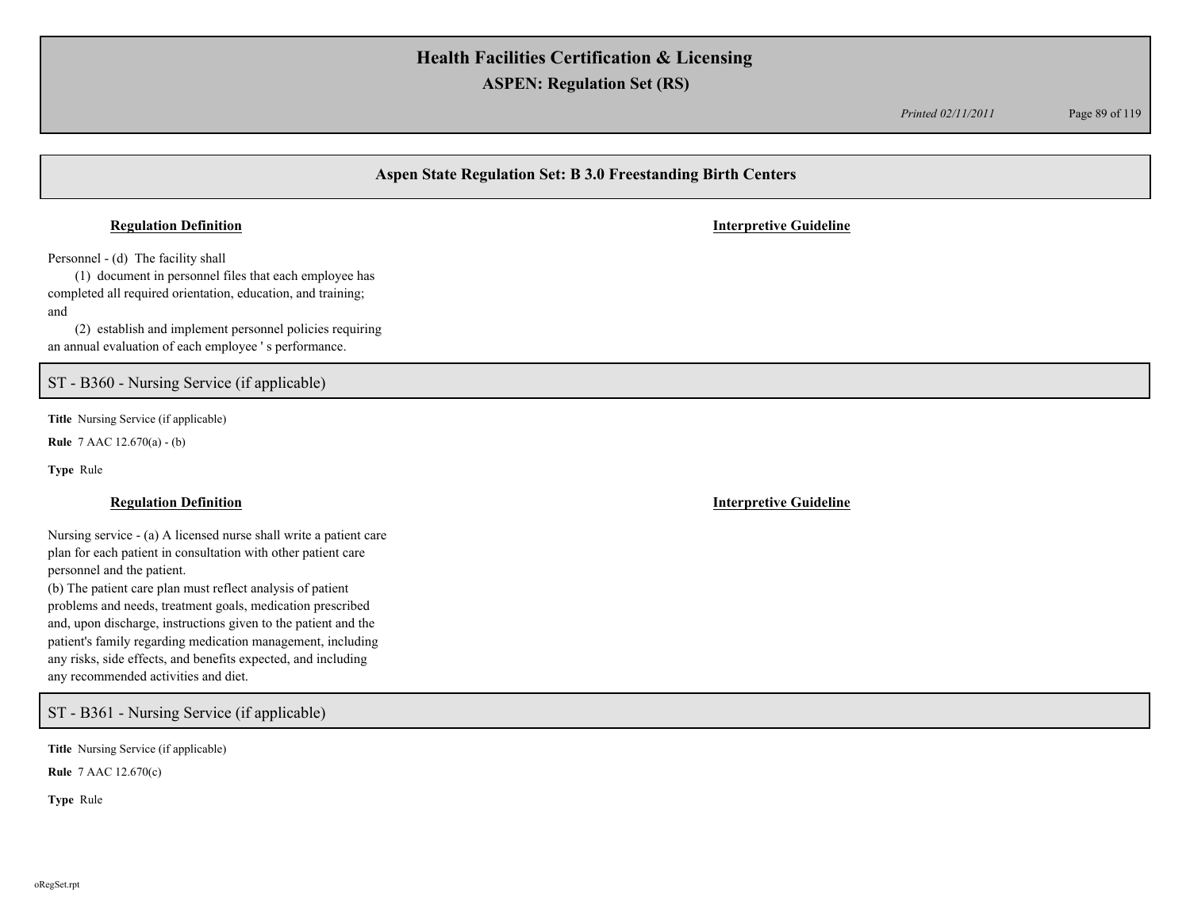## Aspen State Regulation Set: B 3.0 Freestanding Birth Centers

**Regulation Definition** | **Interpretive Guideline**

Personnel - (d) The facility shall

(1) document in personnel files that each employee has completed all required orientation, education, and training; and

(2) establish and implement personnel policies requiring an annual evaluation of each employee ' s performance.

### ST - B360 - Nursing Service (if applicable)

**Title** Nursing Service (if applicable)

**Rule** 7 AAC 12.670(a) - (b)

**Type** Rule

**Regulation Definition** | **Interpretive Guideline**

Nursing service - (a) A licensed nurse shall write a patient care plan for each patient in consultation with other patient care personnel and the patient.

(b) The patient care plan must reflect analysis of patient problems and needs, treatment goals, medication prescribed and, upon discharge, instructions given to the patient and the patient's family regarding medication management, including any risks, side effects, and benefits expected, and including any recommended activities and diet.

### ST - B361 - Nursing Service (if applicable)

**Title** Nursing Service (if applicable)

**Rule** 7 AAC 12.670(c)

**Type** Rule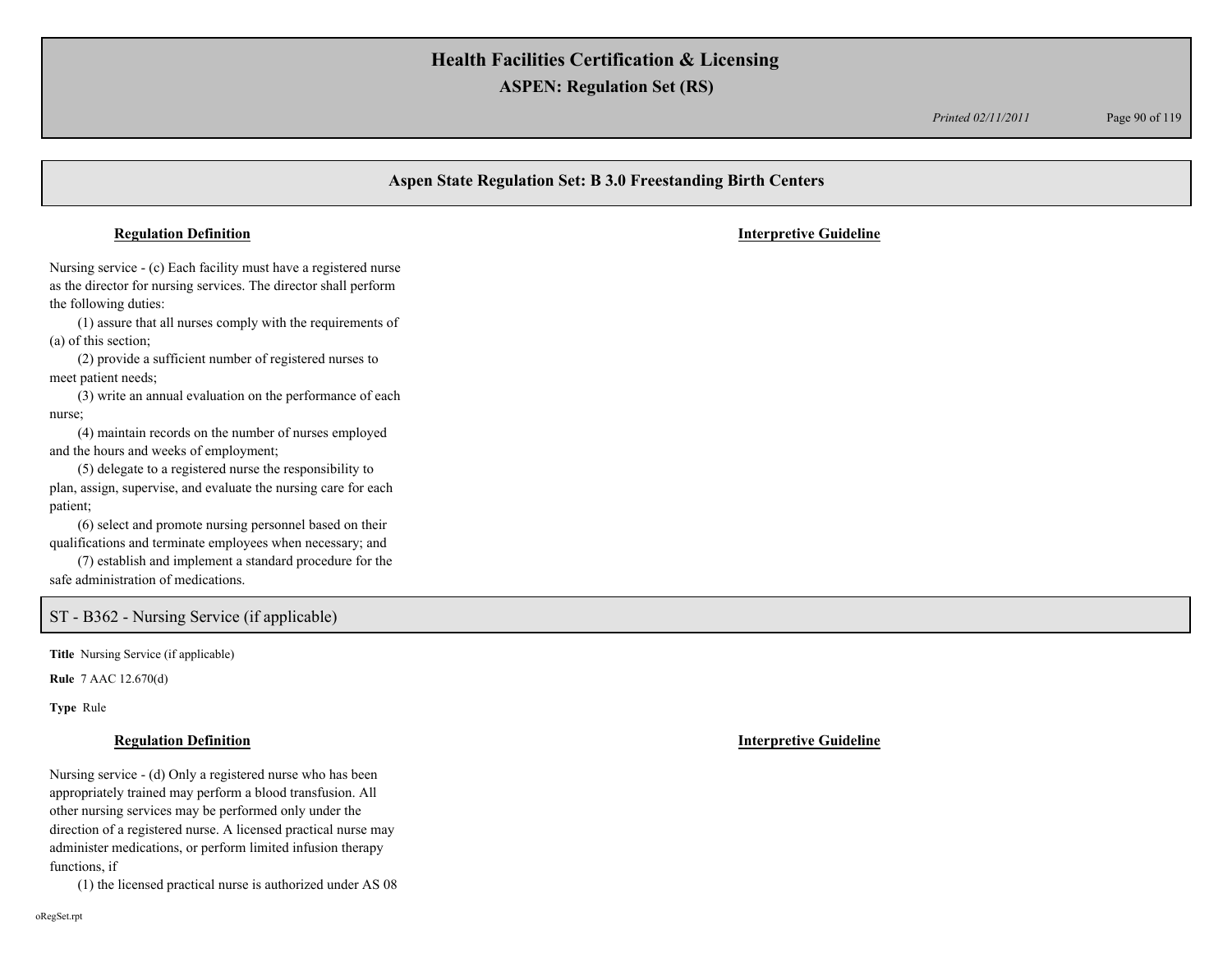## Aspen State Regulation Set: B 3.0 Freestanding Birth Centers

**Regulation Definition** | **Interpretive Guideline**

Nursing service - (c) Each facility must have a registered nurse as the director for nursing services. The director shall perform the following duties:

(1) assure that all nurses comply with the requirements of (a) of this section;

(2) provide a sufficient number of registered nurses to meet patient needs;

(3) write an annual evaluation on the performance of each nurse;

(4) maintain records on the number of nurses employed and the hours and weeks of employment;

(5) delegate to a registered nurse the responsibility to plan, assign, supervise, and evaluate the nursing care for each patient;

(6) select and promote nursing personnel based on their qualifications and terminate employees when necessary; and

(7) establish and implement a standard procedure for the safe administration of medications.

### ST - B362 - Nursing Service (if applicable)

**Title** Nursing Service (if applicable)

**Rule** 7 AAC 12.670(d)

**Type** Rule

**Regulation Definition** | **Interpretive Guideline**

Nursing service - (d) Only a registered nurse who has been appropriately trained may perform a blood transfusion. All other nursing services may be performed only under the direction of a registered nurse. A licensed practical nurse may administer medications, or perform limited infusion therapy functions, if

(1) the licensed practical nurse is authorized under AS 08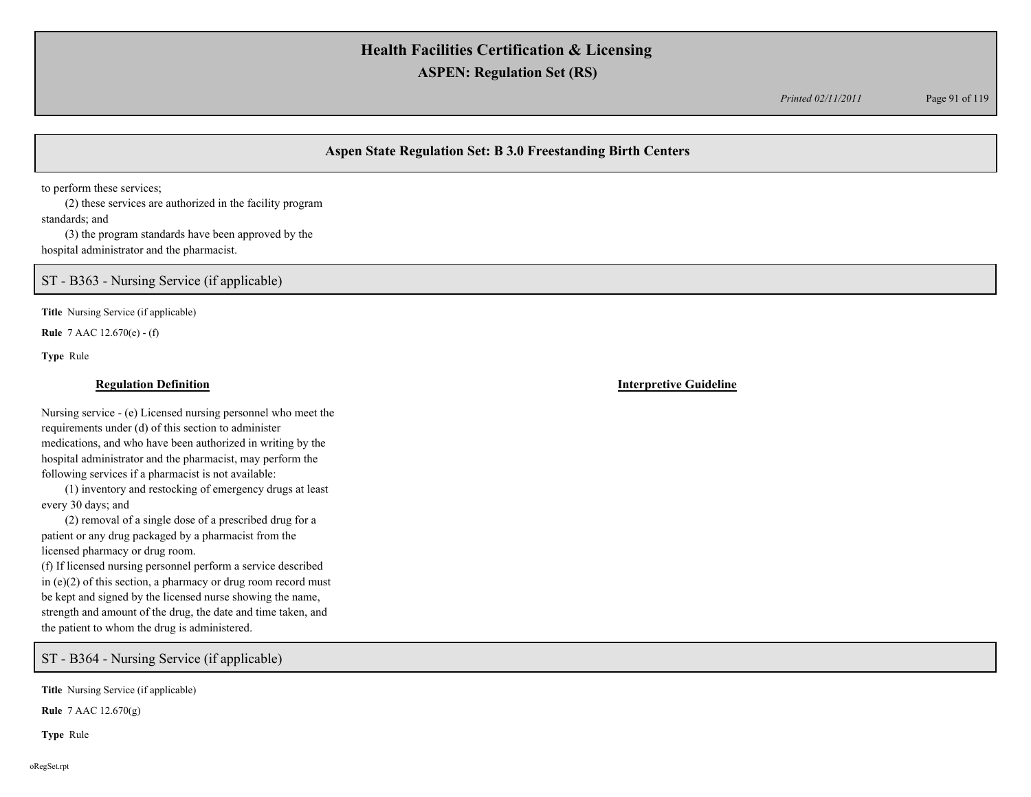## Aspen State Regulation Set: B 3.0 Freestanding Birth Centers

to perform these services;
(2) these services are authorized in the facility program standards; and
(3) the program standards have been approved by the hospital administrator and the pharmacist.

## ST - B363 - Nursing Service (if applicable)

**Title** Nursing Service (if applicable)

**Rule** 7 AAC 12.670(e) - (f)

**Type** Rule

**Regulation Definition**

Nursing service - (e) Licensed nursing personnel who meet the requirements under (d) of this section to administer medications, and who have been authorized in writing by the hospital administrator and the pharmacist, may perform the following services if a pharmacist is not available:
(1) inventory and restocking of emergency drugs at least every 30 days; and
(2) removal of a single dose of a prescribed drug for a patient or any drug packaged by a pharmacist from the licensed pharmacy or drug room.
(f) If licensed nursing personnel perform a service described in (e)(2) of this section, a pharmacy or drug room record must be kept and signed by the licensed nurse showing the name, strength and amount of the drug, the date and time taken, and the patient to whom the drug is administered.

**Interpretive Guideline**

## ST - B364 - Nursing Service (if applicable)

**Title** Nursing Service (if applicable)

**Rule** 7 AAC 12.670(g)

**Type** Rule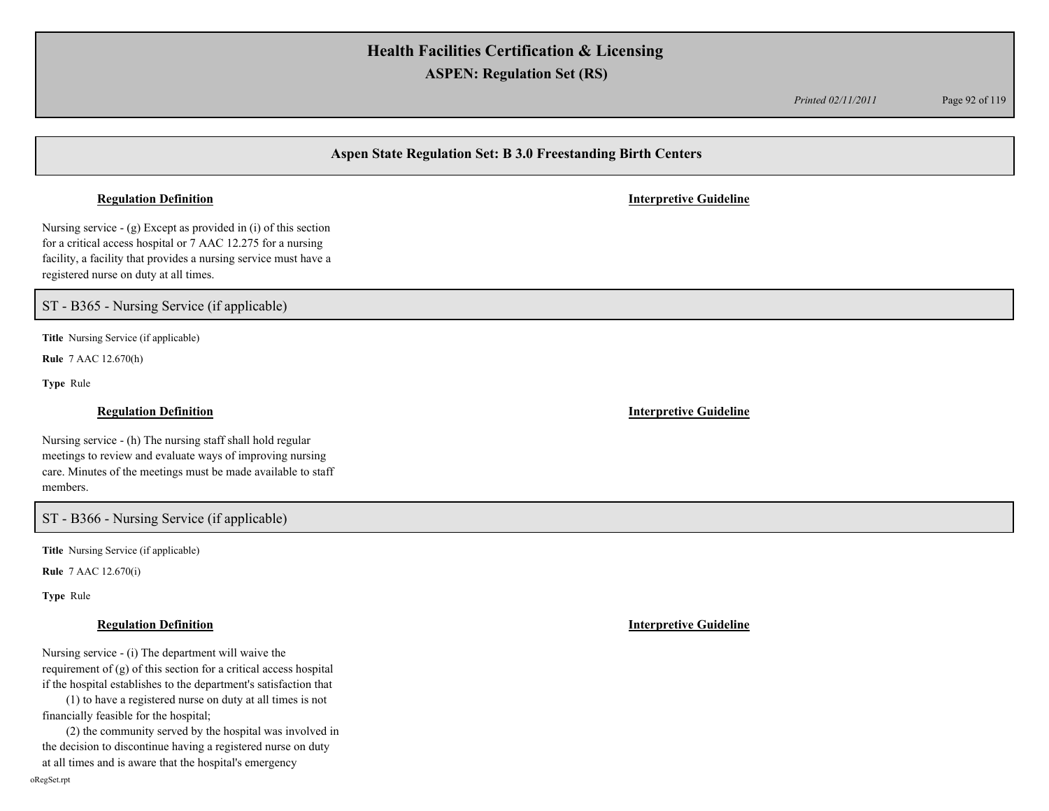## Aspen State Regulation Set: B 3.0 Freestanding Birth Centers

**Regulation Definition** | **Interpretive Guideline**

Nursing service - (g) Except as provided in (i) of this section for a critical access hospital or 7 AAC 12.275 for a nursing facility, a facility that provides a nursing service must have a registered nurse on duty at all times.

## ST - B365 - Nursing Service (if applicable)

**Title** Nursing Service (if applicable)

**Rule** 7 AAC 12.670(h)

**Type** Rule

**Regulation Definition** | **Interpretive Guideline**

Nursing service - (h) The nursing staff shall hold regular meetings to review and evaluate ways of improving nursing care. Minutes of the meetings must be made available to staff members.

## ST - B366 - Nursing Service (if applicable)

**Title** Nursing Service (if applicable)

**Rule** 7 AAC 12.670(i)

**Type** Rule

**Regulation Definition** | **Interpretive Guideline**

Nursing service - (i) The department will waive the requirement of (g) of this section for a critical access hospital if the hospital establishes to the department's satisfaction that

(1) to have a registered nurse on duty at all times is not financially feasible for the hospital;

(2) the community served by the hospital was involved in the decision to discontinue having a registered nurse on duty at all times and is aware that the hospital's emergency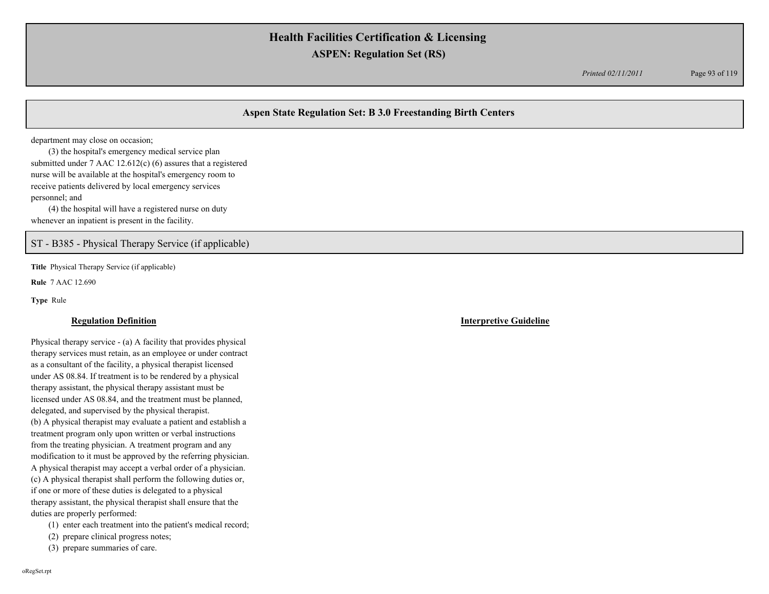## Aspen State Regulation Set: B 3.0 Freestanding Birth Centers

department may close on occasion;

(3) the hospital's emergency medical service plan submitted under 7 AAC 12.612(c) (6) assures that a registered nurse will be available at the hospital's emergency room to receive patients delivered by local emergency services personnel; and

(4) the hospital will have a registered nurse on duty whenever an inpatient is present in the facility.

## ST - B385 - Physical Therapy Service (if applicable)

**Title** Physical Therapy Service (if applicable)

**Rule** 7 AAC 12.690

**Type** Rule

### Regulation Definition

Physical therapy service - (a) A facility that provides physical therapy services must retain, as an employee or under contract as a consultant of the facility, a physical therapist licensed under AS 08.84. If treatment is to be rendered by a physical therapy assistant, the physical therapy assistant must be licensed under AS 08.84, and the treatment must be planned, delegated, and supervised by the physical therapist.

(b) A physical therapist may evaluate a patient and establish a treatment program only upon written or verbal instructions from the treating physician. A treatment program and any modification to it must be approved by the referring physician. A physical therapist may accept a verbal order of a physician.

(c) A physical therapist shall perform the following duties or, if one or more of these duties is delegated to a physical therapy assistant, the physical therapist shall ensure that the duties are properly performed:

(1) enter each treatment into the patient's medical record;

(2) prepare clinical progress notes;

(3) prepare summaries of care.

### Interpretive Guideline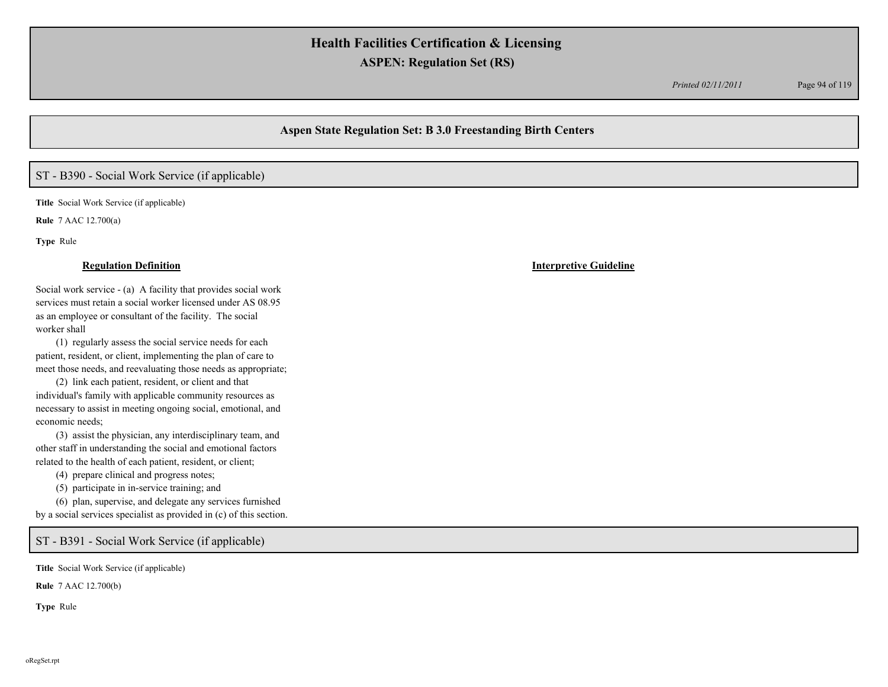## Aspen State Regulation Set: B 3.0 Freestanding Birth Centers

### ST - B390 - Social Work Service (if applicable)

**Title** Social Work Service (if applicable)

**Rule** 7 AAC 12.700(a)

**Type** Rule

**Regulation Definition**

Social work service - (a) A facility that provides social work services must retain a social worker licensed under AS 08.95 as an employee or consultant of the facility. The social worker shall

(1) regularly assess the social service needs for each patient, resident, or client, implementing the plan of care to meet those needs, and reevaluating those needs as appropriate;

(2) link each patient, resident, or client and that individual's family with applicable community resources as necessary to assist in meeting ongoing social, emotional, and economic needs;

(3) assist the physician, any interdisciplinary team, and other staff in understanding the social and emotional factors related to the health of each patient, resident, or client;

(4) prepare clinical and progress notes;

(5) participate in in-service training; and

(6) plan, supervise, and delegate any services furnished by a social services specialist as provided in (c) of this section.

**Interpretive Guideline**

### ST - B391 - Social Work Service (if applicable)

**Title** Social Work Service (if applicable)

**Rule** 7 AAC 12.700(b)

**Type** Rule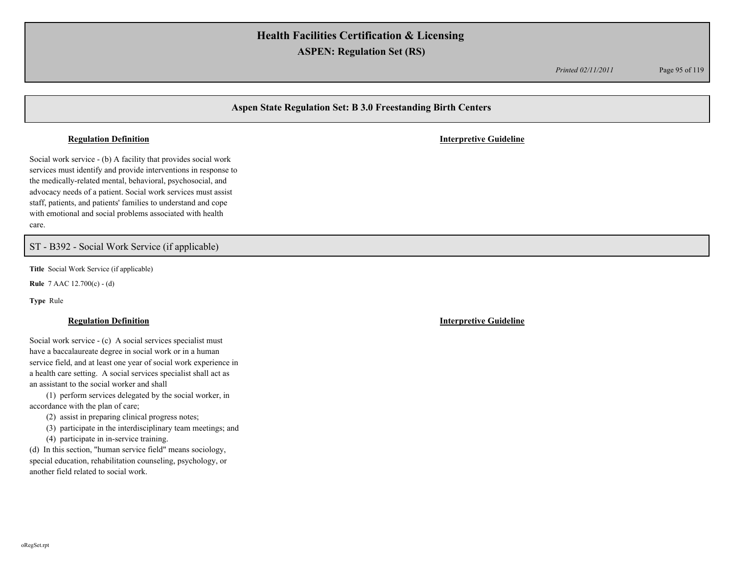## Aspen State Regulation Set: B 3.0 Freestanding Birth Centers

**Regulation Definition**

**Interpretive Guideline**

Social work service - (b) A facility that provides social work services must identify and provide interventions in response to the medically-related mental, behavioral, psychosocial, and advocacy needs of a patient. Social work services must assist staff, patients, and patients' families to understand and cope with emotional and social problems associated with health care.

### ST - B392 - Social Work Service (if applicable)

**Title** Social Work Service (if applicable)

**Rule** 7 AAC 12.700(c) - (d)

**Type** Rule

**Regulation Definition**

**Interpretive Guideline**

Social work service - (c) A social services specialist must have a baccalaureate degree in social work or in a human service field, and at least one year of social work experience in a health care setting. A social services specialist shall act as an assistant to the social worker and shall

(1) perform services delegated by the social worker, in accordance with the plan of care;

(2) assist in preparing clinical progress notes;

(3) participate in the interdisciplinary team meetings; and

(4) participate in in-service training.

(d) In this section, "human service field" means sociology, special education, rehabilitation counseling, psychology, or another field related to social work.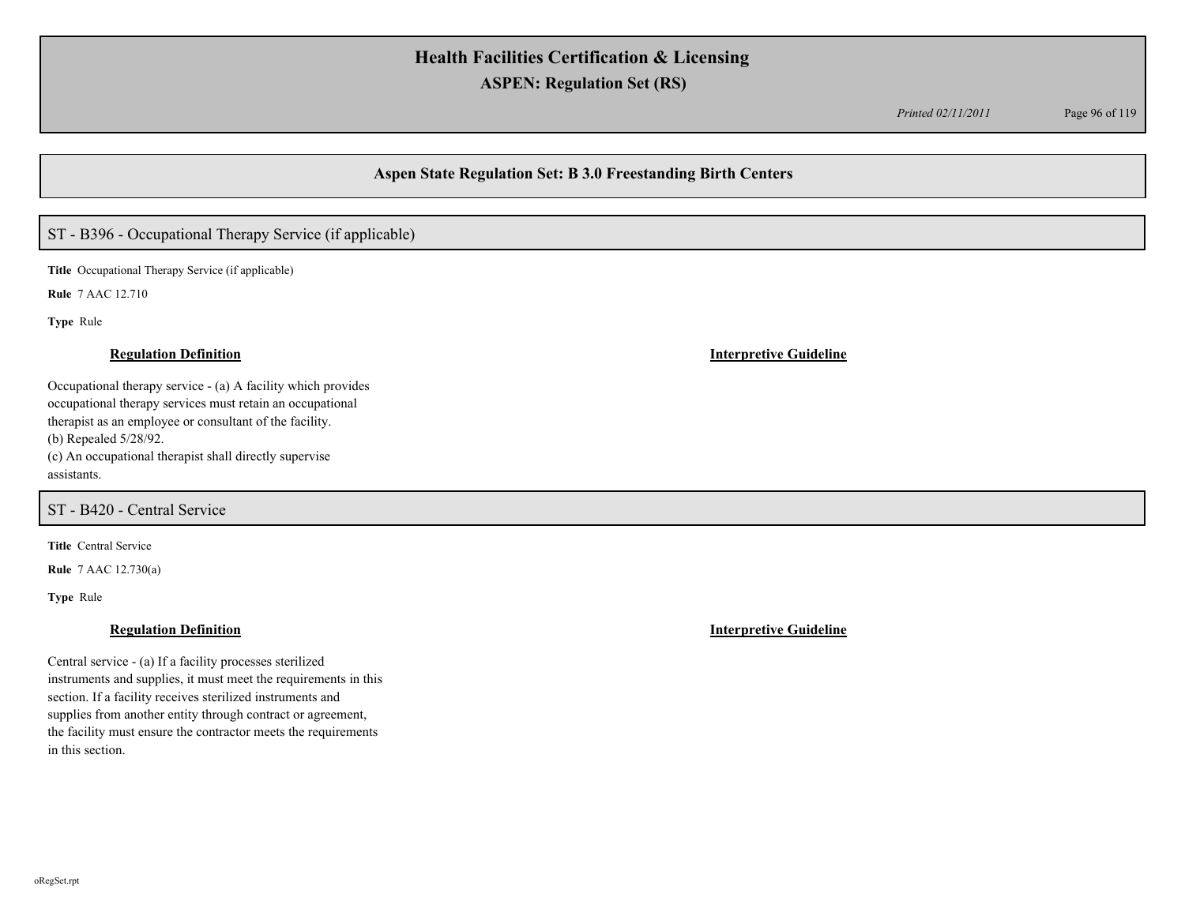## Aspen State Regulation Set: B 3.0 Freestanding Birth Centers

### ST - B396 - Occupational Therapy Service (if applicable)

**Title** Occupational Therapy Service (if applicable)

**Rule** 7 AAC 12.710

**Type** Rule

**Regulation Definition**

Occupational therapy service - (a) A facility which provides occupational therapy services must retain an occupational therapist as an employee or consultant of the facility.
(b) Repealed 5/28/92.
(c) An occupational therapist shall directly supervise assistants.

**Interpretive Guideline**

### ST - B420 - Central Service

**Title** Central Service

**Rule** 7 AAC 12.730(a)

**Type** Rule

**Regulation Definition**

Central service - (a) If a facility processes sterilized instruments and supplies, it must meet the requirements in this section. If a facility receives sterilized instruments and supplies from another entity through contract or agreement, the facility must ensure the contractor meets the requirements in this section.

**Interpretive Guideline**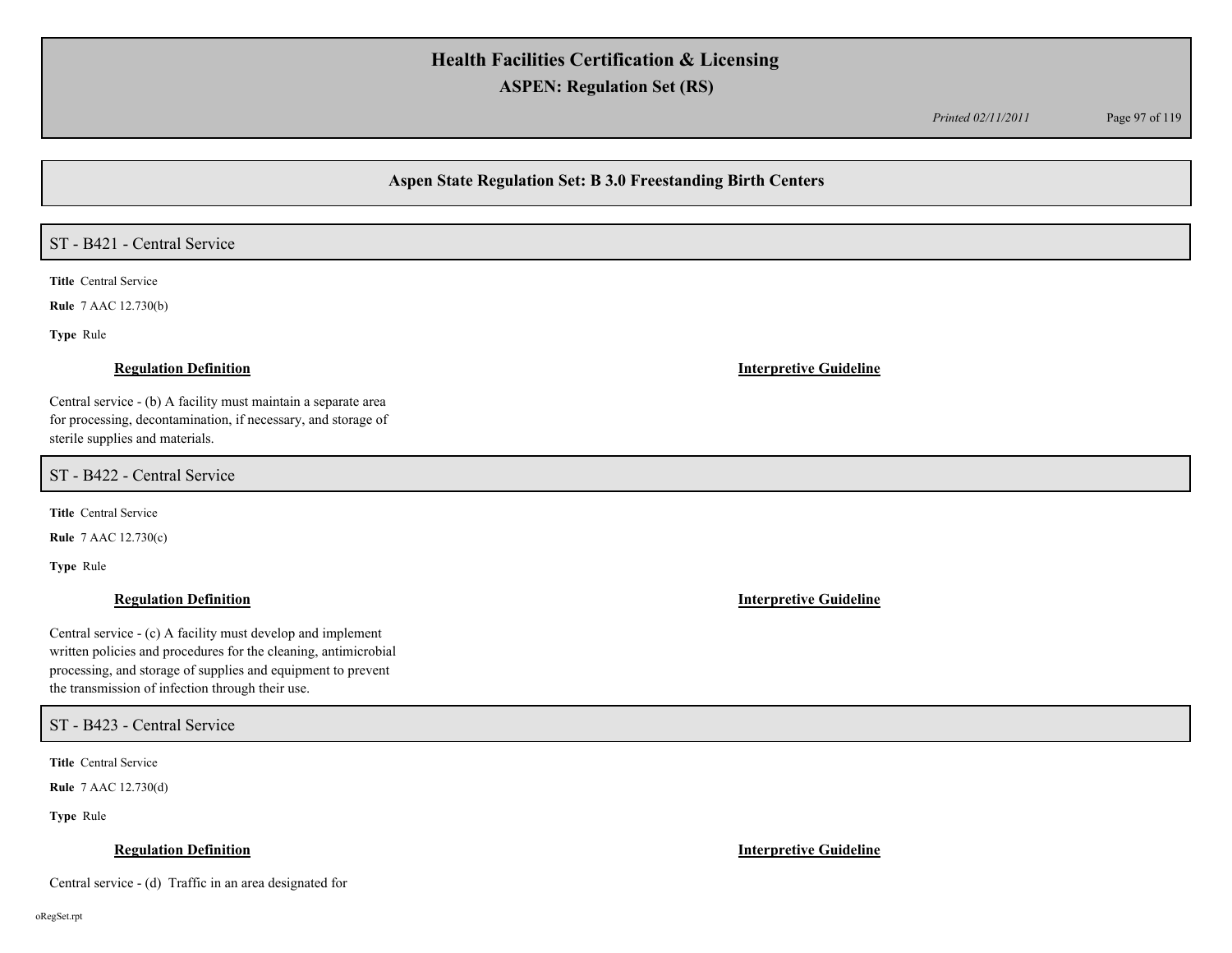## Aspen State Regulation Set: B 3.0 Freestanding Birth Centers

### ST - B421 - Central Service

**Title** Central Service

**Rule** 7 AAC 12.730(b)

**Type** Rule

| Regulation Definition | Interpretive Guideline |
|---|---|
| Central service - (b) A facility must maintain a separate area for processing, decontamination, if necessary, and storage of sterile supplies and materials. | |

### ST - B422 - Central Service

**Title** Central Service

**Rule** 7 AAC 12.730(c)

**Type** Rule

| Regulation Definition | Interpretive Guideline |
|---|---|
| Central service - (c) A facility must develop and implement written policies and procedures for the cleaning, antimicrobial processing, and storage of supplies and equipment to prevent the transmission of infection through their use. | |

### ST - B423 - Central Service

**Title** Central Service

**Rule** 7 AAC 12.730(d)

**Type** Rule

| Regulation Definition | Interpretive Guideline |
|---|---|
| Central service - (d) Traffic in an area designated for | |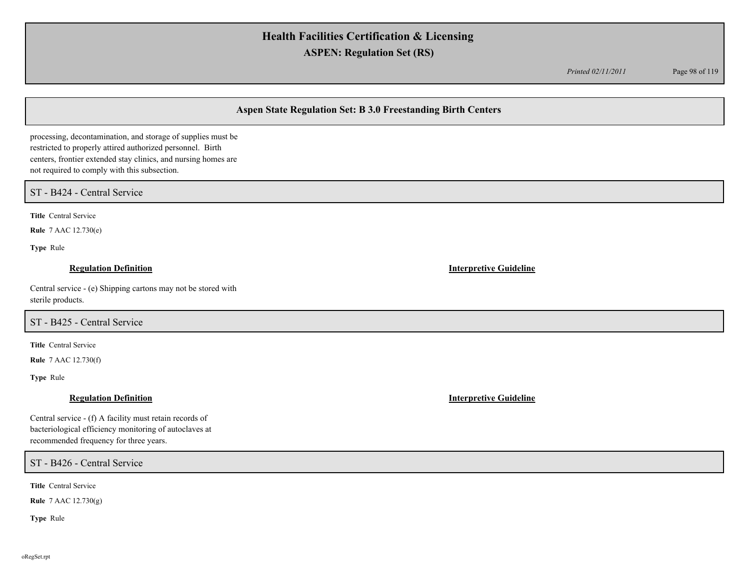## Aspen State Regulation Set: B 3.0 Freestanding Birth Centers

processing, decontamination, and storage of supplies must be restricted to properly attired authorized personnel. Birth centers, frontier extended stay clinics, and nursing homes are not required to comply with this subsection.

### ST - B424 - Central Service

**Title** Central Service

**Rule** 7 AAC 12.730(e)

**Type** Rule

**Regulation Definition**

Central service - (e) Shipping cartons may not be stored with sterile products.

**Interpretive Guideline**

### ST - B425 - Central Service

**Title** Central Service

**Rule** 7 AAC 12.730(f)

**Type** Rule

**Regulation Definition**

Central service - (f) A facility must retain records of bacteriological efficiency monitoring of autoclaves at recommended frequency for three years.

**Interpretive Guideline**

### ST - B426 - Central Service

**Title** Central Service

**Rule** 7 AAC 12.730(g)

**Type** Rule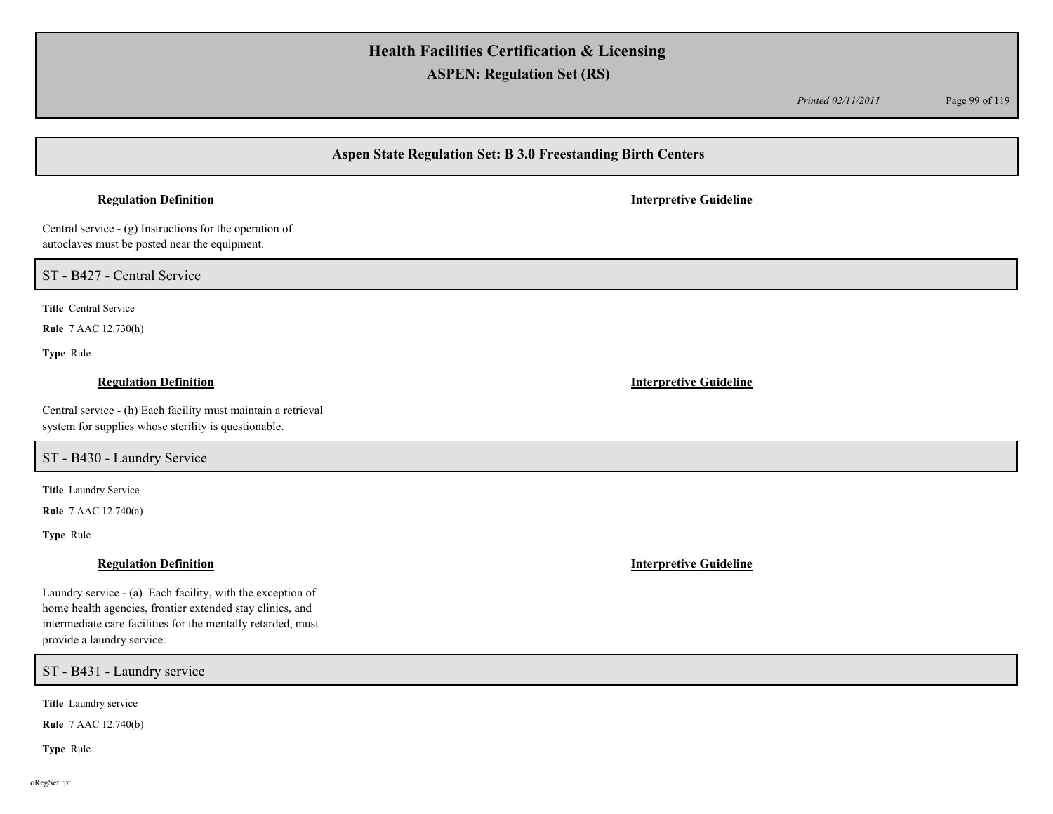## Aspen State Regulation Set: B 3.0 Freestanding Birth Centers

**Regulation Definition** | **Interpretive Guideline**

Central service - (g) Instructions for the operation of autoclaves must be posted near the equipment.

### ST - B427 - Central Service

**Title** Central Service

**Rule** 7 AAC 12.730(h)

**Type** Rule

**Regulation Definition** | **Interpretive Guideline**

Central service - (h) Each facility must maintain a retrieval system for supplies whose sterility is questionable.

### ST - B430 - Laundry Service

**Title** Laundry Service

**Rule** 7 AAC 12.740(a)

**Type** Rule

**Regulation Definition** | **Interpretive Guideline**

Laundry service - (a) Each facility, with the exception of home health agencies, frontier extended stay clinics, and intermediate care facilities for the mentally retarded, must provide a laundry service.

### ST - B431 - Laundry service

**Title** Laundry service

**Rule** 7 AAC 12.740(b)

**Type** Rule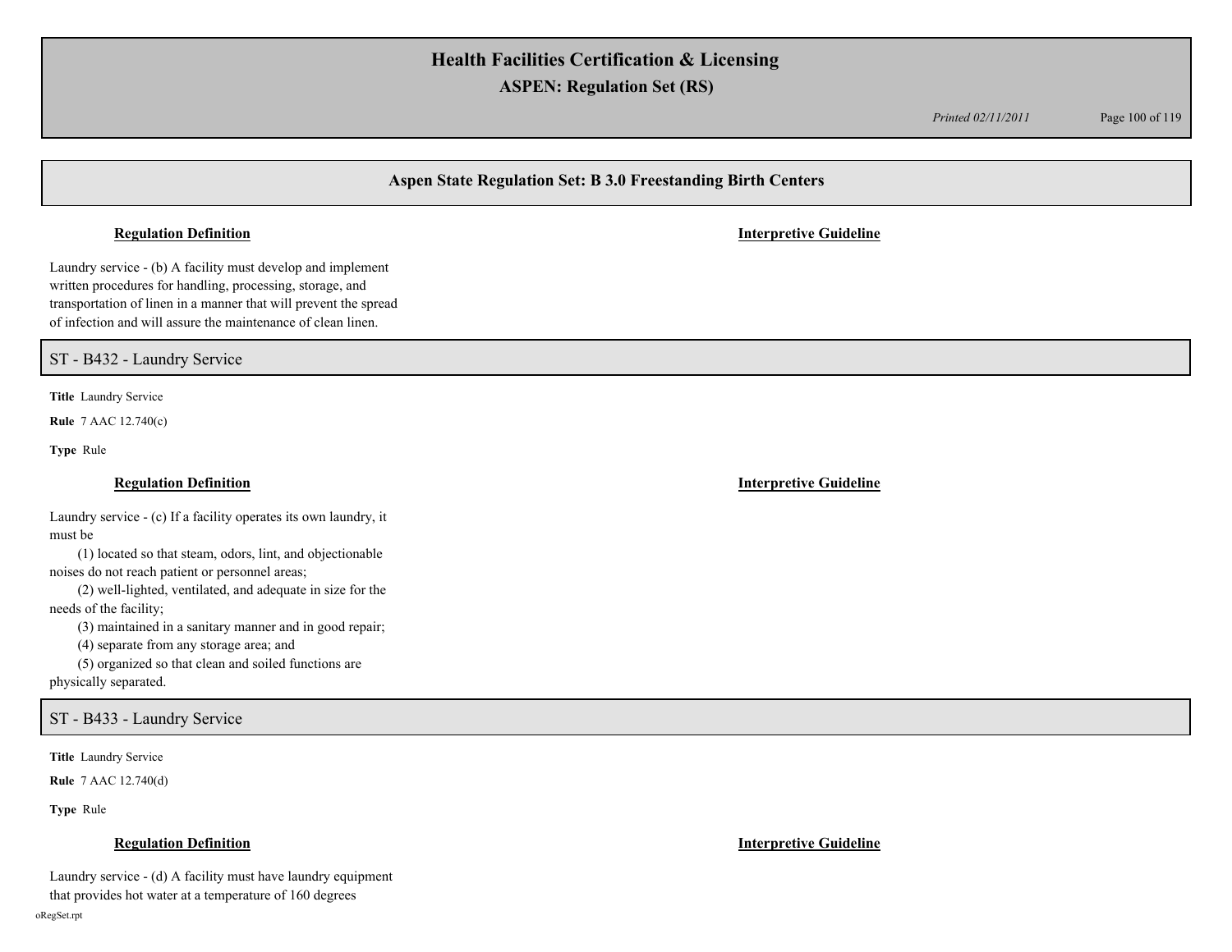## Aspen State Regulation Set: B 3.0 Freestanding Birth Centers

**Regulation Definition** | **Interpretive Guideline**

Laundry service - (b) A facility must develop and implement written procedures for handling, processing, storage, and transportation of linen in a manner that will prevent the spread of infection and will assure the maintenance of clean linen.

## ST - B432 - Laundry Service

**Title** Laundry Service

**Rule** 7 AAC 12.740(c)

**Type** Rule

**Regulation Definition** | **Interpretive Guideline**

Laundry service - (c) If a facility operates its own laundry, it must be

(1) located so that steam, odors, lint, and objectionable noises do not reach patient or personnel areas;

(2) well-lighted, ventilated, and adequate in size for the needs of the facility;

(3) maintained in a sanitary manner and in good repair;

(4) separate from any storage area; and

(5) organized so that clean and soiled functions are physically separated.

## ST - B433 - Laundry Service

**Title** Laundry Service

**Rule** 7 AAC 12.740(d)

**Type** Rule

**Regulation Definition** | **Interpretive Guideline**

Laundry service - (d) A facility must have laundry equipment that provides hot water at a temperature of 160 degrees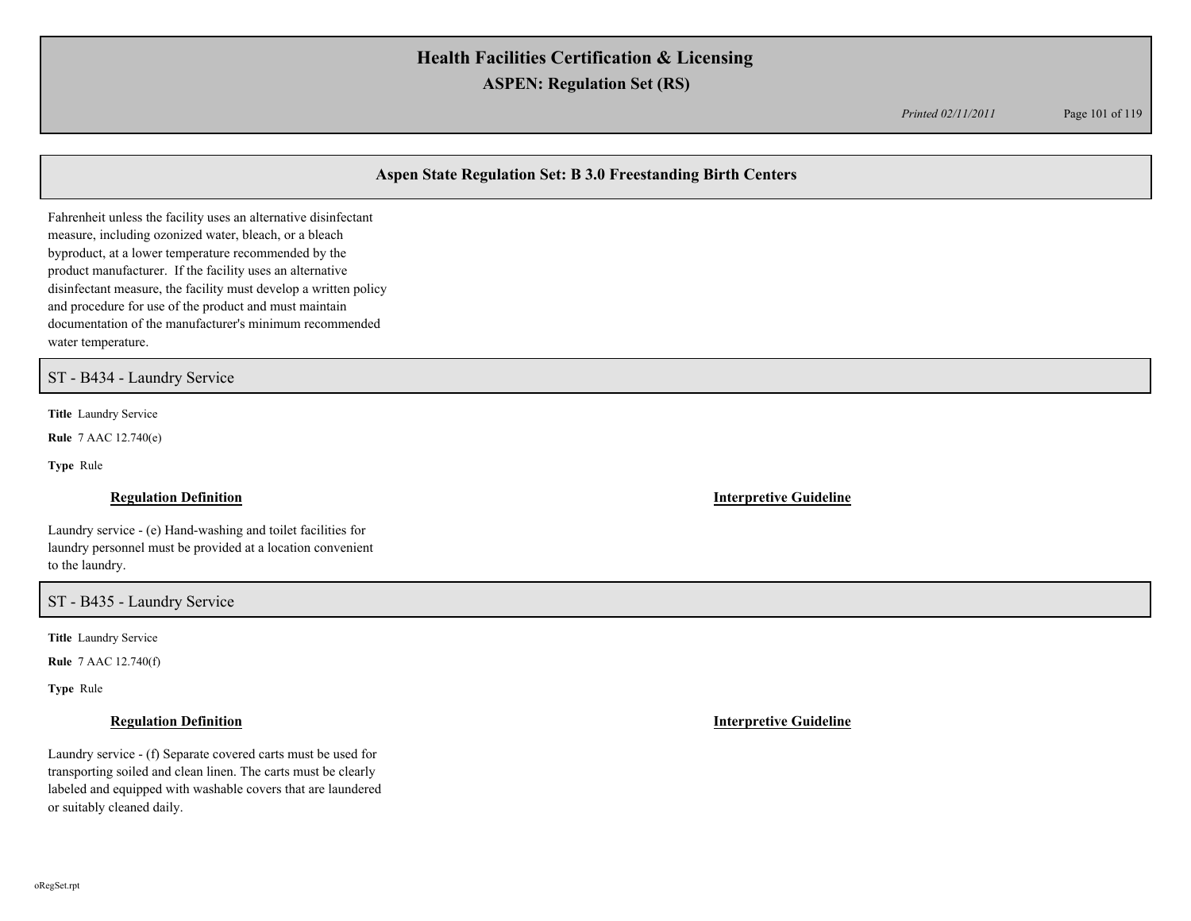## Aspen State Regulation Set: B 3.0 Freestanding Birth Centers

Fahrenheit unless the facility uses an alternative disinfectant measure, including ozonized water, bleach, or a bleach byproduct, at a lower temperature recommended by the product manufacturer. If the facility uses an alternative disinfectant measure, the facility must develop a written policy and procedure for use of the product and must maintain documentation of the manufacturer's minimum recommended water temperature.

## ST - B434 - Laundry Service

**Title** Laundry Service

**Rule** 7 AAC 12.740(e)

**Type** Rule

**Regulation Definition**

Laundry service - (e) Hand-washing and toilet facilities for laundry personnel must be provided at a location convenient to the laundry.

**Interpretive Guideline**

## ST - B435 - Laundry Service

**Title** Laundry Service

**Rule** 7 AAC 12.740(f)

**Type** Rule

**Regulation Definition**

Laundry service - (f) Separate covered carts must be used for transporting soiled and clean linen. The carts must be clearly labeled and equipped with washable covers that are laundered or suitably cleaned daily.

**Interpretive Guideline**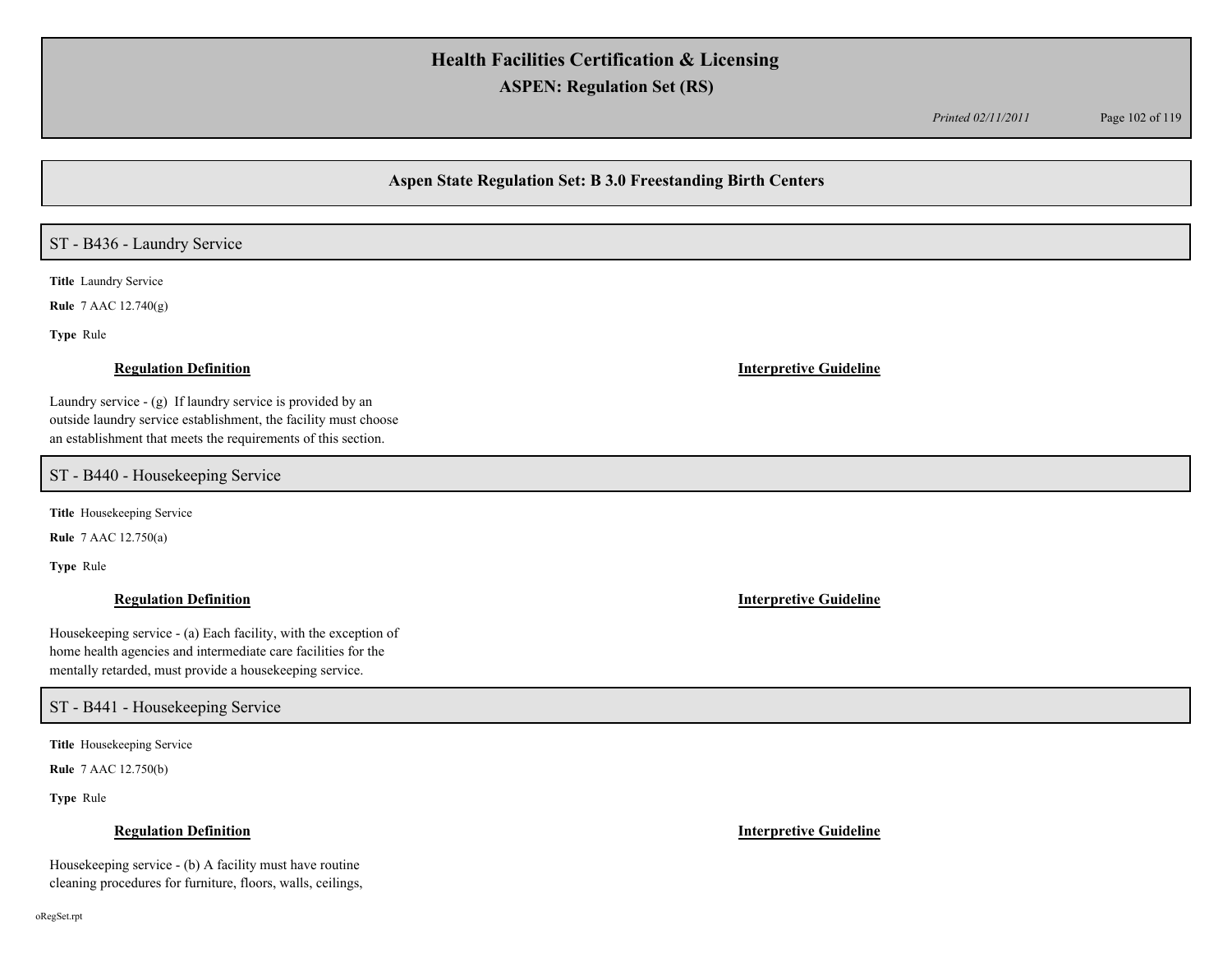## Aspen State Regulation Set: B 3.0 Freestanding Birth Centers

### ST - B436 - Laundry Service

**Title** Laundry Service

**Rule** 7 AAC 12.740(g)

**Type** Rule

**Regulation Definition**

Laundry service - (g) If laundry service is provided by an outside laundry service establishment, the facility must choose an establishment that meets the requirements of this section.

**Interpretive Guideline**

### ST - B440 - Housekeeping Service

**Title** Housekeeping Service

**Rule** 7 AAC 12.750(a)

**Type** Rule

**Regulation Definition**

Housekeeping service - (a) Each facility, with the exception of home health agencies and intermediate care facilities for the mentally retarded, must provide a housekeeping service.

**Interpretive Guideline**

### ST - B441 - Housekeeping Service

**Title** Housekeeping Service

**Rule** 7 AAC 12.750(b)

**Type** Rule

**Regulation Definition**

Housekeeping service - (b) A facility must have routine cleaning procedures for furniture, floors, walls, ceilings,

**Interpretive Guideline**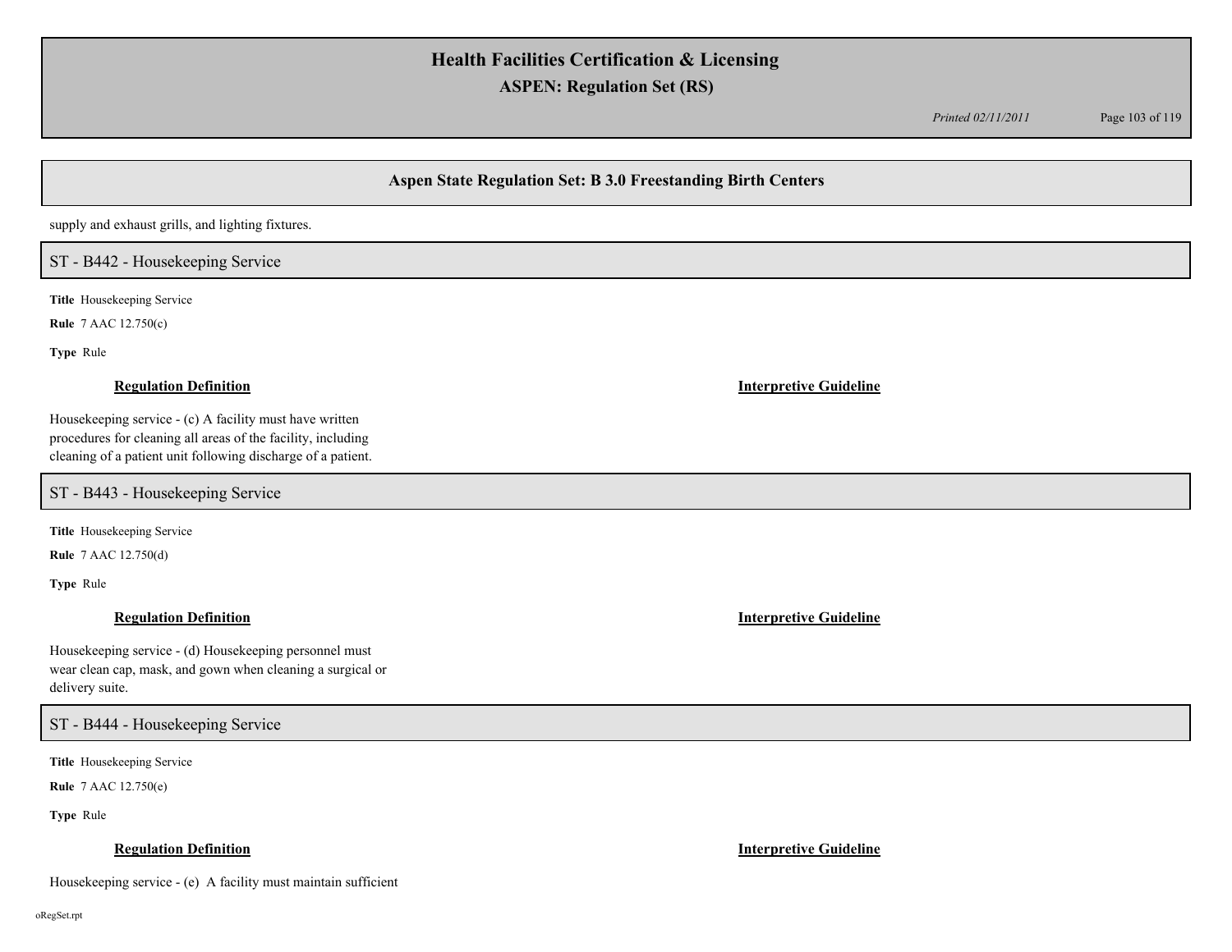supply and exhaust grills, and lighting fixtures.

## ST - B442 - Housekeeping Service

**Title** Housekeeping Service

**Rule** 7 AAC 12.750(c)

**Type** Rule

**Regulation Definition**

Housekeeping service - (c) A facility must have written procedures for cleaning all areas of the facility, including cleaning of a patient unit following discharge of a patient.

**Interpretive Guideline**

## ST - B443 - Housekeeping Service

**Title** Housekeeping Service

**Rule** 7 AAC 12.750(d)

**Type** Rule

**Regulation Definition**

Housekeeping service - (d) Housekeeping personnel must wear clean cap, mask, and gown when cleaning a surgical or delivery suite.

**Interpretive Guideline**

## ST - B444 - Housekeeping Service

**Title** Housekeeping Service

**Rule** 7 AAC 12.750(e)

**Type** Rule

**Regulation Definition**

Housekeeping service - (e) A facility must maintain sufficient

**Interpretive Guideline**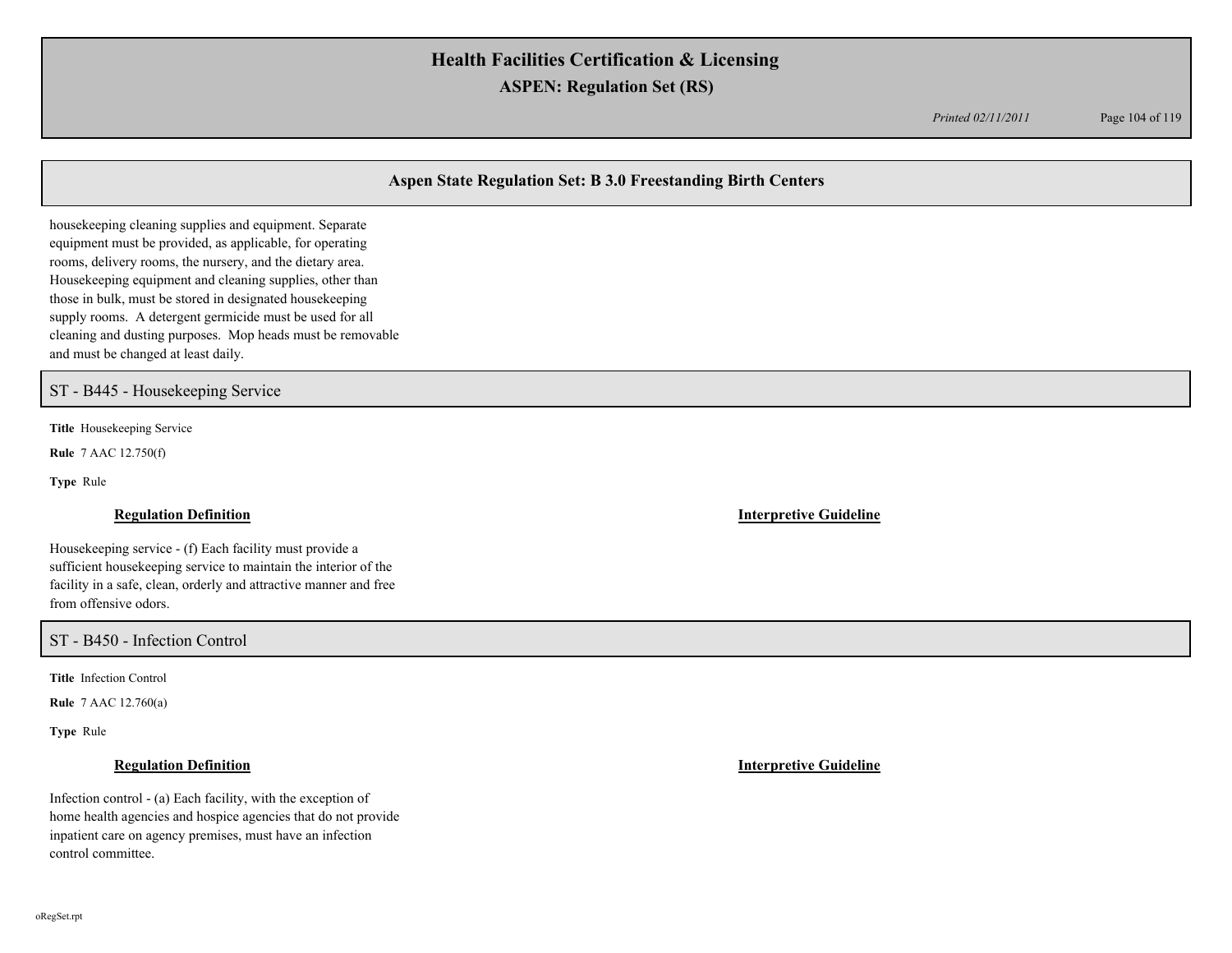## Aspen State Regulation Set: B 3.0 Freestanding Birth Centers

housekeeping cleaning supplies and equipment. Separate equipment must be provided, as applicable, for operating rooms, delivery rooms, the nursery, and the dietary area. Housekeeping equipment and cleaning supplies, other than those in bulk, must be stored in designated housekeeping supply rooms. A detergent germicide must be used for all cleaning and dusting purposes. Mop heads must be removable and must be changed at least daily.

### ST - B445 - Housekeeping Service

**Title** Housekeeping Service

**Rule** 7 AAC 12.750(f)

**Type** Rule

**Regulation Definition**

Housekeeping service - (f) Each facility must provide a sufficient housekeeping service to maintain the interior of the facility in a safe, clean, orderly and attractive manner and free from offensive odors.

**Interpretive Guideline**

### ST - B450 - Infection Control

**Title** Infection Control

**Rule** 7 AAC 12.760(a)

**Type** Rule

**Regulation Definition**

Infection control - (a) Each facility, with the exception of home health agencies and hospice agencies that do not provide inpatient care on agency premises, must have an infection control committee.

**Interpretive Guideline**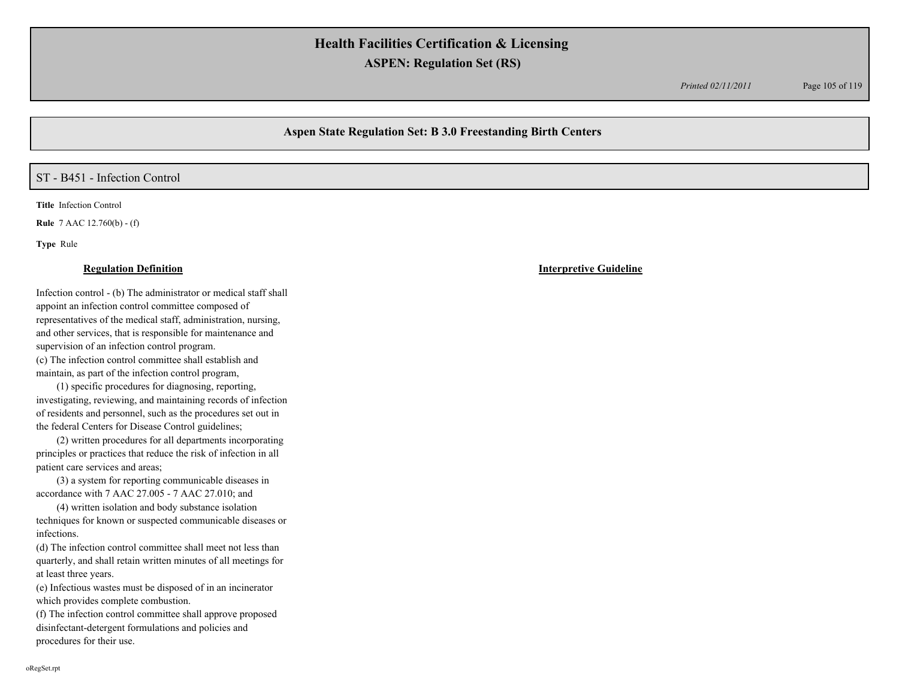## Aspen State Regulation Set: B 3.0 Freestanding Birth Centers

### ST - B451 - Infection Control

**Title** Infection Control

**Rule** 7 AAC 12.760(b) - (f)

**Type** Rule

**Regulation Definition**

Infection control - (b) The administrator or medical staff shall appoint an infection control committee composed of representatives of the medical staff, administration, nursing, and other services, that is responsible for maintenance and supervision of an infection control program.

(c) The infection control committee shall establish and maintain, as part of the infection control program,

(1) specific procedures for diagnosing, reporting, investigating, reviewing, and maintaining records of infection of residents and personnel, such as the procedures set out in the federal Centers for Disease Control guidelines;

(2) written procedures for all departments incorporating principles or practices that reduce the risk of infection in all patient care services and areas;

(3) a system for reporting communicable diseases in accordance with 7 AAC 27.005 - 7 AAC 27.010; and

(4) written isolation and body substance isolation techniques for known or suspected communicable diseases or infections.

(d) The infection control committee shall meet not less than quarterly, and shall retain written minutes of all meetings for at least three years.

(e) Infectious wastes must be disposed of in an incinerator which provides complete combustion.

(f) The infection control committee shall approve proposed disinfectant-detergent formulations and policies and procedures for their use.

**Interpretive Guideline**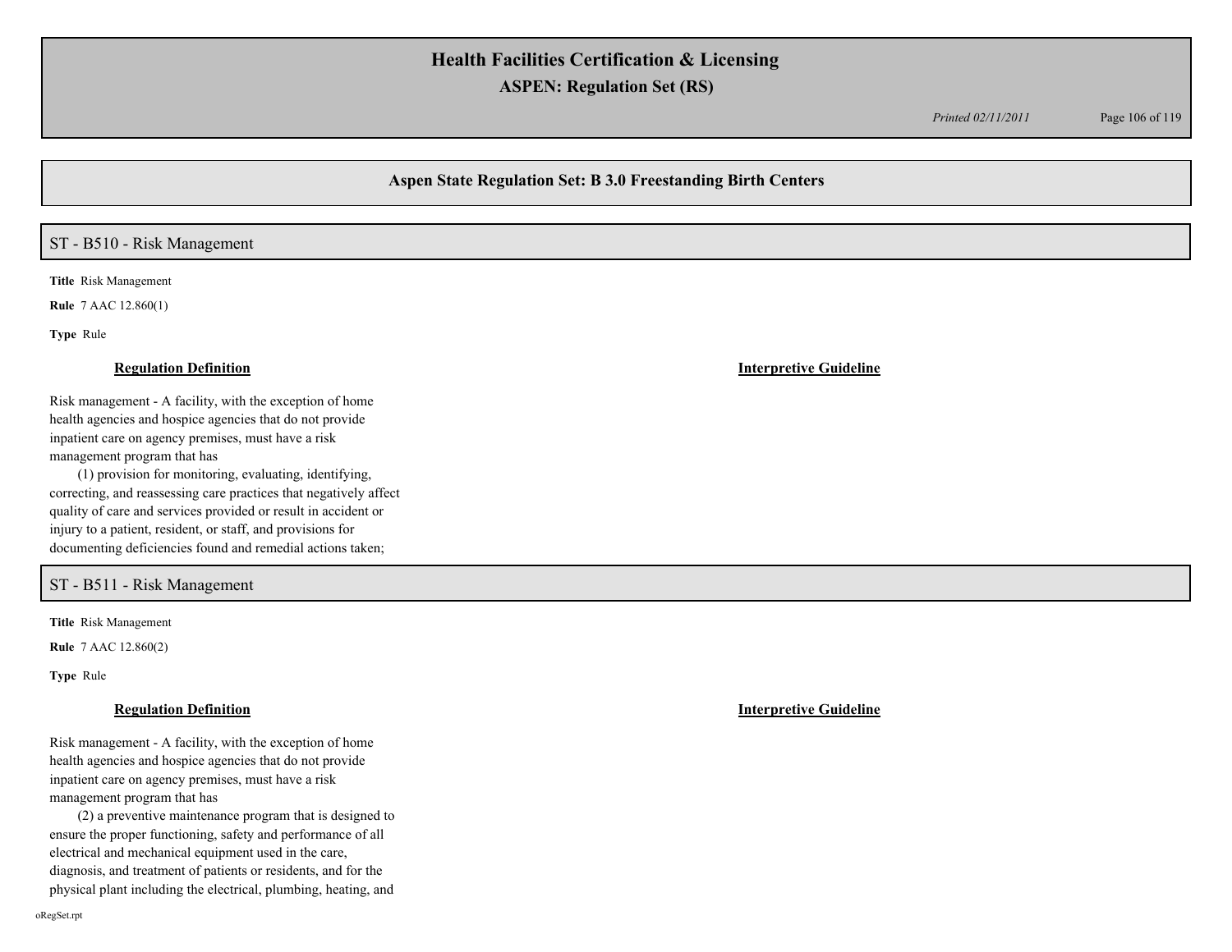## Aspen State Regulation Set: B 3.0 Freestanding Birth Centers

### ST - B510 - Risk Management

**Title** Risk Management

**Rule** 7 AAC 12.860(1)

**Type** Rule

| Regulation Definition | Interpretive Guideline |
| --- | --- |
| Risk management - A facility, with the exception of home health agencies and hospice agencies that do not provide inpatient care on agency premises, must have a risk management program that has<br>(1) provision for monitoring, evaluating, identifying, correcting, and reassessing care practices that negatively affect quality of care and services provided or result in accident or injury to a patient, resident, or staff, and provisions for documenting deficiencies found and remedial actions taken; | |

### ST - B511 - Risk Management

**Title** Risk Management

**Rule** 7 AAC 12.860(2)

**Type** Rule

| Regulation Definition | Interpretive Guideline |
| --- | --- |
| Risk management - A facility, with the exception of home health agencies and hospice agencies that do not provide inpatient care on agency premises, must have a risk management program that has<br>(2) a preventive maintenance program that is designed to ensure the proper functioning, safety and performance of all electrical and mechanical equipment used in the care, diagnosis, and treatment of patients or residents, and for the physical plant including the electrical, plumbing, heating, and | |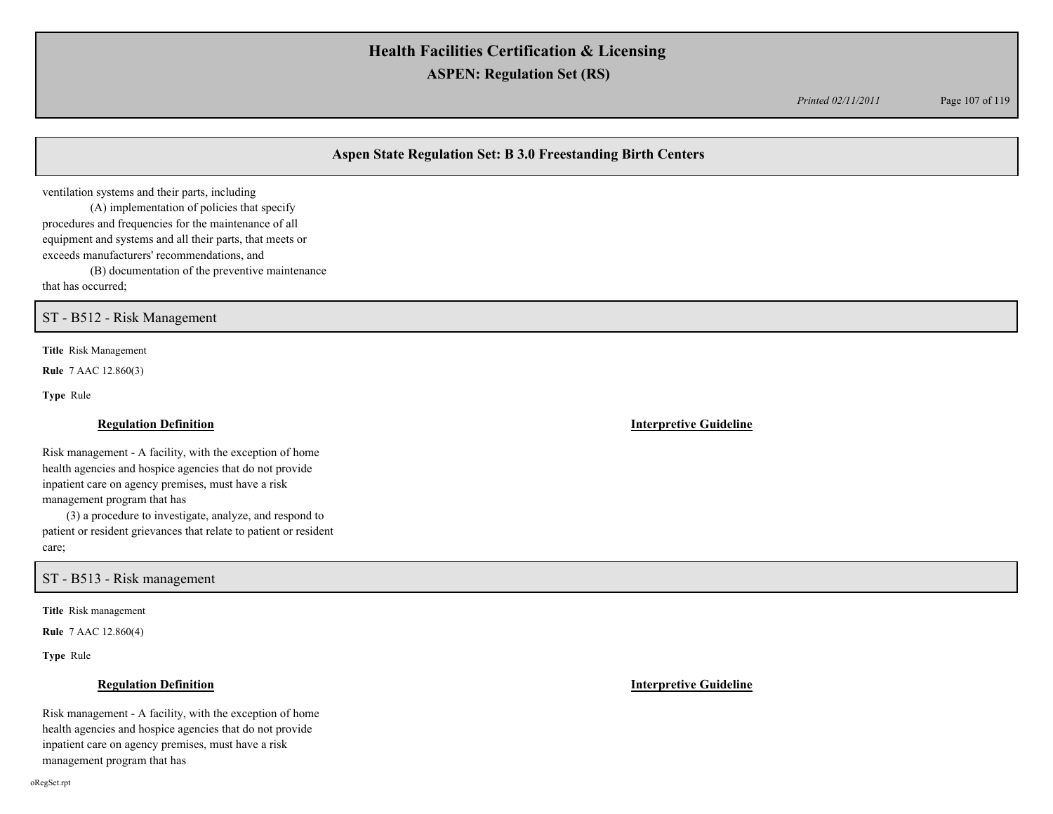## Aspen State Regulation Set: B 3.0 Freestanding Birth Centers

ventilation systems and their parts, including

(A) implementation of policies that specify procedures and frequencies for the maintenance of all equipment and systems and all their parts, that meets or exceeds manufacturers' recommendations, and

(B) documentation of the preventive maintenance that has occurred;

## ST - B512 - Risk Management

**Title** Risk Management

**Rule** 7 AAC 12.860(3)

**Type** Rule

**Regulation Definition**

Risk management - A facility, with the exception of home health agencies and hospice agencies that do not provide inpatient care on agency premises, must have a risk management program that has

(3) a procedure to investigate, analyze, and respond to patient or resident grievances that relate to patient or resident care;

**Interpretive Guideline**

## ST - B513 - Risk management

**Title** Risk management

**Rule** 7 AAC 12.860(4)

**Type** Rule

**Regulation Definition**

Risk management - A facility, with the exception of home health agencies and hospice agencies that do not provide inpatient care on agency premises, must have a risk management program that has

**Interpretive Guideline**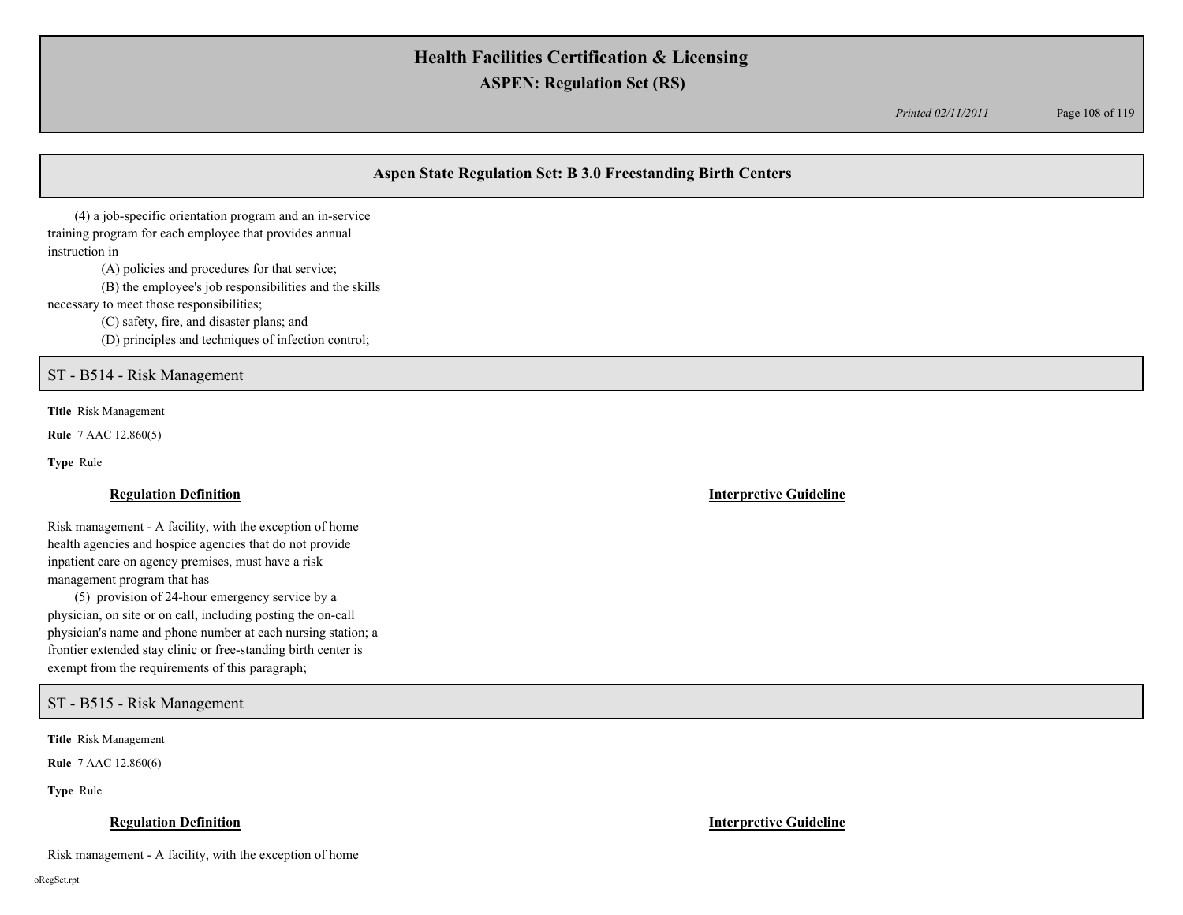## Aspen State Regulation Set: B 3.0 Freestanding Birth Centers

(4) a job-specific orientation program and an in-service training program for each employee that provides annual instruction in

- (A) policies and procedures for that service;
- (B) the employee's job responsibilities and the skills necessary to meet those responsibilities;
- (C) safety, fire, and disaster plans; and
- (D) principles and techniques of infection control;

## ST - B514 - Risk Management

**Title** Risk Management

**Rule** 7 AAC 12.860(5)

**Type** Rule

**Regulation Definition**

Risk management - A facility, with the exception of home health agencies and hospice agencies that do not provide inpatient care on agency premises, must have a risk management program that has

(5) provision of 24-hour emergency service by a physician, on site or on call, including posting the on-call physician's name and phone number at each nursing station; a frontier extended stay clinic or free-standing birth center is exempt from the requirements of this paragraph;

**Interpretive Guideline**

## ST - B515 - Risk Management

**Title** Risk Management

**Rule** 7 AAC 12.860(6)

**Type** Rule

**Regulation Definition**

Risk management - A facility, with the exception of home

**Interpretive Guideline**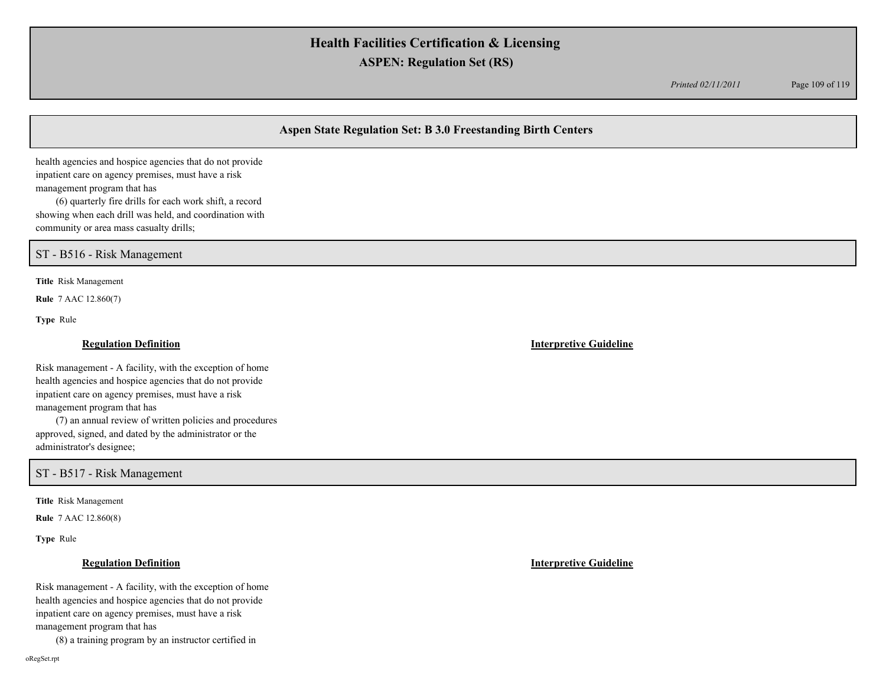## Aspen State Regulation Set: B 3.0 Freestanding Birth Centers

health agencies and hospice agencies that do not provide inpatient care on agency premises, must have a risk management program that has

(6) quarterly fire drills for each work shift, a record showing when each drill was held, and coordination with community or area mass casualty drills;

## ST - B516 - Risk Management

**Title** Risk Management

**Rule** 7 AAC 12.860(7)

**Type** Rule

**Regulation Definition**

Risk management - A facility, with the exception of home health agencies and hospice agencies that do not provide inpatient care on agency premises, must have a risk management program that has

(7) an annual review of written policies and procedures approved, signed, and dated by the administrator or the administrator's designee;

**Interpretive Guideline**

## ST - B517 - Risk Management

**Title** Risk Management

**Rule** 7 AAC 12.860(8)

**Type** Rule

**Regulation Definition**

Risk management - A facility, with the exception of home health agencies and hospice agencies that do not provide inpatient care on agency premises, must have a risk management program that has

(8) a training program by an instructor certified in

**Interpretive Guideline**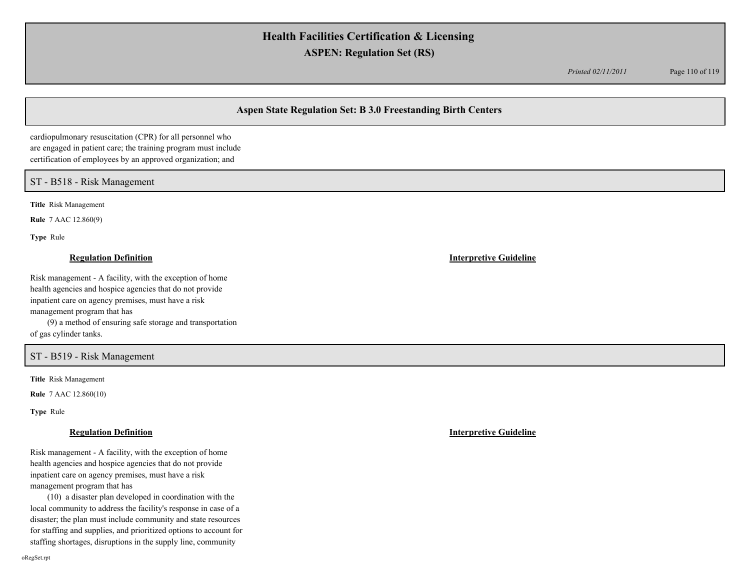## Aspen State Regulation Set: B 3.0 Freestanding Birth Centers

cardiopulmonary resuscitation (CPR) for all personnel who are engaged in patient care; the training program must include certification of employees by an approved organization; and

### ST - B518 - Risk Management

**Title** Risk Management

**Rule** 7 AAC 12.860(9)

**Type** Rule

| **Regulation Definition** | **Interpretive Guideline** |
|---|---|
| Risk management - A facility, with the exception of home health agencies and hospice agencies that do not provide inpatient care on agency premises, must have a risk management program that has<br>(9) a method of ensuring safe storage and transportation of gas cylinder tanks. | |

### ST - B519 - Risk Management

**Title** Risk Management

**Rule** 7 AAC 12.860(10)

**Type** Rule

| **Regulation Definition** | **Interpretive Guideline** |
|---|---|
| Risk management - A facility, with the exception of home health agencies and hospice agencies that do not provide inpatient care on agency premises, must have a risk management program that has<br>(10) a disaster plan developed in coordination with the local community to address the facility's response in case of a disaster; the plan must include community and state resources for staffing and supplies, and prioritized options to account for staffing shortages, disruptions in the supply line, community | |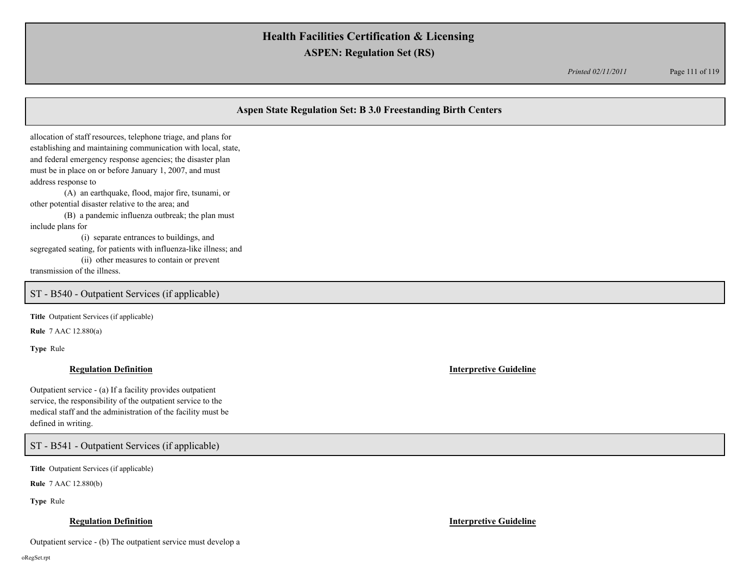allocation of staff resources, telephone triage, and plans for establishing and maintaining communication with local, state, and federal emergency response agencies; the disaster plan must be in place on or before January 1, 2007, and must address response to

(A) an earthquake, flood, major fire, tsunami, or other potential disaster relative to the area; and

(B) a pandemic influenza outbreak; the plan must include plans for

(i) separate entrances to buildings, and segregated seating, for patients with influenza-like illness; and

(ii) other measures to contain or prevent transmission of the illness.

## ST - B540 - Outpatient Services (if applicable)

**Title** Outpatient Services (if applicable)

**Rule** 7 AAC 12.880(a)

**Type** Rule

**Regulation Definition**

Outpatient service - (a) If a facility provides outpatient service, the responsibility of the outpatient service to the medical staff and the administration of the facility must be defined in writing.

**Interpretive Guideline**

## ST - B541 - Outpatient Services (if applicable)

**Title** Outpatient Services (if applicable)

**Rule** 7 AAC 12.880(b)

**Type** Rule

**Regulation Definition**

Outpatient service - (b) The outpatient service must develop a

**Interpretive Guideline**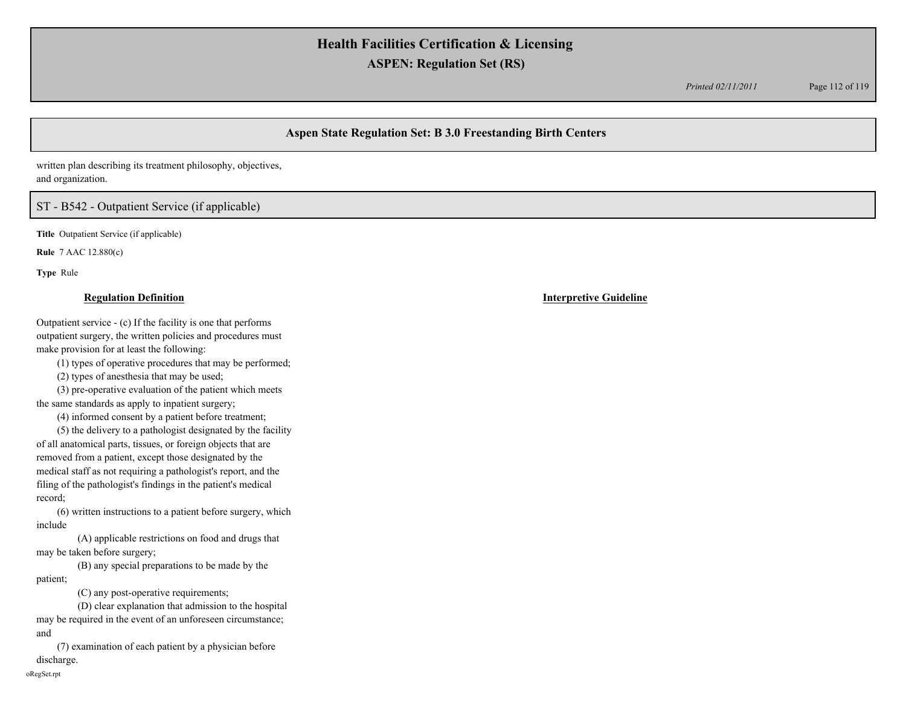## Aspen State Regulation Set: B 3.0 Freestanding Birth Centers

written plan describing its treatment philosophy, objectives, and organization.

## ST - B542 - Outpatient Service (if applicable)

**Title** Outpatient Service (if applicable)

**Rule** 7 AAC 12.880(c)

**Type** Rule

| **Regulation Definition** | **Interpretive Guideline** |
|---|---|
| Outpatient service - (c) If the facility is one that performs outpatient surgery, the written policies and procedures must make provision for at least the following:<br>(1) types of operative procedures that may be performed;<br>(2) types of anesthesia that may be used;<br>(3) pre-operative evaluation of the patient which meets the same standards as apply to inpatient surgery;<br>(4) informed consent by a patient before treatment;<br>(5) the delivery to a pathologist designated by the facility of all anatomical parts, tissues, or foreign objects that are removed from a patient, except those designated by the medical staff as not requiring a pathologist's report, and the filing of the pathologist's findings in the patient's medical record;<br>(6) written instructions to a patient before surgery, which include<br>(A) applicable restrictions on food and drugs that may be taken before surgery;<br>(B) any special preparations to be made by the patient;<br>(C) any post-operative requirements;<br>(D) clear explanation that admission to the hospital may be required in the event of an unforeseen circumstance; and<br>(7) examination of each patient by a physician before discharge. | |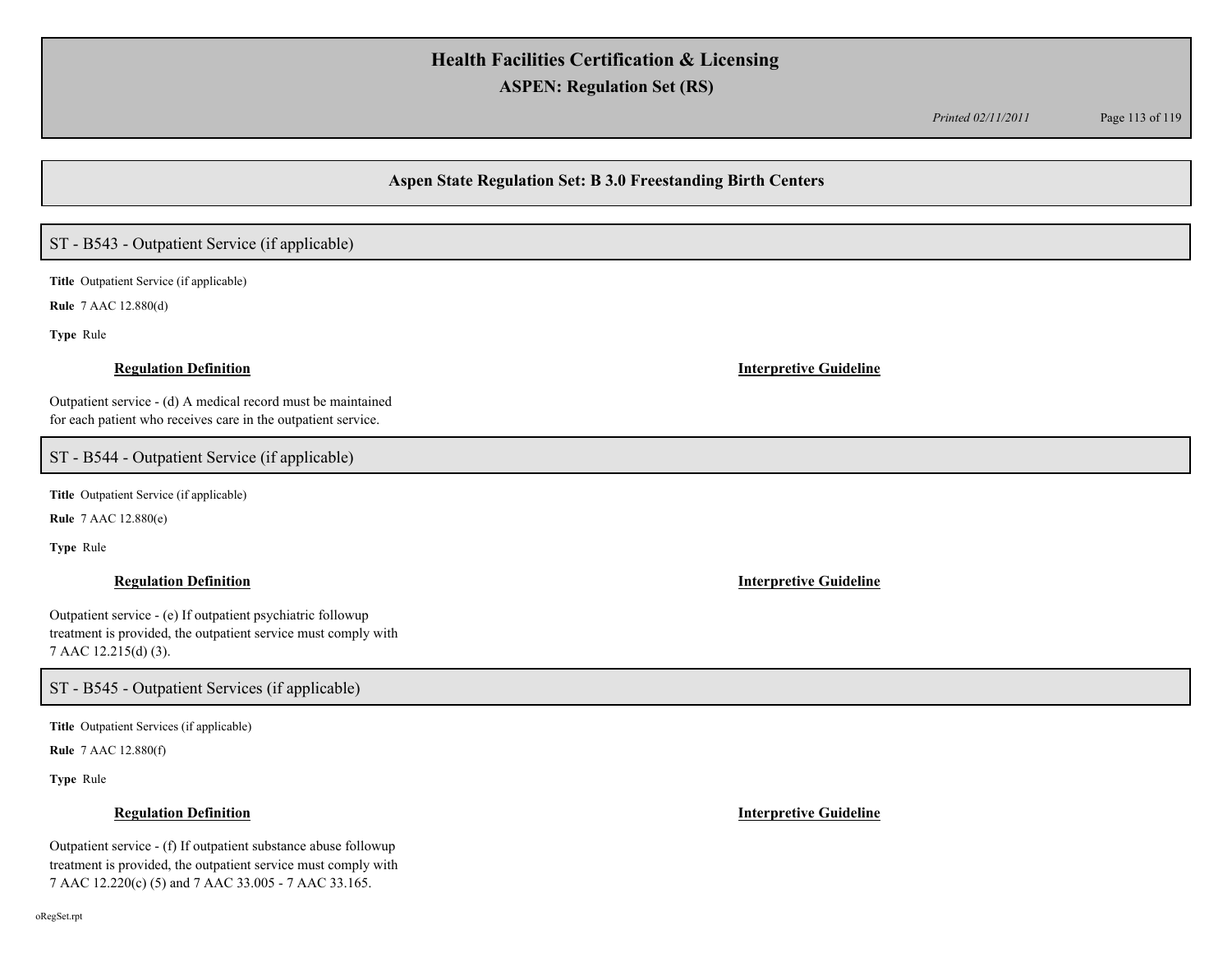## Aspen State Regulation Set: B 3.0 Freestanding Birth Centers

### ST - B543 - Outpatient Service (if applicable)

**Title** Outpatient Service (if applicable)

**Rule** 7 AAC 12.880(d)

**Type** Rule

**Regulation Definition**

Outpatient service - (d) A medical record must be maintained for each patient who receives care in the outpatient service.

**Interpretive Guideline**

### ST - B544 - Outpatient Service (if applicable)

**Title** Outpatient Service (if applicable)

**Rule** 7 AAC 12.880(e)

**Type** Rule

**Regulation Definition**

Outpatient service - (e) If outpatient psychiatric followup treatment is provided, the outpatient service must comply with 7 AAC 12.215(d) (3).

**Interpretive Guideline**

### ST - B545 - Outpatient Services (if applicable)

**Title** Outpatient Services (if applicable)

**Rule** 7 AAC 12.880(f)

**Type** Rule

**Regulation Definition**

Outpatient service - (f) If outpatient substance abuse followup treatment is provided, the outpatient service must comply with 7 AAC 12.220(c) (5) and 7 AAC 33.005 - 7 AAC 33.165.

**Interpretive Guideline**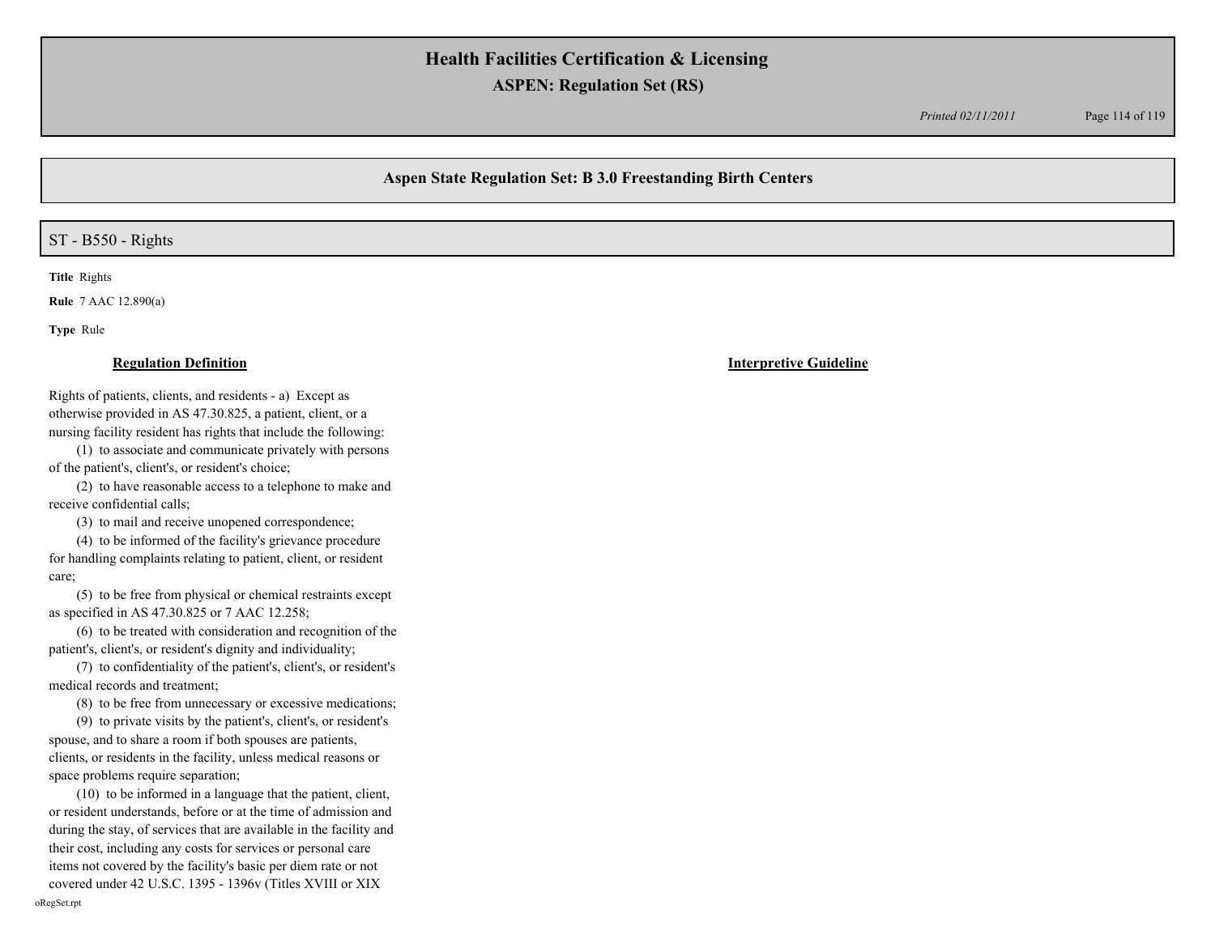## Aspen State Regulation Set: B 3.0 Freestanding Birth Centers

## ST - B550 - Rights

**Title** Rights

**Rule** 7 AAC 12.890(a)

**Type** Rule

**Regulation Definition**

Rights of patients, clients, and residents - a) Except as otherwise provided in AS 47.30.825, a patient, client, or a nursing facility resident has rights that include the following:

(1) to associate and communicate privately with persons of the patient's, client's, or resident's choice;

(2) to have reasonable access to a telephone to make and receive confidential calls;

(3) to mail and receive unopened correspondence;

(4) to be informed of the facility's grievance procedure for handling complaints relating to patient, client, or resident care;

(5) to be free from physical or chemical restraints except as specified in AS 47.30.825 or 7 AAC 12.258;

(6) to be treated with consideration and recognition of the patient's, client's, or resident's dignity and individuality;

(7) to confidentiality of the patient's, client's, or resident's medical records and treatment;

(8) to be free from unnecessary or excessive medications;

(9) to private visits by the patient's, client's, or resident's spouse, and to share a room if both spouses are patients, clients, or residents in the facility, unless medical reasons or space problems require separation;

(10) to be informed in a language that the patient, client, or resident understands, before or at the time of admission and during the stay, of services that are available in the facility and their cost, including any costs for services or personal care items not covered by the facility's basic per diem rate or not covered under 42 U.S.C. 1395 - 1396v (Titles XVIII or XIX

**Interpretive Guideline**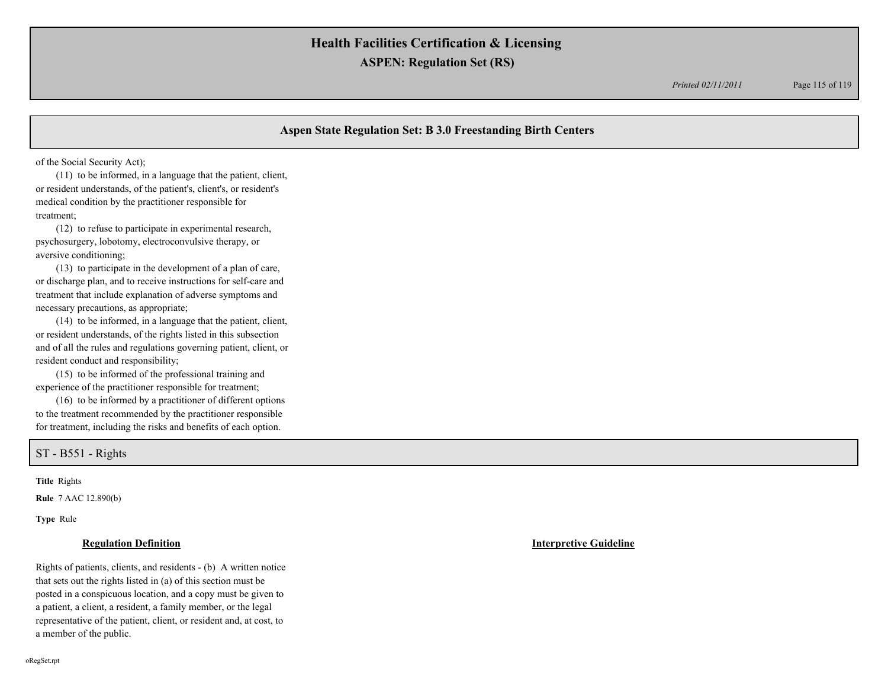## Aspen State Regulation Set: B 3.0 Freestanding Birth Centers

of the Social Security Act);

(11) to be informed, in a language that the patient, client, or resident understands, of the patient's, client's, or resident's medical condition by the practitioner responsible for treatment;

(12) to refuse to participate in experimental research, psychosurgery, lobotomy, electroconvulsive therapy, or aversive conditioning;

(13) to participate in the development of a plan of care, or discharge plan, and to receive instructions for self-care and treatment that include explanation of adverse symptoms and necessary precautions, as appropriate;

(14) to be informed, in a language that the patient, client, or resident understands, of the rights listed in this subsection and of all the rules and regulations governing patient, client, or resident conduct and responsibility;

(15) to be informed of the professional training and experience of the practitioner responsible for treatment;

(16) to be informed by a practitioner of different options to the treatment recommended by the practitioner responsible for treatment, including the risks and benefits of each option.

## ST - B551 - Rights

**Title** Rights

**Rule** 7 AAC 12.890(b)

**Type** Rule

| **Regulation Definition** | **Interpretive Guideline** |
|---|---|
| Rights of patients, clients, and residents - (b) A written notice that sets out the rights listed in (a) of this section must be posted in a conspicuous location, and a copy must be given to a patient, a client, a resident, a family member, or the legal representative of the patient, client, or resident and, at cost, to a member of the public. | |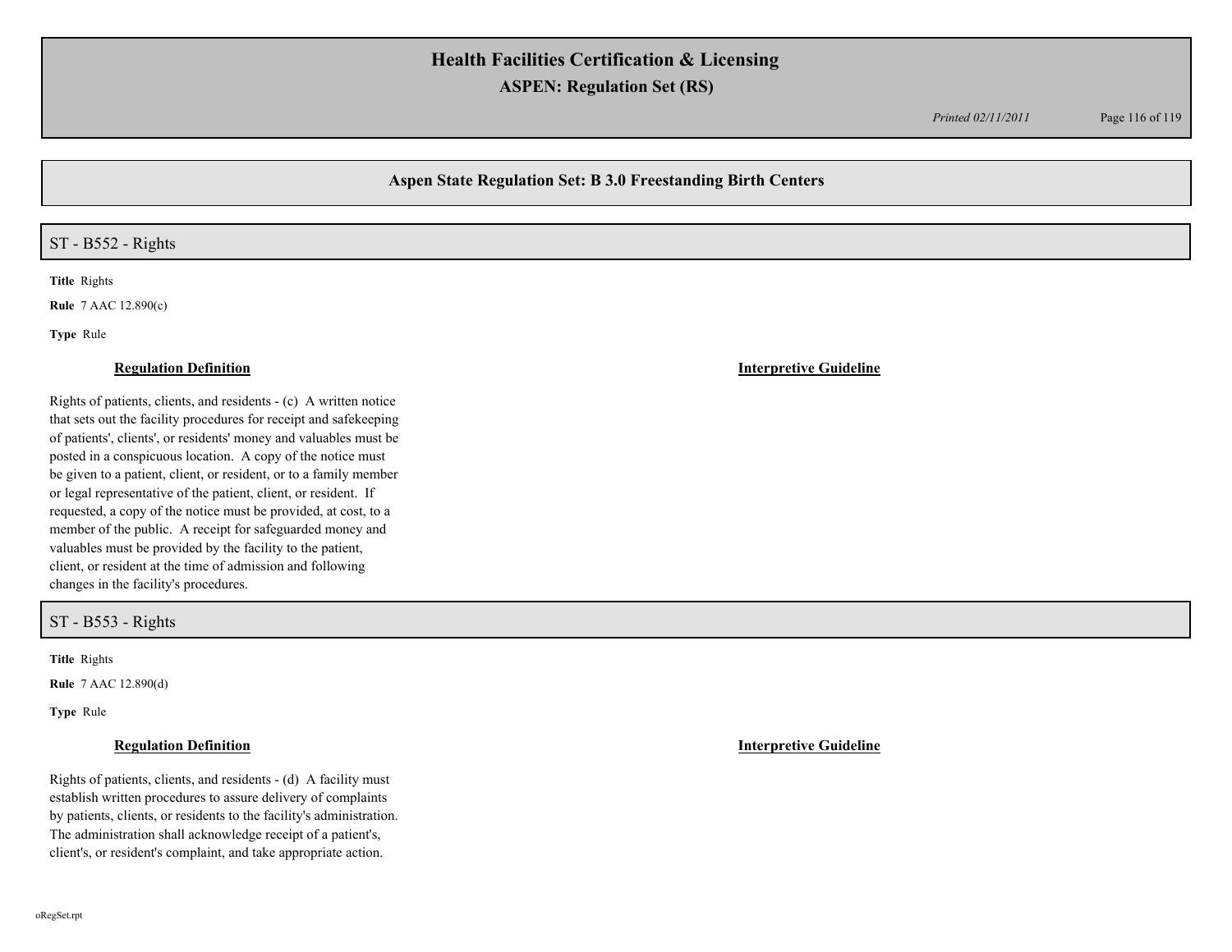## Aspen State Regulation Set: B 3.0 Freestanding Birth Centers

### ST - B552 - Rights

**Title** Rights

**Rule** 7 AAC 12.890(c)

**Type** Rule

**Regulation Definition**

Rights of patients, clients, and residents - (c) A written notice that sets out the facility procedures for receipt and safekeeping of patients', clients', or residents' money and valuables must be posted in a conspicuous location. A copy of the notice must be given to a patient, client, or resident, or to a family member or legal representative of the patient, client, or resident. If requested, a copy of the notice must be provided, at cost, to a member of the public. A receipt for safeguarded money and valuables must be provided by the facility to the patient, client, or resident at the time of admission and following changes in the facility's procedures.

**Interpretive Guideline**

### ST - B553 - Rights

**Title** Rights

**Rule** 7 AAC 12.890(d)

**Type** Rule

**Regulation Definition**

Rights of patients, clients, and residents - (d) A facility must establish written procedures to assure delivery of complaints by patients, clients, or residents to the facility's administration. The administration shall acknowledge receipt of a patient's, client's, or resident's complaint, and take appropriate action.

**Interpretive Guideline**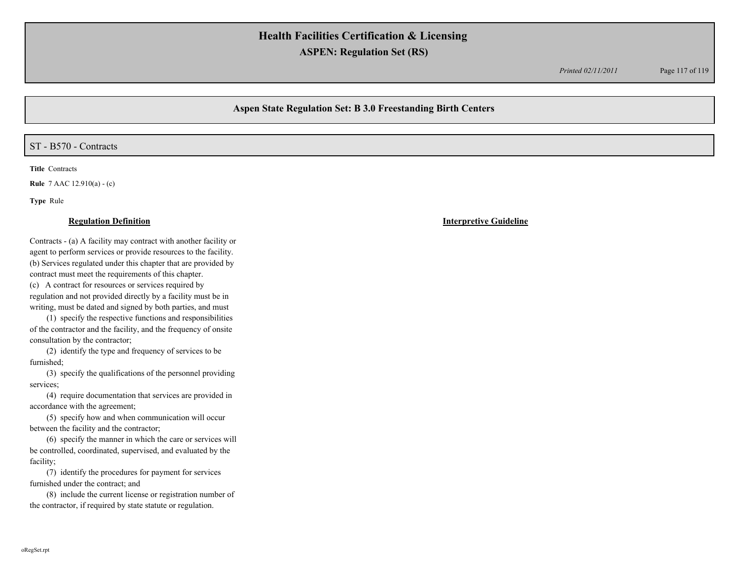## Aspen State Regulation Set: B 3.0 Freestanding Birth Centers

### ST - B570 - Contracts

**Title** Contracts

**Rule** 7 AAC 12.910(a) - (c)

**Type** Rule

**Regulation Definition**

Contracts - (a) A facility may contract with another facility or agent to perform services or provide resources to the facility.
(b) Services regulated under this chapter that are provided by contract must meet the requirements of this chapter.
(c) A contract for resources or services required by regulation and not provided directly by a facility must be in writing, must be dated and signed by both parties, and must

(1) specify the respective functions and responsibilities of the contractor and the facility, and the frequency of onsite consultation by the contractor;

(2) identify the type and frequency of services to be furnished;

(3) specify the qualifications of the personnel providing services;

(4) require documentation that services are provided in accordance with the agreement;

(5) specify how and when communication will occur between the facility and the contractor;

(6) specify the manner in which the care or services will be controlled, coordinated, supervised, and evaluated by the facility;

(7) identify the procedures for payment for services furnished under the contract; and

(8) include the current license or registration number of the contractor, if required by state statute or regulation.

**Interpretive Guideline**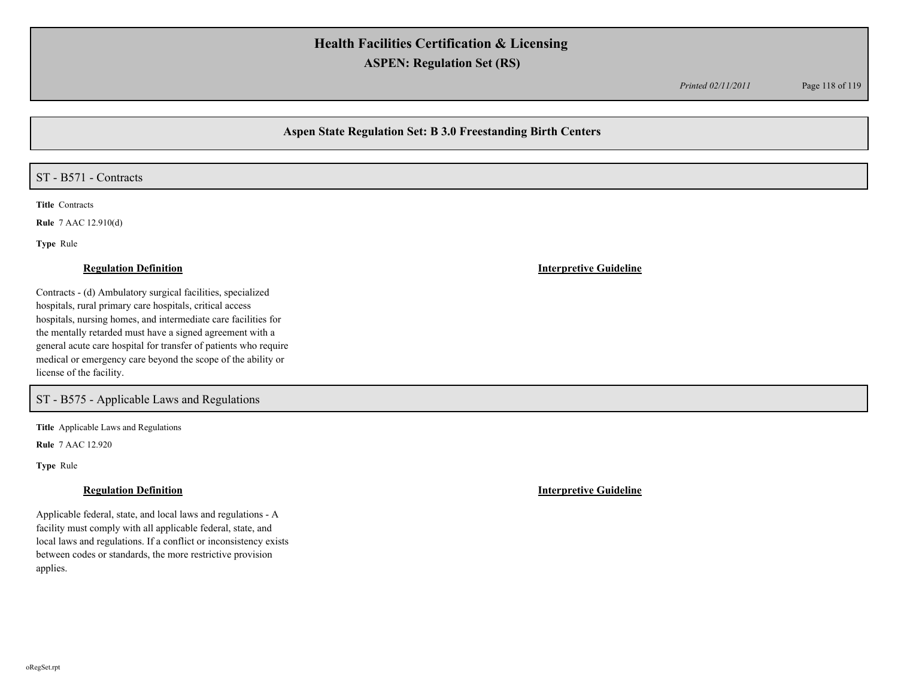## Aspen State Regulation Set: B 3.0 Freestanding Birth Centers

### ST - B571 - Contracts

**Title** Contracts

**Rule** 7 AAC 12.910(d)

**Type** Rule

**Regulation Definition**

Contracts - (d) Ambulatory surgical facilities, specialized hospitals, rural primary care hospitals, critical access hospitals, nursing homes, and intermediate care facilities for the mentally retarded must have a signed agreement with a general acute care hospital for transfer of patients who require medical or emergency care beyond the scope of the ability or license of the facility.

**Interpretive Guideline**

### ST - B575 - Applicable Laws and Regulations

**Title** Applicable Laws and Regulations

**Rule** 7 AAC 12.920

**Type** Rule

**Regulation Definition**

Applicable federal, state, and local laws and regulations - A facility must comply with all applicable federal, state, and local laws and regulations. If a conflict or inconsistency exists between codes or standards, the more restrictive provision applies.

**Interpretive Guideline**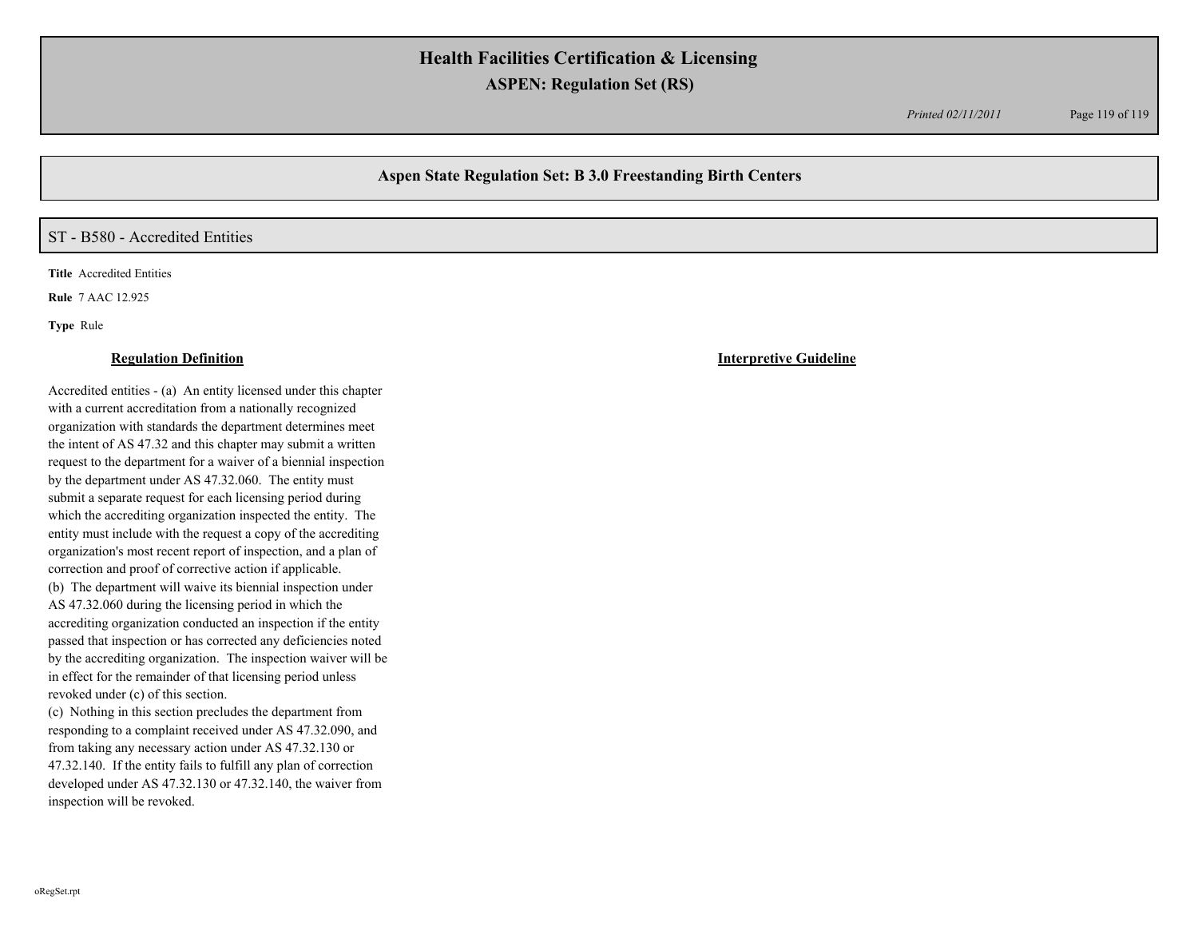## Aspen State Regulation Set: B 3.0 Freestanding Birth Centers

### ST - B580 - Accredited Entities

**Title** Accredited Entities

**Rule** 7 AAC 12.925

**Type** Rule

**Regulation Definition**

Accredited entities - (a) An entity licensed under this chapter with a current accreditation from a nationally recognized organization with standards the department determines meet the intent of AS 47.32 and this chapter may submit a written request to the department for a waiver of a biennial inspection by the department under AS 47.32.060. The entity must submit a separate request for each licensing period during which the accrediting organization inspected the entity. The entity must include with the request a copy of the accrediting organization's most recent report of inspection, and a plan of correction and proof of corrective action if applicable.

(b) The department will waive its biennial inspection under AS 47.32.060 during the licensing period in which the accrediting organization conducted an inspection if the entity passed that inspection or has corrected any deficiencies noted by the accrediting organization. The inspection waiver will be in effect for the remainder of that licensing period unless revoked under (c) of this section.

(c) Nothing in this section precludes the department from responding to a complaint received under AS 47.32.090, and from taking any necessary action under AS 47.32.130 or 47.32.140. If the entity fails to fulfill any plan of correction developed under AS 47.32.130 or 47.32.140, the waiver from inspection will be revoked.

**Interpretive Guideline**